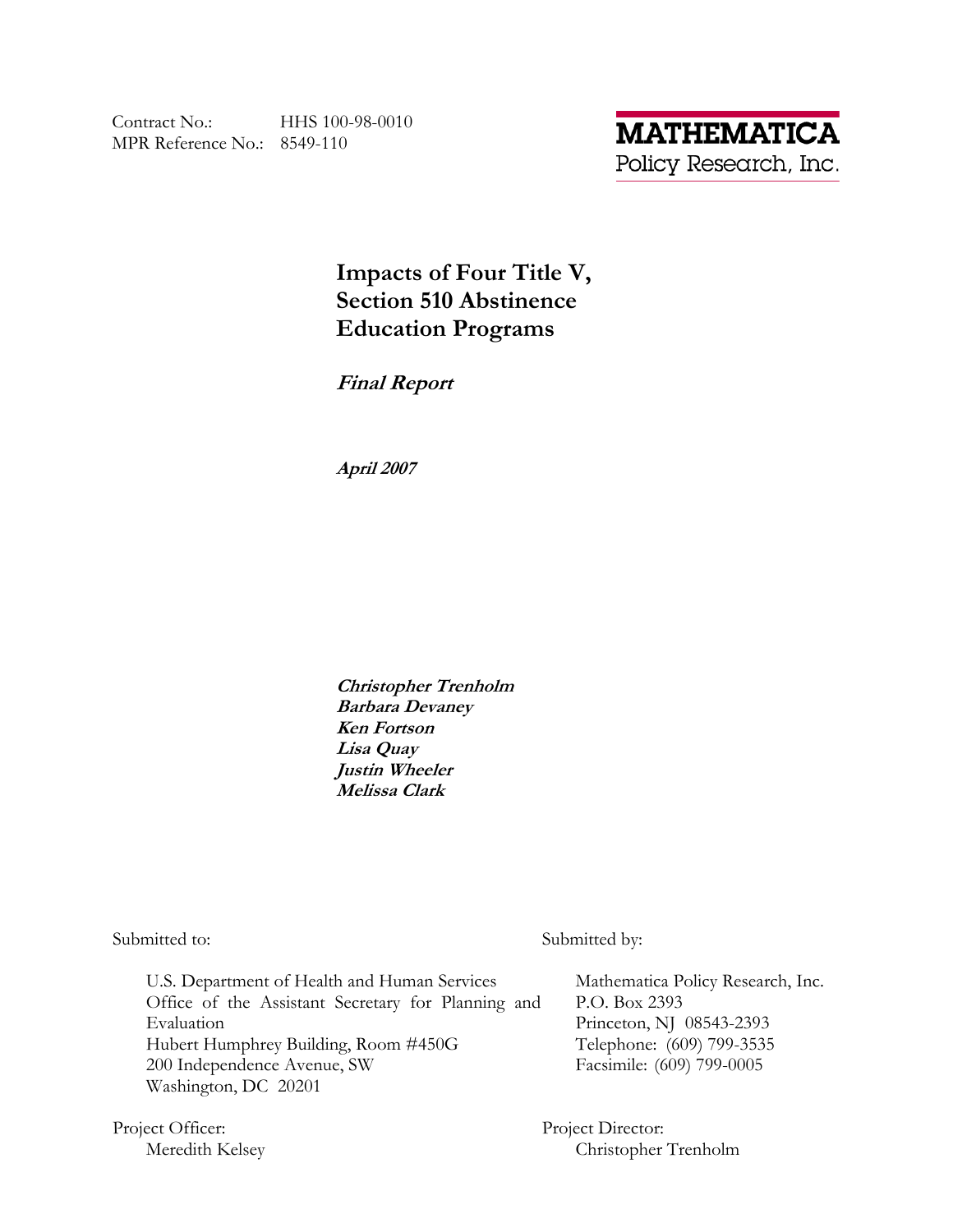Contract No.: HHS 100-98-0010
MPR Reference No.: 8549-110

**MATHEMATICA**
Policy Research, Inc.

# Impacts of Four Title V, Section 510 Abstinence Education Programs

***Final Report***

***April 2007***

***Christopher Trenholm***
***Barbara Devaney***
***Ken Fortson***
***Lisa Quay***
***Justin Wheeler***
***Melissa Clark***

Submitted to:

U.S. Department of Health and Human Services
Office of the Assistant Secretary for Planning and Evaluation
Hubert Humphrey Building, Room #450G
200 Independence Avenue, SW
Washington, DC 20201

Project Officer:
Meredith Kelsey

Submitted by:

Mathematica Policy Research, Inc.
P.O. Box 2393
Princeton, NJ 08543-2393
Telephone: (609) 799-3535
Facsimile: (609) 799-0005

Project Director:
Christopher Trenholm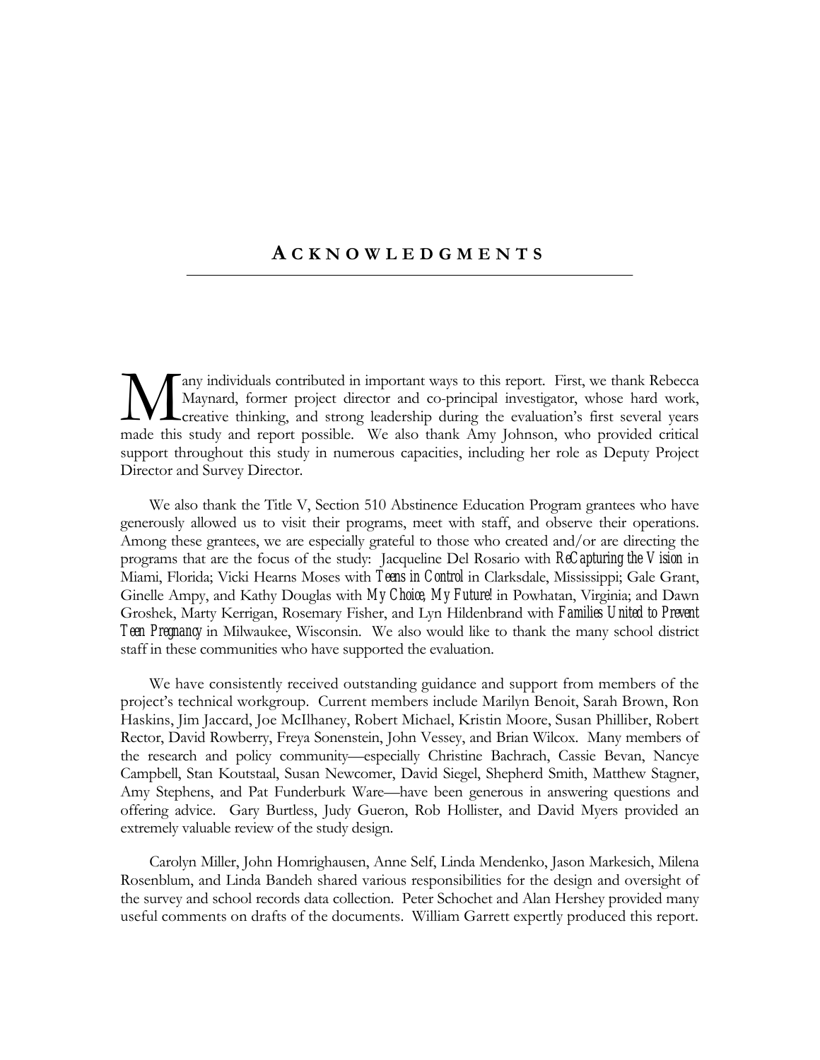# ACKNOWLEDGMENTS

Many individuals contributed in important ways to this report. First, we thank Rebecca Maynard, former project director and co-principal investigator, whose hard work, creative thinking, and strong leadership during the evaluation's first several years made this study and report possible. We also thank Amy Johnson, who provided critical support throughout this study in numerous capacities, including her role as Deputy Project Director and Survey Director.

We also thank the Title V, Section 510 Abstinence Education Program grantees who have generously allowed us to visit their programs, meet with staff, and observe their operations. Among these grantees, we are especially grateful to those who created and/or are directing the programs that are the focus of the study: Jacqueline Del Rosario with *ReCapturing the Vision* in Miami, Florida; Vicki Hearns Moses with *Teens in Control* in Clarksdale, Mississippi; Gale Grant, Ginelle Ampy, and Kathy Douglas with *My Choice, My Future!* in Powhatan, Virginia; and Dawn Groshek, Marty Kerrigan, Rosemary Fisher, and Lyn Hildenbrand with *Families United to Prevent Teen Pregnancy* in Milwaukee, Wisconsin. We also would like to thank the many school district staff in these communities who have supported the evaluation.

We have consistently received outstanding guidance and support from members of the project's technical workgroup. Current members include Marilyn Benoit, Sarah Brown, Ron Haskins, Jim Jaccard, Joe McIlhaney, Robert Michael, Kristin Moore, Susan Philliber, Robert Rector, David Rowberry, Freya Sonenstein, John Vessey, and Brian Wilcox. Many members of the research and policy community—especially Christine Bachrach, Cassie Bevan, Nancye Campbell, Stan Koutstaal, Susan Newcomer, David Siegel, Shepherd Smith, Matthew Stagner, Amy Stephens, and Pat Funderburk Ware—have been generous in answering questions and offering advice. Gary Burtless, Judy Gueron, Rob Hollister, and David Myers provided an extremely valuable review of the study design.

Carolyn Miller, John Homrighausen, Anne Self, Linda Mendenko, Jason Markesich, Milena Rosenblum, and Linda Bandeh shared various responsibilities for the design and oversight of the survey and school records data collection. Peter Schochet and Alan Hershey provided many useful comments on drafts of the documents. William Garrett expertly produced this report.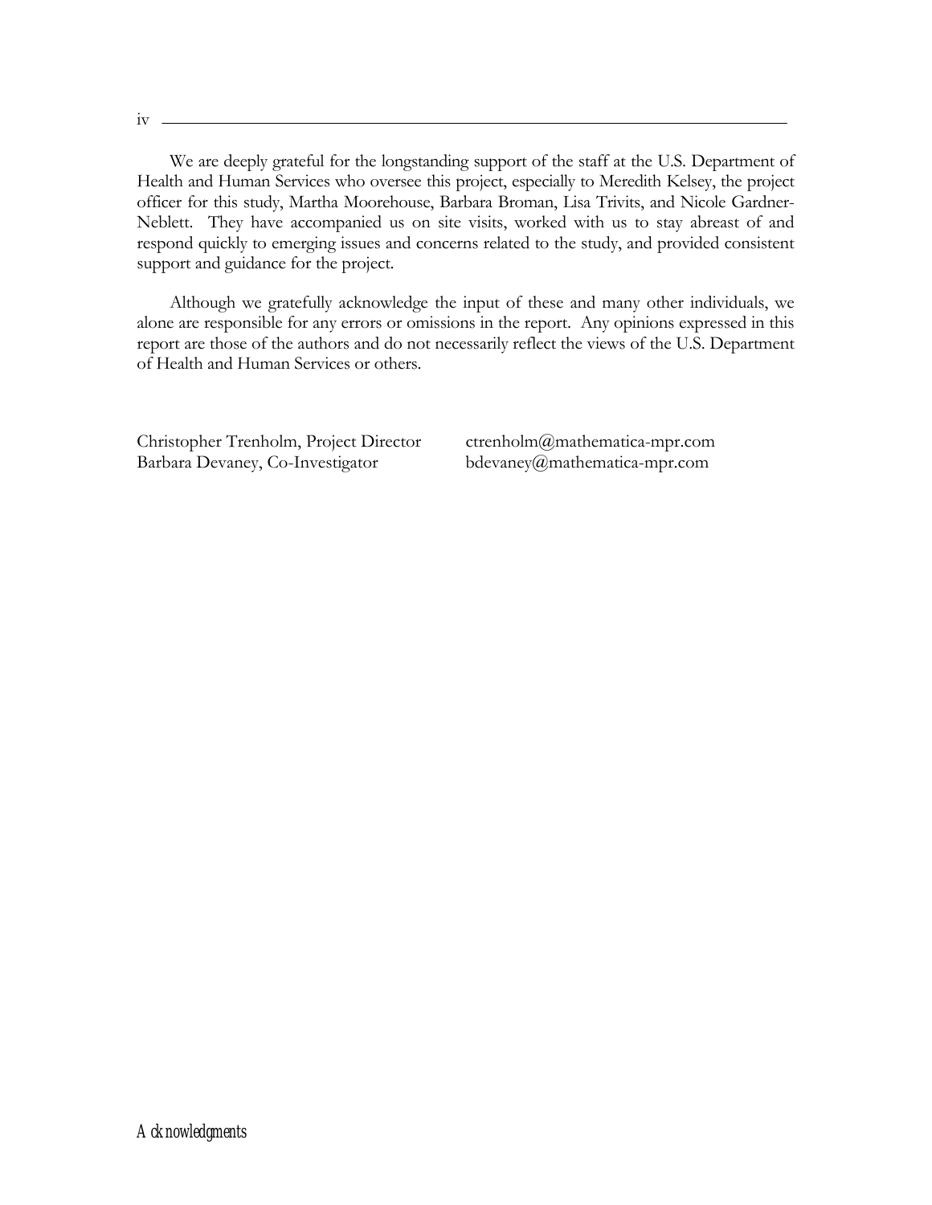We are deeply grateful for the longstanding support of the staff at the U.S. Department of Health and Human Services who oversee this project, especially to Meredith Kelsey, the project officer for this study, Martha Moorehouse, Barbara Broman, Lisa Trivits, and Nicole Gardner-Neblett. They have accompanied us on site visits, worked with us to stay abreast of and respond quickly to emerging issues and concerns related to the study, and provided consistent support and guidance for the project.

Although we gratefully acknowledge the input of these and many other individuals, we alone are responsible for any errors or omissions in the report. Any opinions expressed in this report are those of the authors and do not necessarily reflect the views of the U.S. Department of Health and Human Services or others.

Christopher Trenholm, Project Director ctrenholm@mathematica-mpr.com
Barbara Devaney, Co-Investigator bdevaney@mathematica-mpr.com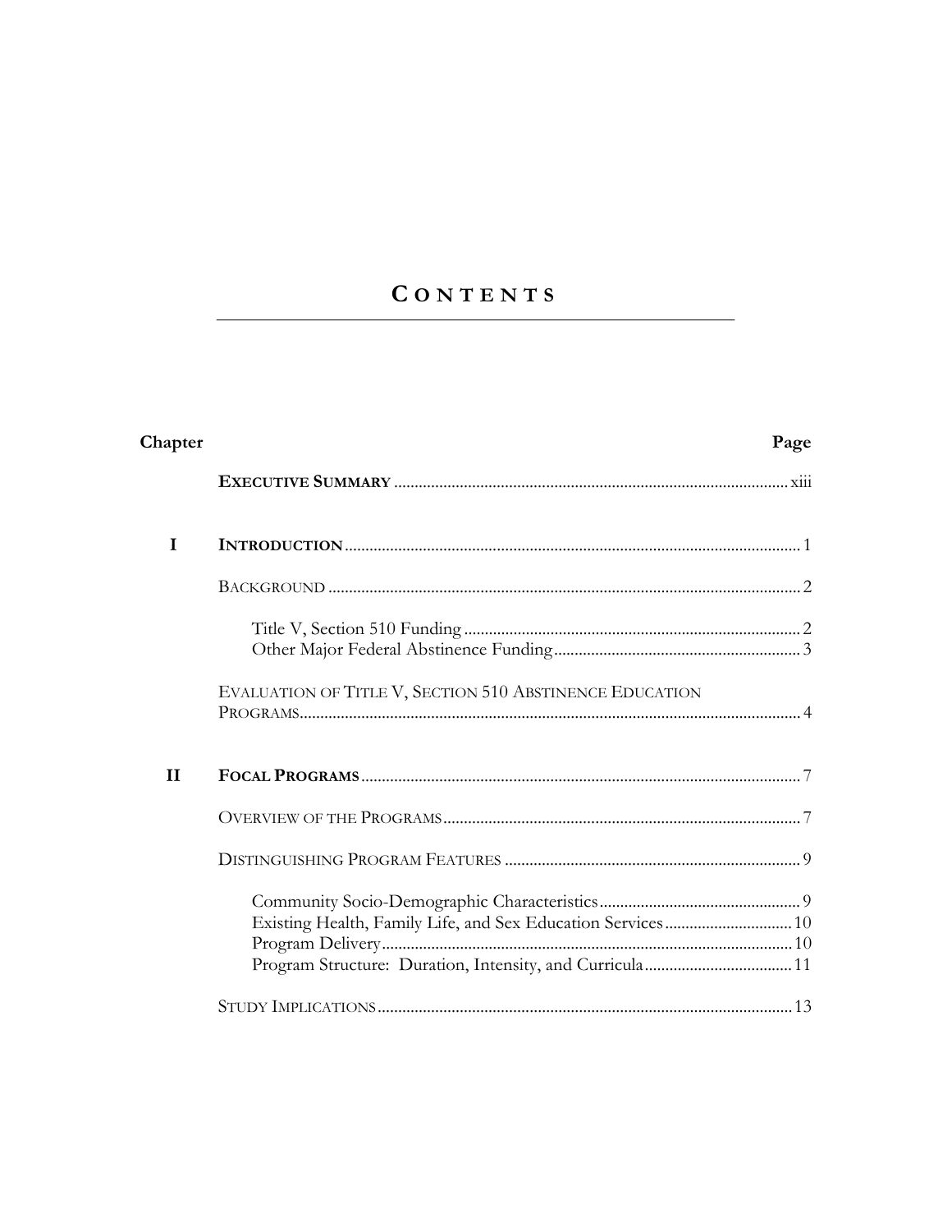# CONTENTS

| Chapter | | Page |
|---|---|---|
| | **EXECUTIVE SUMMARY** | xiii |
| I | **INTRODUCTION** | 1 |
| | BACKGROUND | 2 |
| | Title V, Section 510 Funding | 2 |
| | Other Major Federal Abstinence Funding | 3 |
| | EVALUATION OF TITLE V, SECTION 510 ABSTINENCE EDUCATION PROGRAMS | 4 |
| II | **FOCAL PROGRAMS** | 7 |
| | OVERVIEW OF THE PROGRAMS | 7 |
| | DISTINGUISHING PROGRAM FEATURES | 9 |
| | Community Socio-Demographic Characteristics | 9 |
| | Existing Health, Family Life, and Sex Education Services | 10 |
| | Program Delivery | 10 |
| | Program Structure: Duration, Intensity, and Curricula | 11 |
| | STUDY IMPLICATIONS | 13 |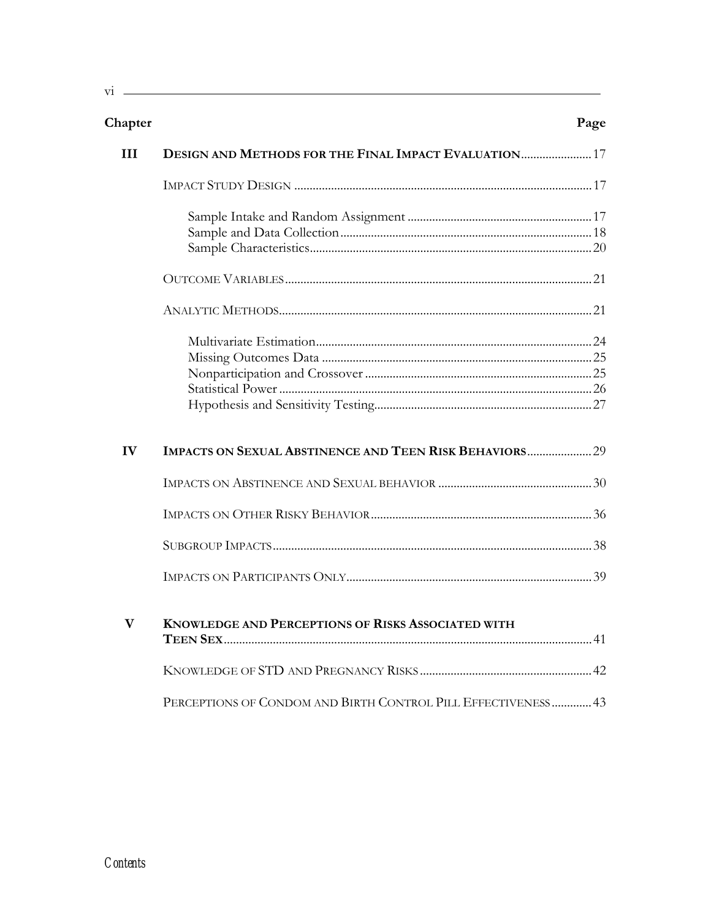| Chapter | | Page |
|---|---|---|
| III | **DESIGN AND METHODS FOR THE FINAL IMPACT EVALUATION** | 17 |
| | IMPACT STUDY DESIGN | 17 |
| | Sample Intake and Random Assignment | 17 |
| | Sample and Data Collection | 18 |
| | Sample Characteristics | 20 |
| | OUTCOME VARIABLES | 21 |
| | ANALYTIC METHODS | 21 |
| | Multivariate Estimation | 24 |
| | Missing Outcomes Data | 25 |
| | Nonparticipation and Crossover | 25 |
| | Statistical Power | 26 |
| | Hypothesis and Sensitivity Testing | 27 |
| IV | **IMPACTS ON SEXUAL ABSTINENCE AND TEEN RISK BEHAVIORS** | 29 |
| | IMPACTS ON ABSTINENCE AND SEXUAL BEHAVIOR | 30 |
| | IMPACTS ON OTHER RISKY BEHAVIOR | 36 |
| | SUBGROUP IMPACTS | 38 |
| | IMPACTS ON PARTICIPANTS ONLY | 39 |
| V | **KNOWLEDGE AND PERCEPTIONS OF RISKS ASSOCIATED WITH TEEN SEX** | 41 |
| | KNOWLEDGE OF STD AND PREGNANCY RISKS | 42 |
| | PERCEPTIONS OF CONDOM AND BIRTH CONTROL PILL EFFECTIVENESS | 43 |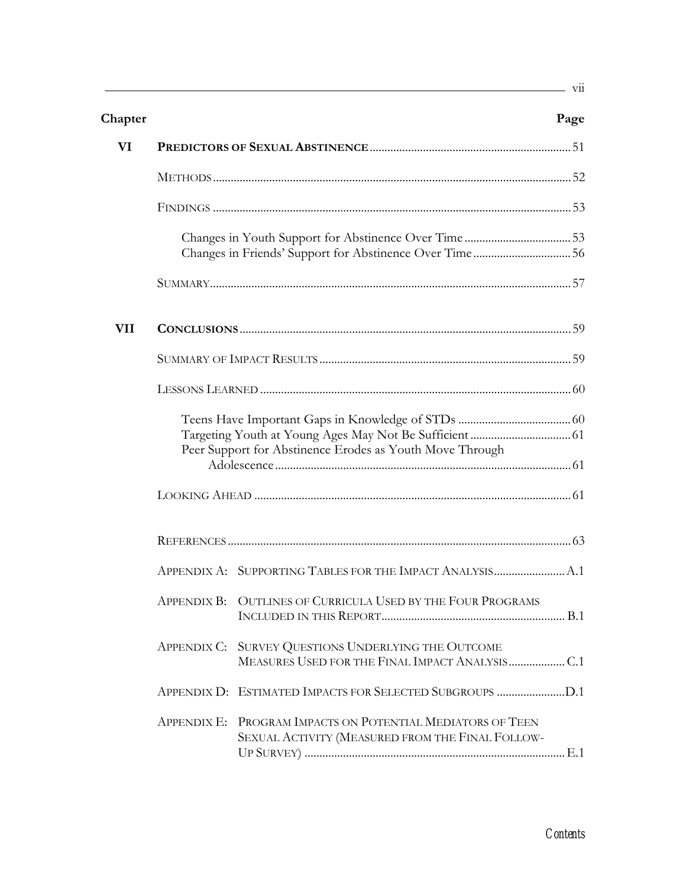| Chapter | | Page |
|---|---|---|
| VI | **PREDICTORS OF SEXUAL ABSTINENCE** | 51 |
| | METHODS | 52 |
| | FINDINGS | 53 |
| | Changes in Youth Support for Abstinence Over Time | 53 |
| | Changes in Friends' Support for Abstinence Over Time | 56 |
| | SUMMARY | 57 |
| VII | **CONCLUSIONS** | 59 |
| | SUMMARY OF IMPACT RESULTS | 59 |
| | LESSONS LEARNED | 60 |
| | Teens Have Important Gaps in Knowledge of STDs | 60 |
| | Targeting Youth at Young Ages May Not Be Sufficient | 61 |
| | Peer Support for Abstinence Erodes as Youth Move Through Adolescence | 61 |
| | LOOKING AHEAD | 61 |
| | REFERENCES | 63 |
| | APPENDIX A: SUPPORTING TABLES FOR THE IMPACT ANALYSIS | A.1 |
| | APPENDIX B: OUTLINES OF CURRICULA USED BY THE FOUR PROGRAMS INCLUDED IN THIS REPORT | B.1 |
| | APPENDIX C: SURVEY QUESTIONS UNDERLYING THE OUTCOME MEASURES USED FOR THE FINAL IMPACT ANALYSIS | C.1 |
| | APPENDIX D: ESTIMATED IMPACTS FOR SELECTED SUBGROUPS | D.1 |
| | APPENDIX E: PROGRAM IMPACTS ON POTENTIAL MEDIATORS OF TEEN SEXUAL ACTIVITY (MEASURED FROM THE FINAL FOLLOW-UP SURVEY) | E.1 |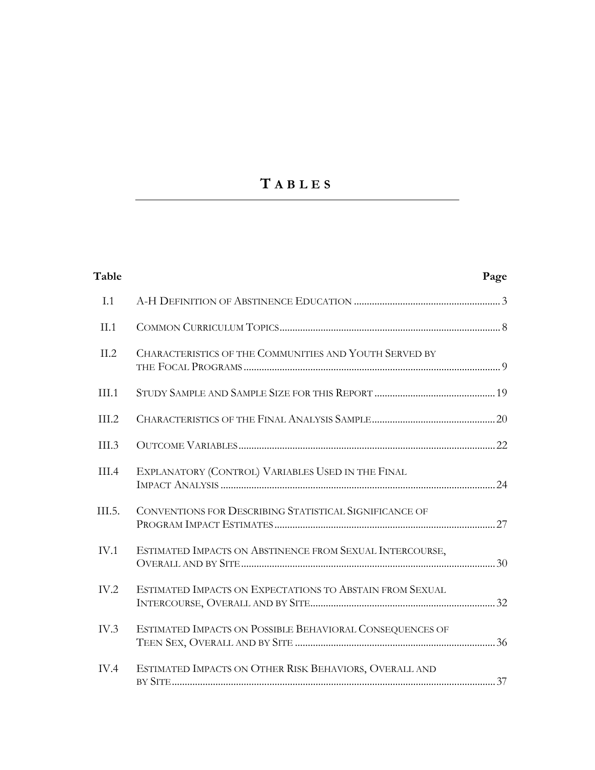# TABLES

| Table | | Page |
|---|---|---|
| I.1 | A-H DEFINITION OF ABSTINENCE EDUCATION | 3 |
| II.1 | COMMON CURRICULUM TOPICS | 8 |
| II.2 | CHARACTERISTICS OF THE COMMUNITIES AND YOUTH SERVED BY THE FOCAL PROGRAMS | 9 |
| III.1 | STUDY SAMPLE AND SAMPLE SIZE FOR THIS REPORT | 19 |
| III.2 | CHARACTERISTICS OF THE FINAL ANALYSIS SAMPLE | 20 |
| III.3 | OUTCOME VARIABLES | 22 |
| III.4 | EXPLANATORY (CONTROL) VARIABLES USED IN THE FINAL IMPACT ANALYSIS | 24 |
| III.5. | CONVENTIONS FOR DESCRIBING STATISTICAL SIGNIFICANCE OF PROGRAM IMPACT ESTIMATES | 27 |
| IV.1 | ESTIMATED IMPACTS ON ABSTINENCE FROM SEXUAL INTERCOURSE, OVERALL AND BY SITE | 30 |
| IV.2 | ESTIMATED IMPACTS ON EXPECTATIONS TO ABSTAIN FROM SEXUAL INTERCOURSE, OVERALL AND BY SITE | 32 |
| IV.3 | ESTIMATED IMPACTS ON POSSIBLE BEHAVIORAL CONSEQUENCES OF TEEN SEX, OVERALL AND BY SITE | 36 |
| IV.4 | ESTIMATED IMPACTS ON OTHER RISK BEHAVIORS, OVERALL AND BY SITE | 37 |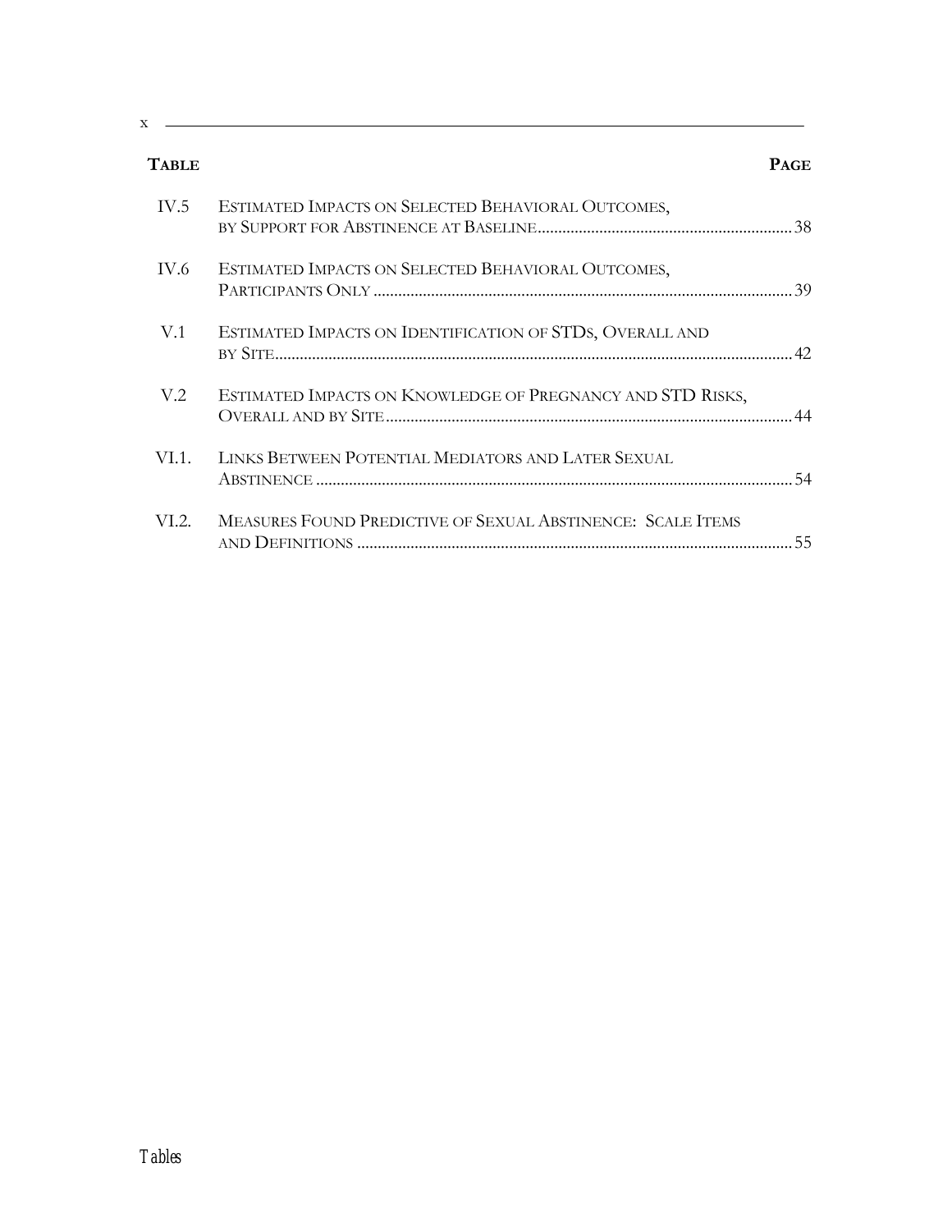| TABLE | | PAGE |
| --- | --- | --- |
| IV.5 | ESTIMATED IMPACTS ON SELECTED BEHAVIORAL OUTCOMES, BY SUPPORT FOR ABSTINENCE AT BASELINE | 38 |
| IV.6 | ESTIMATED IMPACTS ON SELECTED BEHAVIORAL OUTCOMES, PARTICIPANTS ONLY | 39 |
| V.1 | ESTIMATED IMPACTS ON IDENTIFICATION OF STDS, OVERALL AND BY SITE | 42 |
| V.2 | ESTIMATED IMPACTS ON KNOWLEDGE OF PREGNANCY AND STD RISKS, OVERALL AND BY SITE | 44 |
| VI.1. | LINKS BETWEEN POTENTIAL MEDIATORS AND LATER SEXUAL ABSTINENCE | 54 |
| VI.2. | MEASURES FOUND PREDICTIVE OF SEXUAL ABSTINENCE: SCALE ITEMS AND DEFINITIONS | 55 |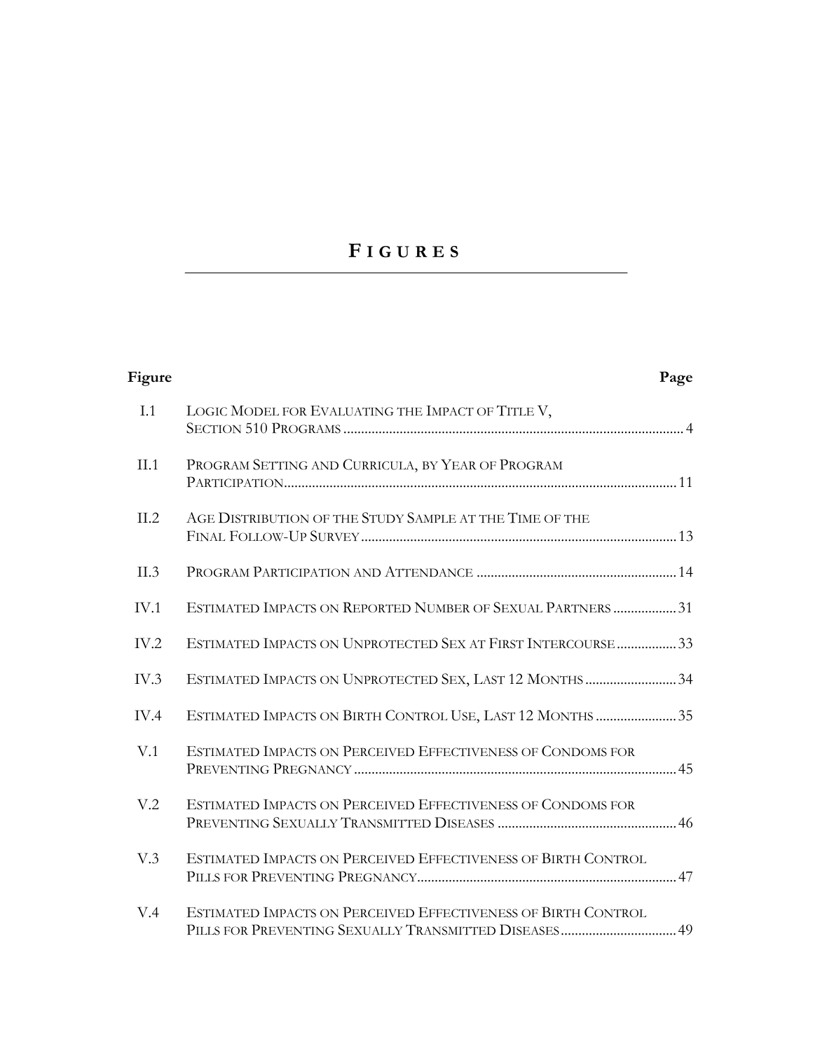# FIGURES

| Figure | | Page |
|---|---|---|
| I.1 | LOGIC MODEL FOR EVALUATING THE IMPACT OF TITLE V, SECTION 510 PROGRAMS | 4 |
| II.1 | PROGRAM SETTING AND CURRICULA, BY YEAR OF PROGRAM PARTICIPATION | 11 |
| II.2 | AGE DISTRIBUTION OF THE STUDY SAMPLE AT THE TIME OF THE FINAL FOLLOW-UP SURVEY | 13 |
| II.3 | PROGRAM PARTICIPATION AND ATTENDANCE | 14 |
| IV.1 | ESTIMATED IMPACTS ON REPORTED NUMBER OF SEXUAL PARTNERS | 31 |
| IV.2 | ESTIMATED IMPACTS ON UNPROTECTED SEX AT FIRST INTERCOURSE | 33 |
| IV.3 | ESTIMATED IMPACTS ON UNPROTECTED SEX, LAST 12 MONTHS | 34 |
| IV.4 | ESTIMATED IMPACTS ON BIRTH CONTROL USE, LAST 12 MONTHS | 35 |
| V.1 | ESTIMATED IMPACTS ON PERCEIVED EFFECTIVENESS OF CONDOMS FOR PREVENTING PREGNANCY | 45 |
| V.2 | ESTIMATED IMPACTS ON PERCEIVED EFFECTIVENESS OF CONDOMS FOR PREVENTING SEXUALLY TRANSMITTED DISEASES | 46 |
| V.3 | ESTIMATED IMPACTS ON PERCEIVED EFFECTIVENESS OF BIRTH CONTROL PILLS FOR PREVENTING PREGNANCY | 47 |
| V.4 | ESTIMATED IMPACTS ON PERCEIVED EFFECTIVENESS OF BIRTH CONTROL PILLS FOR PREVENTING SEXUALLY TRANSMITTED DISEASES | 49 |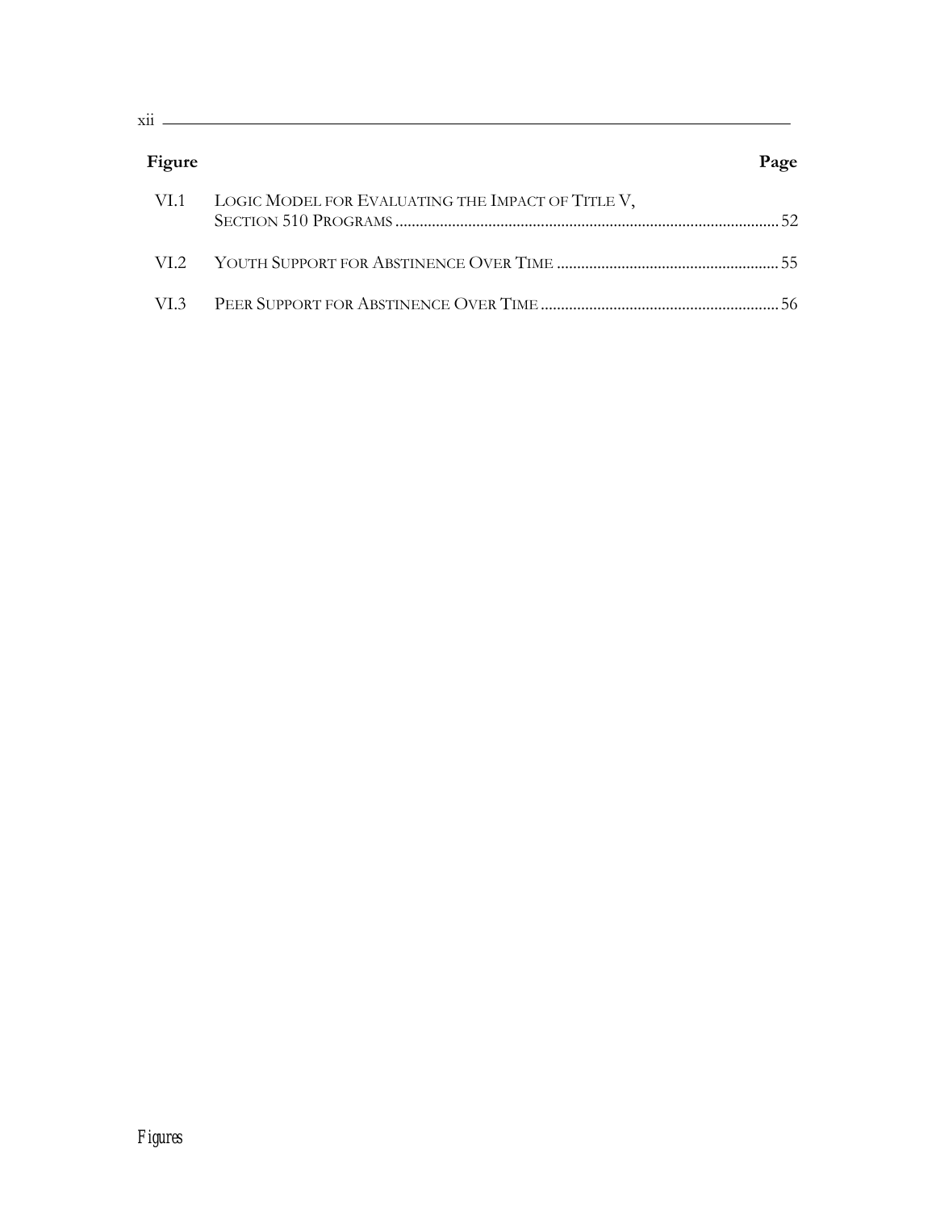| Figure | | Page |
| --- | --- | --- |
| VI.1 | Logic Model for Evaluating the Impact of Title V, Section 510 Programs | 52 |
| VI.2 | Youth Support for Abstinence Over Time | 55 |
| VI.3 | Peer Support for Abstinence Over Time | 56 |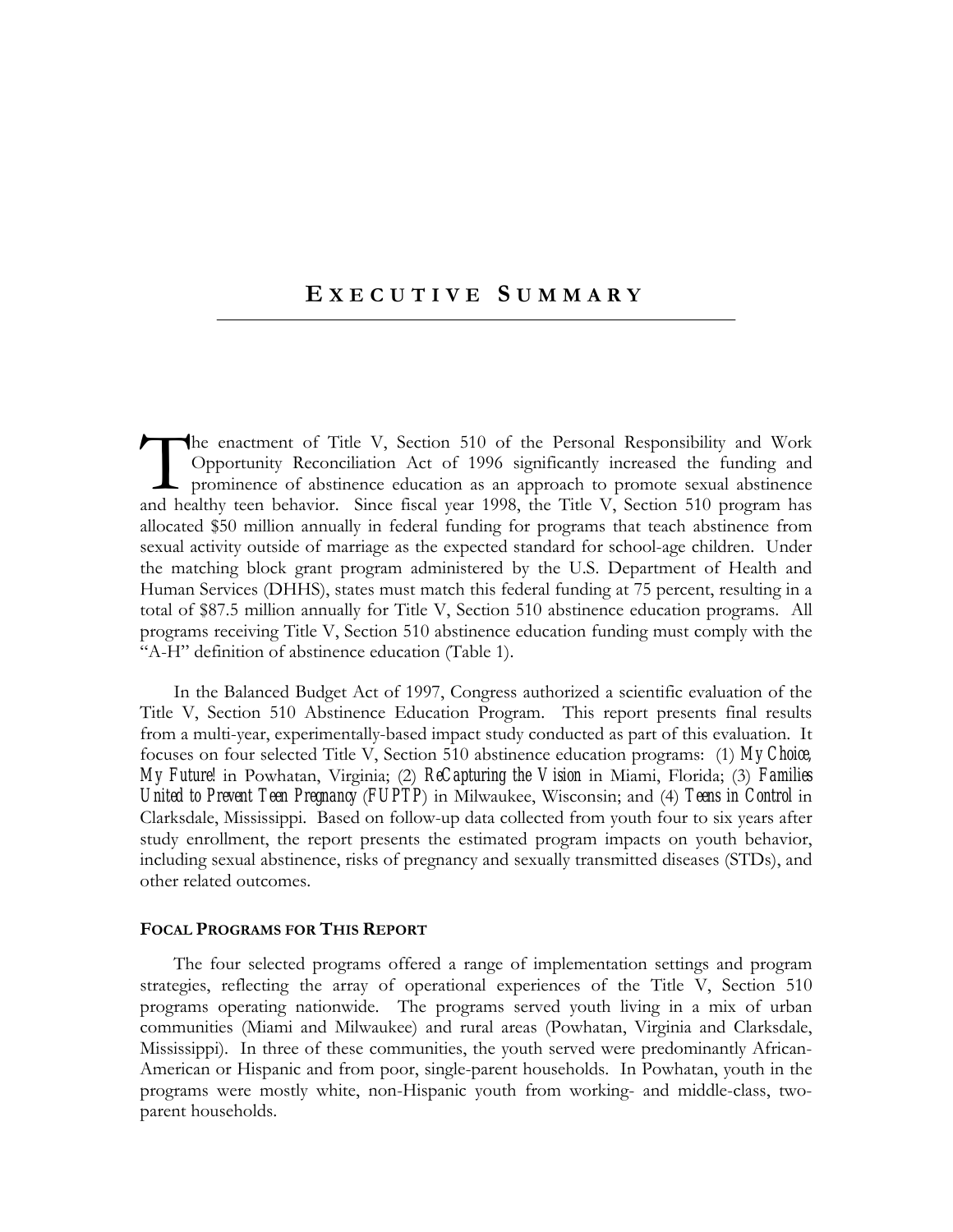# EXECUTIVE SUMMARY

The enactment of Title V, Section 510 of the Personal Responsibility and Work Opportunity Reconciliation Act of 1996 significantly increased the funding and prominence of abstinence education as an approach to promote sexual abstinence and healthy teen behavior. Since fiscal year 1998, the Title V, Section 510 program has allocated $50 million annually in federal funding for programs that teach abstinence from sexual activity outside of marriage as the expected standard for school-age children. Under the matching block grant program administered by the U.S. Department of Health and Human Services (DHHS), states must match this federal funding at 75 percent, resulting in a total of $87.5 million annually for Title V, Section 510 abstinence education programs. All programs receiving Title V, Section 510 abstinence education funding must comply with the "A-H" definition of abstinence education (Table 1).

In the Balanced Budget Act of 1997, Congress authorized a scientific evaluation of the Title V, Section 510 Abstinence Education Program. This report presents final results from a multi-year, experimentally-based impact study conducted as part of this evaluation. It focuses on four selected Title V, Section 510 abstinence education programs: (1) *My Choice, My Future!* in Powhatan, Virginia; (2) *ReCapturing the Vision* in Miami, Florida; (3) *Families United to Prevent Teen Pregnancy* (*FUPTP*) in Milwaukee, Wisconsin; and (4) *Teens in Control* in Clarksdale, Mississippi. Based on follow-up data collected from youth four to six years after study enrollment, the report presents the estimated program impacts on youth behavior, including sexual abstinence, risks of pregnancy and sexually transmitted diseases (STDs), and other related outcomes.

### FOCAL PROGRAMS FOR THIS REPORT

The four selected programs offered a range of implementation settings and program strategies, reflecting the array of operational experiences of the Title V, Section 510 programs operating nationwide. The programs served youth living in a mix of urban communities (Miami and Milwaukee) and rural areas (Powhatan, Virginia and Clarksdale, Mississippi). In three of these communities, the youth served were predominantly African-American or Hispanic and from poor, single-parent households. In Powhatan, youth in the programs were mostly white, non-Hispanic youth from working- and middle-class, two-parent households.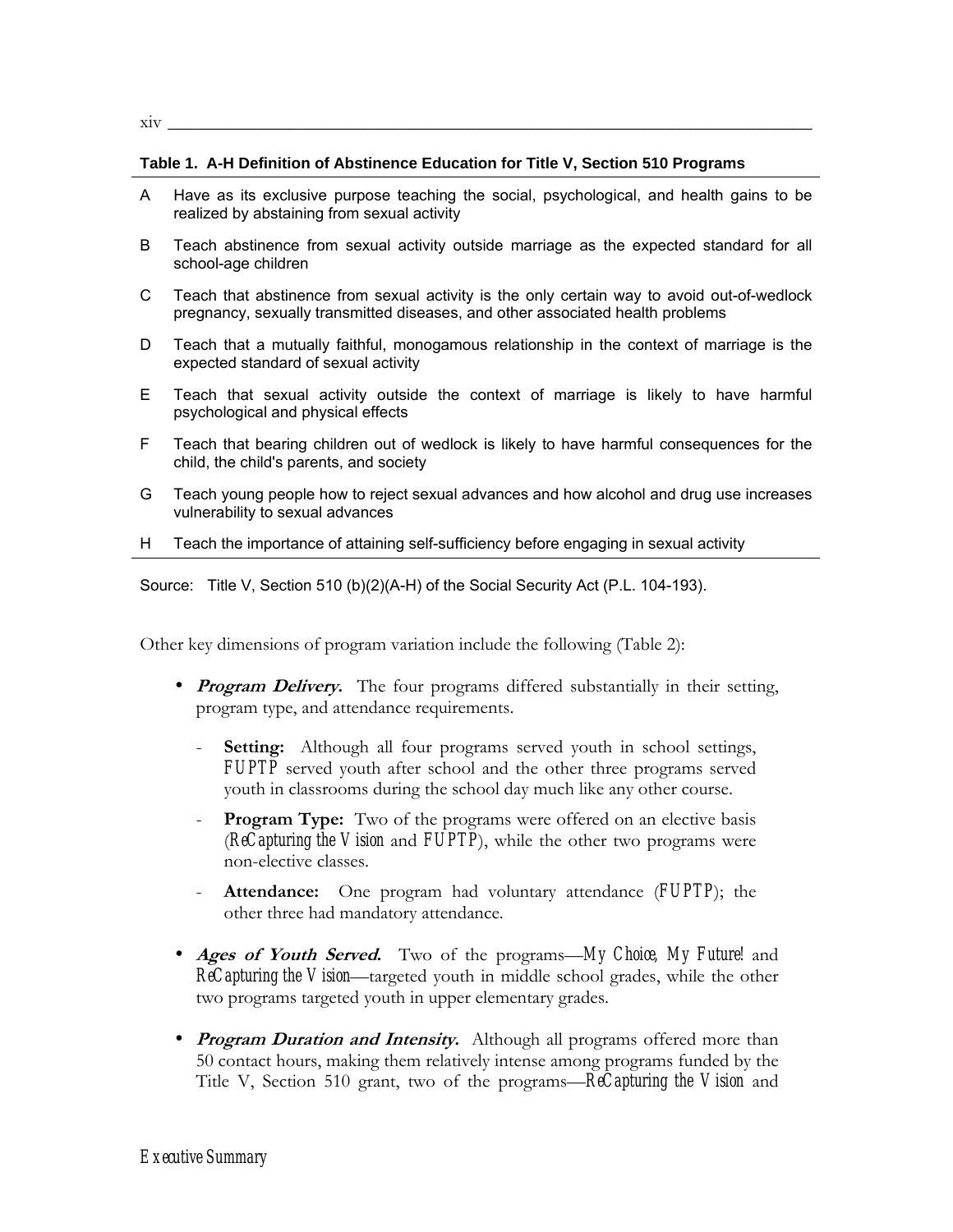**Table 1. A-H Definition of Abstinence Education for Title V, Section 510 Programs**

| | |
|---|---|
| A | Have as its exclusive purpose teaching the social, psychological, and health gains to be realized by abstaining from sexual activity |
| B | Teach abstinence from sexual activity outside marriage as the expected standard for all school-age children |
| C | Teach that abstinence from sexual activity is the only certain way to avoid out-of-wedlock pregnancy, sexually transmitted diseases, and other associated health problems |
| D | Teach that a mutually faithful, monogamous relationship in the context of marriage is the expected standard of sexual activity |
| E | Teach that sexual activity outside the context of marriage is likely to have harmful psychological and physical effects |
| F | Teach that bearing children out of wedlock is likely to have harmful consequences for the child, the child's parents, and society |
| G | Teach young people how to reject sexual advances and how alcohol and drug use increases vulnerability to sexual advances |
| H | Teach the importance of attaining self-sufficiency before engaging in sexual activity |

Source: Title V, Section 510 (b)(2)(A-H) of the Social Security Act (P.L. 104-193).

Other key dimensions of program variation include the following (Table 2):

- ***Program Delivery.*** The four programs differed substantially in their setting, program type, and attendance requirements.
  - **Setting:** Although all four programs served youth in school settings, *FUPTP* served youth after school and the other three programs served youth in classrooms during the school day much like any other course.
  - **Program Type:** Two of the programs were offered on an elective basis (*ReCapturing the Vision* and *FUPTP*), while the other two programs were non-elective classes.
  - **Attendance:** One program had voluntary attendance (*FUPTP*); the other three had mandatory attendance.
- ***Ages of Youth Served.*** Two of the programs—*My Choice, My Future!* and *ReCapturing the Vision*—targeted youth in middle school grades, while the other two programs targeted youth in upper elementary grades.
- ***Program Duration and Intensity.*** Although all programs offered more than 50 contact hours, making them relatively intense among programs funded by the Title V, Section 510 grant, two of the programs—*ReCapturing the Vision* and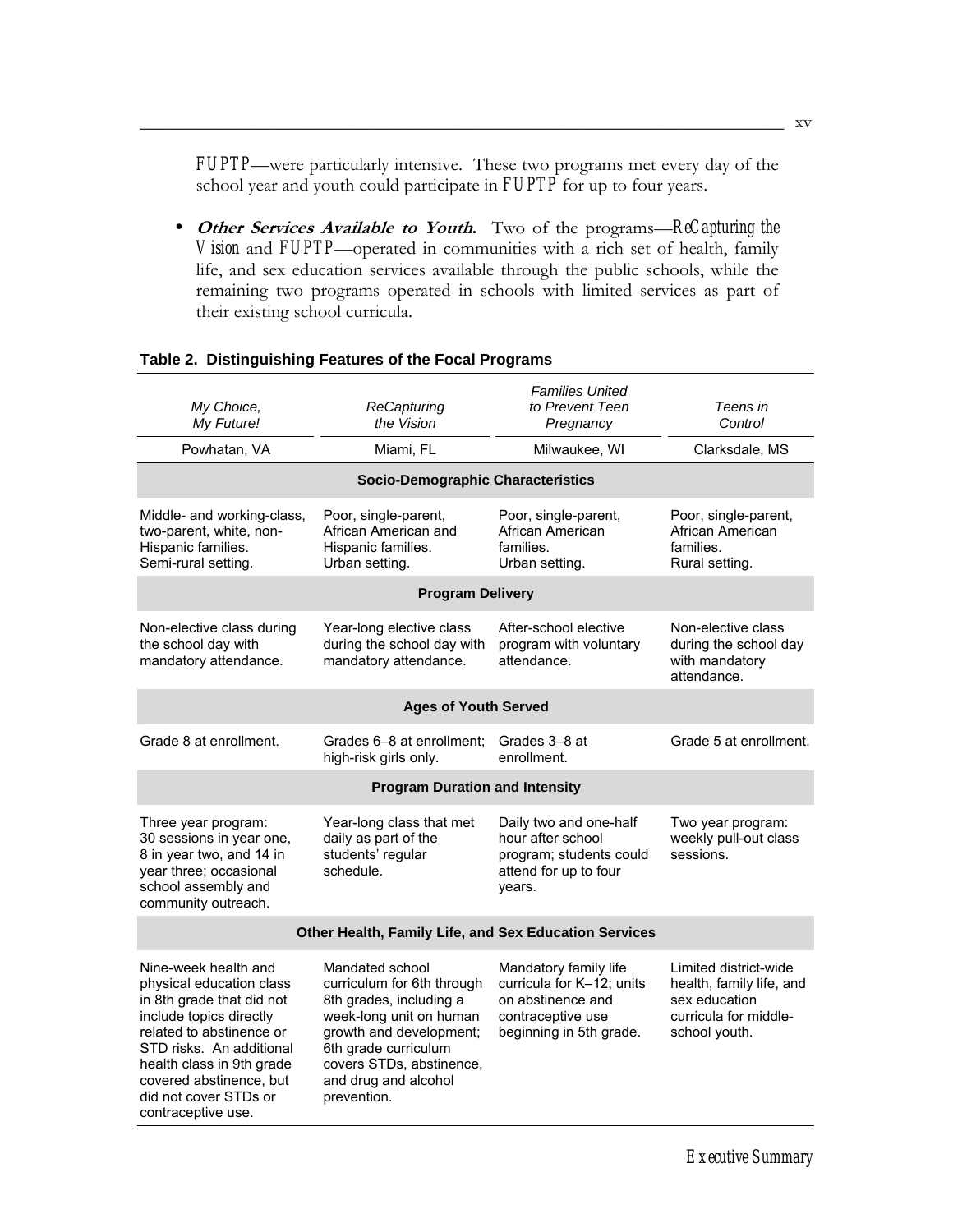*FUPTP*—were particularly intensive. These two programs met every day of the school year and youth could participate in *FUPTP* for up to four years.

- ***Other Services Available to Youth.*** Two of the programs—*ReCapturing the Vision* and *FUPTP*—operated in communities with a rich set of health, family life, and sex education services available through the public schools, while the remaining two programs operated in schools with limited services as part of their existing school curricula.

**Table 2. Distinguishing Features of the Focal Programs**

| *My Choice, My Future!* | *ReCapturing the Vision* | *Families United to Prevent Teen Pregnancy* | *Teens in Control* |
|---|---|---|---|
| Powhatan, VA | Miami, FL | Milwaukee, WI | Clarksdale, MS |
| **Socio-Demographic Characteristics** | | | |
| Middle- and working-class, two-parent, white, non-Hispanic families. Semi-rural setting. | Poor, single-parent, African American and Hispanic families. Urban setting. | Poor, single-parent, African American families. Urban setting. | Poor, single-parent, African American families. Rural setting. |
| **Program Delivery** | | | |
| Non-elective class during the school day with mandatory attendance. | Year-long elective class during the school day with mandatory attendance. | After-school elective program with voluntary attendance. | Non-elective class during the school day with mandatory attendance. |
| **Ages of Youth Served** | | | |
| Grade 8 at enrollment. | Grades 6–8 at enrollment; high-risk girls only. | Grades 3–8 at enrollment. | Grade 5 at enrollment. |
| **Program Duration and Intensity** | | | |
| Three year program: 30 sessions in year one, 8 in year two, and 14 in year three; occasional school assembly and community outreach. | Year-long class that met daily as part of the students' regular schedule. | Daily two and one-half hour after school program; students could attend for up to four years. | Two year program: weekly pull-out class sessions. |
| **Other Health, Family Life, and Sex Education Services** | | | |
| Nine-week health and physical education class in 8th grade that did not include topics directly related to abstinence or STD risks. An additional health class in 9th grade covered abstinence, but did not cover STDs or contraceptive use. | Mandated school curriculum for 6th through 8th grades, including a week-long unit on human growth and development; 6th grade curriculum covers STDs, abstinence, and drug and alcohol prevention. | Mandatory family life curricula for K–12; units on abstinence and contraceptive use beginning in 5th grade. | Limited district-wide health, family life, and sex education curricula for middle-school youth. |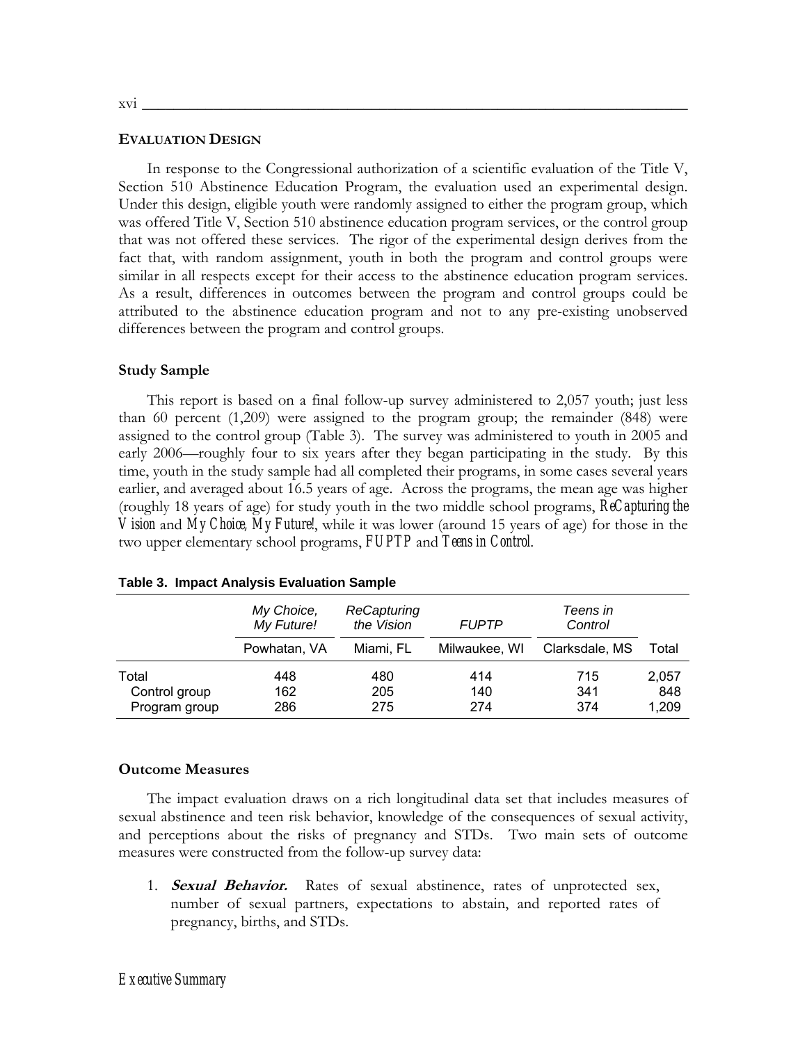## EVALUATION DESIGN

In response to the Congressional authorization of a scientific evaluation of the Title V, Section 510 Abstinence Education Program, the evaluation used an experimental design. Under this design, eligible youth were randomly assigned to either the program group, which was offered Title V, Section 510 abstinence education program services, or the control group that was not offered these services. The rigor of the experimental design derives from the fact that, with random assignment, youth in both the program and control groups were similar in all respects except for their access to the abstinence education program services. As a result, differences in outcomes between the program and control groups could be attributed to the abstinence education program and not to any pre-existing unobserved differences between the program and control groups.

### Study Sample

This report is based on a final follow-up survey administered to 2,057 youth; just less than 60 percent (1,209) were assigned to the program group; the remainder (848) were assigned to the control group (Table 3). The survey was administered to youth in 2005 and early 2006—roughly four to six years after they began participating in the study. By this time, youth in the study sample had all completed their programs, in some cases several years earlier, and averaged about 16.5 years of age. Across the programs, the mean age was higher (roughly 18 years of age) for study youth in the two middle school programs, *ReCapturing the Vision* and *My Choice, My Future!*, while it was lower (around 15 years of age) for those in the two upper elementary school programs, *FUPTP* and *Teens in Control*.

**Table 3. Impact Analysis Evaluation Sample**

| | *My Choice, My Future!* | *ReCapturing the Vision* | *FUPTP* | *Teens in Control* | |
|---|---|---|---|---|---|
| | Powhatan, VA | Miami, FL | Milwaukee, WI | Clarksdale, MS | Total |
| Total | 448 | 480 | 414 | 715 | 2,057 |
| Control group | 162 | 205 | 140 | 341 | 848 |
| Program group | 286 | 275 | 274 | 374 | 1,209 |

### Outcome Measures

The impact evaluation draws on a rich longitudinal data set that includes measures of sexual abstinence and teen risk behavior, knowledge of the consequences of sexual activity, and perceptions about the risks of pregnancy and STDs. Two main sets of outcome measures were constructed from the follow-up survey data:

1. ***Sexual Behavior.*** Rates of sexual abstinence, rates of unprotected sex, number of sexual partners, expectations to abstain, and reported rates of pregnancy, births, and STDs.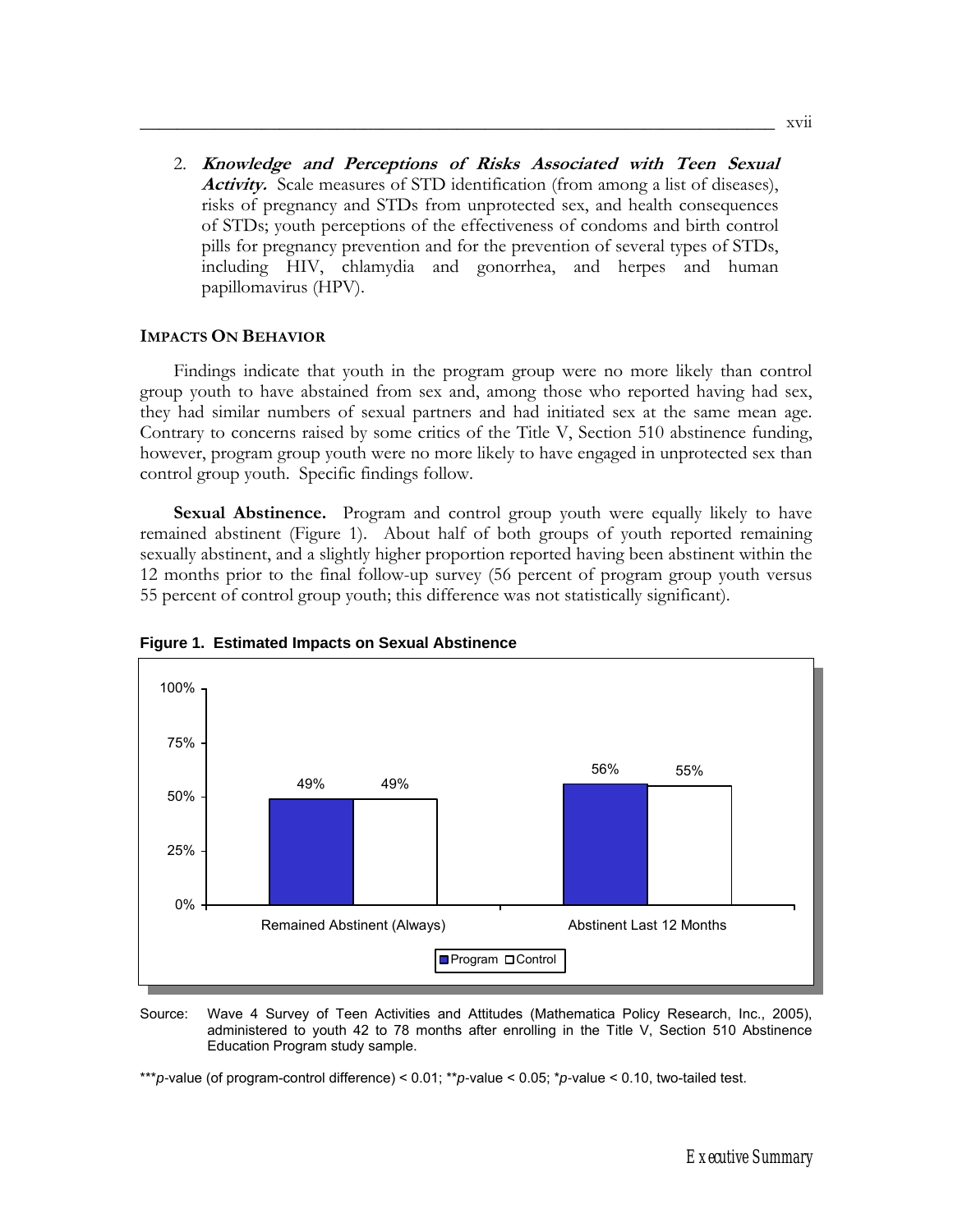2. ***Knowledge and Perceptions of Risks Associated with Teen Sexual Activity.*** Scale measures of STD identification (from among a list of diseases), risks of pregnancy and STDs from unprotected sex, and health consequences of STDs; youth perceptions of the effectiveness of condoms and birth control pills for pregnancy prevention and for the prevention of several types of STDs, including HIV, chlamydia and gonorrhea, and herpes and human papillomavirus (HPV).

### IMPACTS ON BEHAVIOR

Findings indicate that youth in the program group were no more likely than control group youth to have abstained from sex and, among those who reported having had sex, they had similar numbers of sexual partners and had initiated sex at the same mean age. Contrary to concerns raised by some critics of the Title V, Section 510 abstinence funding, however, program group youth were no more likely to have engaged in unprotected sex than control group youth. Specific findings follow.

**Sexual Abstinence.** Program and control group youth were equally likely to have remained abstinent (Figure 1). About half of both groups of youth reported remaining sexually abstinent, and a slightly higher proportion reported having been abstinent within the 12 months prior to the final follow-up survey (56 percent of program group youth versus 55 percent of control group youth; this difference was not statistically significant).

**Figure 1. Estimated Impacts on Sexual Abstinence**

| | Program | Control |
|---|---|---|
| Remained Abstinent (Always) | 49% | 49% |
| Abstinent Last 12 Months | 56% | 55% |

Source: Wave 4 Survey of Teen Activities and Attitudes (Mathematica Policy Research, Inc., 2005), administered to youth 42 to 78 months after enrolling in the Title V, Section 510 Abstinence Education Program study sample.

\*\*\**p*-value (of program-control difference) < 0.01; \*\**p*-value < 0.05; \**p*-value < 0.10, two-tailed test.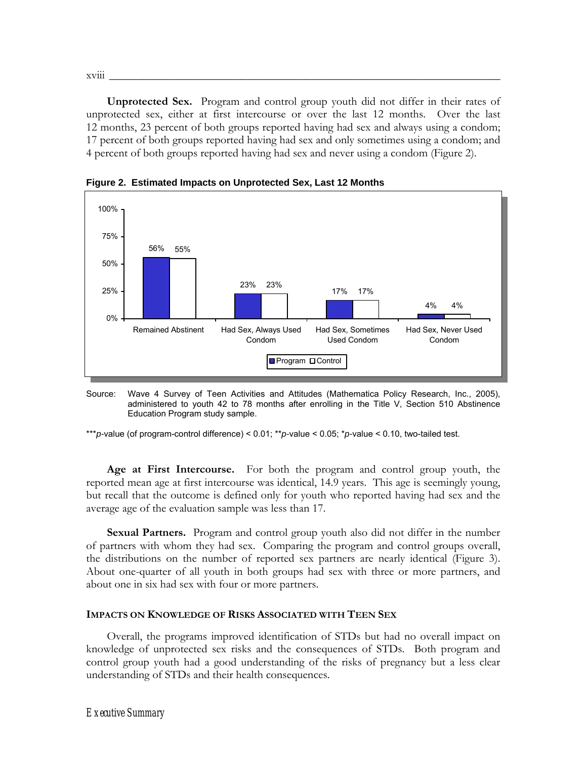**Unprotected Sex.** Program and control group youth did not differ in their rates of unprotected sex, either at first intercourse or over the last 12 months. Over the last 12 months, 23 percent of both groups reported having had sex and always using a condom; 17 percent of both groups reported having had sex and only sometimes using a condom; and 4 percent of both groups reported having had sex and never using a condom (Figure 2).

**Figure 2. Estimated Impacts on Unprotected Sex, Last 12 Months**

| | Program | Control |
|---|---|---|
| Remained Abstinent | 56% | 55% |
| Had Sex, Always Used Condom | 23% | 23% |
| Had Sex, Sometimes Used Condom | 17% | 17% |
| Had Sex, Never Used Condom | 4% | 4% |

Source: Wave 4 Survey of Teen Activities and Attitudes (Mathematica Policy Research, Inc., 2005), administered to youth 42 to 78 months after enrolling in the Title V, Section 510 Abstinence Education Program study sample.

***$p$-value (of program-control difference) < 0.01; **$p$-value < 0.05; *$p$-value < 0.10, two-tailed test.

**Age at First Intercourse.** For both the program and control group youth, the reported mean age at first intercourse was identical, 14.9 years. This age is seemingly young, but recall that the outcome is defined only for youth who reported having had sex and the average age of the evaluation sample was less than 17.

**Sexual Partners.** Program and control group youth also did not differ in the number of partners with whom they had sex. Comparing the program and control groups overall, the distributions on the number of reported sex partners are nearly identical (Figure 3). About one-quarter of all youth in both groups had sex with three or more partners, and about one in six had sex with four or more partners.

### IMPACTS ON KNOWLEDGE OF RISKS ASSOCIATED WITH TEEN SEX

Overall, the programs improved identification of STDs but had no overall impact on knowledge of unprotected sex risks and the consequences of STDs. Both program and control group youth had a good understanding of the risks of pregnancy but a less clear understanding of STDs and their health consequences.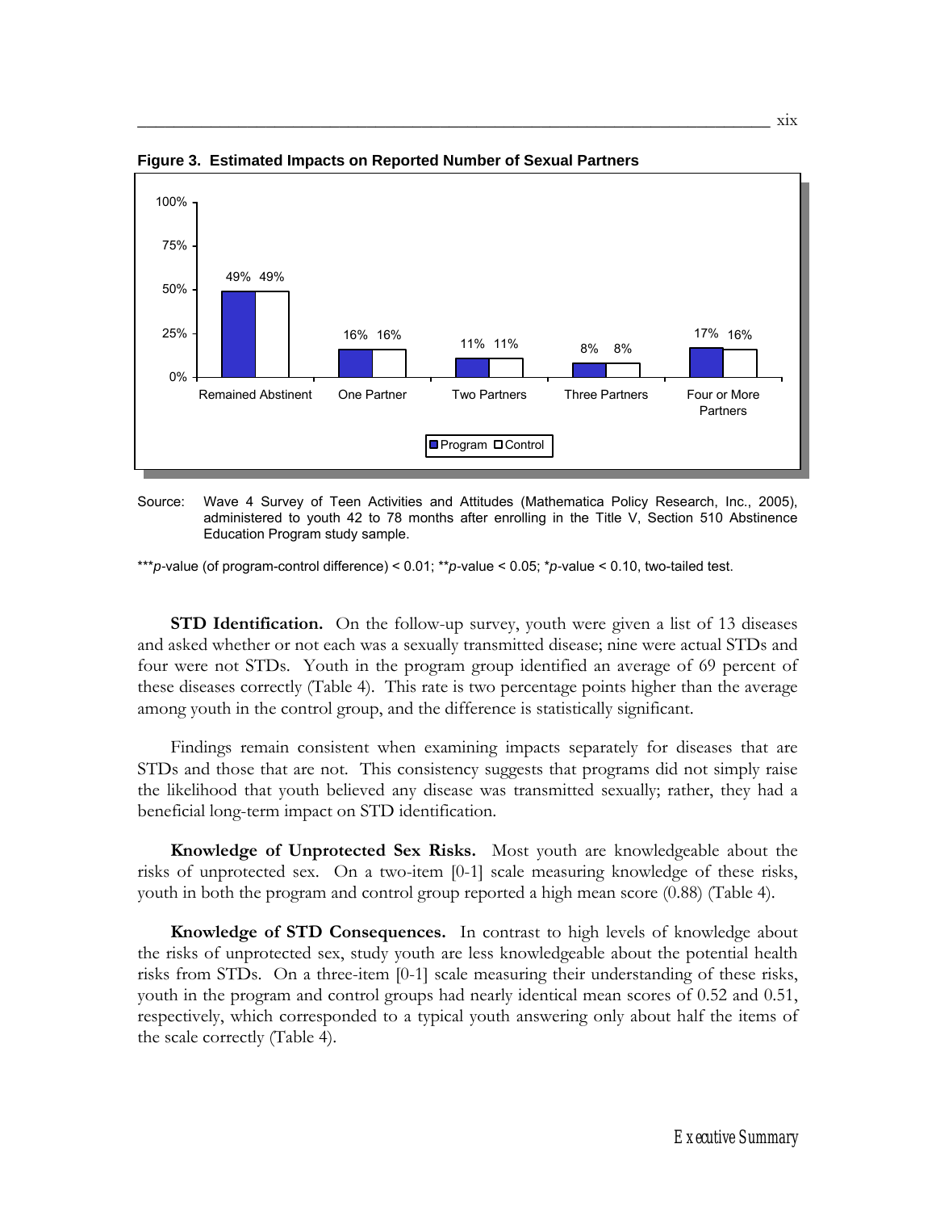**Figure 3. Estimated Impacts on Reported Number of Sexual Partners**

| | Program | Control |
|---|---|---|
| Remained Abstinent | 49% | 49% |
| One Partner | 16% | 16% |
| Two Partners | 11% | 11% |
| Three Partners | 8% | 8% |
| Four or More Partners | 17% | 16% |

Source: Wave 4 Survey of Teen Activities and Attitudes (Mathematica Policy Research, Inc., 2005), administered to youth 42 to 78 months after enrolling in the Title V, Section 510 Abstinence Education Program study sample.

***$p$-value (of program-control difference) $< 0.01$; **$p$-value $< 0.05$; *$p$-value $< 0.10$, two-tailed test.

**STD Identification.** On the follow-up survey, youth were given a list of 13 diseases and asked whether or not each was a sexually transmitted disease; nine were actual STDs and four were not STDs. Youth in the program group identified an average of 69 percent of these diseases correctly (Table 4). This rate is two percentage points higher than the average among youth in the control group, and the difference is statistically significant.

Findings remain consistent when examining impacts separately for diseases that are STDs and those that are not. This consistency suggests that programs did not simply raise the likelihood that youth believed any disease was transmitted sexually; rather, they had a beneficial long-term impact on STD identification.

**Knowledge of Unprotected Sex Risks.** Most youth are knowledgeable about the risks of unprotected sex. On a two-item [0-1] scale measuring knowledge of these risks, youth in both the program and control group reported a high mean score (0.88) (Table 4).

**Knowledge of STD Consequences.** In contrast to high levels of knowledge about the risks of unprotected sex, study youth are less knowledgeable about the potential health risks from STDs. On a three-item [0-1] scale measuring their understanding of these risks, youth in the program and control groups had nearly identical mean scores of 0.52 and 0.51, respectively, which corresponded to a typical youth answering only about half the items of the scale correctly (Table 4).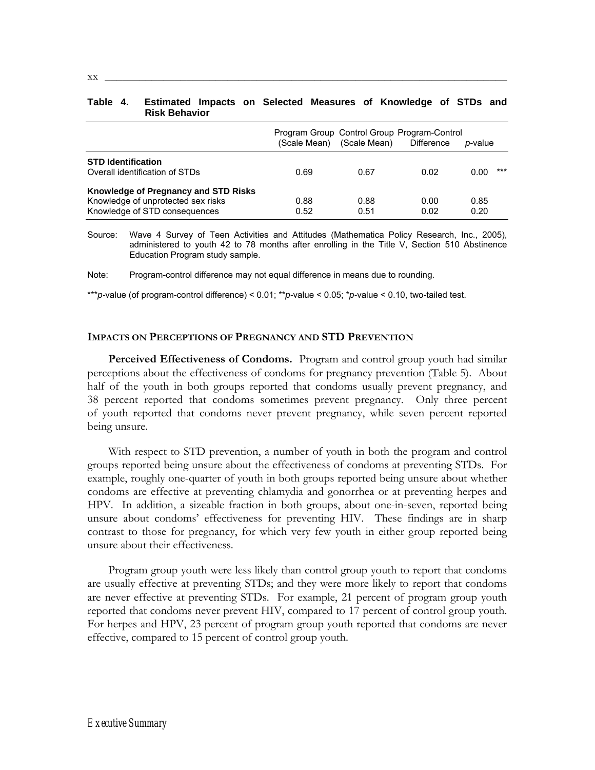**Table 4. Estimated Impacts on Selected Measures of Knowledge of STDs and Risk Behavior**

| | Program Group (Scale Mean) | Control Group (Scale Mean) | Program-Control Difference | *p*-value |
|---|---|---|---|---|
| **STD Identification** | | | | |
| Overall identification of STDs | 0.69 | 0.67 | 0.02 | 0.00 *** |
| **Knowledge of Pregnancy and STD Risks** | | | | |
| Knowledge of unprotected sex risks | 0.88 | 0.88 | 0.00 | 0.85 |
| Knowledge of STD consequences | 0.52 | 0.51 | 0.02 | 0.20 |

Source: Wave 4 Survey of Teen Activities and Attitudes (Mathematica Policy Research, Inc., 2005), administered to youth 42 to 78 months after enrolling in the Title V, Section 510 Abstinence Education Program study sample.

Note: Program-control difference may not equal difference in means due to rounding.

****p*-value (of program-control difference) < 0.01; ***p*-value < 0.05; **p*-value < 0.10, two-tailed test.

### IMPACTS ON PERCEPTIONS OF PREGNANCY AND STD PREVENTION

**Perceived Effectiveness of Condoms.** Program and control group youth had similar perceptions about the effectiveness of condoms for pregnancy prevention (Table 5). About half of the youth in both groups reported that condoms usually prevent pregnancy, and 38 percent reported that condoms sometimes prevent pregnancy. Only three percent of youth reported that condoms never prevent pregnancy, while seven percent reported being unsure.

With respect to STD prevention, a number of youth in both the program and control groups reported being unsure about the effectiveness of condoms at preventing STDs. For example, roughly one-quarter of youth in both groups reported being unsure about whether condoms are effective at preventing chlamydia and gonorrhea or at preventing herpes and HPV. In addition, a sizeable fraction in both groups, about one-in-seven, reported being unsure about condoms' effectiveness for preventing HIV. These findings are in sharp contrast to those for pregnancy, for which very few youth in either group reported being unsure about their effectiveness.

Program group youth were less likely than control group youth to report that condoms are usually effective at preventing STDs; and they were more likely to report that condoms are never effective at preventing STDs. For example, 21 percent of program group youth reported that condoms never prevent HIV, compared to 17 percent of control group youth. For herpes and HPV, 23 percent of program group youth reported that condoms are never effective, compared to 15 percent of control group youth.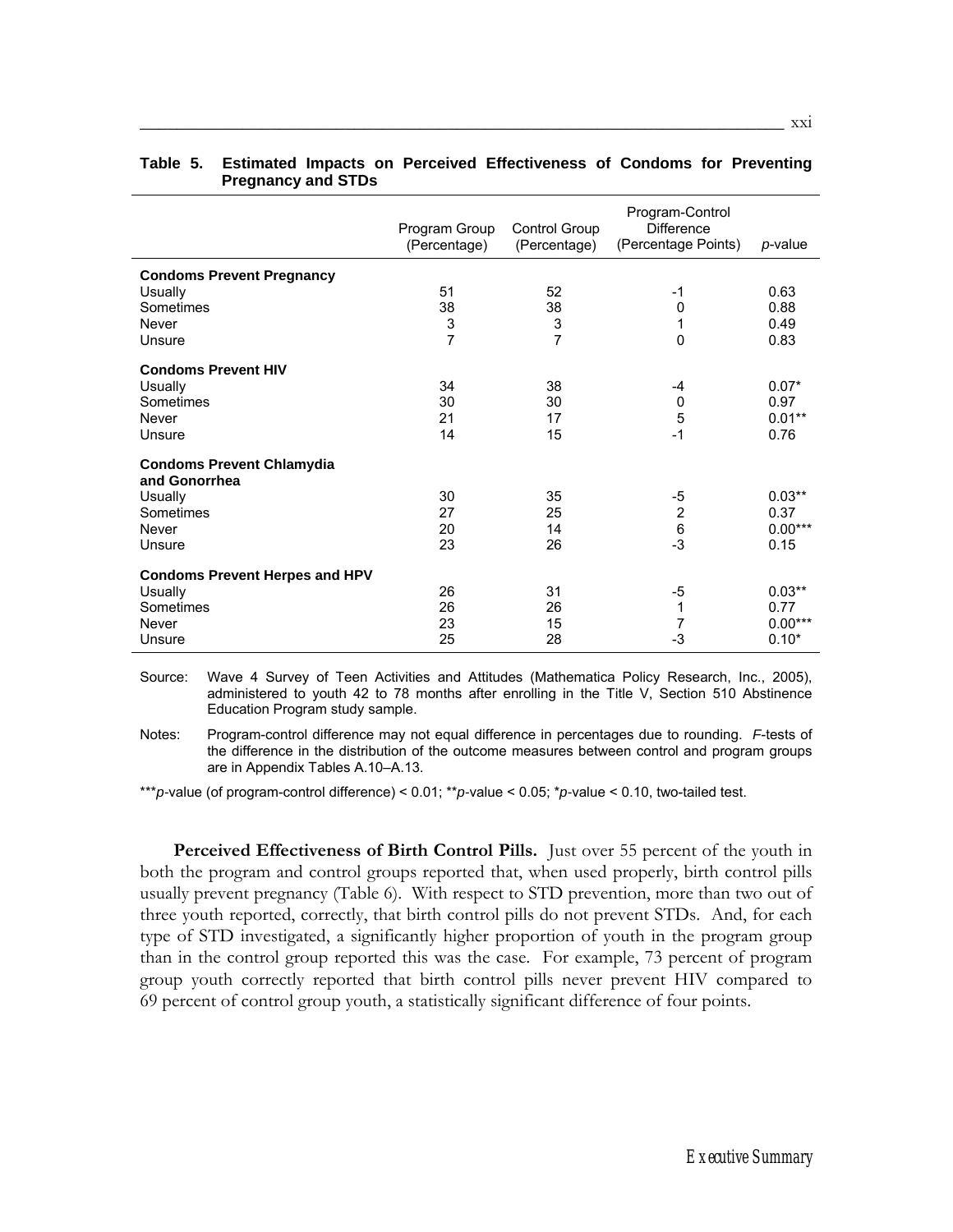**Table 5. Estimated Impacts on Perceived Effectiveness of Condoms for Preventing Pregnancy and STDs**

| | Program Group (Percentage) | Control Group (Percentage) | Program-Control Difference (Percentage Points) | *p*-value |
|---|---|---|---|---|
| **Condoms Prevent Pregnancy** | | | | |
| Usually | 51 | 52 | -1 | 0.63 |
| Sometimes | 38 | 38 | 0 | 0.88 |
| Never | 3 | 3 | 1 | 0.49 |
| Unsure | 7 | 7 | 0 | 0.83 |
| **Condoms Prevent HIV** | | | | |
| Usually | 34 | 38 | -4 | 0.07* |
| Sometimes | 30 | 30 | 0 | 0.97 |
| Never | 21 | 17 | 5 | 0.01** |
| Unsure | 14 | 15 | -1 | 0.76 |
| **Condoms Prevent Chlamydia and Gonorrhea** | | | | |
| Usually | 30 | 35 | -5 | 0.03** |
| Sometimes | 27 | 25 | 2 | 0.37 |
| Never | 20 | 14 | 6 | 0.00*** |
| Unsure | 23 | 26 | -3 | 0.15 |
| **Condoms Prevent Herpes and HPV** | | | | |
| Usually | 26 | 31 | -5 | 0.03** |
| Sometimes | 26 | 26 | 1 | 0.77 |
| Never | 23 | 15 | 7 | 0.00*** |
| Unsure | 25 | 28 | -3 | 0.10* |

Source: Wave 4 Survey of Teen Activities and Attitudes (Mathematica Policy Research, Inc., 2005), administered to youth 42 to 78 months after enrolling in the Title V, Section 510 Abstinence Education Program study sample.

Notes: Program-control difference may not equal difference in percentages due to rounding. *F*-tests of the difference in the distribution of the outcome measures between control and program groups are in Appendix Tables A.10–A.13.

***$p$-value (of program-control difference) < 0.01; **$p$-value < 0.05; *$p$-value < 0.10, two-tailed test.

**Perceived Effectiveness of Birth Control Pills.** Just over 55 percent of the youth in both the program and control groups reported that, when used properly, birth control pills usually prevent pregnancy (Table 6). With respect to STD prevention, more than two out of three youth reported, correctly, that birth control pills do not prevent STDs. And, for each type of STD investigated, a significantly higher proportion of youth in the program group than in the control group reported this was the case. For example, 73 percent of program group youth correctly reported that birth control pills never prevent HIV compared to 69 percent of control group youth, a statistically significant difference of four points.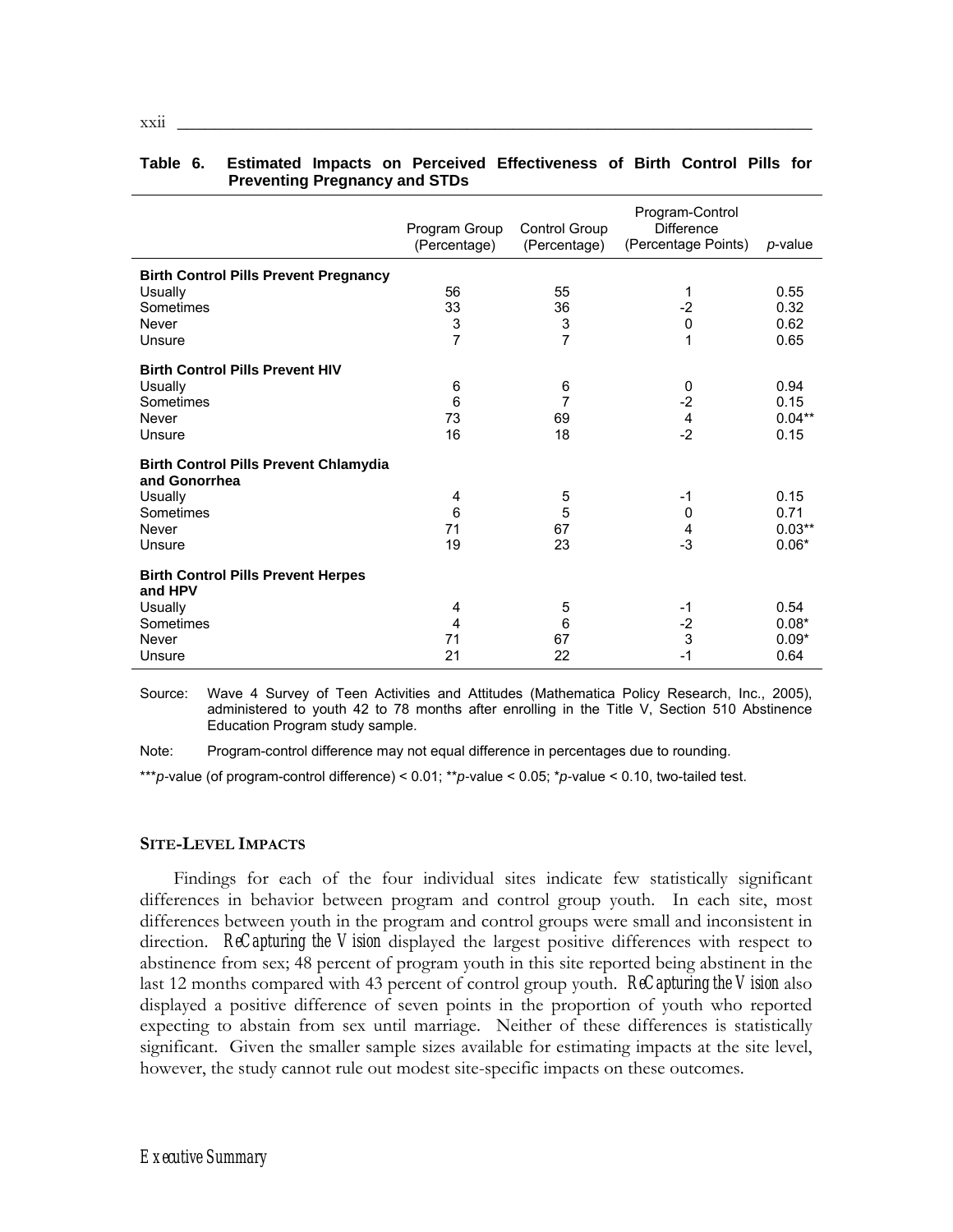**Table 6. Estimated Impacts on Perceived Effectiveness of Birth Control Pills for Preventing Pregnancy and STDs**

| | Program Group (Percentage) | Control Group (Percentage) | Program-Control Difference (Percentage Points) | *p*-value |
|---|---|---|---|---|
| **Birth Control Pills Prevent Pregnancy** | | | | |
| Usually | 56 | 55 | 1 | 0.55 |
| Sometimes | 33 | 36 | -2 | 0.32 |
| Never | 3 | 3 | 0 | 0.62 |
| Unsure | 7 | 7 | 1 | 0.65 |
| **Birth Control Pills Prevent HIV** | | | | |
| Usually | 6 | 6 | 0 | 0.94 |
| Sometimes | 6 | 7 | -2 | 0.15 |
| Never | 73 | 69 | 4 | 0.04** |
| Unsure | 16 | 18 | -2 | 0.15 |
| **Birth Control Pills Prevent Chlamydia and Gonorrhea** | | | | |
| Usually | 4 | 5 | -1 | 0.15 |
| Sometimes | 6 | 5 | 0 | 0.71 |
| Never | 71 | 67 | 4 | 0.03** |
| Unsure | 19 | 23 | -3 | 0.06* |
| **Birth Control Pills Prevent Herpes and HPV** | | | | |
| Usually | 4 | 5 | -1 | 0.54 |
| Sometimes | 4 | 6 | -2 | 0.08* |
| Never | 71 | 67 | 3 | 0.09* |
| Unsure | 21 | 22 | -1 | 0.64 |

Source: Wave 4 Survey of Teen Activities and Attitudes (Mathematica Policy Research, Inc., 2005), administered to youth 42 to 78 months after enrolling in the Title V, Section 510 Abstinence Education Program study sample.

Note: Program-control difference may not equal difference in percentages due to rounding.

****p*-value (of program-control difference) < 0.01; ***p*-value < 0.05; **p*-value < 0.10, two-tailed test.

### SITE-LEVEL IMPACTS

Findings for each of the four individual sites indicate few statistically significant differences in behavior between program and control group youth. In each site, most differences between youth in the program and control groups were small and inconsistent in direction. *ReCapturing the Vision* displayed the largest positive differences with respect to abstinence from sex; 48 percent of program youth in this site reported being abstinent in the last 12 months compared with 43 percent of control group youth. *ReCapturing the Vision* also displayed a positive difference of seven points in the proportion of youth who reported expecting to abstain from sex until marriage. Neither of these differences is statistically significant. Given the smaller sample sizes available for estimating impacts at the site level, however, the study cannot rule out modest site-specific impacts on these outcomes.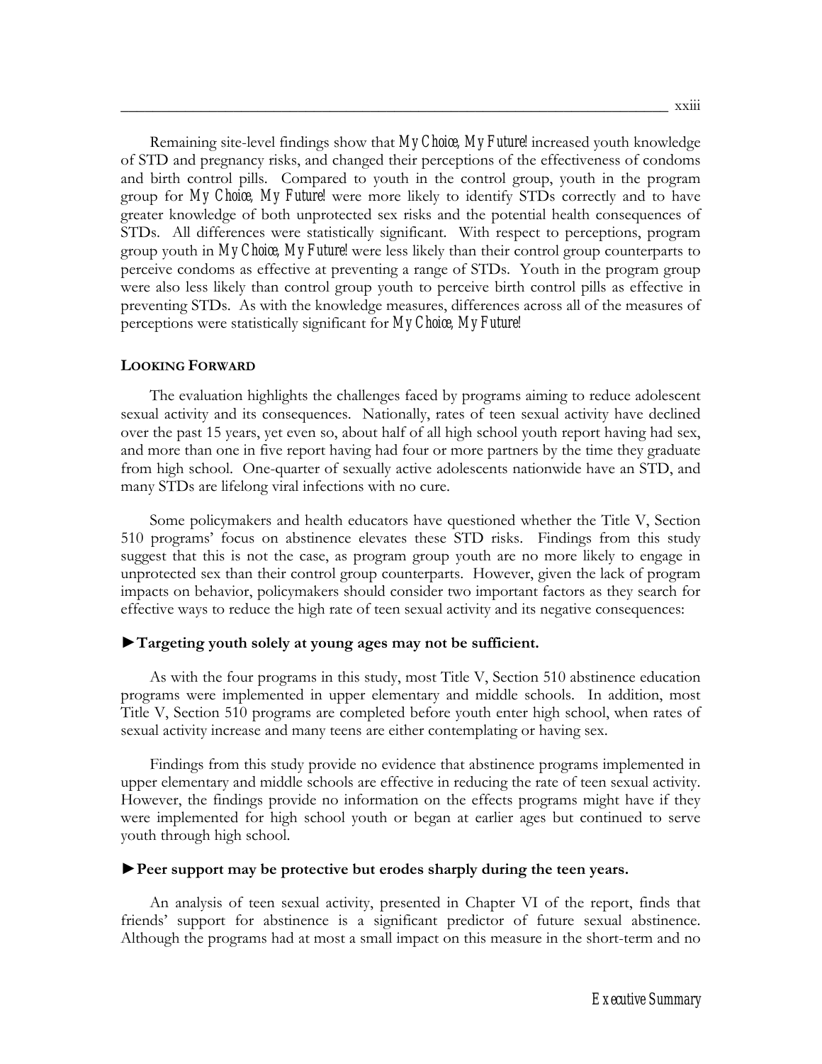Remaining site-level findings show that *My Choice, My Future!* increased youth knowledge of STD and pregnancy risks, and changed their perceptions of the effectiveness of condoms and birth control pills. Compared to youth in the control group, youth in the program group for *My Choice, My Future!* were more likely to identify STDs correctly and to have greater knowledge of both unprotected sex risks and the potential health consequences of STDs. All differences were statistically significant. With respect to perceptions, program group youth in *My Choice, My Future!* were less likely than their control group counterparts to perceive condoms as effective at preventing a range of STDs. Youth in the program group were also less likely than control group youth to perceive birth control pills as effective in preventing STDs. As with the knowledge measures, differences across all of the measures of perceptions were statistically significant for *My Choice, My Future!*

**LOOKING FORWARD**

The evaluation highlights the challenges faced by programs aiming to reduce adolescent sexual activity and its consequences. Nationally, rates of teen sexual activity have declined over the past 15 years, yet even so, about half of all high school youth report having had sex, and more than one in five report having had four or more partners by the time they graduate from high school. One-quarter of sexually active adolescents nationwide have an STD, and many STDs are lifelong viral infections with no cure.

Some policymakers and health educators have questioned whether the Title V, Section 510 programs' focus on abstinence elevates these STD risks. Findings from this study suggest that this is not the case, as program group youth are no more likely to engage in unprotected sex than their control group counterparts. However, given the lack of program impacts on behavior, policymakers should consider two important factors as they search for effective ways to reduce the high rate of teen sexual activity and its negative consequences:

**►Targeting youth solely at young ages may not be sufficient.**

As with the four programs in this study, most Title V, Section 510 abstinence education programs were implemented in upper elementary and middle schools. In addition, most Title V, Section 510 programs are completed before youth enter high school, when rates of sexual activity increase and many teens are either contemplating or having sex.

Findings from this study provide no evidence that abstinence programs implemented in upper elementary and middle schools are effective in reducing the rate of teen sexual activity. However, the findings provide no information on the effects programs might have if they were implemented for high school youth or began at earlier ages but continued to serve youth through high school.

**►Peer support may be protective but erodes sharply during the teen years.**

An analysis of teen sexual activity, presented in Chapter VI of the report, finds that friends' support for abstinence is a significant predictor of future sexual abstinence. Although the programs had at most a small impact on this measure in the short-term and no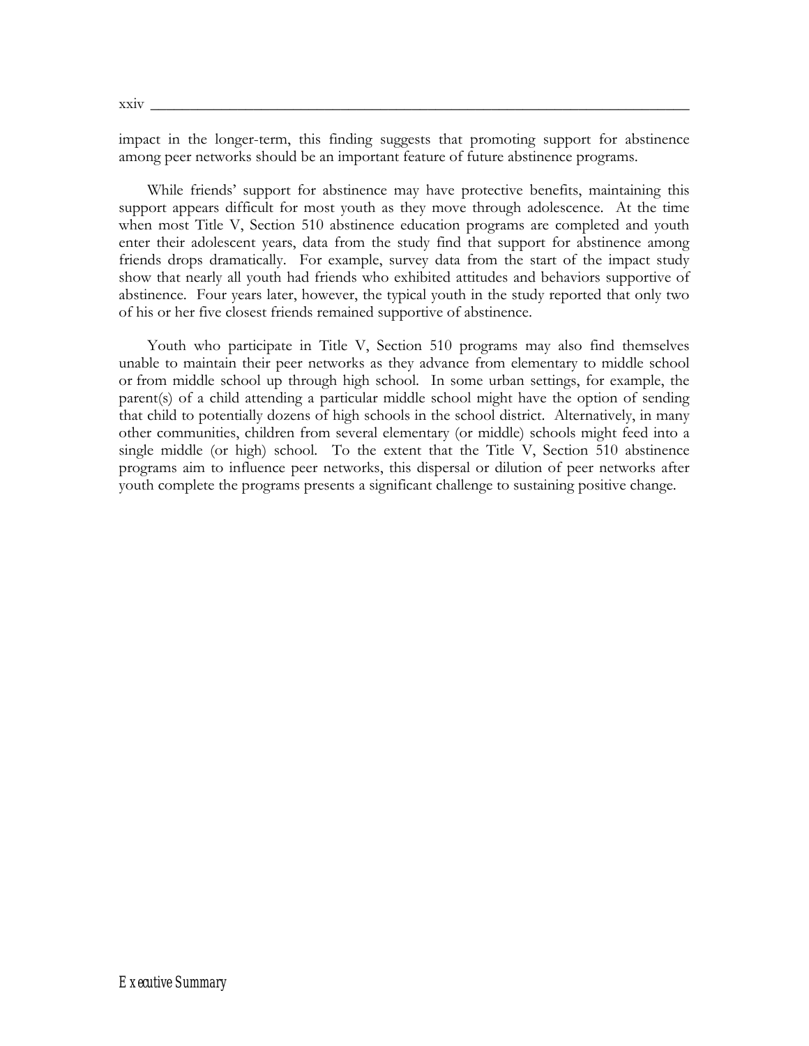impact in the longer-term, this finding suggests that promoting support for abstinence among peer networks should be an important feature of future abstinence programs.

While friends' support for abstinence may have protective benefits, maintaining this support appears difficult for most youth as they move through adolescence. At the time when most Title V, Section 510 abstinence education programs are completed and youth enter their adolescent years, data from the study find that support for abstinence among friends drops dramatically. For example, survey data from the start of the impact study show that nearly all youth had friends who exhibited attitudes and behaviors supportive of abstinence. Four years later, however, the typical youth in the study reported that only two of his or her five closest friends remained supportive of abstinence.

Youth who participate in Title V, Section 510 programs may also find themselves unable to maintain their peer networks as they advance from elementary to middle school or from middle school up through high school. In some urban settings, for example, the parent(s) of a child attending a particular middle school might have the option of sending that child to potentially dozens of high schools in the school district. Alternatively, in many other communities, children from several elementary (or middle) schools might feed into a single middle (or high) school. To the extent that the Title V, Section 510 abstinence programs aim to influence peer networks, this dispersal or dilution of peer networks after youth complete the programs presents a significant challenge to sustaining positive change.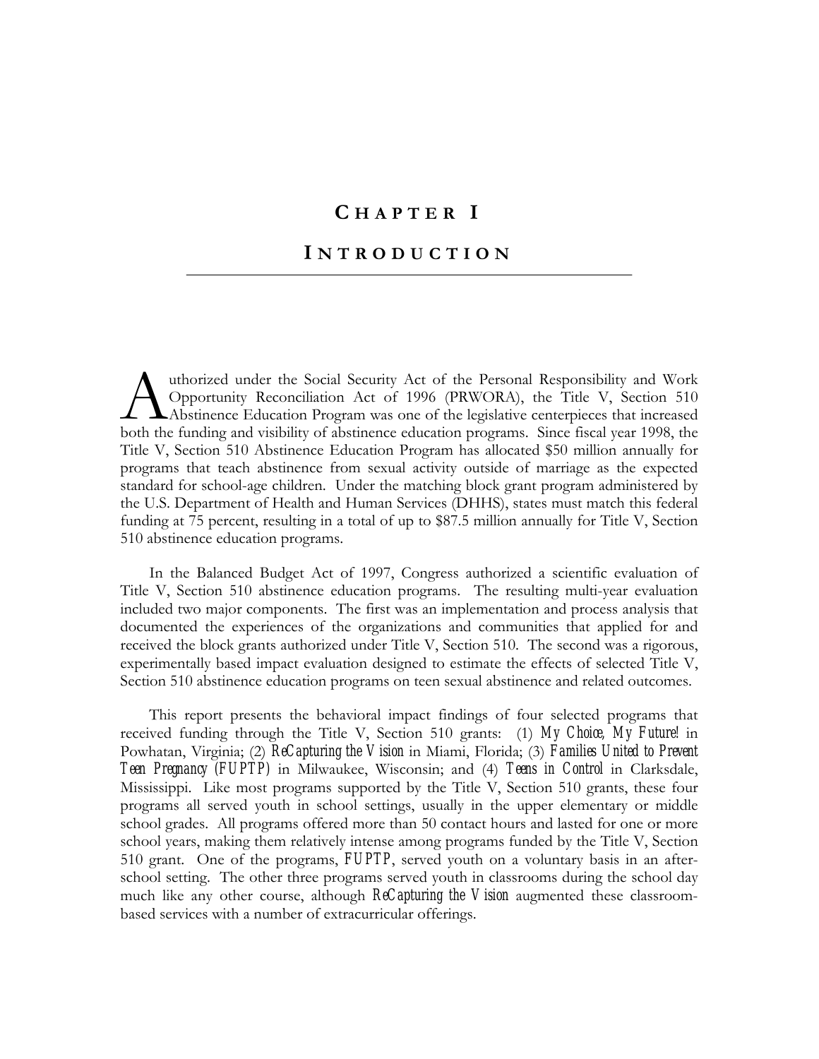# CHAPTER I

# INTRODUCTION

Authorized under the Social Security Act of the Personal Responsibility and Work Opportunity Reconciliation Act of 1996 (PRWORA), the Title V, Section 510 Abstinence Education Program was one of the legislative centerpieces that increased both the funding and visibility of abstinence education programs. Since fiscal year 1998, the Title V, Section 510 Abstinence Education Program has allocated $50 million annually for programs that teach abstinence from sexual activity outside of marriage as the expected standard for school-age children. Under the matching block grant program administered by the U.S. Department of Health and Human Services (DHHS), states must match this federal funding at 75 percent, resulting in a total of up to $87.5 million annually for Title V, Section 510 abstinence education programs.

In the Balanced Budget Act of 1997, Congress authorized a scientific evaluation of Title V, Section 510 abstinence education programs. The resulting multi-year evaluation included two major components. The first was an implementation and process analysis that documented the experiences of the organizations and communities that applied for and received the block grants authorized under Title V, Section 510. The second was a rigorous, experimentally based impact evaluation designed to estimate the effects of selected Title V, Section 510 abstinence education programs on teen sexual abstinence and related outcomes.

This report presents the behavioral impact findings of four selected programs that received funding through the Title V, Section 510 grants: (1) *My Choice, My Future!* in Powhatan, Virginia; (2) *ReCapturing the Vision* in Miami, Florida; (3) *Families United to Prevent Teen Pregnancy (FUPTP)* in Milwaukee, Wisconsin; and (4) *Teens in Control* in Clarksdale, Mississippi. Like most programs supported by the Title V, Section 510 grants, these four programs all served youth in school settings, usually in the upper elementary or middle school grades. All programs offered more than 50 contact hours and lasted for one or more school years, making them relatively intense among programs funded by the Title V, Section 510 grant. One of the programs, *FUPTP*, served youth on a voluntary basis in an after-school setting. The other three programs served youth in classrooms during the school day much like any other course, although *ReCapturing the Vision* augmented these classroom-based services with a number of extracurricular offerings.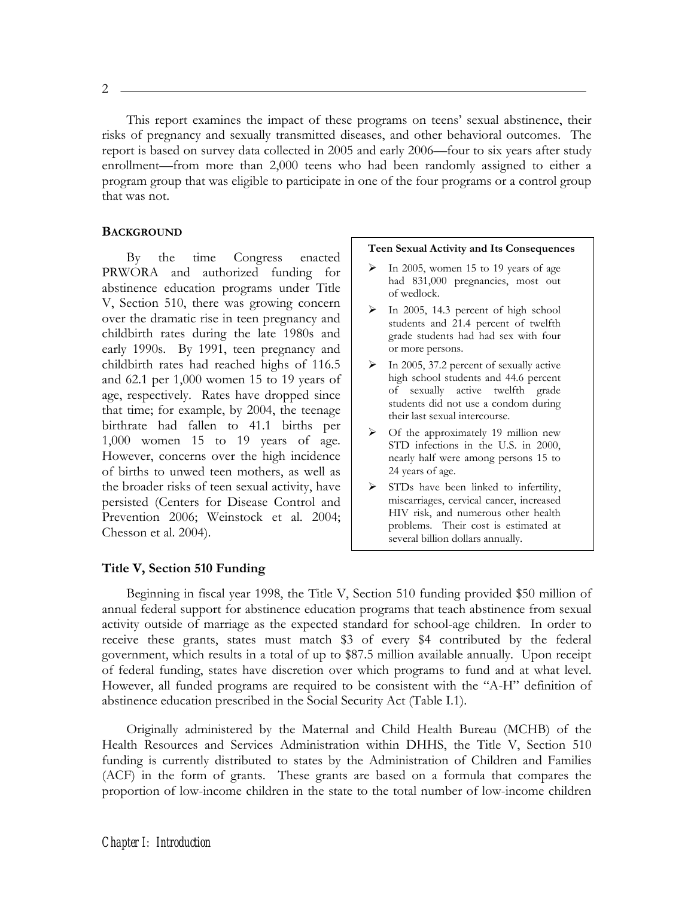This report examines the impact of these programs on teens' sexual abstinence, their risks of pregnancy and sexually transmitted diseases, and other behavioral outcomes. The report is based on survey data collected in 2005 and early 2006—four to six years after study enrollment—from more than 2,000 teens who had been randomly assigned to either a program group that was eligible to participate in one of the four programs or a control group that was not.

## BACKGROUND

By the time Congress enacted PRWORA and authorized funding for abstinence education programs under Title V, Section 510, there was growing concern over the dramatic rise in teen pregnancy and childbirth rates during the late 1980s and early 1990s. By 1991, teen pregnancy and childbirth rates had reached highs of 116.5 and 62.1 per 1,000 women 15 to 19 years of age, respectively. Rates have dropped since that time; for example, by 2004, the teenage birthrate had fallen to 41.1 births per 1,000 women 15 to 19 years of age. However, concerns over the high incidence of births to unwed teen mothers, as well as the broader risks of teen sexual activity, have persisted (Centers for Disease Control and Prevention 2006; Weinstock et al. 2004; Chesson et al. 2004).

**Teen Sexual Activity and Its Consequences**

- In 2005, women 15 to 19 years of age had 831,000 pregnancies, most out of wedlock.
- In 2005, 14.3 percent of high school students and 21.4 percent of twelfth grade students had had sex with four or more persons.
- In 2005, 37.2 percent of sexually active high school students and 44.6 percent of sexually active twelfth grade students did not use a condom during their last sexual intercourse.
- Of the approximately 19 million new STD infections in the U.S. in 2000, nearly half were among persons 15 to 24 years of age.
- STDs have been linked to infertility, miscarriages, cervical cancer, increased HIV risk, and numerous other health problems. Their cost is estimated at several billion dollars annually.

### Title V, Section 510 Funding

Beginning in fiscal year 1998, the Title V, Section 510 funding provided $50 million of annual federal support for abstinence education programs that teach abstinence from sexual activity outside of marriage as the expected standard for school-age children. In order to receive these grants, states must match $3 of every $4 contributed by the federal government, which results in a total of up to $87.5 million available annually. Upon receipt of federal funding, states have discretion over which programs to fund and at what level. However, all funded programs are required to be consistent with the "A-H" definition of abstinence education prescribed in the Social Security Act (Table I.1).

Originally administered by the Maternal and Child Health Bureau (MCHB) of the Health Resources and Services Administration within DHHS, the Title V, Section 510 funding is currently distributed to states by the Administration of Children and Families (ACF) in the form of grants. These grants are based on a formula that compares the proportion of low-income children in the state to the total number of low-income children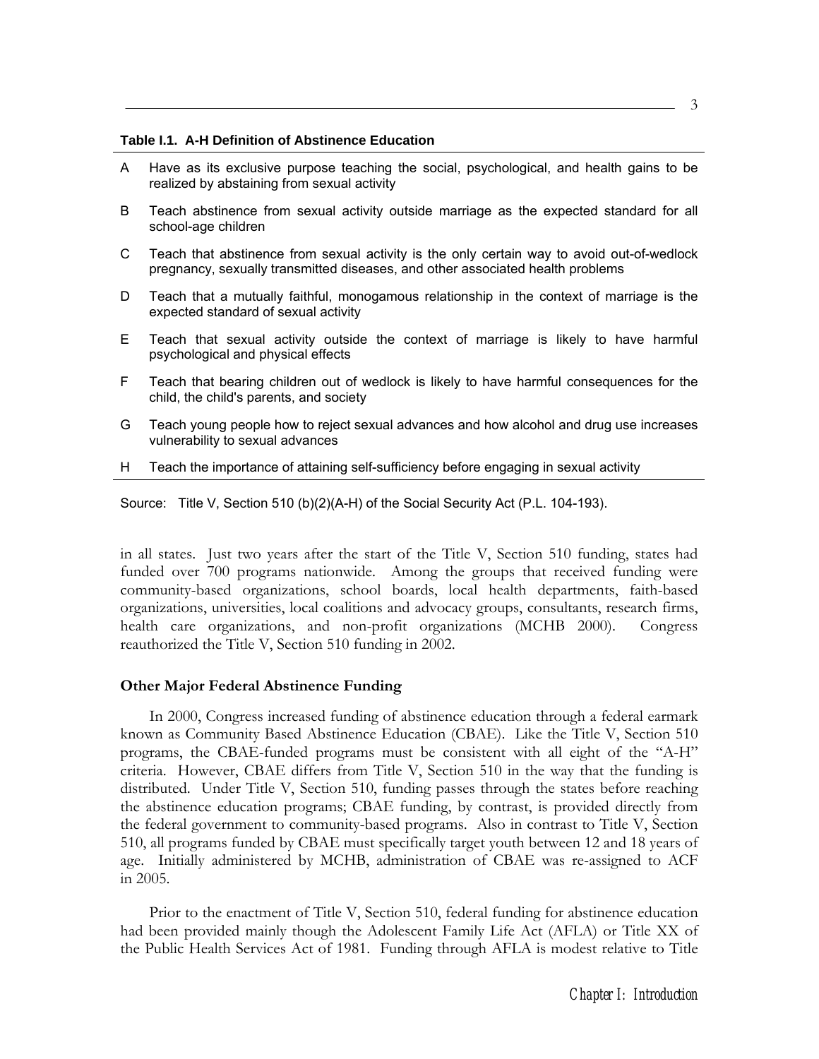**Table I.1. A-H Definition of Abstinence Education**

| | |
|---|---|
| A | Have as its exclusive purpose teaching the social, psychological, and health gains to be realized by abstaining from sexual activity |
| B | Teach abstinence from sexual activity outside marriage as the expected standard for all school-age children |
| C | Teach that abstinence from sexual activity is the only certain way to avoid out-of-wedlock pregnancy, sexually transmitted diseases, and other associated health problems |
| D | Teach that a mutually faithful, monogamous relationship in the context of marriage is the expected standard of sexual activity |
| E | Teach that sexual activity outside the context of marriage is likely to have harmful psychological and physical effects |
| F | Teach that bearing children out of wedlock is likely to have harmful consequences for the child, the child's parents, and society |
| G | Teach young people how to reject sexual advances and how alcohol and drug use increases vulnerability to sexual advances |
| H | Teach the importance of attaining self-sufficiency before engaging in sexual activity |

Source: Title V, Section 510 (b)(2)(A-H) of the Social Security Act (P.L. 104-193).

in all states. Just two years after the start of the Title V, Section 510 funding, states had funded over 700 programs nationwide. Among the groups that received funding were community-based organizations, school boards, local health departments, faith-based organizations, universities, local coalitions and advocacy groups, consultants, research firms, health care organizations, and non-profit organizations (MCHB 2000). Congress reauthorized the Title V, Section 510 funding in 2002.

### Other Major Federal Abstinence Funding

In 2000, Congress increased funding of abstinence education through a federal earmark known as Community Based Abstinence Education (CBAE). Like the Title V, Section 510 programs, the CBAE-funded programs must be consistent with all eight of the "A-H" criteria. However, CBAE differs from Title V, Section 510 in the way that the funding is distributed. Under Title V, Section 510, funding passes through the states before reaching the abstinence education programs; CBAE funding, by contrast, is provided directly from the federal government to community-based programs. Also in contrast to Title V, Section 510, all programs funded by CBAE must specifically target youth between 12 and 18 years of age. Initially administered by MCHB, administration of CBAE was re-assigned to ACF in 2005.

Prior to the enactment of Title V, Section 510, federal funding for abstinence education had been provided mainly though the Adolescent Family Life Act (AFLA) or Title XX of the Public Health Services Act of 1981. Funding through AFLA is modest relative to Title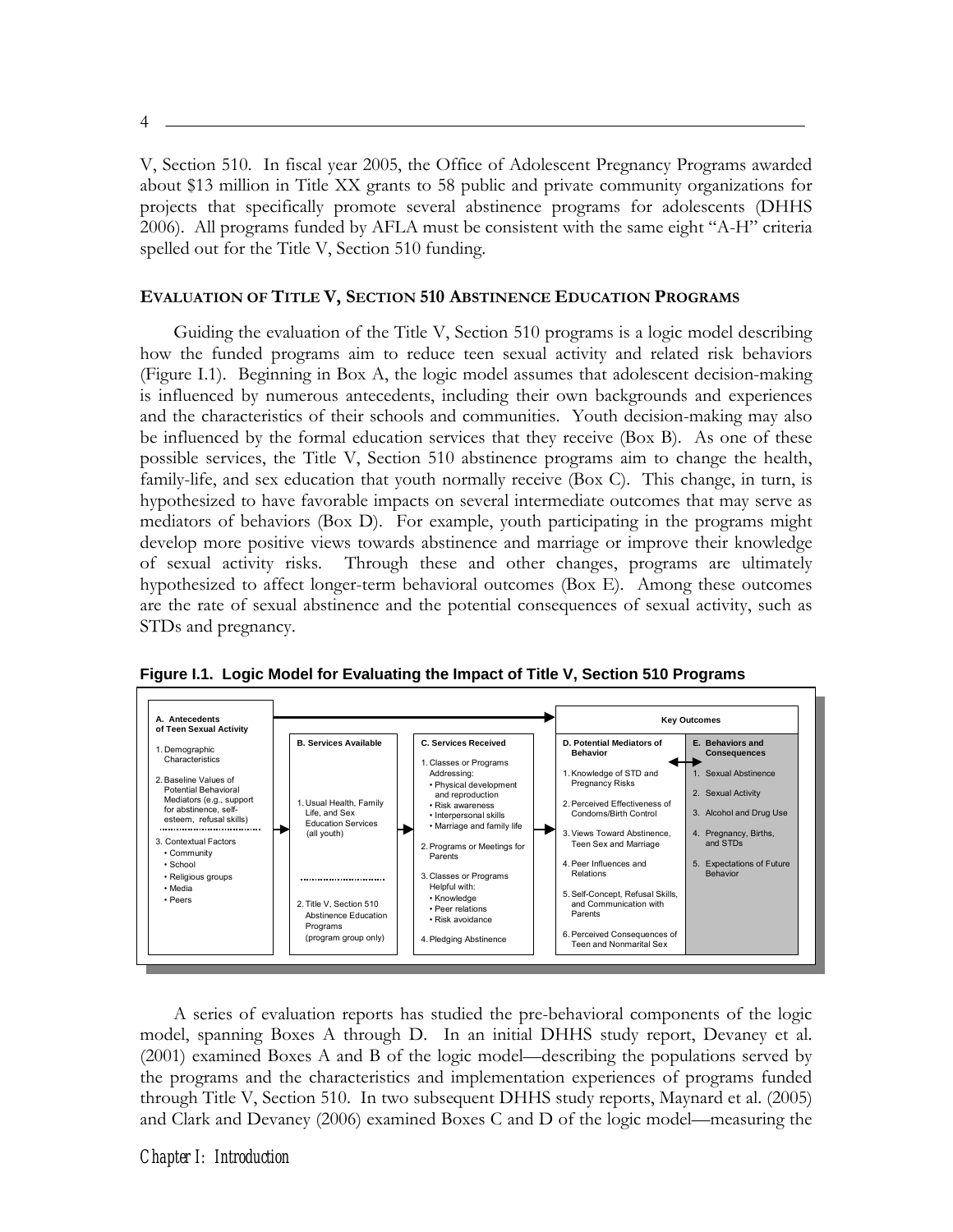V, Section 510. In fiscal year 2005, the Office of Adolescent Pregnancy Programs awarded about $13 million in Title XX grants to 58 public and private community organizations for projects that specifically promote several abstinence programs for adolescents (DHHS 2006). All programs funded by AFLA must be consistent with the same eight "A-H" criteria spelled out for the Title V, Section 510 funding.

### EVALUATION OF TITLE V, SECTION 510 ABSTINENCE EDUCATION PROGRAMS

Guiding the evaluation of the Title V, Section 510 programs is a logic model describing how the funded programs aim to reduce teen sexual activity and related risk behaviors (Figure I.1). Beginning in Box A, the logic model assumes that adolescent decision-making is influenced by numerous antecedents, including their own backgrounds and experiences and the characteristics of their schools and communities. Youth decision-making may also be influenced by the formal education services that they receive (Box B). As one of these possible services, the Title V, Section 510 abstinence programs aim to change the health, family-life, and sex education that youth normally receive (Box C). This change, in turn, is hypothesized to have favorable impacts on several intermediate outcomes that may serve as mediators of behaviors (Box D). For example, youth participating in the programs might develop more positive views towards abstinence and marriage or improve their knowledge of sexual activity risks. Through these and other changes, programs are ultimately hypothesized to affect longer-term behavioral outcomes (Box E). Among these outcomes are the rate of sexual abstinence and the potential consequences of sexual activity, such as STDs and pregnancy.

**Figure I.1. Logic Model for Evaluating the Impact of Title V, Section 510 Programs**

**A. Antecedents of Teen Sexual Activity**

1. Demographic Characteristics
2. Baseline Values of Potential Behavioral Mediators (e.g., support for abstinence, self-esteem, refusal skills)
3. Contextual Factors
   - Community
   - School
   - Religious groups
   - Media
   - Peers

**B. Services Available**

1. Usual Health, Family Life, and Sex Education Services (all youth)
2. Title V, Section 510 Abstinence Education Programs (program group only)

**C. Services Received**

1. Classes or Programs Addressing:
   - Physical development and reproduction
   - Risk awareness
   - Interpersonal skills
   - Marriage and family life
2. Programs or Meetings for Parents
3. Classes or Programs Helpful with:
   - Knowledge
   - Peer relations
   - Risk avoidance
4. Pledging Abstinence

**Key Outcomes**

**D. Potential Mediators of Behavior**

1. Knowledge of STD and Pregnancy Risks
2. Perceived Effectiveness of Condoms/Birth Control
3. Views Toward Abstinence, Teen Sex and Marriage
4. Peer Influences and Relations
5. Self-Concept, Refusal Skills, and Communication with Parents
6. Perceived Consequences of Teen and Nonmarital Sex

**E. Behaviors and Consequences**

1. Sexual Abstinence
2. Sexual Activity
3. Alcohol and Drug Use
4. Pregnancy, Births, and STDs
5. Expectations of Future Behavior

A series of evaluation reports has studied the pre-behavioral components of the logic model, spanning Boxes A through D. In an initial DHHS study report, Devaney et al. (2001) examined Boxes A and B of the logic model—describing the populations served by the programs and the characteristics and implementation experiences of programs funded through Title V, Section 510. In two subsequent DHHS study reports, Maynard et al. (2005) and Clark and Devaney (2006) examined Boxes C and D of the logic model—measuring the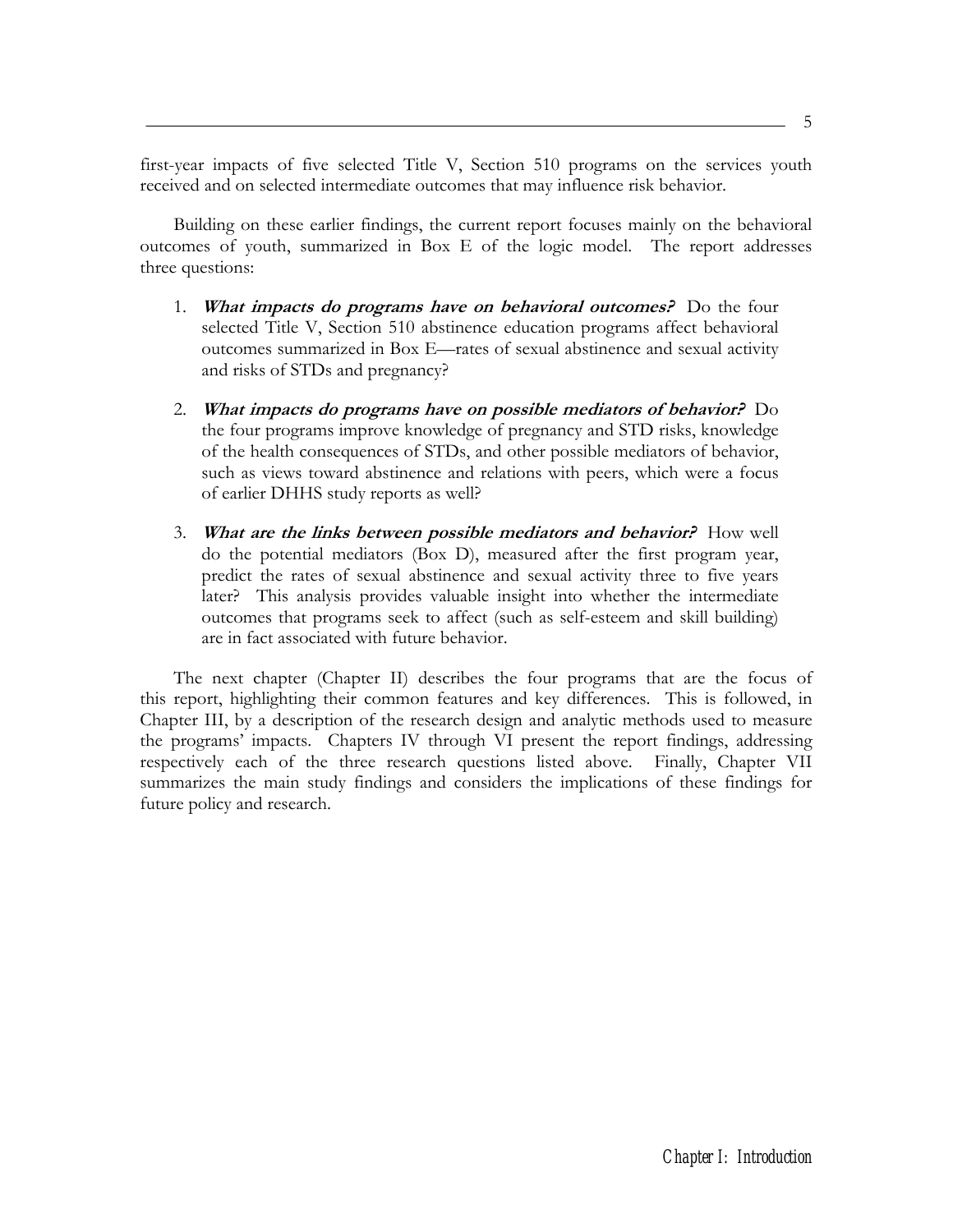first-year impacts of five selected Title V, Section 510 programs on the services youth received and on selected intermediate outcomes that may influence risk behavior.

Building on these earlier findings, the current report focuses mainly on the behavioral outcomes of youth, summarized in Box E of the logic model. The report addresses three questions:

1. ***What impacts do programs have on behavioral outcomes?*** Do the four selected Title V, Section 510 abstinence education programs affect behavioral outcomes summarized in Box E—rates of sexual abstinence and sexual activity and risks of STDs and pregnancy?

2. ***What impacts do programs have on possible mediators of behavior?*** Do the four programs improve knowledge of pregnancy and STD risks, knowledge of the health consequences of STDs, and other possible mediators of behavior, such as views toward abstinence and relations with peers, which were a focus of earlier DHHS study reports as well?

3. ***What are the links between possible mediators and behavior?*** How well do the potential mediators (Box D), measured after the first program year, predict the rates of sexual abstinence and sexual activity three to five years later? This analysis provides valuable insight into whether the intermediate outcomes that programs seek to affect (such as self-esteem and skill building) are in fact associated with future behavior.

The next chapter (Chapter II) describes the four programs that are the focus of this report, highlighting their common features and key differences. This is followed, in Chapter III, by a description of the research design and analytic methods used to measure the programs' impacts. Chapters IV through VI present the report findings, addressing respectively each of the three research questions listed above. Finally, Chapter VII summarizes the main study findings and considers the implications of these findings for future policy and research.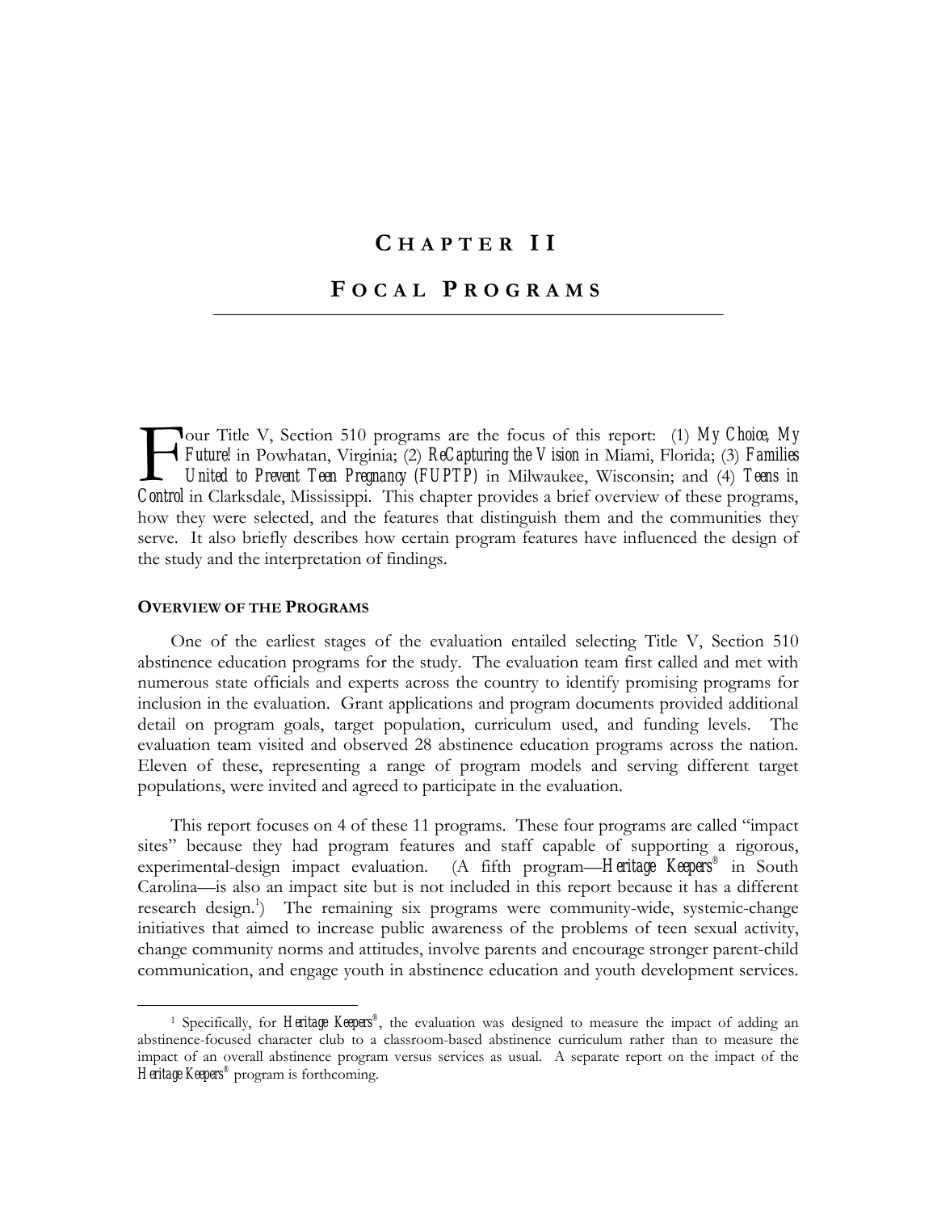# CHAPTER II

# FOCAL PROGRAMS

Four Title V, Section 510 programs are the focus of this report: (1) *My Choice, My Future!* in Powhatan, Virginia; (2) *ReCapturing the Vision* in Miami, Florida; (3) *Families United to Prevent Teen Pregnancy (FUPTP)* in Milwaukee, Wisconsin; and (4) *Teens in Control* in Clarksdale, Mississippi. This chapter provides a brief overview of these programs, how they were selected, and the features that distinguish them and the communities they serve. It also briefly describes how certain program features have influenced the design of the study and the interpretation of findings.

### OVERVIEW OF THE PROGRAMS

One of the earliest stages of the evaluation entailed selecting Title V, Section 510 abstinence education programs for the study. The evaluation team first called and met with numerous state officials and experts across the country to identify promising programs for inclusion in the evaluation. Grant applications and program documents provided additional detail on program goals, target population, curriculum used, and funding levels. The evaluation team visited and observed 28 abstinence education programs across the nation. Eleven of these, representing a range of program models and serving different target populations, were invited and agreed to participate in the evaluation.

This report focuses on 4 of these 11 programs. These four programs are called "impact sites" because they had program features and staff capable of supporting a rigorous, experimental-design impact evaluation. (A fifth program—*Heritage Keepers®* in South Carolina—is also an impact site but is not included in this report because it has a different research design.[1]) The remaining six programs were community-wide, systemic-change initiatives that aimed to increase public awareness of the problems of teen sexual activity, change community norms and attitudes, involve parents and encourage stronger parent-child communication, and engage youth in abstinence education and youth development services.

---

[1] Specifically, for *Heritage Keepers®*, the evaluation was designed to measure the impact of adding an abstinence-focused character club to a classroom-based abstinence curriculum rather than to measure the impact of an overall abstinence program versus services as usual. A separate report on the impact of the *Heritage Keepers®* program is forthcoming.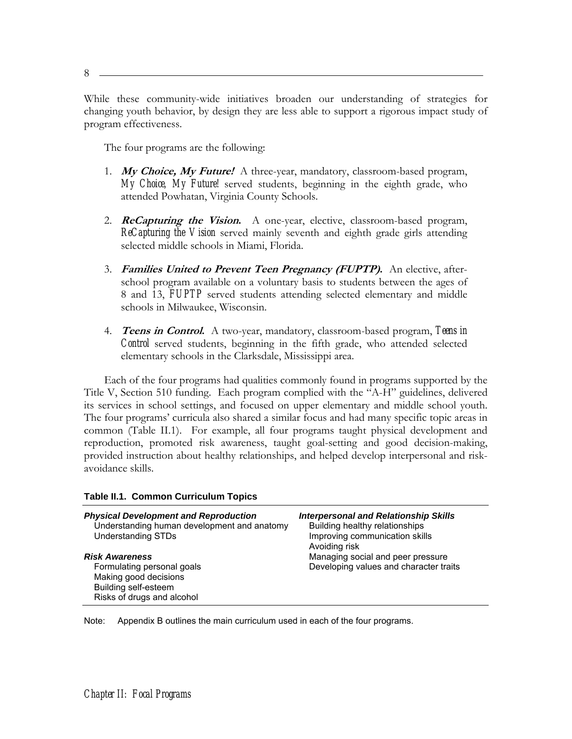While these community-wide initiatives broaden our understanding of strategies for changing youth behavior, by design they are less able to support a rigorous impact study of program effectiveness.

The four programs are the following:

1. ***My Choice, My Future!*** A three-year, mandatory, classroom-based program, *My Choice, My Future!* served students, beginning in the eighth grade, who attended Powhatan, Virginia County Schools.

2. ***ReCapturing the Vision.*** A one-year, elective, classroom-based program, *ReCapturing the Vision* served mainly seventh and eighth grade girls attending selected middle schools in Miami, Florida.

3. ***Families United to Prevent Teen Pregnancy (FUPTP).*** An elective, after-school program available on a voluntary basis to students between the ages of 8 and 13, *FUPTP* served students attending selected elementary and middle schools in Milwaukee, Wisconsin.

4. ***Teens in Control.*** A two-year, mandatory, classroom-based program, *Teens in Control* served students, beginning in the fifth grade, who attended selected elementary schools in the Clarksdale, Mississippi area.

Each of the four programs had qualities commonly found in programs supported by the Title V, Section 510 funding. Each program complied with the "A-H" guidelines, delivered its services in school settings, and focused on upper elementary and middle school youth. The four programs' curricula also shared a similar focus and had many specific topic areas in common (Table II.1). For example, all four programs taught physical development and reproduction, promoted risk awareness, taught goal-setting and good decision-making, provided instruction about healthy relationships, and helped develop interpersonal and risk-avoidance skills.

**Table II.1. Common Curriculum Topics**

| | |
|---|---|
| ***Physical Development and Reproduction*** | ***Interpersonal and Relationship Skills*** |
| Understanding human development and anatomy | Building healthy relationships |
| Understanding STDs | Improving communication skills |
| | Avoiding risk |
| ***Risk Awareness*** | Managing social and peer pressure |
| Formulating personal goals | Developing values and character traits |
| Making good decisions | |
| Building self-esteem | |
| Risks of drugs and alcohol | |

Note: Appendix B outlines the main curriculum used in each of the four programs.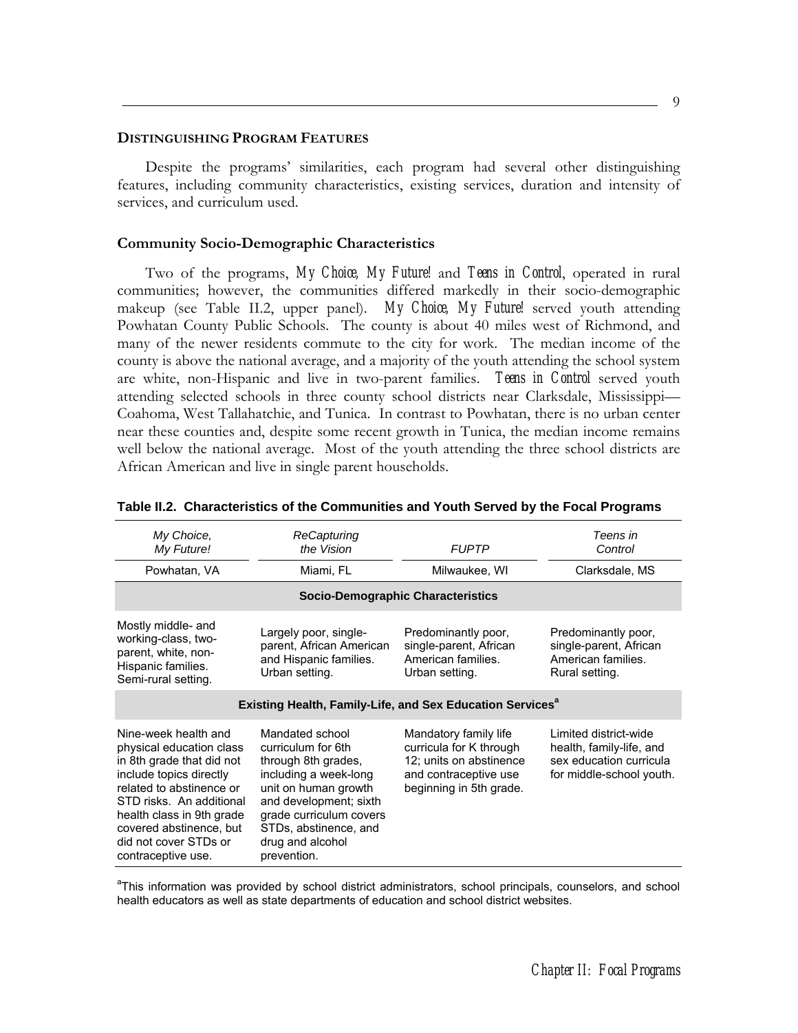## DISTINGUISHING PROGRAM FEATURES

Despite the programs' similarities, each program had several other distinguishing features, including community characteristics, existing services, duration and intensity of services, and curriculum used.

### Community Socio-Demographic Characteristics

Two of the programs, *My Choice, My Future!* and *Teens in Control*, operated in rural communities; however, the communities differed markedly in their socio-demographic makeup (see Table II.2, upper panel). *My Choice, My Future!* served youth attending Powhatan County Public Schools. The county is about 40 miles west of Richmond, and many of the newer residents commute to the city for work. The median income of the county is above the national average, and a majority of the youth attending the school system are white, non-Hispanic and live in two-parent families. *Teens in Control* served youth attending selected schools in three county school districts near Clarksdale, Mississippi—Coahoma, West Tallahatchie, and Tunica. In contrast to Powhatan, there is no urban center near these counties and, despite some recent growth in Tunica, the median income remains well below the national average. Most of the youth attending the three school districts are African American and live in single parent households.

**Table II.2. Characteristics of the Communities and Youth Served by the Focal Programs**

| *My Choice, My Future!* | *ReCapturing the Vision* | *FUPTP* | *Teens in Control* |
|---|---|---|---|
| Powhatan, VA | Miami, FL | Milwaukee, WI | Clarksdale, MS |
| **Socio-Demographic Characteristics** | | | |
| Mostly middle- and working-class, two-parent, white, non-Hispanic families. Semi-rural setting. | Largely poor, single-parent, African American and Hispanic families. Urban setting. | Predominantly poor, single-parent, African American families. Urban setting. | Predominantly poor, single-parent, African American families. Rural setting. |
| **Existing Health, Family-Life, and Sex Education Services[a]** | | | |
| Nine-week health and physical education class in 8th grade that did not include topics directly related to abstinence or STD risks. An additional health class in 9th grade covered abstinence, but did not cover STDs or contraceptive use. | Mandated school curriculum for 6th through 8th grades, including a week-long unit on human growth and development; sixth grade curriculum covers STDs, abstinence, and drug and alcohol prevention. | Mandatory family life curricula for K through 12; units on abstinence and contraceptive use beginning in 5th grade. | Limited district-wide health, family-life, and sex education curricula for middle-school youth. |

[a]This information was provided by school district administrators, school principals, counselors, and school health educators as well as state departments of education and school district websites.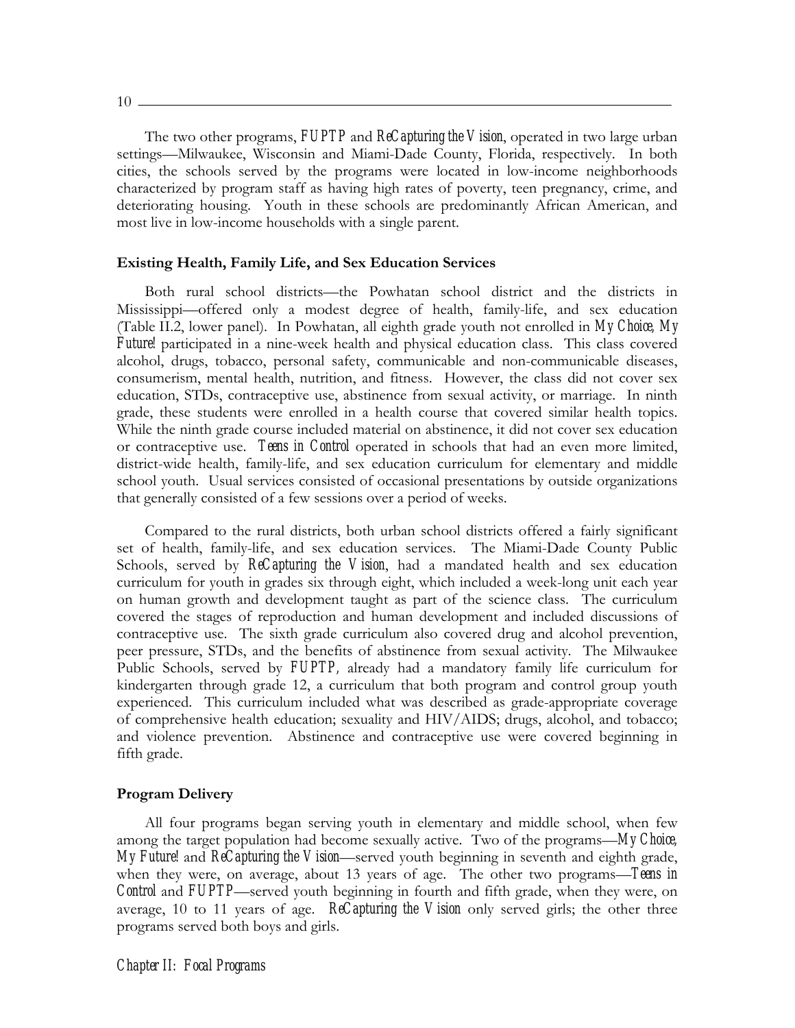The two other programs, *FUPTP* and *ReCapturing the Vision*, operated in two large urban settings—Milwaukee, Wisconsin and Miami-Dade County, Florida, respectively. In both cities, the schools served by the programs were located in low-income neighborhoods characterized by program staff as having high rates of poverty, teen pregnancy, crime, and deteriorating housing. Youth in these schools are predominantly African American, and most live in low-income households with a single parent.

### Existing Health, Family Life, and Sex Education Services

Both rural school districts—the Powhatan school district and the districts in Mississippi—offered only a modest degree of health, family-life, and sex education (Table II.2, lower panel). In Powhatan, all eighth grade youth not enrolled in *My Choice, My Future!* participated in a nine-week health and physical education class. This class covered alcohol, drugs, tobacco, personal safety, communicable and non-communicable diseases, consumerism, mental health, nutrition, and fitness. However, the class did not cover sex education, STDs, contraceptive use, abstinence from sexual activity, or marriage. In ninth grade, these students were enrolled in a health course that covered similar health topics. While the ninth grade course included material on abstinence, it did not cover sex education or contraceptive use. *Teens in Control* operated in schools that had an even more limited, district-wide health, family-life, and sex education curriculum for elementary and middle school youth. Usual services consisted of occasional presentations by outside organizations that generally consisted of a few sessions over a period of weeks.

Compared to the rural districts, both urban school districts offered a fairly significant set of health, family-life, and sex education services. The Miami-Dade County Public Schools, served by *ReCapturing the Vision*, had a mandated health and sex education curriculum for youth in grades six through eight, which included a week-long unit each year on human growth and development taught as part of the science class. The curriculum covered the stages of reproduction and human development and included discussions of contraceptive use. The sixth grade curriculum also covered drug and alcohol prevention, peer pressure, STDs, and the benefits of abstinence from sexual activity. The Milwaukee Public Schools, served by *FUPTP*, already had a mandatory family life curriculum for kindergarten through grade 12, a curriculum that both program and control group youth experienced. This curriculum included what was described as grade-appropriate coverage of comprehensive health education; sexuality and HIV/AIDS; drugs, alcohol, and tobacco; and violence prevention. Abstinence and contraceptive use were covered beginning in fifth grade.

### Program Delivery

All four programs began serving youth in elementary and middle school, when few among the target population had become sexually active. Two of the programs—*My Choice, My Future!* and *ReCapturing the Vision*—served youth beginning in seventh and eighth grade, when they were, on average, about 13 years of age. The other two programs—*Teens in Control* and *FUPTP*—served youth beginning in fourth and fifth grade, when they were, on average, 10 to 11 years of age. *ReCapturing the Vision* only served girls; the other three programs served both boys and girls.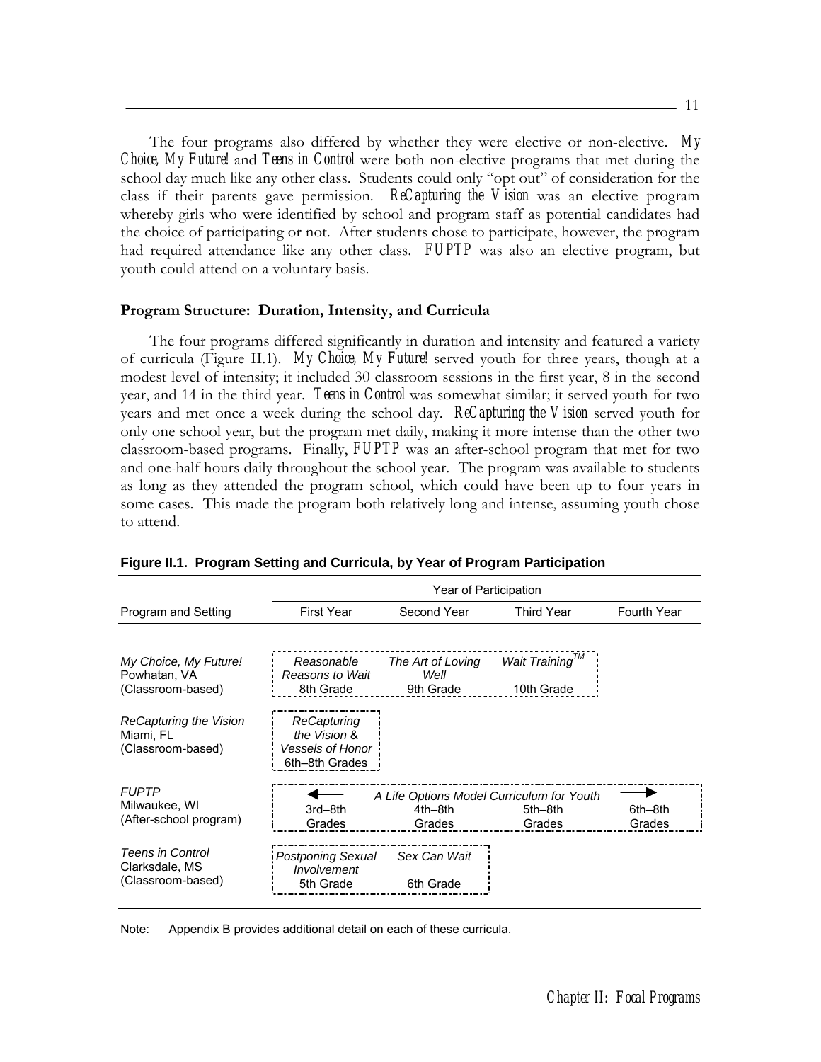The four programs also differed by whether they were elective or non-elective. *My Choice, My Future!* and *Teens in Control* were both non-elective programs that met during the school day much like any other class. Students could only "opt out" of consideration for the class if their parents gave permission. *ReCapturing the Vision* was an elective program whereby girls who were identified by school and program staff as potential candidates had the choice of participating or not. After students chose to participate, however, the program had required attendance like any other class. *FUPTP* was also an elective program, but youth could attend on a voluntary basis.

### Program Structure: Duration, Intensity, and Curricula

The four programs differed significantly in duration and intensity and featured a variety of curricula (Figure II.1). *My Choice, My Future!* served youth for three years, though at a modest level of intensity; it included 30 classroom sessions in the first year, 8 in the second year, and 14 in the third year. *Teens in Control* was somewhat similar; it served youth for two years and met once a week during the school day. *ReCapturing the Vision* served youth for only one school year, but the program met daily, making it more intense than the other two classroom-based programs. Finally, *FUPTP* was an after-school program that met for two and one-half hours daily throughout the school year. The program was available to students as long as they attended the program school, which could have been up to four years in some cases. This made the program both relatively long and intense, assuming youth chose to attend.

**Figure II.1. Program Setting and Curricula, by Year of Program Participation**

| | Year of Participation | | | |
|---|---|---|---|---|
| Program and Setting | First Year | Second Year | Third Year | Fourth Year |
| *My Choice, My Future!* Powhatan, VA (Classroom-based) | *Reasonable Reasons to Wait* 8th Grade | *The Art of Loving Well* 9th Grade | *Wait Training*™ 10th Grade | |
| *ReCapturing the Vision* Miami, FL (Classroom-based) | *ReCapturing the Vision* & *Vessels of Honor* 6th–8th Grades | | | |
| *FUPTP* Milwaukee, WI (After-school program) | ← *A Life Options Model Curriculum for Youth* → 3rd–8th Grades | 4th–8th Grades | 5th–8th Grades | 6th–8th Grades |
| *Teens in Control* Clarksdale, MS (Classroom-based) | *Postponing Sexual Involvement* 5th Grade | *Sex Can Wait* 6th Grade | | |

Note: Appendix B provides additional detail on each of these curricula.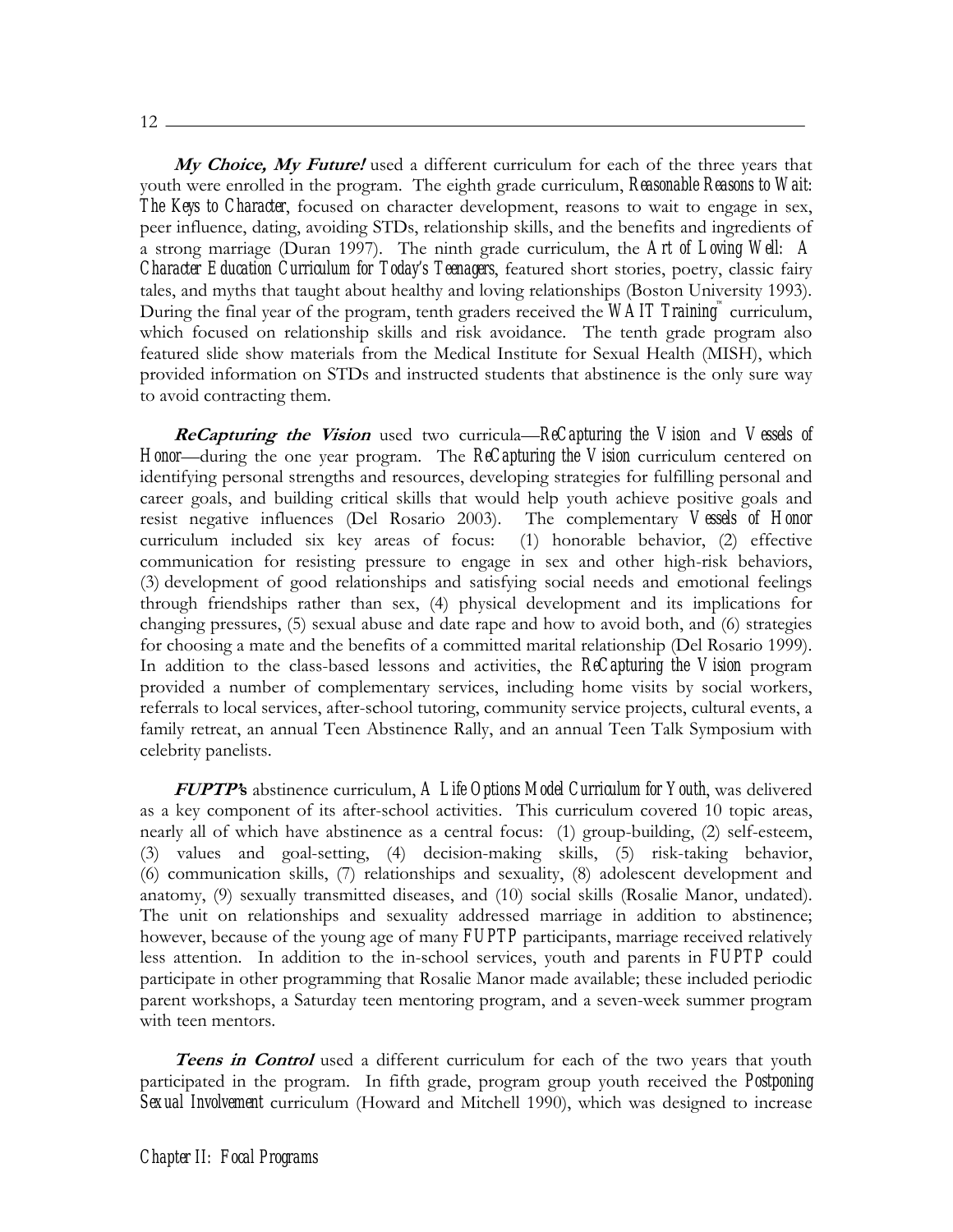***My Choice, My Future!*** used a different curriculum for each of the three years that youth were enrolled in the program. The eighth grade curriculum, *Reasonable Reasons to Wait: The Keys to Character*, focused on character development, reasons to wait to engage in sex, peer influence, dating, avoiding STDs, relationship skills, and the benefits and ingredients of a strong marriage (Duran 1997). The ninth grade curriculum, the *Art of Loving Well: A Character Education Curriculum for Today's Teenagers*, featured short stories, poetry, classic fairy tales, and myths that taught about healthy and loving relationships (Boston University 1993). During the final year of the program, tenth graders received the *WAIT Training*™ curriculum, which focused on relationship skills and risk avoidance. The tenth grade program also featured slide show materials from the Medical Institute for Sexual Health (MISH), which provided information on STDs and instructed students that abstinence is the only sure way to avoid contracting them.

***ReCapturing the Vision*** used two curricula—*ReCapturing the Vision* and *Vessels of Honor*—during the one year program. The *ReCapturing the Vision* curriculum centered on identifying personal strengths and resources, developing strategies for fulfilling personal and career goals, and building critical skills that would help youth achieve positive goals and resist negative influences (Del Rosario 2003). The complementary *Vessels of Honor* curriculum included six key areas of focus: (1) honorable behavior, (2) effective communication for resisting pressure to engage in sex and other high-risk behaviors, (3) development of good relationships and satisfying social needs and emotional feelings through friendships rather than sex, (4) physical development and its implications for changing pressures, (5) sexual abuse and date rape and how to avoid both, and (6) strategies for choosing a mate and the benefits of a committed marital relationship (Del Rosario 1999). In addition to the class-based lessons and activities, the *ReCapturing the Vision* program provided a number of complementary services, including home visits by social workers, referrals to local services, after-school tutoring, community service projects, cultural events, a family retreat, an annual Teen Abstinence Rally, and an annual Teen Talk Symposium with celebrity panelists.

***FUPTP's*** abstinence curriculum, *A Life Options Model Curriculum for Youth*, was delivered as a key component of its after-school activities. This curriculum covered 10 topic areas, nearly all of which have abstinence as a central focus: (1) group-building, (2) self-esteem, (3) values and goal-setting, (4) decision-making skills, (5) risk-taking behavior, (6) communication skills, (7) relationships and sexuality, (8) adolescent development and anatomy, (9) sexually transmitted diseases, and (10) social skills (Rosalie Manor, undated). The unit on relationships and sexuality addressed marriage in addition to abstinence; however, because of the young age of many *FUPTP* participants, marriage received relatively less attention. In addition to the in-school services, youth and parents in *FUPTP* could participate in other programming that Rosalie Manor made available; these included periodic parent workshops, a Saturday teen mentoring program, and a seven-week summer program with teen mentors.

***Teens in Control*** used a different curriculum for each of the two years that youth participated in the program. In fifth grade, program group youth received the *Postponing Sexual Involvement* curriculum (Howard and Mitchell 1990), which was designed to increase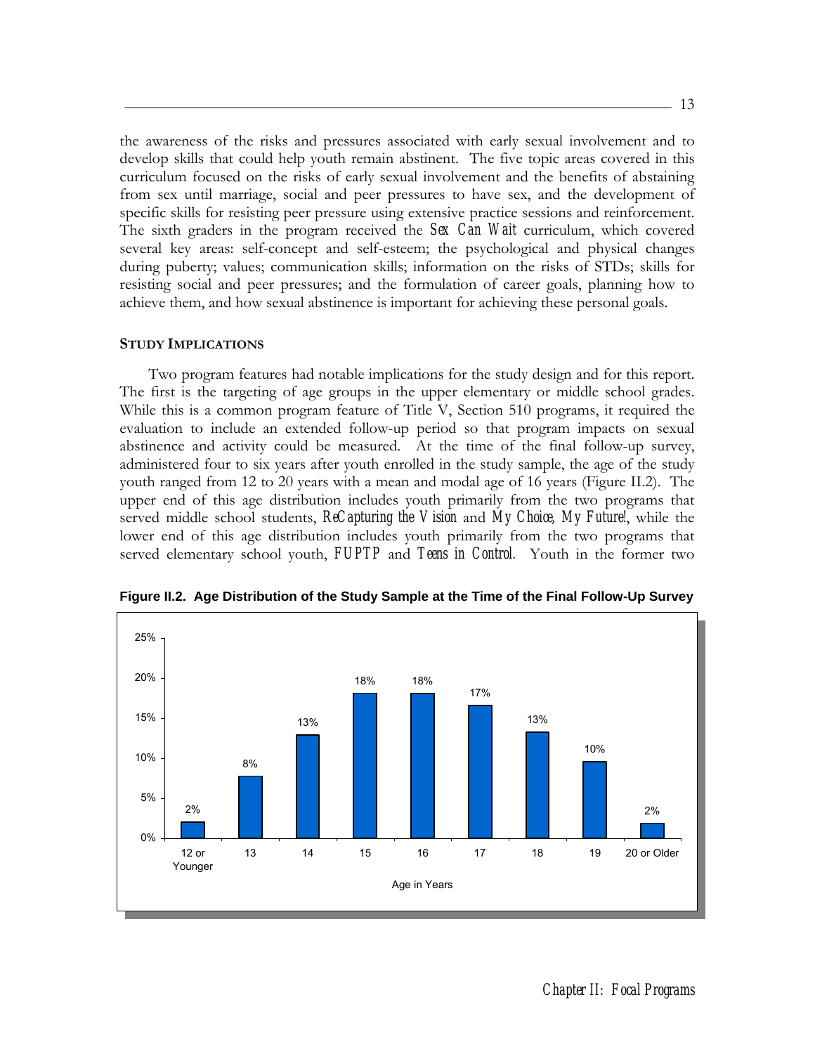the awareness of the risks and pressures associated with early sexual involvement and to develop skills that could help youth remain abstinent. The five topic areas covered in this curriculum focused on the risks of early sexual involvement and the benefits of abstaining from sex until marriage, social and peer pressures to have sex, and the development of specific skills for resisting peer pressure using extensive practice sessions and reinforcement. The sixth graders in the program received the *Sex Can Wait* curriculum, which covered several key areas: self-concept and self-esteem; the psychological and physical changes during puberty; values; communication skills; information on the risks of STDs; skills for resisting social and peer pressures; and the formulation of career goals, planning how to achieve them, and how sexual abstinence is important for achieving these personal goals.

**STUDY IMPLICATIONS**

Two program features had notable implications for the study design and for this report. The first is the targeting of age groups in the upper elementary or middle school grades. While this is a common program feature of Title V, Section 510 programs, it required the evaluation to include an extended follow-up period so that program impacts on sexual abstinence and activity could be measured. At the time of the final follow-up survey, administered four to six years after youth enrolled in the study sample, the age of the study youth ranged from 12 to 20 years with a mean and modal age of 16 years (Figure II.2). The upper end of this age distribution includes youth primarily from the two programs that served middle school students, *ReCapturing the Vision* and *My Choice, My Future!*, while the lower end of this age distribution includes youth primarily from the two programs that served elementary school youth, *FUPTP* and *Teens in Control*. Youth in the former two

**Figure II.2. Age Distribution of the Study Sample at the Time of the Final Follow-Up Survey**

| Age in Years | Percent |
|---|---|
| 12 or Younger | 2% |
| 13 | 8% |
| 14 | 13% |
| 15 | 18% |
| 16 | 18% |
| 17 | 17% |
| 18 | 13% |
| 19 | 10% |
| 20 or Older | 2% |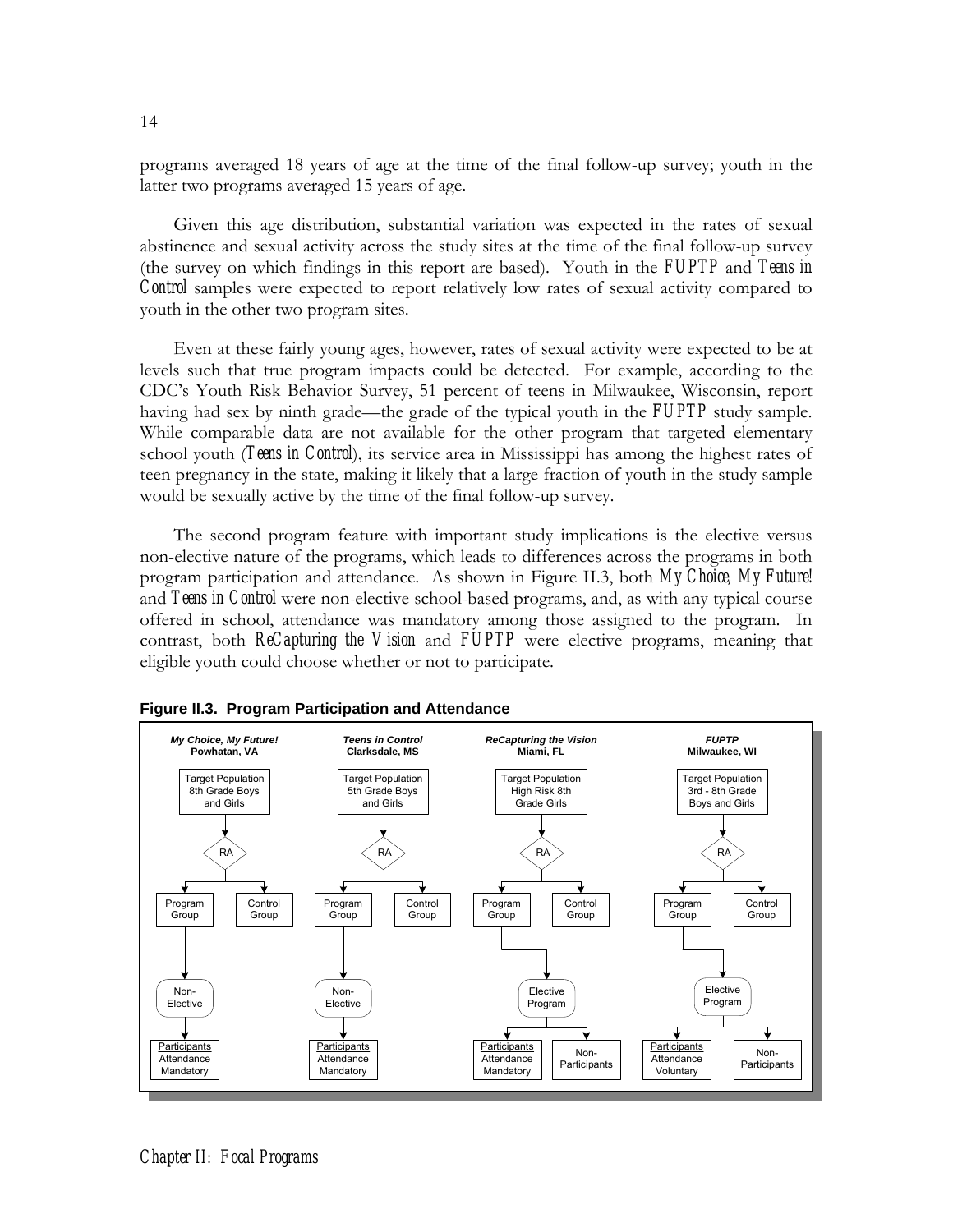programs averaged 18 years of age at the time of the final follow-up survey; youth in the latter two programs averaged 15 years of age.

Given this age distribution, substantial variation was expected in the rates of sexual abstinence and sexual activity across the study sites at the time of the final follow-up survey (the survey on which findings in this report are based). Youth in the *FUPTP* and *Teens in Control* samples were expected to report relatively low rates of sexual activity compared to youth in the other two program sites.

Even at these fairly young ages, however, rates of sexual activity were expected to be at levels such that true program impacts could be detected. For example, according to the CDC's Youth Risk Behavior Survey, 51 percent of teens in Milwaukee, Wisconsin, report having had sex by ninth grade—the grade of the typical youth in the *FUPTP* study sample. While comparable data are not available for the other program that targeted elementary school youth (*Teens in Control*), its service area in Mississippi has among the highest rates of teen pregnancy in the state, making it likely that a large fraction of youth in the study sample would be sexually active by the time of the final follow-up survey.

The second program feature with important study implications is the elective versus non-elective nature of the programs, which leads to differences across the programs in both program participation and attendance. As shown in Figure II.3, both *My Choice, My Future!* and *Teens in Control* were non-elective school-based programs, and, as with any typical course offered in school, attendance was mandatory among those assigned to the program. In contrast, both *ReCapturing the Vision* and *FUPTP* were elective programs, meaning that eligible youth could choose whether or not to participate.

**Figure II.3. Program Participation and Attendance**

| | *My Choice, My Future!* Powhatan, VA | *Teens in Control* Clarksdale, MS | *ReCapturing the Vision* Miami, FL | *FUPTP* Milwaukee, WI |
|---|---|---|---|---|
| Target Population | 8th Grade Boys and Girls | 5th Grade Boys and Girls | High Risk 8th Grade Girls | 3rd - 8th Grade Boys and Girls |
| Assignment | RA → Program Group / Control Group | RA → Program Group / Control Group | RA → Program Group / Control Group | RA → Program Group / Control Group |
| Program Group | Non-Elective | Non-Elective | Elective Program | Elective Program |
| Outcome | Participants: Attendance Mandatory | Participants: Attendance Mandatory | Participants: Attendance Mandatory; Non-Participants | Participants: Attendance Voluntary; Non-Participants |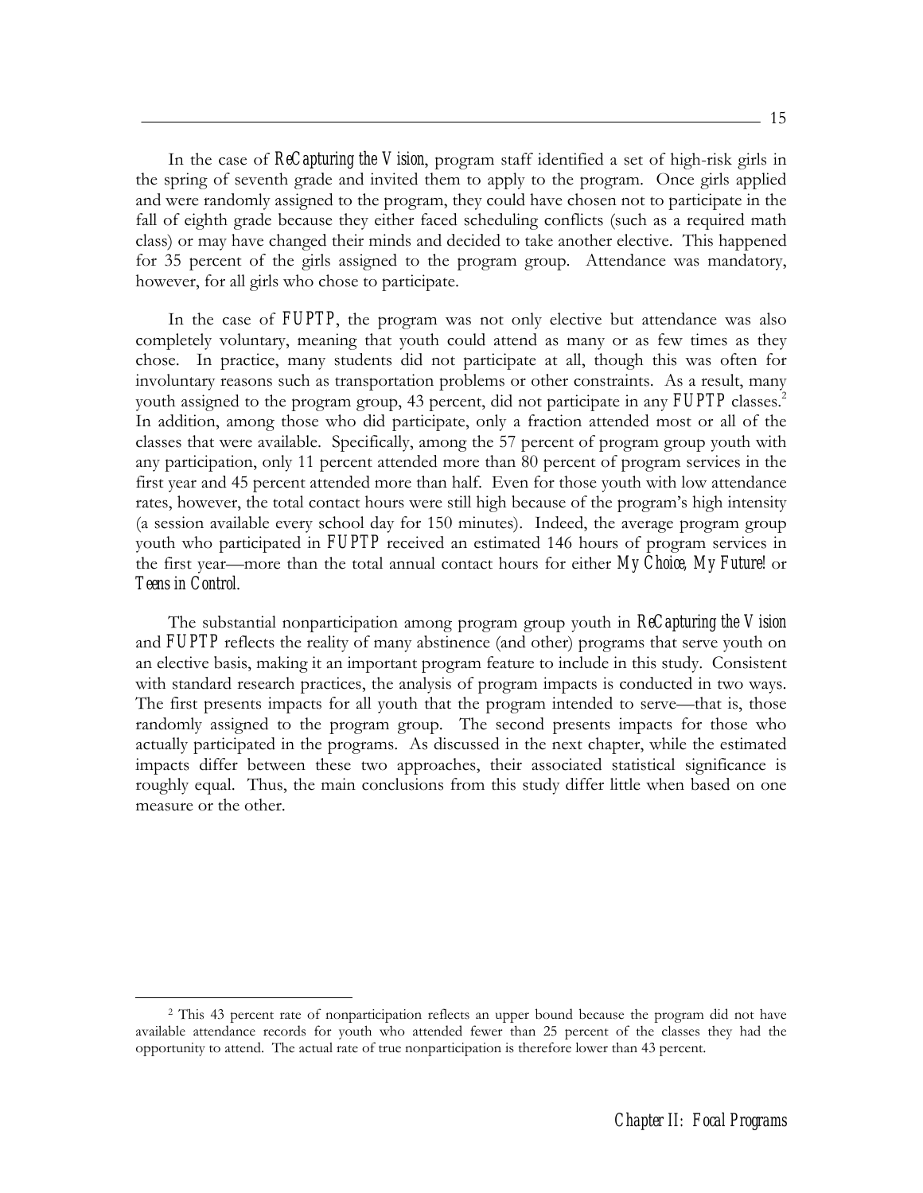In the case of *ReCapturing the Vision*, program staff identified a set of high-risk girls in the spring of seventh grade and invited them to apply to the program. Once girls applied and were randomly assigned to the program, they could have chosen not to participate in the fall of eighth grade because they either faced scheduling conflicts (such as a required math class) or may have changed their minds and decided to take another elective. This happened for 35 percent of the girls assigned to the program group. Attendance was mandatory, however, for all girls who chose to participate.

In the case of *FUPTP*, the program was not only elective but attendance was also completely voluntary, meaning that youth could attend as many or as few times as they chose. In practice, many students did not participate at all, though this was often for involuntary reasons such as transportation problems or other constraints. As a result, many youth assigned to the program group, 43 percent, did not participate in any *FUPTP* classes.[2] In addition, among those who did participate, only a fraction attended most or all of the classes that were available. Specifically, among the 57 percent of program group youth with any participation, only 11 percent attended more than 80 percent of program services in the first year and 45 percent attended more than half. Even for those youth with low attendance rates, however, the total contact hours were still high because of the program's high intensity (a session available every school day for 150 minutes). Indeed, the average program group youth who participated in *FUPTP* received an estimated 146 hours of program services in the first year—more than the total annual contact hours for either *My Choice, My Future!* or *Teens in Control*.

The substantial nonparticipation among program group youth in *ReCapturing the Vision* and *FUPTP* reflects the reality of many abstinence (and other) programs that serve youth on an elective basis, making it an important program feature to include in this study. Consistent with standard research practices, the analysis of program impacts is conducted in two ways. The first presents impacts for all youth that the program intended to serve—that is, those randomly assigned to the program group. The second presents impacts for those who actually participated in the programs. As discussed in the next chapter, while the estimated impacts differ between these two approaches, their associated statistical significance is roughly equal. Thus, the main conclusions from this study differ little when based on one measure or the other.

[2] This 43 percent rate of nonparticipation reflects an upper bound because the program did not have available attendance records for youth who attended fewer than 25 percent of the classes they had the opportunity to attend. The actual rate of true nonparticipation is therefore lower than 43 percent.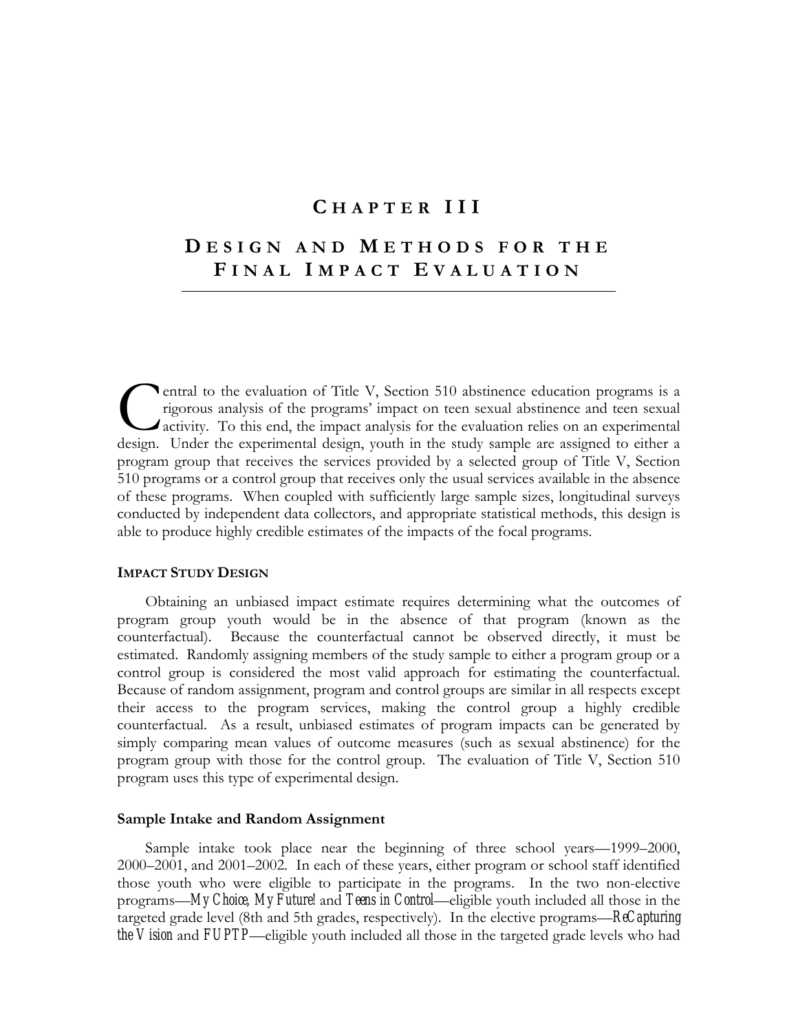# CHAPTER III

# DESIGN AND METHODS FOR THE FINAL IMPACT EVALUATION

Central to the evaluation of Title V, Section 510 abstinence education programs is a rigorous analysis of the programs' impact on teen sexual abstinence and teen sexual activity. To this end, the impact analysis for the evaluation relies on an experimental design. Under the experimental design, youth in the study sample are assigned to either a program group that receives the services provided by a selected group of Title V, Section 510 programs or a control group that receives only the usual services available in the absence of these programs. When coupled with sufficiently large sample sizes, longitudinal surveys conducted by independent data collectors, and appropriate statistical methods, this design is able to produce highly credible estimates of the impacts of the focal programs.

## IMPACT STUDY DESIGN

Obtaining an unbiased impact estimate requires determining what the outcomes of program group youth would be in the absence of that program (known as the counterfactual). Because the counterfactual cannot be observed directly, it must be estimated. Randomly assigning members of the study sample to either a program group or a control group is considered the most valid approach for estimating the counterfactual. Because of random assignment, program and control groups are similar in all respects except their access to the program services, making the control group a highly credible counterfactual. As a result, unbiased estimates of program impacts can be generated by simply comparing mean values of outcome measures (such as sexual abstinence) for the program group with those for the control group. The evaluation of Title V, Section 510 program uses this type of experimental design.

### Sample Intake and Random Assignment

Sample intake took place near the beginning of three school years—1999–2000, 2000–2001, and 2001–2002. In each of these years, either program or school staff identified those youth who were eligible to participate in the programs. In the two non-elective programs—*My Choice, My Future!* and *Teens in Control*—eligible youth included all those in the targeted grade level (8th and 5th grades, respectively). In the elective programs—*ReCapturing the Vision* and *FUPTP*—eligible youth included all those in the targeted grade levels who had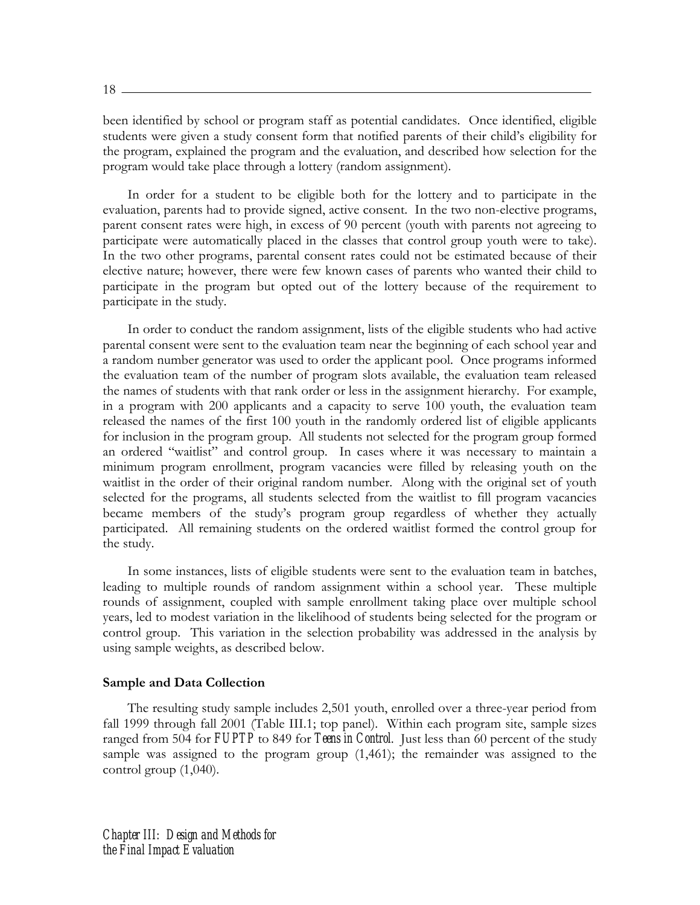been identified by school or program staff as potential candidates. Once identified, eligible students were given a study consent form that notified parents of their child's eligibility for the program, explained the program and the evaluation, and described how selection for the program would take place through a lottery (random assignment).

In order for a student to be eligible both for the lottery and to participate in the evaluation, parents had to provide signed, active consent. In the two non-elective programs, parent consent rates were high, in excess of 90 percent (youth with parents not agreeing to participate were automatically placed in the classes that control group youth were to take). In the two other programs, parental consent rates could not be estimated because of their elective nature; however, there were few known cases of parents who wanted their child to participate in the program but opted out of the lottery because of the requirement to participate in the study.

In order to conduct the random assignment, lists of the eligible students who had active parental consent were sent to the evaluation team near the beginning of each school year and a random number generator was used to order the applicant pool. Once programs informed the evaluation team of the number of program slots available, the evaluation team released the names of students with that rank order or less in the assignment hierarchy. For example, in a program with 200 applicants and a capacity to serve 100 youth, the evaluation team released the names of the first 100 youth in the randomly ordered list of eligible applicants for inclusion in the program group. All students not selected for the program group formed an ordered "waitlist" and control group. In cases where it was necessary to maintain a minimum program enrollment, program vacancies were filled by releasing youth on the waitlist in the order of their original random number. Along with the original set of youth selected for the programs, all students selected from the waitlist to fill program vacancies became members of the study's program group regardless of whether they actually participated. All remaining students on the ordered waitlist formed the control group for the study.

In some instances, lists of eligible students were sent to the evaluation team in batches, leading to multiple rounds of random assignment within a school year. These multiple rounds of assignment, coupled with sample enrollment taking place over multiple school years, led to modest variation in the likelihood of students being selected for the program or control group. This variation in the selection probability was addressed in the analysis by using sample weights, as described below.

**Sample and Data Collection**

The resulting study sample includes 2,501 youth, enrolled over a three-year period from fall 1999 through fall 2001 (Table III.1; top panel). Within each program site, sample sizes ranged from 504 for *FUPTP* to 849 for *Teens in Control*. Just less than 60 percent of the study sample was assigned to the program group (1,461); the remainder was assigned to the control group (1,040).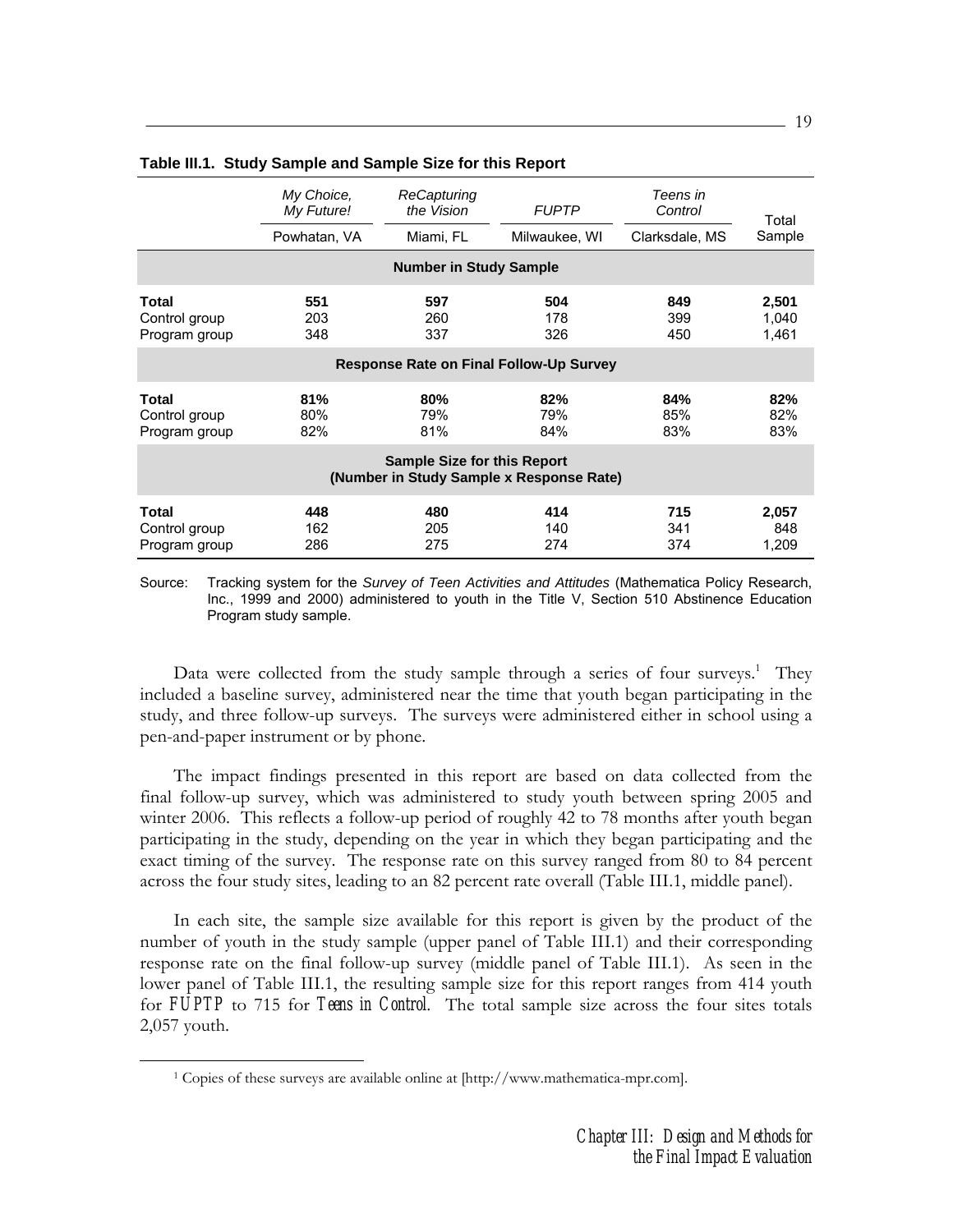**Table III.1. Study Sample and Sample Size for this Report**

| | *My Choice, My Future!* | *ReCapturing the Vision* | *FUPTP* | *Teens in Control* | Total Sample |
|---|---|---|---|---|---|
| | Powhatan, VA | Miami, FL | Milwaukee, WI | Clarksdale, MS | |
| **Number in Study Sample** | | | | | |
| **Total** | **551** | **597** | **504** | **849** | **2,501** |
| Control group | 203 | 260 | 178 | 399 | 1,040 |
| Program group | 348 | 337 | 326 | 450 | 1,461 |
| **Response Rate on Final Follow-Up Survey** | | | | | |
| **Total** | **81%** | **80%** | **82%** | **84%** | **82%** |
| Control group | 80% | 79% | 79% | 85% | 82% |
| Program group | 82% | 81% | 84% | 83% | 83% |
| **Sample Size for this Report (Number in Study Sample x Response Rate)** | | | | | |
| **Total** | **448** | **480** | **414** | **715** | **2,057** |
| Control group | 162 | 205 | 140 | 341 | 848 |
| Program group | 286 | 275 | 274 | 374 | 1,209 |

Source: Tracking system for the *Survey of Teen Activities and Attitudes* (Mathematica Policy Research, Inc., 1999 and 2000) administered to youth in the Title V, Section 510 Abstinence Education Program study sample.

Data were collected from the study sample through a series of four surveys.[1] They included a baseline survey, administered near the time that youth began participating in the study, and three follow-up surveys. The surveys were administered either in school using a pen-and-paper instrument or by phone.

The impact findings presented in this report are based on data collected from the final follow-up survey, which was administered to study youth between spring 2005 and winter 2006. This reflects a follow-up period of roughly 42 to 78 months after youth began participating in the study, depending on the year in which they began participating and the exact timing of the survey. The response rate on this survey ranged from 80 to 84 percent across the four study sites, leading to an 82 percent rate overall (Table III.1, middle panel).

In each site, the sample size available for this report is given by the product of the number of youth in the study sample (upper panel of Table III.1) and their corresponding response rate on the final follow-up survey (middle panel of Table III.1). As seen in the lower panel of Table III.1, the resulting sample size for this report ranges from 414 youth for *FUPTP* to 715 for *Teens in Control*. The total sample size across the four sites totals 2,057 youth.

[1] Copies of these surveys are available online at [http://www.mathematica-mpr.com].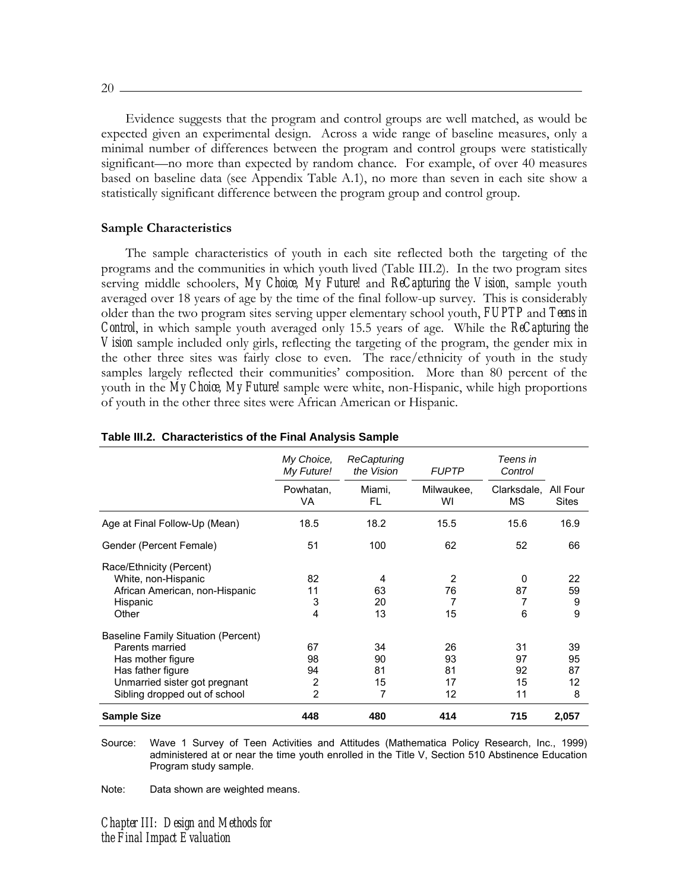Evidence suggests that the program and control groups are well matched, as would be expected given an experimental design. Across a wide range of baseline measures, only a minimal number of differences between the program and control groups were statistically significant—no more than expected by random chance. For example, of over 40 measures based on baseline data (see Appendix Table A.1), no more than seven in each site show a statistically significant difference between the program group and control group.

### Sample Characteristics

The sample characteristics of youth in each site reflected both the targeting of the programs and the communities in which youth lived (Table III.2). In the two program sites serving middle schoolers, *My Choice, My Future!* and *ReCapturing the Vision*, sample youth averaged over 18 years of age by the time of the final follow-up survey. This is considerably older than the two program sites serving upper elementary school youth, *FUPTP* and *Teens in Control*, in which sample youth averaged only 15.5 years of age. While the *ReCapturing the Vision* sample included only girls, reflecting the targeting of the program, the gender mix in the other three sites was fairly close to even. The race/ethnicity of youth in the study samples largely reflected their communities' composition. More than 80 percent of the youth in the *My Choice, My Future!* sample were white, non-Hispanic, while high proportions of youth in the other three sites were African American or Hispanic.

**Table III.2. Characteristics of the Final Analysis Sample**

| | *My Choice, My Future!* | *ReCapturing the Vision* | *FUPTP* | *Teens in Control* | |
|---|---|---|---|---|---|
| | Powhatan, VA | Miami, FL | Milwaukee, WI | Clarksdale, MS | All Four Sites |
| Age at Final Follow-Up (Mean) | 18.5 | 18.2 | 15.5 | 15.6 | 16.9 |
| Gender (Percent Female) | 51 | 100 | 62 | 52 | 66 |
| Race/Ethnicity (Percent) | | | | | |
| White, non-Hispanic | 82 | 4 | 2 | 0 | 22 |
| African American, non-Hispanic | 11 | 63 | 76 | 87 | 59 |
| Hispanic | 3 | 20 | 7 | 7 | 9 |
| Other | 4 | 13 | 15 | 6 | 9 |
| Baseline Family Situation (Percent) | | | | | |
| Parents married | 67 | 34 | 26 | 31 | 39 |
| Has mother figure | 98 | 90 | 93 | 97 | 95 |
| Has father figure | 94 | 81 | 81 | 92 | 87 |
| Unmarried sister got pregnant | 2 | 15 | 17 | 15 | 12 |
| Sibling dropped out of school | 2 | 7 | 12 | 11 | 8 |
| **Sample Size** | **448** | **480** | **414** | **715** | **2,057** |

Source: Wave 1 Survey of Teen Activities and Attitudes (Mathematica Policy Research, Inc., 1999) administered at or near the time youth enrolled in the Title V, Section 510 Abstinence Education Program study sample.

Note: Data shown are weighted means.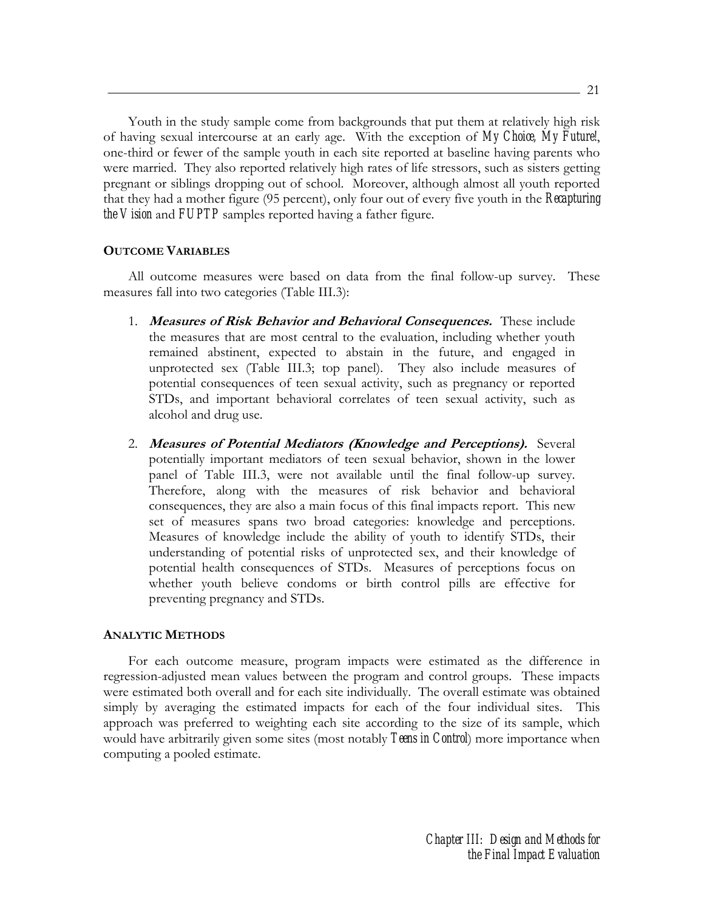Youth in the study sample come from backgrounds that put them at relatively high risk of having sexual intercourse at an early age. With the exception of *My Choice, My Future!*, one-third or fewer of the sample youth in each site reported at baseline having parents who were married. They also reported relatively high rates of life stressors, such as sisters getting pregnant or siblings dropping out of school. Moreover, although almost all youth reported that they had a mother figure (95 percent), only four out of every five youth in the *Recapturing the Vision* and *FUPTP* samples reported having a father figure.

### OUTCOME VARIABLES

All outcome measures were based on data from the final follow-up survey. These measures fall into two categories (Table III.3):

1. ***Measures of Risk Behavior and Behavioral Consequences.*** These include the measures that are most central to the evaluation, including whether youth remained abstinent, expected to abstain in the future, and engaged in unprotected sex (Table III.3; top panel). They also include measures of potential consequences of teen sexual activity, such as pregnancy or reported STDs, and important behavioral correlates of teen sexual activity, such as alcohol and drug use.

2. ***Measures of Potential Mediators (Knowledge and Perceptions).*** Several potentially important mediators of teen sexual behavior, shown in the lower panel of Table III.3, were not available until the final follow-up survey. Therefore, along with the measures of risk behavior and behavioral consequences, they are also a main focus of this final impacts report. This new set of measures spans two broad categories: knowledge and perceptions. Measures of knowledge include the ability of youth to identify STDs, their understanding of potential risks of unprotected sex, and their knowledge of potential health consequences of STDs. Measures of perceptions focus on whether youth believe condoms or birth control pills are effective for preventing pregnancy and STDs.

### ANALYTIC METHODS

For each outcome measure, program impacts were estimated as the difference in regression-adjusted mean values between the program and control groups. These impacts were estimated both overall and for each site individually. The overall estimate was obtained simply by averaging the estimated impacts for each of the four individual sites. This approach was preferred to weighting each site according to the size of its sample, which would have arbitrarily given some sites (most notably *Teens in Control*) more importance when computing a pooled estimate.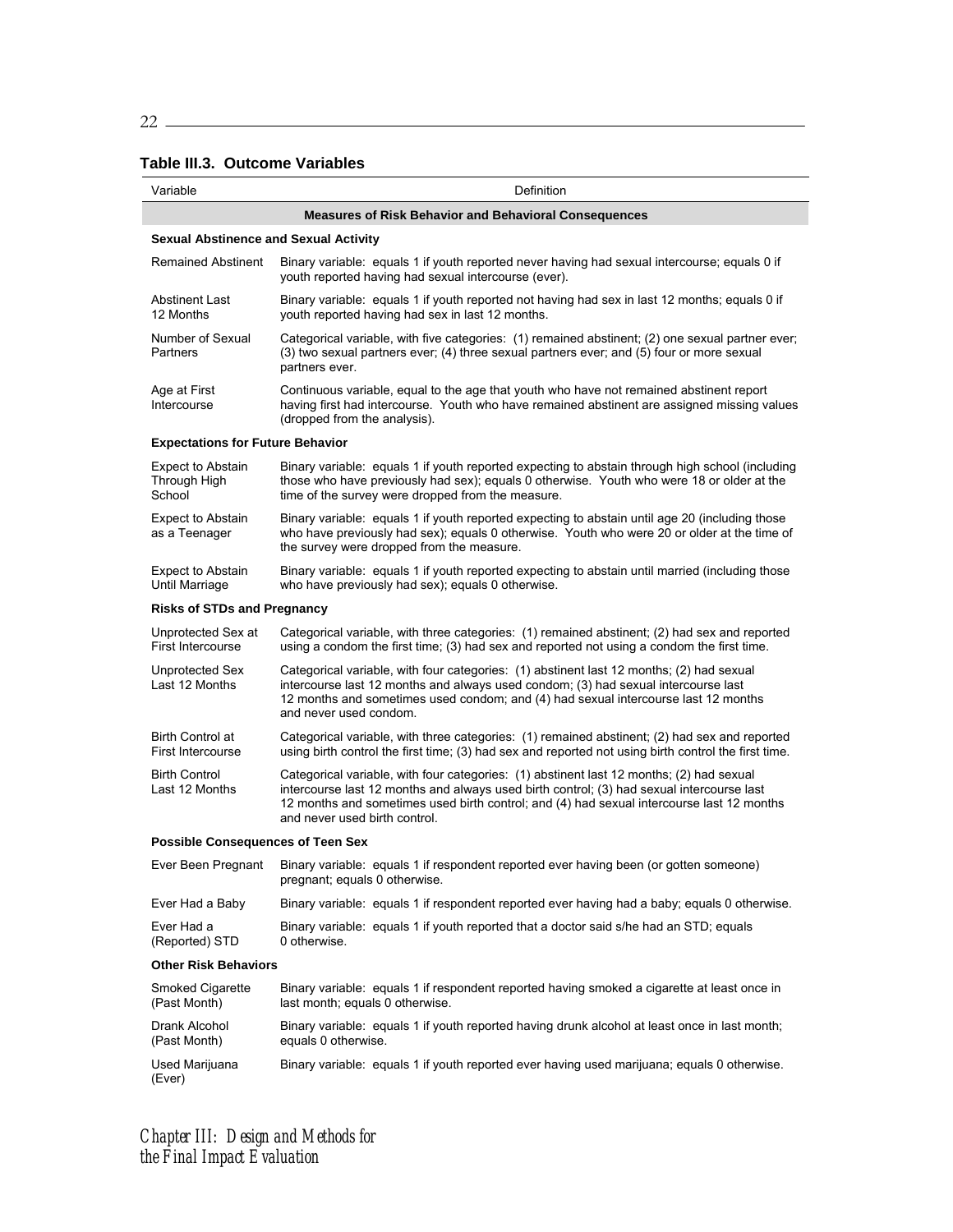**Table III.3. Outcome Variables**

| Variable | Definition |
|---|---|
| **Measures of Risk Behavior and Behavioral Consequences** | |
| **Sexual Abstinence and Sexual Activity** | |
| Remained Abstinent | Binary variable: equals 1 if youth reported never having had sexual intercourse; equals 0 if youth reported having had sexual intercourse (ever). |
| Abstinent Last 12 Months | Binary variable: equals 1 if youth reported not having had sex in last 12 months; equals 0 if youth reported having had sex in last 12 months. |
| Number of Sexual Partners | Categorical variable, with five categories: (1) remained abstinent; (2) one sexual partner ever; (3) two sexual partners ever; (4) three sexual partners ever; and (5) four or more sexual partners ever. |
| Age at First Intercourse | Continuous variable, equal to the age that youth who have not remained abstinent report having first had intercourse. Youth who have remained abstinent are assigned missing values (dropped from the analysis). |
| **Expectations for Future Behavior** | |
| Expect to Abstain Through High School | Binary variable: equals 1 if youth reported expecting to abstain through high school (including those who have previously had sex); equals 0 otherwise. Youth who were 18 or older at the time of the survey were dropped from the measure. |
| Expect to Abstain as a Teenager | Binary variable: equals 1 if youth reported expecting to abstain until age 20 (including those who have previously had sex); equals 0 otherwise. Youth who were 20 or older at the time of the survey were dropped from the measure. |
| Expect to Abstain Until Marriage | Binary variable: equals 1 if youth reported expecting to abstain until married (including those who have previously had sex); equals 0 otherwise. |
| **Risks of STDs and Pregnancy** | |
| Unprotected Sex at First Intercourse | Categorical variable, with three categories: (1) remained abstinent; (2) had sex and reported using a condom the first time; (3) had sex and reported not using a condom the first time. |
| Unprotected Sex Last 12 Months | Categorical variable, with four categories: (1) abstinent last 12 months; (2) had sexual intercourse last 12 months and always used condom; (3) had sexual intercourse last 12 months and sometimes used condom; and (4) had sexual intercourse last 12 months and never used condom. |
| Birth Control at First Intercourse | Categorical variable, with three categories: (1) remained abstinent; (2) had sex and reported using birth control the first time; (3) had sex and reported not using birth control the first time. |
| Birth Control Last 12 Months | Categorical variable, with four categories: (1) abstinent last 12 months; (2) had sexual intercourse last 12 months and always used birth control; (3) had sexual intercourse last 12 months and sometimes used birth control; and (4) had sexual intercourse last 12 months and never used birth control. |
| **Possible Consequences of Teen Sex** | |
| Ever Been Pregnant | Binary variable: equals 1 if respondent reported ever having been (or gotten someone) pregnant; equals 0 otherwise. |
| Ever Had a Baby | Binary variable: equals 1 if respondent reported ever having had a baby; equals 0 otherwise. |
| Ever Had a (Reported) STD | Binary variable: equals 1 if youth reported that a doctor said s/he had an STD; equals 0 otherwise. |
| **Other Risk Behaviors** | |
| Smoked Cigarette (Past Month) | Binary variable: equals 1 if respondent reported having smoked a cigarette at least once in last month; equals 0 otherwise. |
| Drank Alcohol (Past Month) | Binary variable: equals 1 if youth reported having drunk alcohol at least once in last month; equals 0 otherwise. |
| Used Marijuana (Ever) | Binary variable: equals 1 if youth reported ever having used marijuana; equals 0 otherwise. |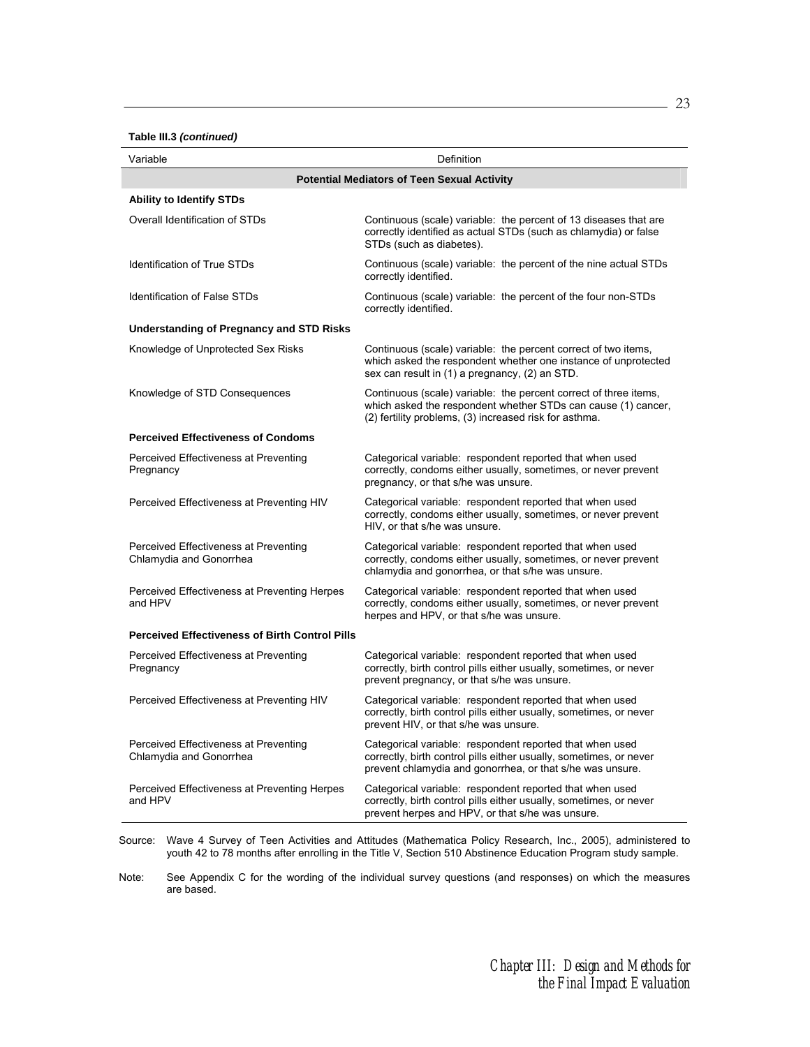**Table III.3 *(continued)***

| Variable | Definition |
|---|---|
| **Potential Mediators of Teen Sexual Activity** | |
| **Ability to Identify STDs** | |
| Overall Identification of STDs | Continuous (scale) variable: the percent of 13 diseases that are correctly identified as actual STDs (such as chlamydia) or false STDs (such as diabetes). |
| Identification of True STDs | Continuous (scale) variable: the percent of the nine actual STDs correctly identified. |
| Identification of False STDs | Continuous (scale) variable: the percent of the four non-STDs correctly identified. |
| **Understanding of Pregnancy and STD Risks** | |
| Knowledge of Unprotected Sex Risks | Continuous (scale) variable: the percent correct of two items, which asked the respondent whether one instance of unprotected sex can result in (1) a pregnancy, (2) an STD. |
| Knowledge of STD Consequences | Continuous (scale) variable: the percent correct of three items, which asked the respondent whether STDs can cause (1) cancer, (2) fertility problems, (3) increased risk for asthma. |
| **Perceived Effectiveness of Condoms** | |
| Perceived Effectiveness at Preventing Pregnancy | Categorical variable: respondent reported that when used correctly, condoms either usually, sometimes, or never prevent pregnancy, or that s/he was unsure. |
| Perceived Effectiveness at Preventing HIV | Categorical variable: respondent reported that when used correctly, condoms either usually, sometimes, or never prevent HIV, or that s/he was unsure. |
| Perceived Effectiveness at Preventing Chlamydia and Gonorrhea | Categorical variable: respondent reported that when used correctly, condoms either usually, sometimes, or never prevent chlamydia and gonorrhea, or that s/he was unsure. |
| Perceived Effectiveness at Preventing Herpes and HPV | Categorical variable: respondent reported that when used correctly, condoms either usually, sometimes, or never prevent herpes and HPV, or that s/he was unsure. |
| **Perceived Effectiveness of Birth Control Pills** | |
| Perceived Effectiveness at Preventing Pregnancy | Categorical variable: respondent reported that when used correctly, birth control pills either usually, sometimes, or never prevent pregnancy, or that s/he was unsure. |
| Perceived Effectiveness at Preventing HIV | Categorical variable: respondent reported that when used correctly, birth control pills either usually, sometimes, or never prevent HIV, or that s/he was unsure. |
| Perceived Effectiveness at Preventing Chlamydia and Gonorrhea | Categorical variable: respondent reported that when used correctly, birth control pills either usually, sometimes, or never prevent chlamydia and gonorrhea, or that s/he was unsure. |
| Perceived Effectiveness at Preventing Herpes and HPV | Categorical variable: respondent reported that when used correctly, birth control pills either usually, sometimes, or never prevent herpes and HPV, or that s/he was unsure. |

Source: Wave 4 Survey of Teen Activities and Attitudes (Mathematica Policy Research, Inc., 2005), administered to youth 42 to 78 months after enrolling in the Title V, Section 510 Abstinence Education Program study sample.

Note: See Appendix C for the wording of the individual survey questions (and responses) on which the measures are based.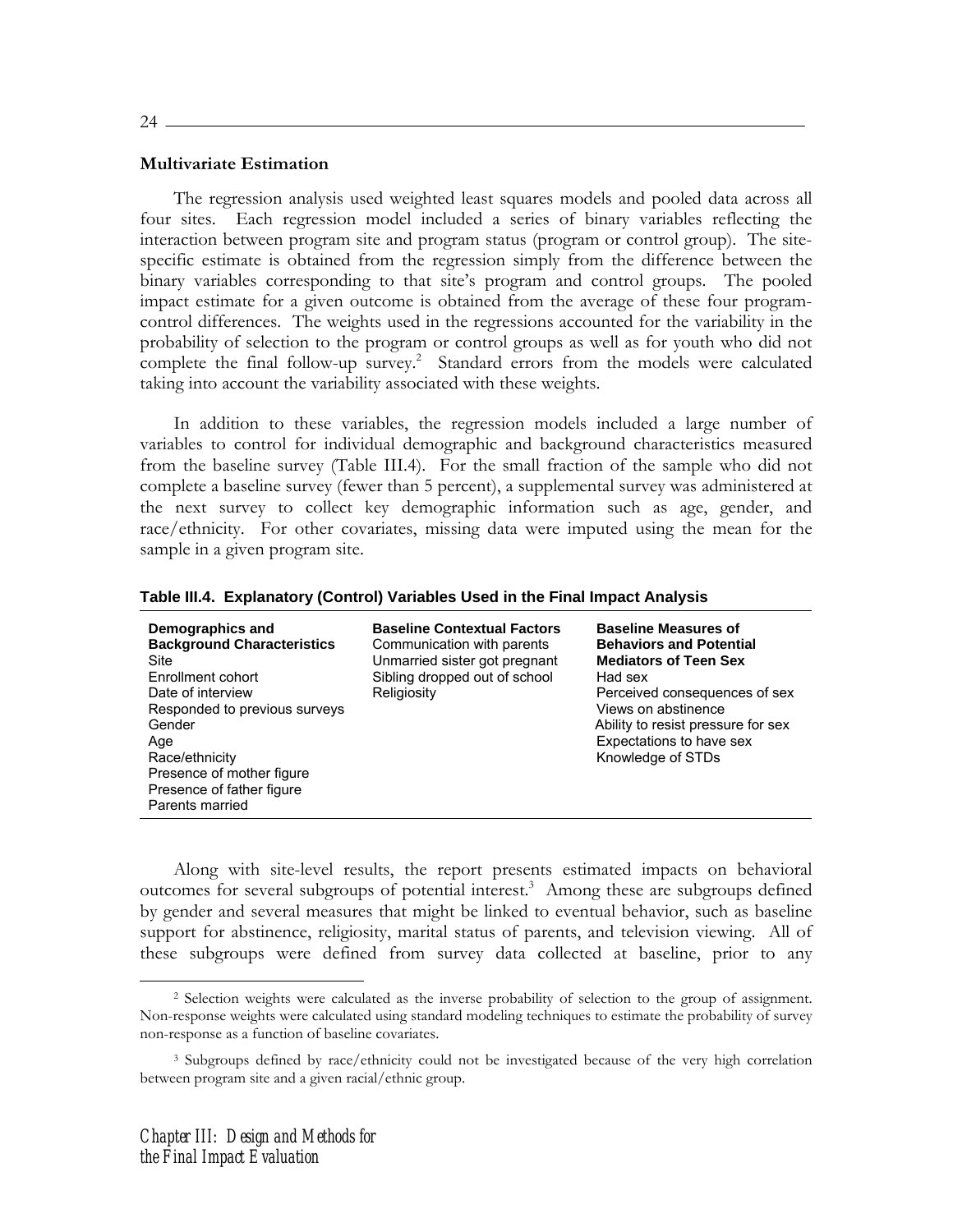### Multivariate Estimation

The regression analysis used weighted least squares models and pooled data across all four sites. Each regression model included a series of binary variables reflecting the interaction between program site and program status (program or control group). The site-specific estimate is obtained from the regression simply from the difference between the binary variables corresponding to that site's program and control groups. The pooled impact estimate for a given outcome is obtained from the average of these four program-control differences. The weights used in the regressions accounted for the variability in the probability of selection to the program or control groups as well as for youth who did not complete the final follow-up survey.[2] Standard errors from the models were calculated taking into account the variability associated with these weights.

In addition to these variables, the regression models included a large number of variables to control for individual demographic and background characteristics measured from the baseline survey (Table III.4). For the small fraction of the sample who did not complete a baseline survey (fewer than 5 percent), a supplemental survey was administered at the next survey to collect key demographic information such as age, gender, and race/ethnicity. For other covariates, missing data were imputed using the mean for the sample in a given program site.

**Table III.4. Explanatory (Control) Variables Used in the Final Impact Analysis**

| Demographics and Background Characteristics | Baseline Contextual Factors | Baseline Measures of Behaviors and Potential Mediators of Teen Sex |
|---|---|---|
| Site | Communication with parents | Had sex |
| Enrollment cohort | Unmarried sister got pregnant | Perceived consequences of sex |
| Date of interview | Sibling dropped out of school | Views on abstinence |
| Responded to previous surveys | Religiosity | Ability to resist pressure for sex |
| Gender | | Expectations to have sex |
| Age | | Knowledge of STDs |
| Race/ethnicity | | |
| Presence of mother figure | | |
| Presence of father figure | | |
| Parents married | | |

Along with site-level results, the report presents estimated impacts on behavioral outcomes for several subgroups of potential interest.[3] Among these are subgroups defined by gender and several measures that might be linked to eventual behavior, such as baseline support for abstinence, religiosity, marital status of parents, and television viewing. All of these subgroups were defined from survey data collected at baseline, prior to any

---

[2] Selection weights were calculated as the inverse probability of selection to the group of assignment. Non-response weights were calculated using standard modeling techniques to estimate the probability of survey non-response as a function of baseline covariates.

[3] Subgroups defined by race/ethnicity could not be investigated because of the very high correlation between program site and a given racial/ethnic group.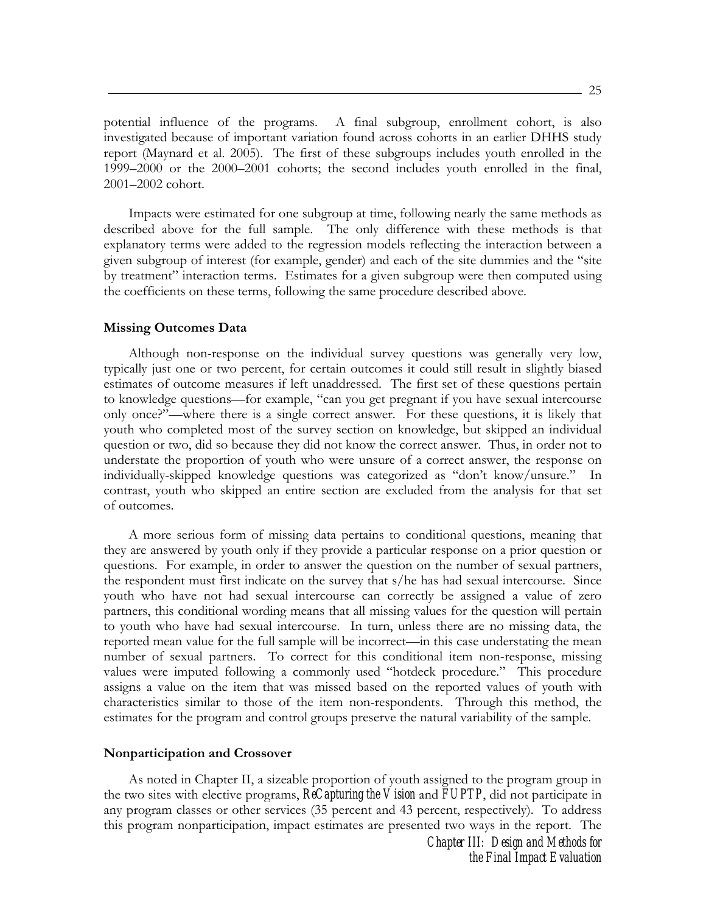potential influence of the programs. A final subgroup, enrollment cohort, is also investigated because of important variation found across cohorts in an earlier DHHS study report (Maynard et al. 2005). The first of these subgroups includes youth enrolled in the 1999–2000 or the 2000–2001 cohorts; the second includes youth enrolled in the final, 2001–2002 cohort.

Impacts were estimated for one subgroup at time, following nearly the same methods as described above for the full sample. The only difference with these methods is that explanatory terms were added to the regression models reflecting the interaction between a given subgroup of interest (for example, gender) and each of the site dummies and the "site by treatment" interaction terms. Estimates for a given subgroup were then computed using the coefficients on these terms, following the same procedure described above.

### Missing Outcomes Data

Although non-response on the individual survey questions was generally very low, typically just one or two percent, for certain outcomes it could still result in slightly biased estimates of outcome measures if left unaddressed. The first set of these questions pertain to knowledge questions—for example, "can you get pregnant if you have sexual intercourse only once?"—where there is a single correct answer. For these questions, it is likely that youth who completed most of the survey section on knowledge, but skipped an individual question or two, did so because they did not know the correct answer. Thus, in order not to understate the proportion of youth who were unsure of a correct answer, the response on individually-skipped knowledge questions was categorized as "don't know/unsure." In contrast, youth who skipped an entire section are excluded from the analysis for that set of outcomes.

A more serious form of missing data pertains to conditional questions, meaning that they are answered by youth only if they provide a particular response on a prior question or questions. For example, in order to answer the question on the number of sexual partners, the respondent must first indicate on the survey that s/he has had sexual intercourse. Since youth who have not had sexual intercourse can correctly be assigned a value of zero partners, this conditional wording means that all missing values for the question will pertain to youth who have had sexual intercourse. In turn, unless there are no missing data, the reported mean value for the full sample will be incorrect—in this case understating the mean number of sexual partners. To correct for this conditional item non-response, missing values were imputed following a commonly used "hotdeck procedure." This procedure assigns a value on the item that was missed based on the reported values of youth with characteristics similar to those of the item non-respondents. Through this method, the estimates for the program and control groups preserve the natural variability of the sample.

### Nonparticipation and Crossover

As noted in Chapter II, a sizeable proportion of youth assigned to the program group in the two sites with elective programs, *ReCapturing the Vision* and *FUPTP*, did not participate in any program classes or other services (35 percent and 43 percent, respectively). To address this program nonparticipation, impact estimates are presented two ways in the report. The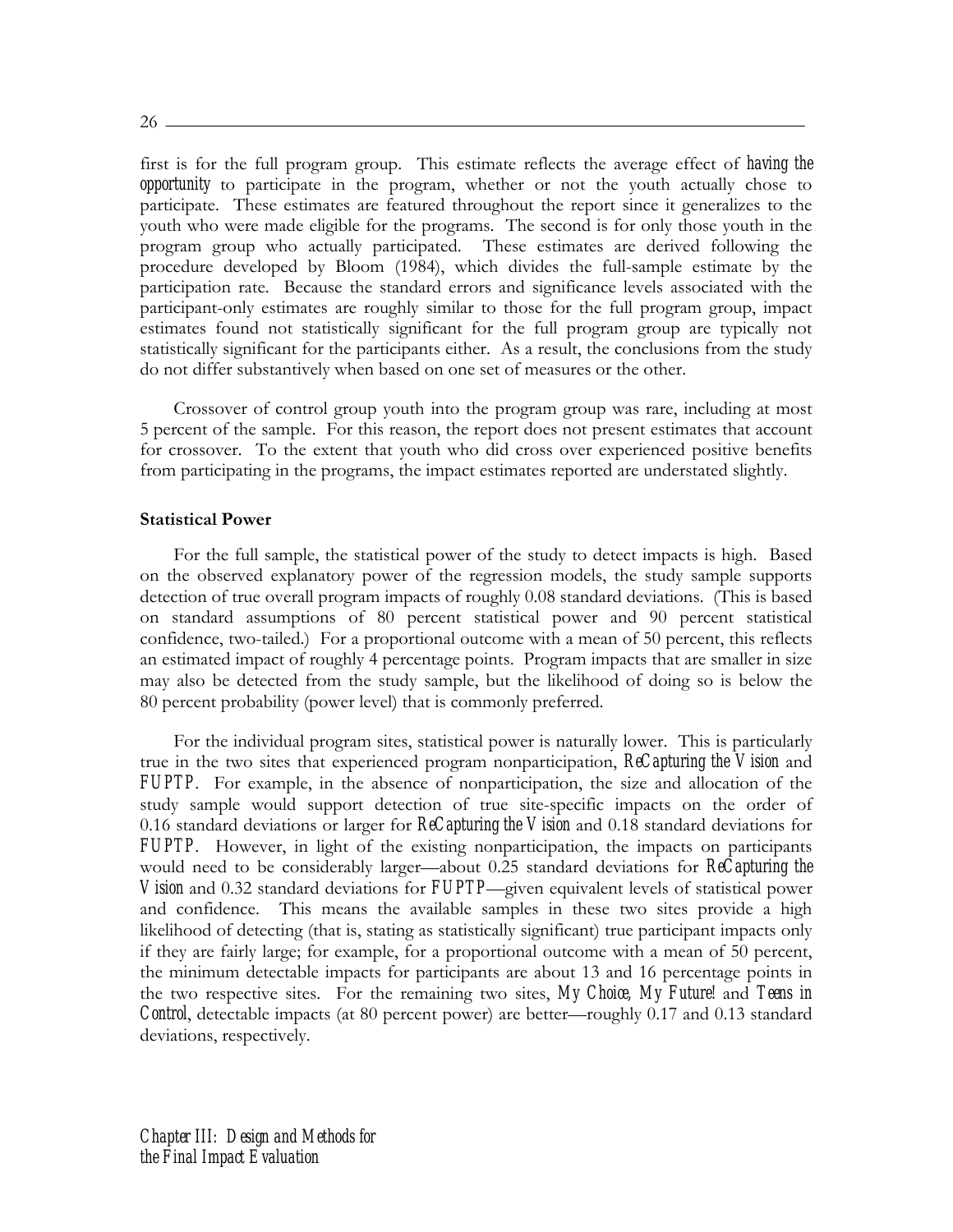first is for the full program group. This estimate reflects the average effect of *having the opportunity* to participate in the program, whether or not the youth actually chose to participate. These estimates are featured throughout the report since it generalizes to the youth who were made eligible for the programs. The second is for only those youth in the program group who actually participated. These estimates are derived following the procedure developed by Bloom (1984), which divides the full-sample estimate by the participation rate. Because the standard errors and significance levels associated with the participant-only estimates are roughly similar to those for the full program group, impact estimates found not statistically significant for the full program group are typically not statistically significant for the participants either. As a result, the conclusions from the study do not differ substantively when based on one set of measures or the other.

Crossover of control group youth into the program group was rare, including at most 5 percent of the sample. For this reason, the report does not present estimates that account for crossover. To the extent that youth who did cross over experienced positive benefits from participating in the programs, the impact estimates reported are understated slightly.

**Statistical Power**

For the full sample, the statistical power of the study to detect impacts is high. Based on the observed explanatory power of the regression models, the study sample supports detection of true overall program impacts of roughly 0.08 standard deviations. (This is based on standard assumptions of 80 percent statistical power and 90 percent statistical confidence, two-tailed.) For a proportional outcome with a mean of 50 percent, this reflects an estimated impact of roughly 4 percentage points. Program impacts that are smaller in size may also be detected from the study sample, but the likelihood of doing so is below the 80 percent probability (power level) that is commonly preferred.

For the individual program sites, statistical power is naturally lower. This is particularly true in the two sites that experienced program nonparticipation, *ReCapturing the Vision* and *FUPTP*. For example, in the absence of nonparticipation, the size and allocation of the study sample would support detection of true site-specific impacts on the order of 0.16 standard deviations or larger for *ReCapturing the Vision* and 0.18 standard deviations for *FUPTP*. However, in light of the existing nonparticipation, the impacts on participants would need to be considerably larger—about 0.25 standard deviations for *ReCapturing the Vision* and 0.32 standard deviations for *FUPTP*—given equivalent levels of statistical power and confidence. This means the available samples in these two sites provide a high likelihood of detecting (that is, stating as statistically significant) true participant impacts only if they are fairly large; for example, for a proportional outcome with a mean of 50 percent, the minimum detectable impacts for participants are about 13 and 16 percentage points in the two respective sites. For the remaining two sites, *My Choice, My Future!* and *Teens in Control*, detectable impacts (at 80 percent power) are better—roughly 0.17 and 0.13 standard deviations, respectively.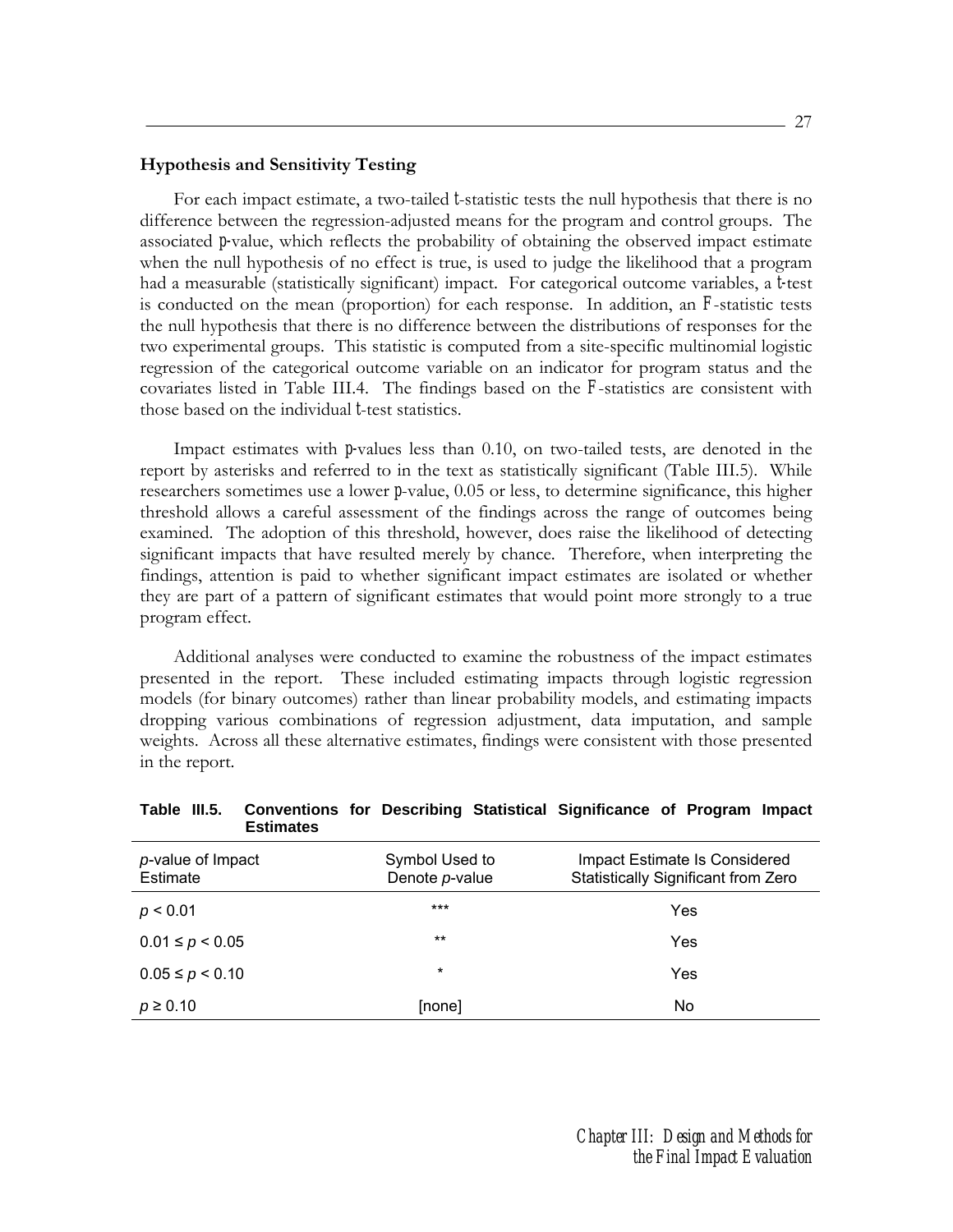### Hypothesis and Sensitivity Testing

For each impact estimate, a two-tailed $t$-statistic tests the null hypothesis that there is no difference between the regression-adjusted means for the program and control groups. The associated $p$-value, which reflects the probability of obtaining the observed impact estimate when the null hypothesis of no effect is true, is used to judge the likelihood that a program had a measurable (statistically significant) impact. For categorical outcome variables, a $t$-test is conducted on the mean (proportion) for each response. In addition, an $F$-statistic tests the null hypothesis that there is no difference between the distributions of responses for the two experimental groups. This statistic is computed from a site-specific multinomial logistic regression of the categorical outcome variable on an indicator for program status and the covariates listed in Table III.4. The findings based on the $F$-statistics are consistent with those based on the individual $t$-test statistics.

Impact estimates with $p$-values less than 0.10, on two-tailed tests, are denoted in the report by asterisks and referred to in the text as statistically significant (Table III.5). While researchers sometimes use a lower $p$-value, 0.05 or less, to determine significance, this higher threshold allows a careful assessment of the findings across the range of outcomes being examined. The adoption of this threshold, however, does raise the likelihood of detecting significant impacts that have resulted merely by chance. Therefore, when interpreting the findings, attention is paid to whether significant impact estimates are isolated or whether they are part of a pattern of significant estimates that would point more strongly to a true program effect.

Additional analyses were conducted to examine the robustness of the impact estimates presented in the report. These included estimating impacts through logistic regression models (for binary outcomes) rather than linear probability models, and estimating impacts dropping various combinations of regression adjustment, data imputation, and sample weights. Across all these alternative estimates, findings were consistent with those presented in the report.

**Table III.5. Conventions for Describing Statistical Significance of Program Impact Estimates**

| $p$-value of Impact Estimate | Symbol Used to Denote $p$-value | Impact Estimate Is Considered Statistically Significant from Zero |
|---|---|---|
| $p < 0.01$ | *** | Yes |
| $0.01 \le p < 0.05$ | ** | Yes |
| $0.05 \le p < 0.10$ | * | Yes |
| $p \ge 0.10$ | [none] | No |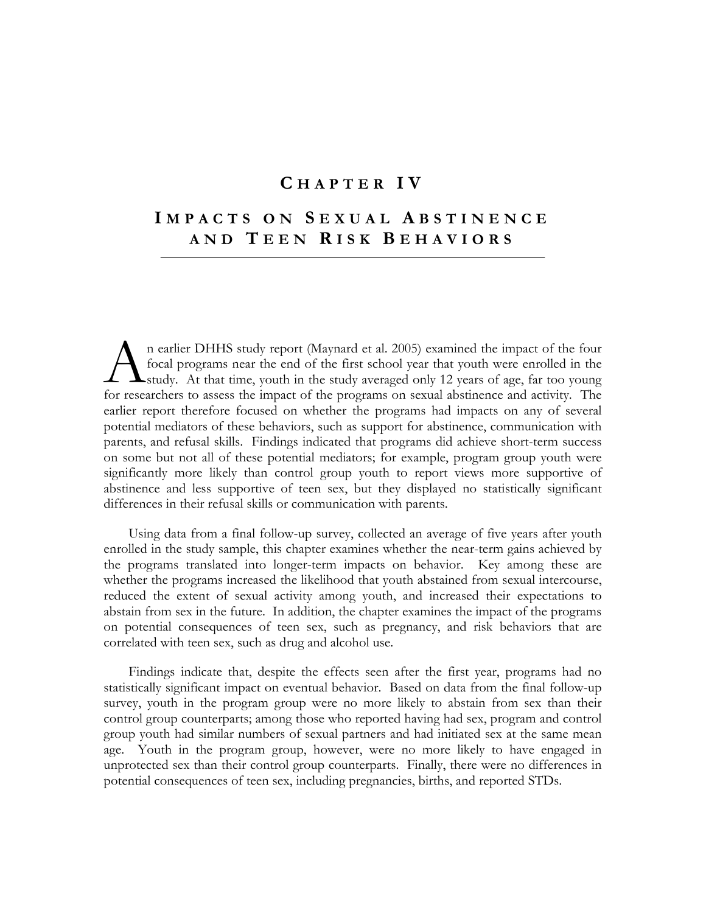# CHAPTER IV

# IMPACTS ON SEXUAL ABSTINENCE AND TEEN RISK BEHAVIORS

An earlier DHHS study report (Maynard et al. 2005) examined the impact of the four focal programs near the end of the first school year that youth were enrolled in the study. At that time, youth in the study averaged only 12 years of age, far too young for researchers to assess the impact of the programs on sexual abstinence and activity. The earlier report therefore focused on whether the programs had impacts on any of several potential mediators of these behaviors, such as support for abstinence, communication with parents, and refusal skills. Findings indicated that programs did achieve short-term success on some but not all of these potential mediators; for example, program group youth were significantly more likely than control group youth to report views more supportive of abstinence and less supportive of teen sex, but they displayed no statistically significant differences in their refusal skills or communication with parents.

Using data from a final follow-up survey, collected an average of five years after youth enrolled in the study sample, this chapter examines whether the near-term gains achieved by the programs translated into longer-term impacts on behavior. Key among these are whether the programs increased the likelihood that youth abstained from sexual intercourse, reduced the extent of sexual activity among youth, and increased their expectations to abstain from sex in the future. In addition, the chapter examines the impact of the programs on potential consequences of teen sex, such as pregnancy, and risk behaviors that are correlated with teen sex, such as drug and alcohol use.

Findings indicate that, despite the effects seen after the first year, programs had no statistically significant impact on eventual behavior. Based on data from the final follow-up survey, youth in the program group were no more likely to abstain from sex than their control group counterparts; among those who reported having had sex, program and control group youth had similar numbers of sexual partners and had initiated sex at the same mean age. Youth in the program group, however, were no more likely to have engaged in unprotected sex than their control group counterparts. Finally, there were no differences in potential consequences of teen sex, including pregnancies, births, and reported STDs.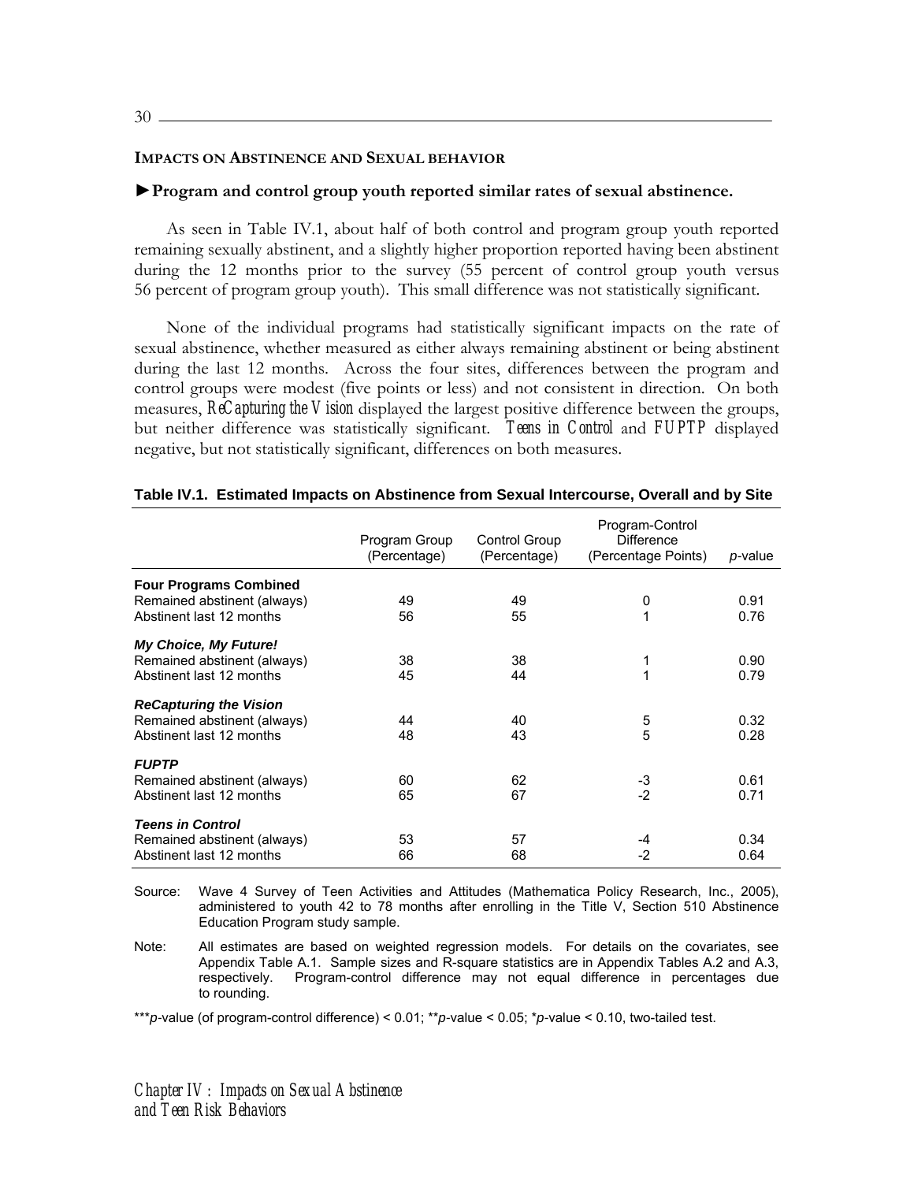### IMPACTS ON ABSTINENCE AND SEXUAL BEHAVIOR

►**Program and control group youth reported similar rates of sexual abstinence.**

As seen in Table IV.1, about half of both control and program group youth reported remaining sexually abstinent, and a slightly higher proportion reported having been abstinent during the 12 months prior to the survey (55 percent of control group youth versus 56 percent of program group youth). This small difference was not statistically significant.

None of the individual programs had statistically significant impacts on the rate of sexual abstinence, whether measured as either always remaining abstinent or being abstinent during the last 12 months. Across the four sites, differences between the program and control groups were modest (five points or less) and not consistent in direction. On both measures, *ReCapturing the Vision* displayed the largest positive difference between the groups, but neither difference was statistically significant. *Teens in Control* and *FUPTP* displayed negative, but not statistically significant, differences on both measures.

**Table IV.1. Estimated Impacts on Abstinence from Sexual Intercourse, Overall and by Site**

| | Program Group (Percentage) | Control Group (Percentage) | Program-Control Difference (Percentage Points) | *p*-value |
|---|---|---|---|---|
| **Four Programs Combined** | | | | |
| Remained abstinent (always) | 49 | 49 | 0 | 0.91 |
| Abstinent last 12 months | 56 | 55 | 1 | 0.76 |
| ***My Choice, My Future!*** | | | | |
| Remained abstinent (always) | 38 | 38 | 1 | 0.90 |
| Abstinent last 12 months | 45 | 44 | 1 | 0.79 |
| ***ReCapturing the Vision*** | | | | |
| Remained abstinent (always) | 44 | 40 | 5 | 0.32 |
| Abstinent last 12 months | 48 | 43 | 5 | 0.28 |
| ***FUPTP*** | | | | |
| Remained abstinent (always) | 60 | 62 | -3 | 0.61 |
| Abstinent last 12 months | 65 | 67 | -2 | 0.71 |
| ***Teens in Control*** | | | | |
| Remained abstinent (always) | 53 | 57 | -4 | 0.34 |
| Abstinent last 12 months | 66 | 68 | -2 | 0.64 |

Source: Wave 4 Survey of Teen Activities and Attitudes (Mathematica Policy Research, Inc., 2005), administered to youth 42 to 78 months after enrolling in the Title V, Section 510 Abstinence Education Program study sample.

Note: All estimates are based on weighted regression models. For details on the covariates, see Appendix Table A.1. Sample sizes and R-square statistics are in Appendix Tables A.2 and A.3, respectively. Program-control difference may not equal difference in percentages due to rounding.

****p*-value (of program-control difference) < 0.01; ***p*-value < 0.05; **p*-value < 0.10, two-tailed test.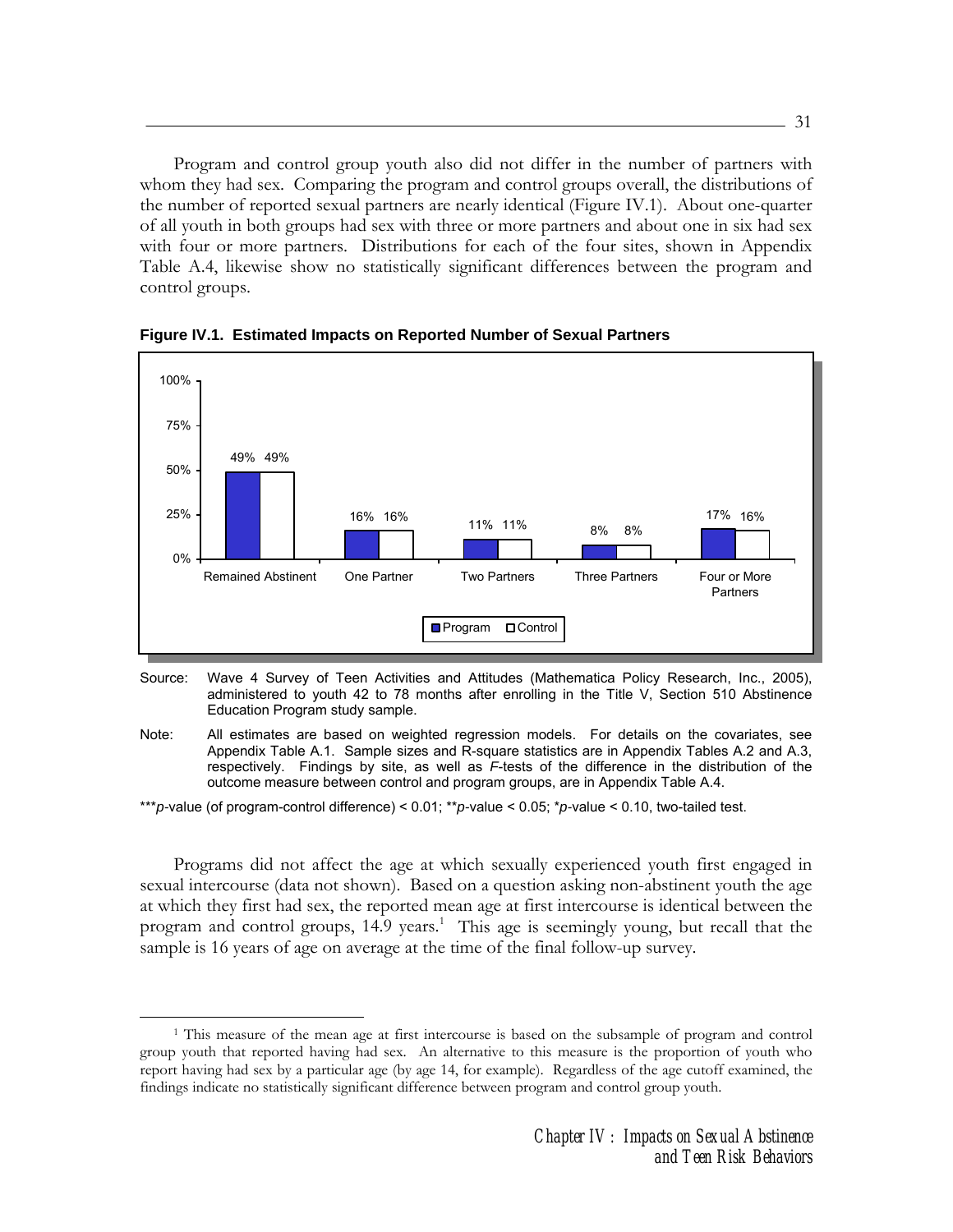Program and control group youth also did not differ in the number of partners with whom they had sex. Comparing the program and control groups overall, the distributions of the number of reported sexual partners are nearly identical (Figure IV.1). About one-quarter of all youth in both groups had sex with three or more partners and about one in six had sex with four or more partners. Distributions for each of the four sites, shown in Appendix Table A.4, likewise show no statistically significant differences between the program and control groups.

**Figure IV.1. Estimated Impacts on Reported Number of Sexual Partners**

| | Program | Control |
|---|---|---|
| Remained Abstinent | 49% | 49% |
| One Partner | 16% | 16% |
| Two Partners | 11% | 11% |
| Three Partners | 8% | 8% |
| Four or More Partners | 17% | 16% |

Source: Wave 4 Survey of Teen Activities and Attitudes (Mathematica Policy Research, Inc., 2005), administered to youth 42 to 78 months after enrolling in the Title V, Section 510 Abstinence Education Program study sample.

Note: All estimates are based on weighted regression models. For details on the covariates, see Appendix Table A.1. Sample sizes and R-square statistics are in Appendix Tables A.2 and A.3, respectively. Findings by site, as well as *F*-tests of the difference in the distribution of the outcome measure between control and program groups, are in Appendix Table A.4.

****p*-value (of program-control difference) < 0.01; ***p*-value < 0.05; **p*-value < 0.10, two-tailed test.

Programs did not affect the age at which sexually experienced youth first engaged in sexual intercourse (data not shown). Based on a question asking non-abstinent youth the age at which they first had sex, the reported mean age at first intercourse is identical between the program and control groups, 14.9 years.[1] This age is seemingly young, but recall that the sample is 16 years of age on average at the time of the final follow-up survey.

[1] This measure of the mean age at first intercourse is based on the subsample of program and control group youth that reported having had sex. An alternative to this measure is the proportion of youth who report having had sex by a particular age (by age 14, for example). Regardless of the age cutoff examined, the findings indicate no statistically significant difference between program and control group youth.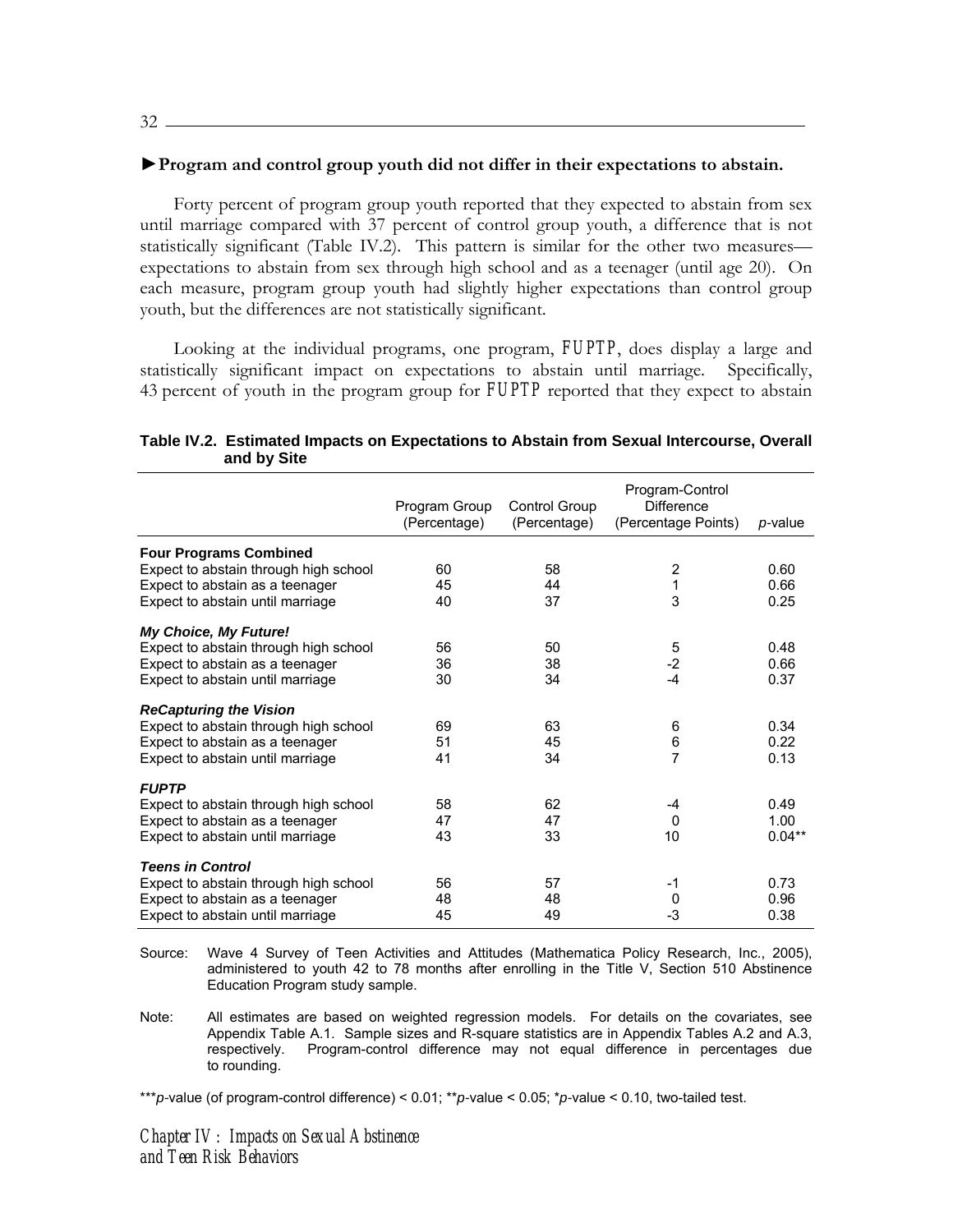**►Program and control group youth did not differ in their expectations to abstain.**

Forty percent of program group youth reported that they expected to abstain from sex until marriage compared with 37 percent of control group youth, a difference that is not statistically significant (Table IV.2). This pattern is similar for the other two measures—expectations to abstain from sex through high school and as a teenager (until age 20). On each measure, program group youth had slightly higher expectations than control group youth, but the differences are not statistically significant.

Looking at the individual programs, one program, FUPTP, does display a large and statistically significant impact on expectations to abstain until marriage. Specifically, 43 percent of youth in the program group for FUPTP reported that they expect to abstain

**Table IV.2. Estimated Impacts on Expectations to Abstain from Sexual Intercourse, Overall and by Site**

| | Program Group (Percentage) | Control Group (Percentage) | Program-Control Difference (Percentage Points) | *p*-value |
|---|---|---|---|---|
| **Four Programs Combined** | | | | |
| Expect to abstain through high school | 60 | 58 | 2 | 0.60 |
| Expect to abstain as a teenager | 45 | 44 | 1 | 0.66 |
| Expect to abstain until marriage | 40 | 37 | 3 | 0.25 |
| ***My Choice, My Future!*** | | | | |
| Expect to abstain through high school | 56 | 50 | 5 | 0.48 |
| Expect to abstain as a teenager | 36 | 38 | -2 | 0.66 |
| Expect to abstain until marriage | 30 | 34 | -4 | 0.37 |
| ***ReCapturing the Vision*** | | | | |
| Expect to abstain through high school | 69 | 63 | 6 | 0.34 |
| Expect to abstain as a teenager | 51 | 45 | 6 | 0.22 |
| Expect to abstain until marriage | 41 | 34 | 7 | 0.13 |
| ***FUPTP*** | | | | |
| Expect to abstain through high school | 58 | 62 | -4 | 0.49 |
| Expect to abstain as a teenager | 47 | 47 | 0 | 1.00 |
| Expect to abstain until marriage | 43 | 33 | 10 | 0.04** |
| ***Teens in Control*** | | | | |
| Expect to abstain through high school | 56 | 57 | -1 | 0.73 |
| Expect to abstain as a teenager | 48 | 48 | 0 | 0.96 |
| Expect to abstain until marriage | 45 | 49 | -3 | 0.38 |

Source: Wave 4 Survey of Teen Activities and Attitudes (Mathematica Policy Research, Inc., 2005), administered to youth 42 to 78 months after enrolling in the Title V, Section 510 Abstinence Education Program study sample.

Note: All estimates are based on weighted regression models. For details on the covariates, see Appendix Table A.1. Sample sizes and R-square statistics are in Appendix Tables A.2 and A.3, respectively. Program-control difference may not equal difference in percentages due to rounding.

****p*-value (of program-control difference) < 0.01; ***p*-value < 0.05; **p*-value < 0.10, two-tailed test.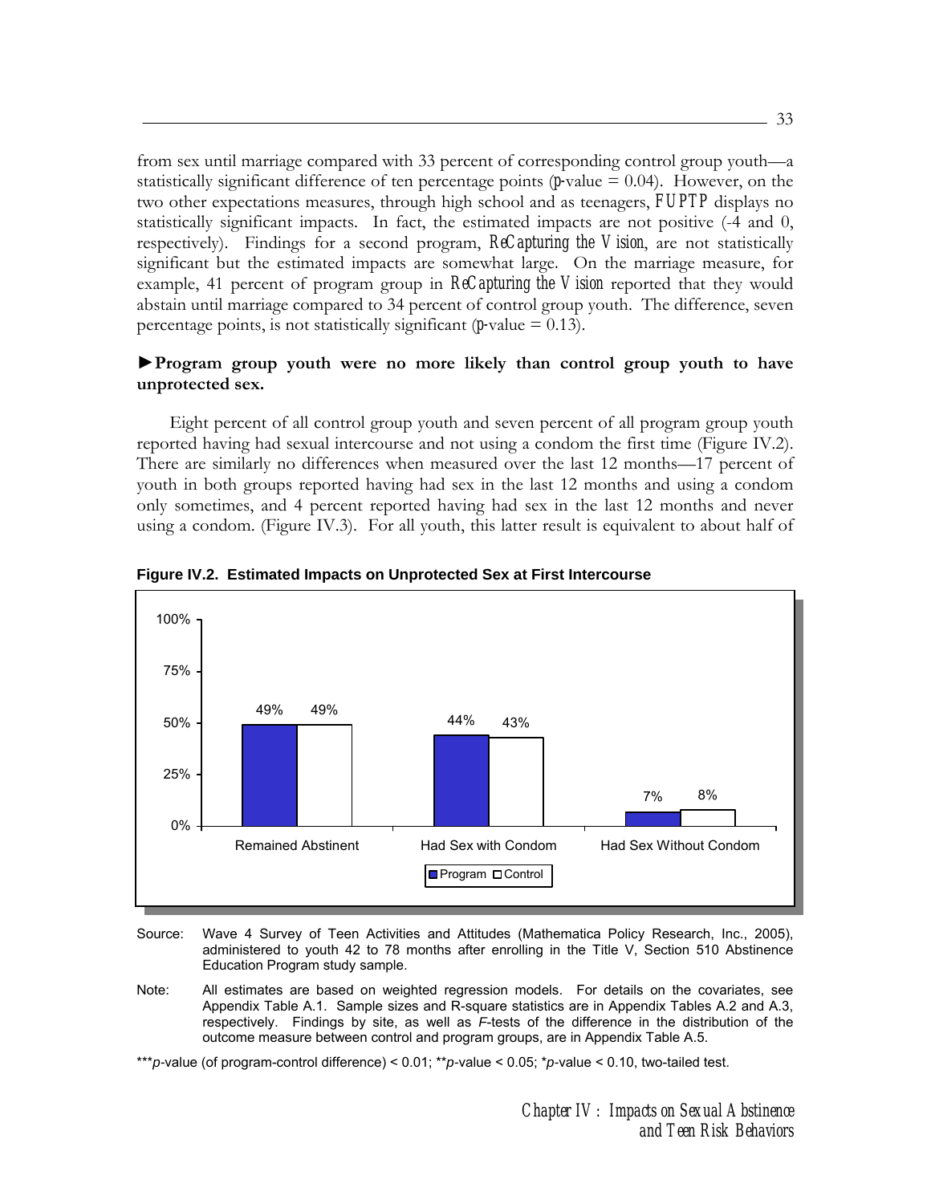from sex until marriage compared with 33 percent of corresponding control group youth—a statistically significant difference of ten percentage points (*p*-value = 0.04). However, on the two other expectations measures, through high school and as teenagers, *FUPTP* displays no statistically significant impacts. In fact, the estimated impacts are not positive (-4 and 0, respectively). Findings for a second program, *ReCapturing the Vision*, are not statistically significant but the estimated impacts are somewhat large. On the marriage measure, for example, 41 percent of program group in *ReCapturing the Vision* reported that they would abstain until marriage compared to 34 percent of control group youth. The difference, seven percentage points, is not statistically significant (*p*-value = 0.13).

**►Program group youth were no more likely than control group youth to have unprotected sex.**

Eight percent of all control group youth and seven percent of all program group youth reported having had sexual intercourse and not using a condom the first time (Figure IV.2). There are similarly no differences when measured over the last 12 months—17 percent of youth in both groups reported having had sex in the last 12 months and using a condom only sometimes, and 4 percent reported having had sex in the last 12 months and never using a condom. (Figure IV.3). For all youth, this latter result is equivalent to about half of

**Figure IV.2. Estimated Impacts on Unprotected Sex at First Intercourse**

| | Program | Control |
|---|---|---|
| Remained Abstinent | 49% | 49% |
| Had Sex with Condom | 44% | 43% |
| Had Sex Without Condom | 7% | 8% |

Source: Wave 4 Survey of Teen Activities and Attitudes (Mathematica Policy Research, Inc., 2005), administered to youth 42 to 78 months after enrolling in the Title V, Section 510 Abstinence Education Program study sample.

Note: All estimates are based on weighted regression models. For details on the covariates, see Appendix Table A.1. Sample sizes and R-square statistics are in Appendix Tables A.2 and A.3, respectively. Findings by site, as well as *F*-tests of the difference in the distribution of the outcome measure between control and program groups, are in Appendix Table A.5.

\*\*\**p*-value (of program-control difference) < 0.01; \*\**p*-value < 0.05; \**p*-value < 0.10, two-tailed test.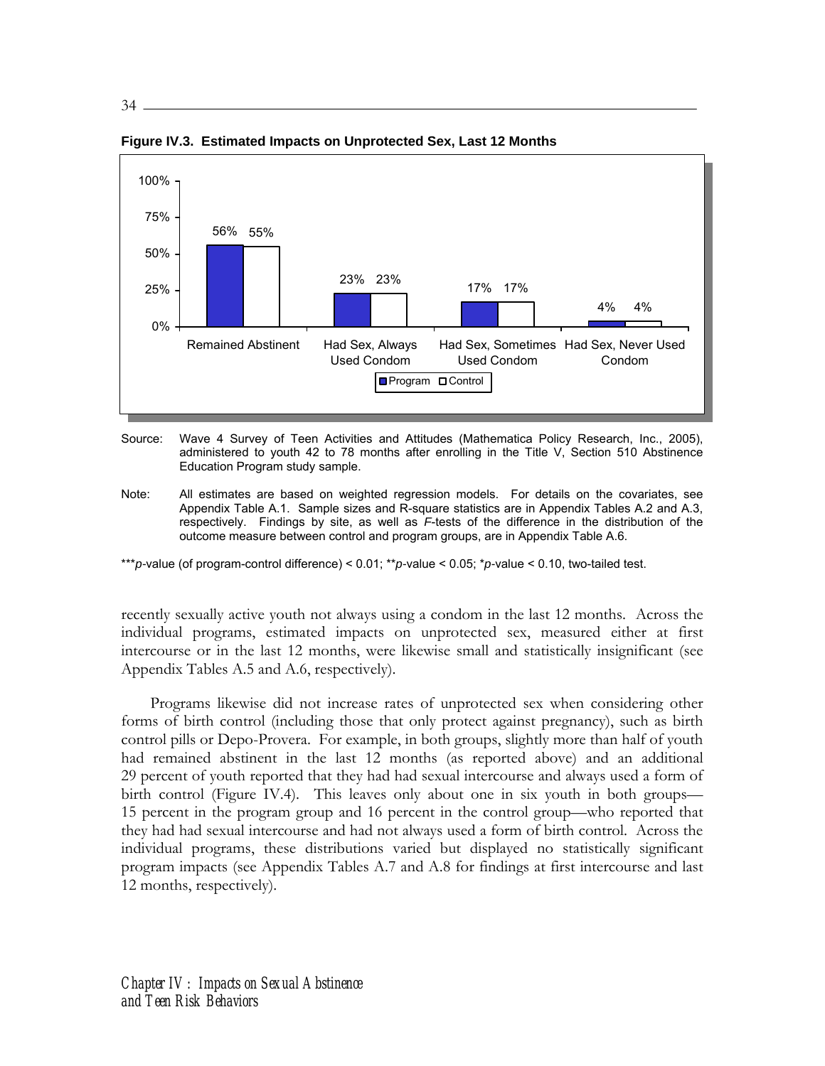**Figure IV.3. Estimated Impacts on Unprotected Sex, Last 12 Months**

| | Program | Control |
|---|---|---|
| Remained Abstinent | 56% | 55% |
| Had Sex, Always Used Condom | 23% | 23% |
| Had Sex, Sometimes Used Condom | 17% | 17% |
| Had Sex, Never Used Condom | 4% | 4% |

Source: Wave 4 Survey of Teen Activities and Attitudes (Mathematica Policy Research, Inc., 2005), administered to youth 42 to 78 months after enrolling in the Title V, Section 510 Abstinence Education Program study sample.

Note: All estimates are based on weighted regression models. For details on the covariates, see Appendix Table A.1. Sample sizes and R-square statistics are in Appendix Tables A.2 and A.3, respectively. Findings by site, as well as *F*-tests of the difference in the distribution of the outcome measure between control and program groups, are in Appendix Table A.6.

****p*-value (of program-control difference) < 0.01; ***p*-value < 0.05; **p*-value < 0.10, two-tailed test.

recently sexually active youth not always using a condom in the last 12 months. Across the individual programs, estimated impacts on unprotected sex, measured either at first intercourse or in the last 12 months, were likewise small and statistically insignificant (see Appendix Tables A.5 and A.6, respectively).

Programs likewise did not increase rates of unprotected sex when considering other forms of birth control (including those that only protect against pregnancy), such as birth control pills or Depo-Provera. For example, in both groups, slightly more than half of youth had remained abstinent in the last 12 months (as reported above) and an additional 29 percent of youth reported that they had had sexual intercourse and always used a form of birth control (Figure IV.4). This leaves only about one in six youth in both groups—15 percent in the program group and 16 percent in the control group—who reported that they had had sexual intercourse and had not always used a form of birth control. Across the individual programs, these distributions varied but displayed no statistically significant program impacts (see Appendix Tables A.7 and A.8 for findings at first intercourse and last 12 months, respectively).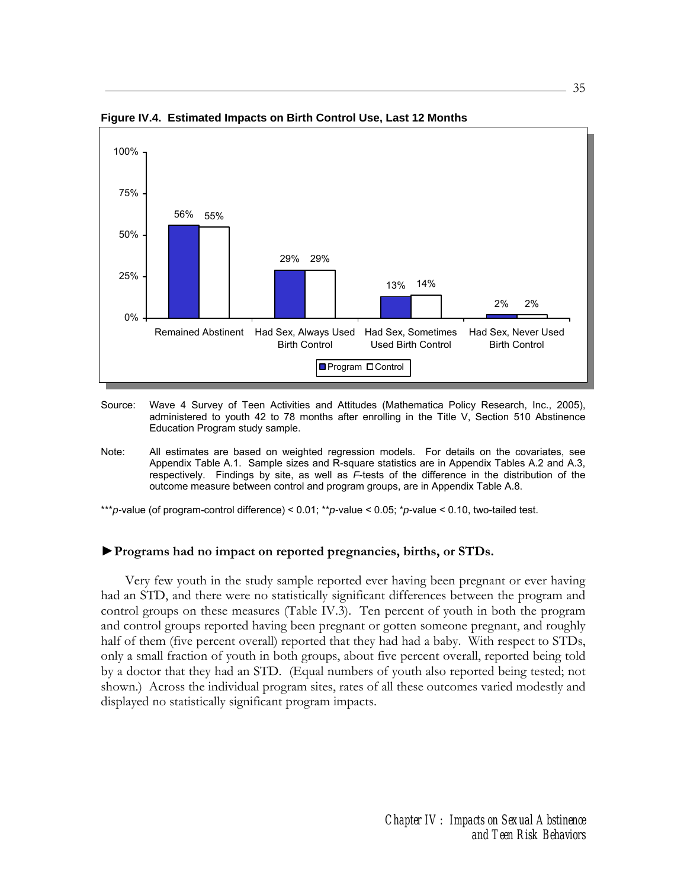**Figure IV.4. Estimated Impacts on Birth Control Use, Last 12 Months**

| | Program | Control |
|---|---|---|
| Remained Abstinent | 56% | 55% |
| Had Sex, Always Used Birth Control | 29% | 29% |
| Had Sex, Sometimes Used Birth Control | 13% | 14% |
| Had Sex, Never Used Birth Control | 2% | 2% |

Source: Wave 4 Survey of Teen Activities and Attitudes (Mathematica Policy Research, Inc., 2005), administered to youth 42 to 78 months after enrolling in the Title V, Section 510 Abstinence Education Program study sample.

Note: All estimates are based on weighted regression models. For details on the covariates, see Appendix Table A.1. Sample sizes and R-square statistics are in Appendix Tables A.2 and A.3, respectively. Findings by site, as well as *F*-tests of the difference in the distribution of the outcome measure between control and program groups, are in Appendix Table A.8.

***$p$-value (of program-control difference) < 0.01; **$p$-value < 0.05; *$p$-value < 0.10, two-tailed test.

### ►Programs had no impact on reported pregnancies, births, or STDs.

Very few youth in the study sample reported ever having been pregnant or ever having had an STD, and there were no statistically significant differences between the program and control groups on these measures (Table IV.3). Ten percent of youth in both the program and control groups reported having been pregnant or gotten someone pregnant, and roughly half of them (five percent overall) reported that they had had a baby. With respect to STDs, only a small fraction of youth in both groups, about five percent overall, reported being told by a doctor that they had an STD. (Equal numbers of youth also reported being tested; not shown.) Across the individual program sites, rates of all these outcomes varied modestly and displayed no statistically significant program impacts.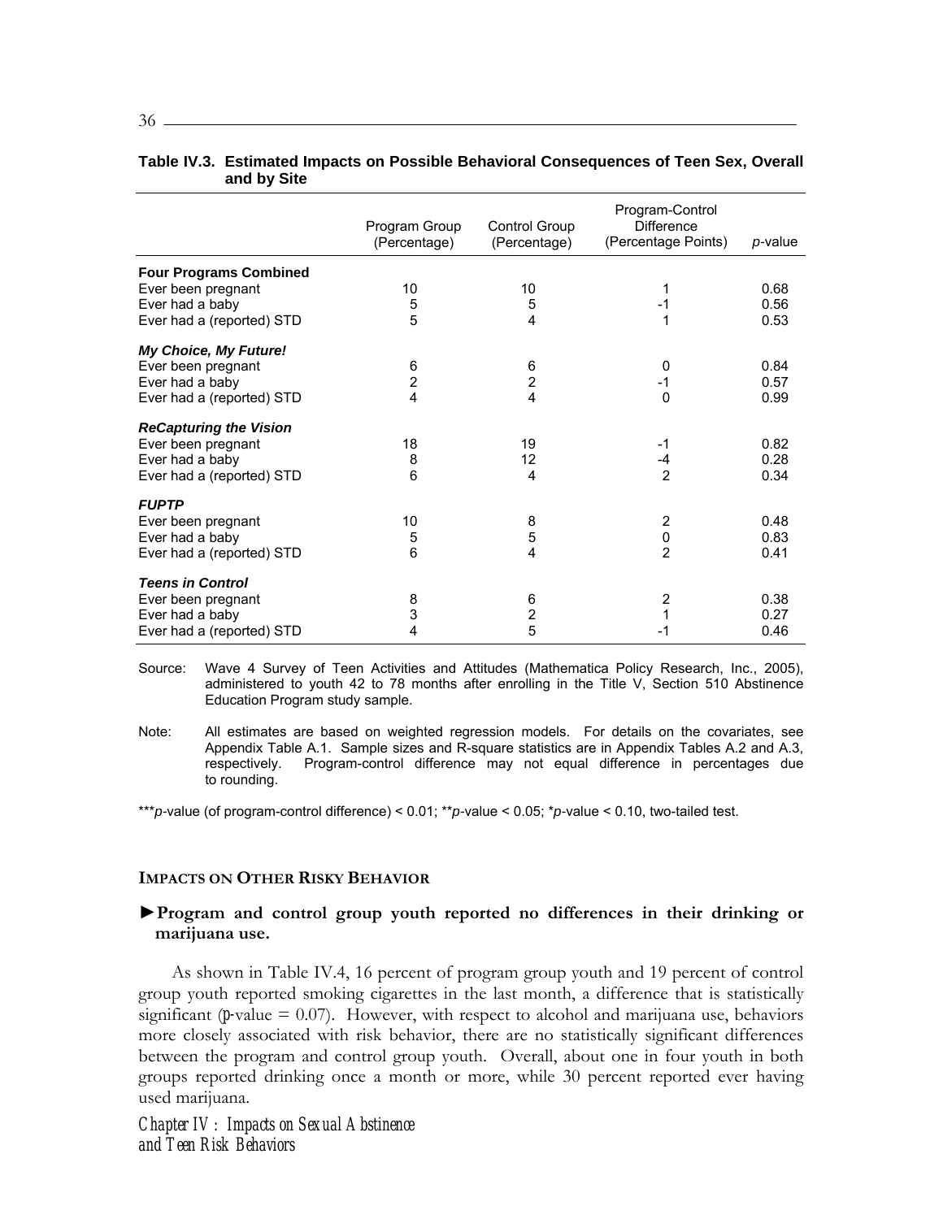**Table IV.3. Estimated Impacts on Possible Behavioral Consequences of Teen Sex, Overall and by Site**

| | Program Group (Percentage) | Control Group (Percentage) | Program-Control Difference (Percentage Points) | *p*-value |
|---|---|---|---|---|
| **Four Programs Combined** | | | | |
| Ever been pregnant | 10 | 10 | 1 | 0.68 |
| Ever had a baby | 5 | 5 | -1 | 0.56 |
| Ever had a (reported) STD | 5 | 4 | 1 | 0.53 |
| ***My Choice, My Future!*** | | | | |
| Ever been pregnant | 6 | 6 | 0 | 0.84 |
| Ever had a baby | 2 | 2 | -1 | 0.57 |
| Ever had a (reported) STD | 4 | 4 | 0 | 0.99 |
| ***ReCapturing the Vision*** | | | | |
| Ever been pregnant | 18 | 19 | -1 | 0.82 |
| Ever had a baby | 8 | 12 | -4 | 0.28 |
| Ever had a (reported) STD | 6 | 4 | 2 | 0.34 |
| ***FUPTP*** | | | | |
| Ever been pregnant | 10 | 8 | 2 | 0.48 |
| Ever had a baby | 5 | 5 | 0 | 0.83 |
| Ever had a (reported) STD | 6 | 4 | 2 | 0.41 |
| ***Teens in Control*** | | | | |
| Ever been pregnant | 8 | 6 | 2 | 0.38 |
| Ever had a baby | 3 | 2 | 1 | 0.27 |
| Ever had a (reported) STD | 4 | 5 | -1 | 0.46 |

Source: Wave 4 Survey of Teen Activities and Attitudes (Mathematica Policy Research, Inc., 2005), administered to youth 42 to 78 months after enrolling in the Title V, Section 510 Abstinence Education Program study sample.

Note: All estimates are based on weighted regression models. For details on the covariates, see Appendix Table A.1. Sample sizes and R-square statistics are in Appendix Tables A.2 and A.3, respectively. Program-control difference may not equal difference in percentages due to rounding.

****p*-value (of program-control difference) < 0.01; ***p*-value < 0.05; **p*-value < 0.10, two-tailed test.

## IMPACTS ON OTHER RISKY BEHAVIOR

►**Program and control group youth reported no differences in their drinking or marijuana use.**

As shown in Table IV.4, 16 percent of program group youth and 19 percent of control group youth reported smoking cigarettes in the last month, a difference that is statistically significant (*p*-value = 0.07). However, with respect to alcohol and marijuana use, behaviors more closely associated with risk behavior, there are no statistically significant differences between the program and control group youth. Overall, about one in four youth in both groups reported drinking once a month or more, while 30 percent reported ever having used marijuana.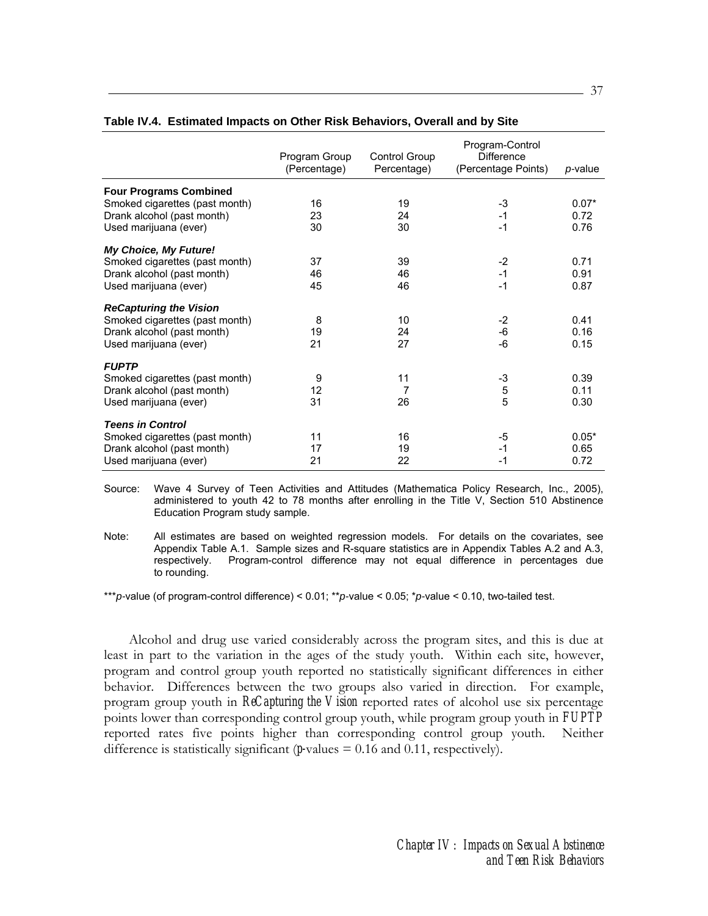**Table IV.4. Estimated Impacts on Other Risk Behaviors, Overall and by Site**

| | Program Group (Percentage) | Control Group Percentage) | Program-Control Difference (Percentage Points) | *p*-value |
|---|---|---|---|---|
| **Four Programs Combined** | | | | |
| Smoked cigarettes (past month) | 16 | 19 | -3 | 0.07* |
| Drank alcohol (past month) | 23 | 24 | -1 | 0.72 |
| Used marijuana (ever) | 30 | 30 | -1 | 0.76 |
| ***My Choice, My Future!*** | | | | |
| Smoked cigarettes (past month) | 37 | 39 | -2 | 0.71 |
| Drank alcohol (past month) | 46 | 46 | -1 | 0.91 |
| Used marijuana (ever) | 45 | 46 | -1 | 0.87 |
| ***ReCapturing the Vision*** | | | | |
| Smoked cigarettes (past month) | 8 | 10 | -2 | 0.41 |
| Drank alcohol (past month) | 19 | 24 | -6 | 0.16 |
| Used marijuana (ever) | 21 | 27 | -6 | 0.15 |
| ***FUPTP*** | | | | |
| Smoked cigarettes (past month) | 9 | 11 | -3 | 0.39 |
| Drank alcohol (past month) | 12 | 7 | 5 | 0.11 |
| Used marijuana (ever) | 31 | 26 | 5 | 0.30 |
| ***Teens in Control*** | | | | |
| Smoked cigarettes (past month) | 11 | 16 | -5 | 0.05* |
| Drank alcohol (past month) | 17 | 19 | -1 | 0.65 |
| Used marijuana (ever) | 21 | 22 | -1 | 0.72 |

Source: Wave 4 Survey of Teen Activities and Attitudes (Mathematica Policy Research, Inc., 2005), administered to youth 42 to 78 months after enrolling in the Title V, Section 510 Abstinence Education Program study sample.

Note: All estimates are based on weighted regression models. For details on the covariates, see Appendix Table A.1. Sample sizes and R-square statistics are in Appendix Tables A.2 and A.3, respectively. Program-control difference may not equal difference in percentages due to rounding.

****p*-value (of program-control difference) < 0.01; ***p*-value < 0.05; **p*-value < 0.10, two-tailed test.

Alcohol and drug use varied considerably across the program sites, and this is due at least in part to the variation in the ages of the study youth. Within each site, however, program and control group youth reported no statistically significant differences in either behavior. Differences between the two groups also varied in direction. For example, program group youth in *ReCapturing the Vision* reported rates of alcohol use six percentage points lower than corresponding control group youth, while program group youth in *FUPTP* reported rates five points higher than corresponding control group youth. Neither difference is statistically significant (*p*-values = 0.16 and 0.11, respectively).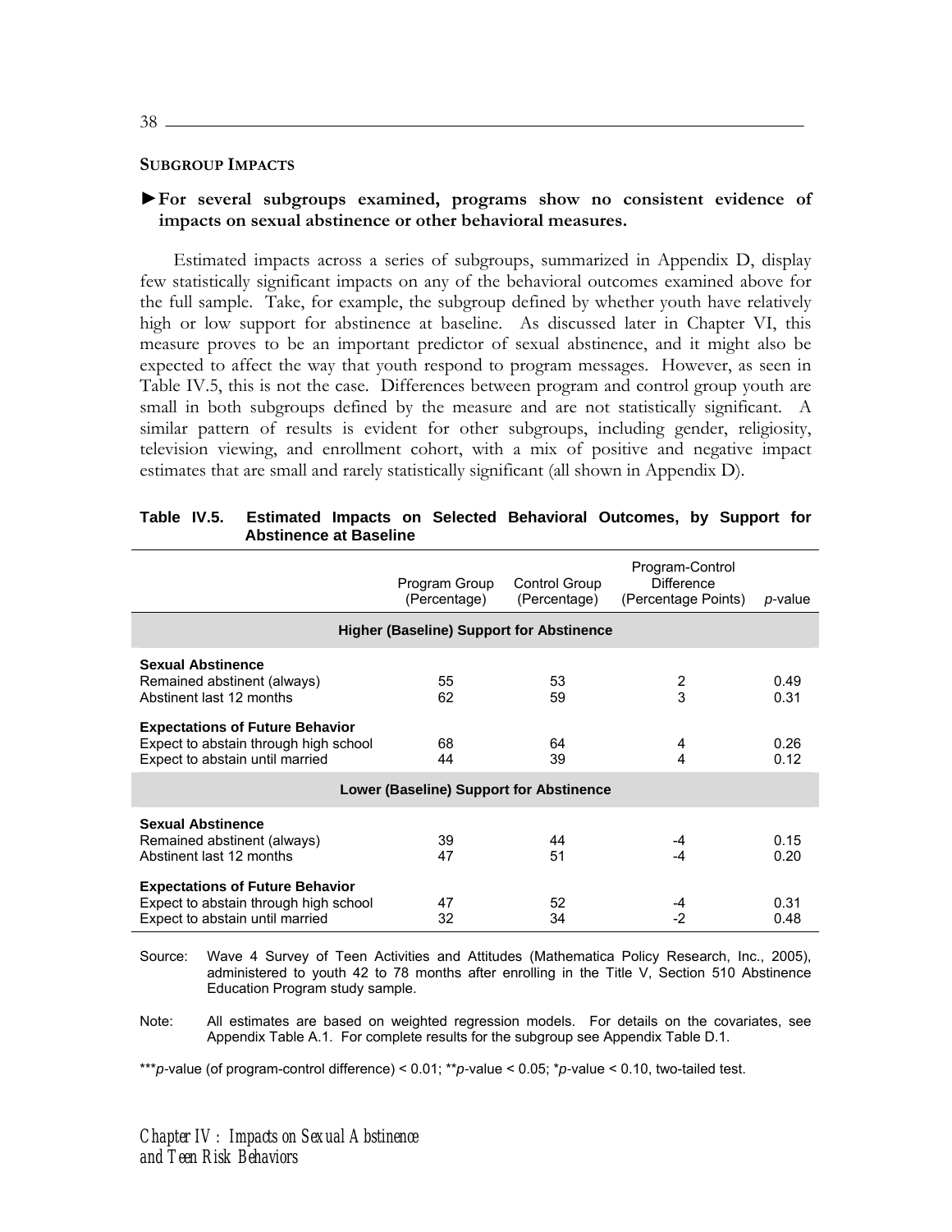### SUBGROUP IMPACTS

►**For several subgroups examined, programs show no consistent evidence of impacts on sexual abstinence or other behavioral measures.**

Estimated impacts across a series of subgroups, summarized in Appendix D, display few statistically significant impacts on any of the behavioral outcomes examined above for the full sample. Take, for example, the subgroup defined by whether youth have relatively high or low support for abstinence at baseline. As discussed later in Chapter VI, this measure proves to be an important predictor of sexual abstinence, and it might also be expected to affect the way that youth respond to program messages. However, as seen in Table IV.5, this is not the case. Differences between program and control group youth are small in both subgroups defined by the measure and are not statistically significant. A similar pattern of results is evident for other subgroups, including gender, religiosity, television viewing, and enrollment cohort, with a mix of positive and negative impact estimates that are small and rarely statistically significant (all shown in Appendix D).

**Table IV.5. Estimated Impacts on Selected Behavioral Outcomes, by Support for Abstinence at Baseline**

| | Program Group (Percentage) | Control Group (Percentage) | Program-Control Difference (Percentage Points) | *p*-value |
|---|---|---|---|---|
| **Higher (Baseline) Support for Abstinence** | | | | |
| **Sexual Abstinence** | | | | |
| Remained abstinent (always) | 55 | 53 | 2 | 0.49 |
| Abstinent last 12 months | 62 | 59 | 3 | 0.31 |
| **Expectations of Future Behavior** | | | | |
| Expect to abstain through high school | 68 | 64 | 4 | 0.26 |
| Expect to abstain until married | 44 | 39 | 4 | 0.12 |
| **Lower (Baseline) Support for Abstinence** | | | | |
| **Sexual Abstinence** | | | | |
| Remained abstinent (always) | 39 | 44 | -4 | 0.15 |
| Abstinent last 12 months | 47 | 51 | -4 | 0.20 |
| **Expectations of Future Behavior** | | | | |
| Expect to abstain through high school | 47 | 52 | -4 | 0.31 |
| Expect to abstain until married | 32 | 34 | -2 | 0.48 |

Source: Wave 4 Survey of Teen Activities and Attitudes (Mathematica Policy Research, Inc., 2005), administered to youth 42 to 78 months after enrolling in the Title V, Section 510 Abstinence Education Program study sample.

Note: All estimates are based on weighted regression models. For details on the covariates, see Appendix Table A.1. For complete results for the subgroup see Appendix Table D.1.

***$p$-value (of program-control difference) < 0.01; **$p$-value < 0.05; *$p$-value < 0.10, two-tailed test.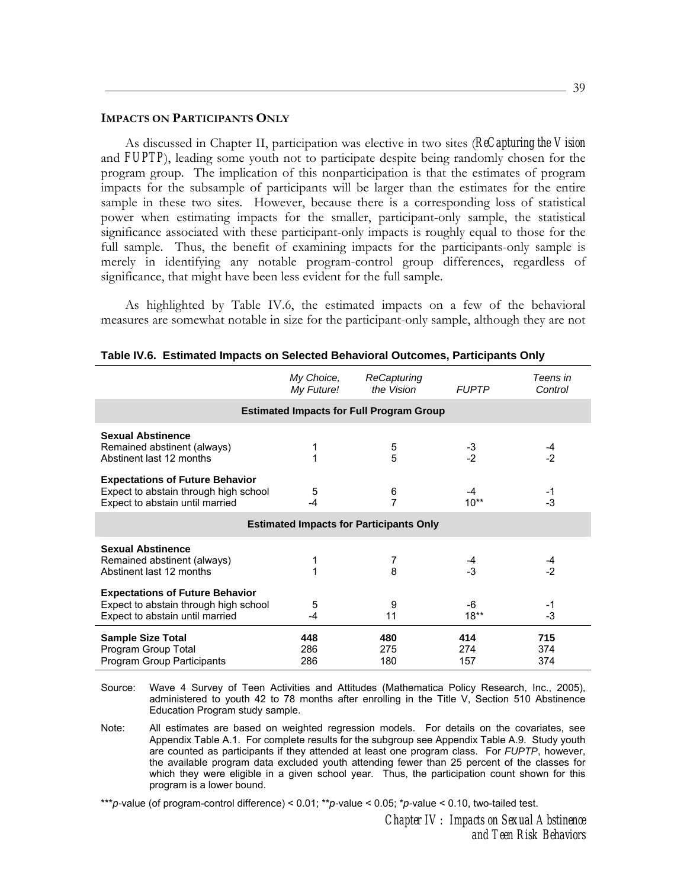## IMPACTS ON PARTICIPANTS ONLY

As discussed in Chapter II, participation was elective in two sites (*ReCapturing the Vision* and *FUPTP*), leading some youth not to participate despite being randomly chosen for the program group. The implication of this nonparticipation is that the estimates of program impacts for the subsample of participants will be larger than the estimates for the entire sample in these two sites. However, because there is a corresponding loss of statistical power when estimating impacts for the smaller, participant-only sample, the statistical significance associated with these participant-only impacts is roughly equal to those for the full sample. Thus, the benefit of examining impacts for the participants-only sample is merely in identifying any notable program-control group differences, regardless of significance, that might have been less evident for the full sample.

As highlighted by Table IV.6, the estimated impacts on a few of the behavioral measures are somewhat notable in size for the participant-only sample, although they are not

**Table IV.6. Estimated Impacts on Selected Behavioral Outcomes, Participants Only**

| | *My Choice, My Future!* | *ReCapturing the Vision* | *FUPTP* | *Teens in Control* |
|---|---|---|---|---|
| **Estimated Impacts for Full Program Group** | | | | |
| **Sexual Abstinence** | | | | |
| Remained abstinent (always) | 1 | 5 | -3 | -4 |
| Abstinent last 12 months | 1 | 5 | -2 | -2 |
| **Expectations of Future Behavior** | | | | |
| Expect to abstain through high school | 5 | 6 | -4 | -1 |
| Expect to abstain until married | -4 | 7 | 10** | -3 |
| **Estimated Impacts for Participants Only** | | | | |
| **Sexual Abstinence** | | | | |
| Remained abstinent (always) | 1 | 7 | -4 | -4 |
| Abstinent last 12 months | 1 | 8 | -3 | -2 |
| **Expectations of Future Behavior** | | | | |
| Expect to abstain through high school | 5 | 9 | -6 | -1 |
| Expect to abstain until married | -4 | 11 | 18** | -3 |
| **Sample Size Total** | **448** | **480** | **414** | **715** |
| Program Group Total | 286 | 275 | 274 | 374 |
| Program Group Participants | 286 | 180 | 157 | 374 |

Source: Wave 4 Survey of Teen Activities and Attitudes (Mathematica Policy Research, Inc., 2005), administered to youth 42 to 78 months after enrolling in the Title V, Section 510 Abstinence Education Program study sample.

Note: All estimates are based on weighted regression models. For details on the covariates, see Appendix Table A.1. For complete results for the subgroup see Appendix Table A.9. Study youth are counted as participants if they attended at least one program class. For *FUPTP*, however, the available program data excluded youth attending fewer than 25 percent of the classes for which they were eligible in a given school year. Thus, the participation count shown for this program is a lower bound.

***$p$-value (of program-control difference) < 0.01; **$p$-value < 0.05; *$p$-value < 0.10, two-tailed test.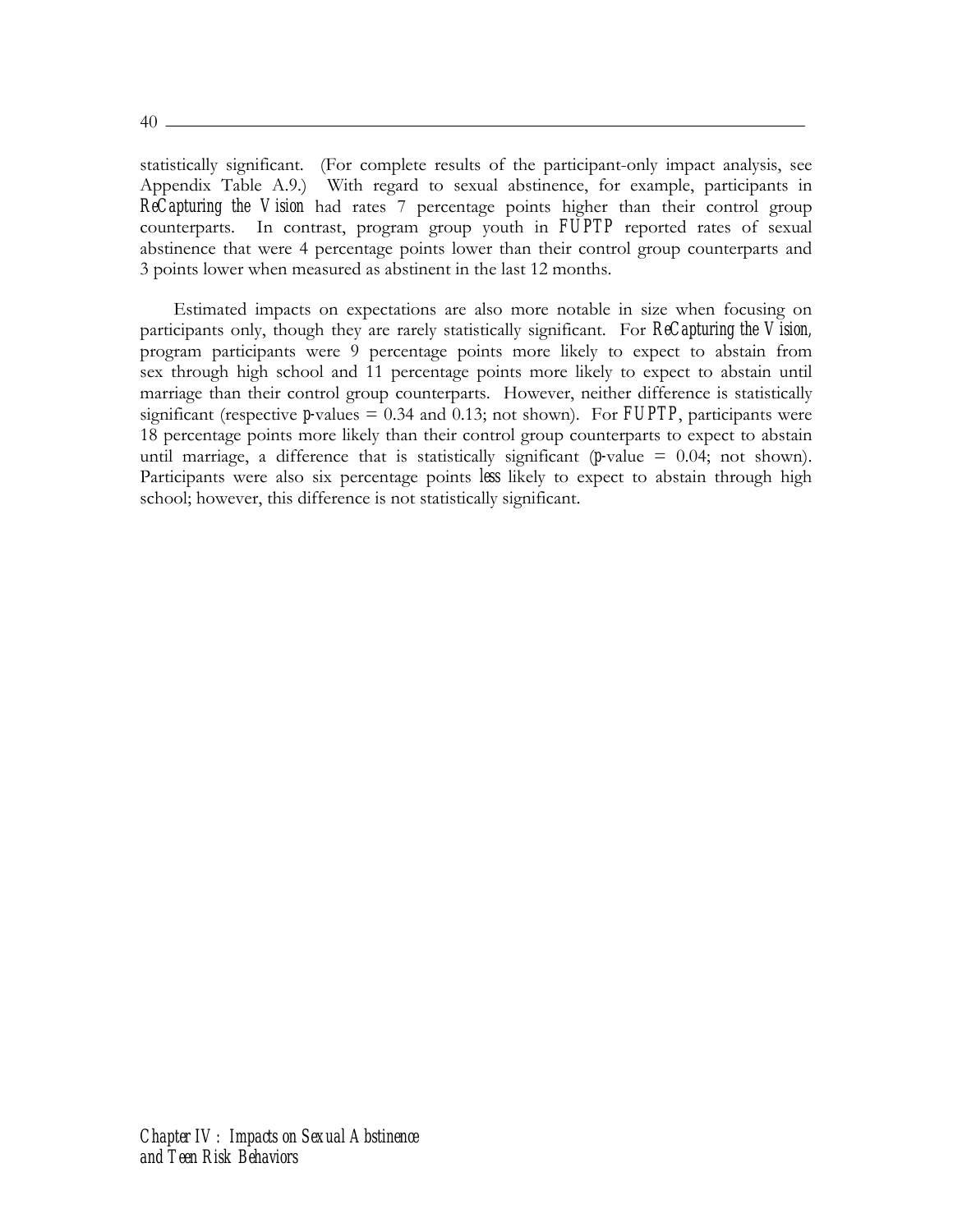statistically significant. (For complete results of the participant-only impact analysis, see Appendix Table A.9.) With regard to sexual abstinence, for example, participants in *ReCapturing the Vision* had rates 7 percentage points higher than their control group counterparts. In contrast, program group youth in *FUPTP* reported rates of sexual abstinence that were 4 percentage points lower than their control group counterparts and 3 points lower when measured as abstinent in the last 12 months.

Estimated impacts on expectations are also more notable in size when focusing on participants only, though they are rarely statistically significant. For *ReCapturing the Vision*, program participants were 9 percentage points more likely to expect to abstain from sex through high school and 11 percentage points more likely to expect to abstain until marriage than their control group counterparts. However, neither difference is statistically significant (respective *p*-values = 0.34 and 0.13; not shown). For *FUPTP*, participants were 18 percentage points more likely than their control group counterparts to expect to abstain until marriage, a difference that is statistically significant (*p*-value = 0.04; not shown). Participants were also six percentage points *less* likely to expect to abstain through high school; however, this difference is not statistically significant.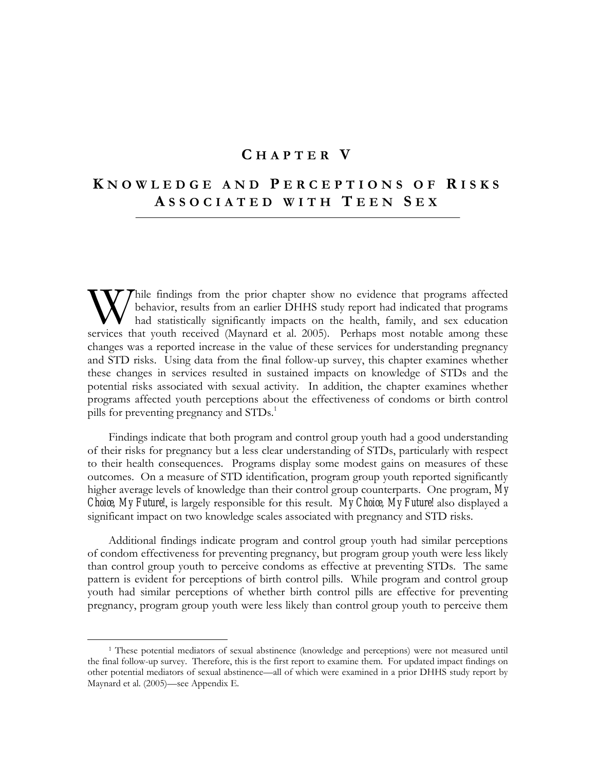# CHAPTER V

## KNOWLEDGE AND PERCEPTIONS OF RISKS ASSOCIATED WITH TEEN SEX

While findings from the prior chapter show no evidence that programs affected behavior, results from an earlier DHHS study report had indicated that programs had statistically significantly impacts on the health, family, and sex education services that youth received (Maynard et al. 2005). Perhaps most notable among these changes was a reported increase in the value of these services for understanding pregnancy and STD risks. Using data from the final follow-up survey, this chapter examines whether these changes in services resulted in sustained impacts on knowledge of STDs and the potential risks associated with sexual activity. In addition, the chapter examines whether programs affected youth perceptions about the effectiveness of condoms or birth control pills for preventing pregnancy and STDs.[1]

Findings indicate that both program and control group youth had a good understanding of their risks for pregnancy but a less clear understanding of STDs, particularly with respect to their health consequences. Programs display some modest gains on measures of these outcomes. On a measure of STD identification, program group youth reported significantly higher average levels of knowledge than their control group counterparts. One program, *My Choice, My Future!*, is largely responsible for this result. *My Choice, My Future!* also displayed a significant impact on two knowledge scales associated with pregnancy and STD risks.

Additional findings indicate program and control group youth had similar perceptions of condom effectiveness for preventing pregnancy, but program group youth were less likely than control group youth to perceive condoms as effective at preventing STDs. The same pattern is evident for perceptions of birth control pills. While program and control group youth had similar perceptions of whether birth control pills are effective for preventing pregnancy, program group youth were less likely than control group youth to perceive them

---

[1] These potential mediators of sexual abstinence (knowledge and perceptions) were not measured until the final follow-up survey. Therefore, this is the first report to examine them. For updated impact findings on other potential mediators of sexual abstinence—all of which were examined in a prior DHHS study report by Maynard et al. (2005)—see Appendix E.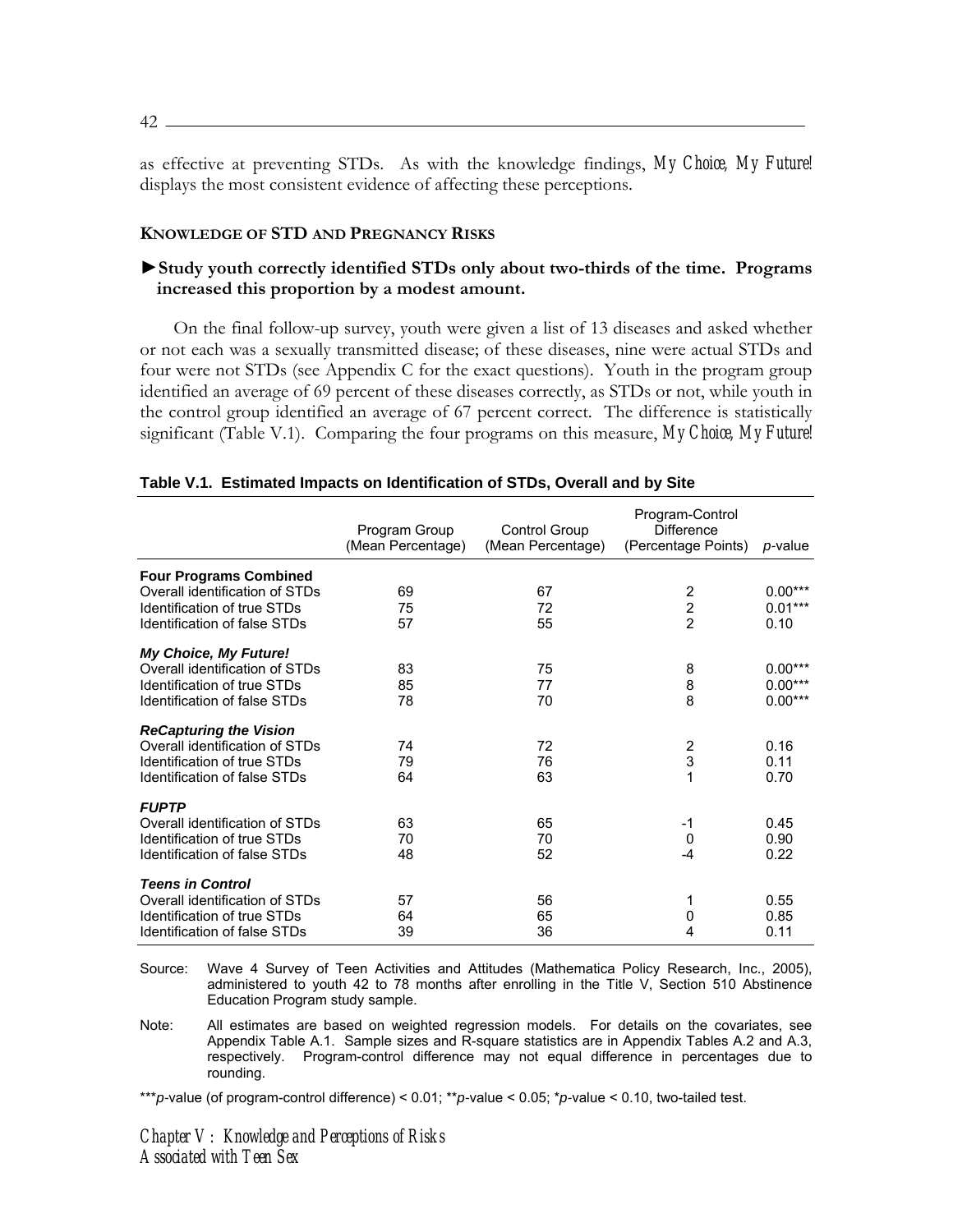as effective at preventing STDs. As with the knowledge findings, *My Choice, My Future!* displays the most consistent evidence of affecting these perceptions.

### KNOWLEDGE OF STD AND PREGNANCY RISKS

► **Study youth correctly identified STDs only about two-thirds of the time. Programs increased this proportion by a modest amount.**

On the final follow-up survey, youth were given a list of 13 diseases and asked whether or not each was a sexually transmitted disease; of these diseases, nine were actual STDs and four were not STDs (see Appendix C for the exact questions). Youth in the program group identified an average of 69 percent of these diseases correctly, as STDs or not, while youth in the control group identified an average of 67 percent correct. The difference is statistically significant (Table V.1). Comparing the four programs on this measure, *My Choice, My Future!*

**Table V.1. Estimated Impacts on Identification of STDs, Overall and by Site**

| | Program Group (Mean Percentage) | Control Group (Mean Percentage) | Program-Control Difference (Percentage Points) | *p*-value |
|---|---|---|---|---|
| **Four Programs Combined** | | | | |
| Overall identification of STDs | 69 | 67 | 2 | 0.00*** |
| Identification of true STDs | 75 | 72 | 2 | 0.01*** |
| Identification of false STDs | 57 | 55 | 2 | 0.10 |
| ***My Choice, My Future!*** | | | | |
| Overall identification of STDs | 83 | 75 | 8 | 0.00*** |
| Identification of true STDs | 85 | 77 | 8 | 0.00*** |
| Identification of false STDs | 78 | 70 | 8 | 0.00*** |
| ***ReCapturing the Vision*** | | | | |
| Overall identification of STDs | 74 | 72 | 2 | 0.16 |
| Identification of true STDs | 79 | 76 | 3 | 0.11 |
| Identification of false STDs | 64 | 63 | 1 | 0.70 |
| ***FUPTP*** | | | | |
| Overall identification of STDs | 63 | 65 | -1 | 0.45 |
| Identification of true STDs | 70 | 70 | 0 | 0.90 |
| Identification of false STDs | 48 | 52 | -4 | 0.22 |
| ***Teens in Control*** | | | | |
| Overall identification of STDs | 57 | 56 | 1 | 0.55 |
| Identification of true STDs | 64 | 65 | 0 | 0.85 |
| Identification of false STDs | 39 | 36 | 4 | 0.11 |

Source: Wave 4 Survey of Teen Activities and Attitudes (Mathematica Policy Research, Inc., 2005), administered to youth 42 to 78 months after enrolling in the Title V, Section 510 Abstinence Education Program study sample.

Note: All estimates are based on weighted regression models. For details on the covariates, see Appendix Table A.1. Sample sizes and R-square statistics are in Appendix Tables A.2 and A.3, respectively. Program-control difference may not equal difference in percentages due to rounding.

***$p$-value (of program-control difference) < 0.01; **$p$-value < 0.05; *$p$-value < 0.10, two-tailed test.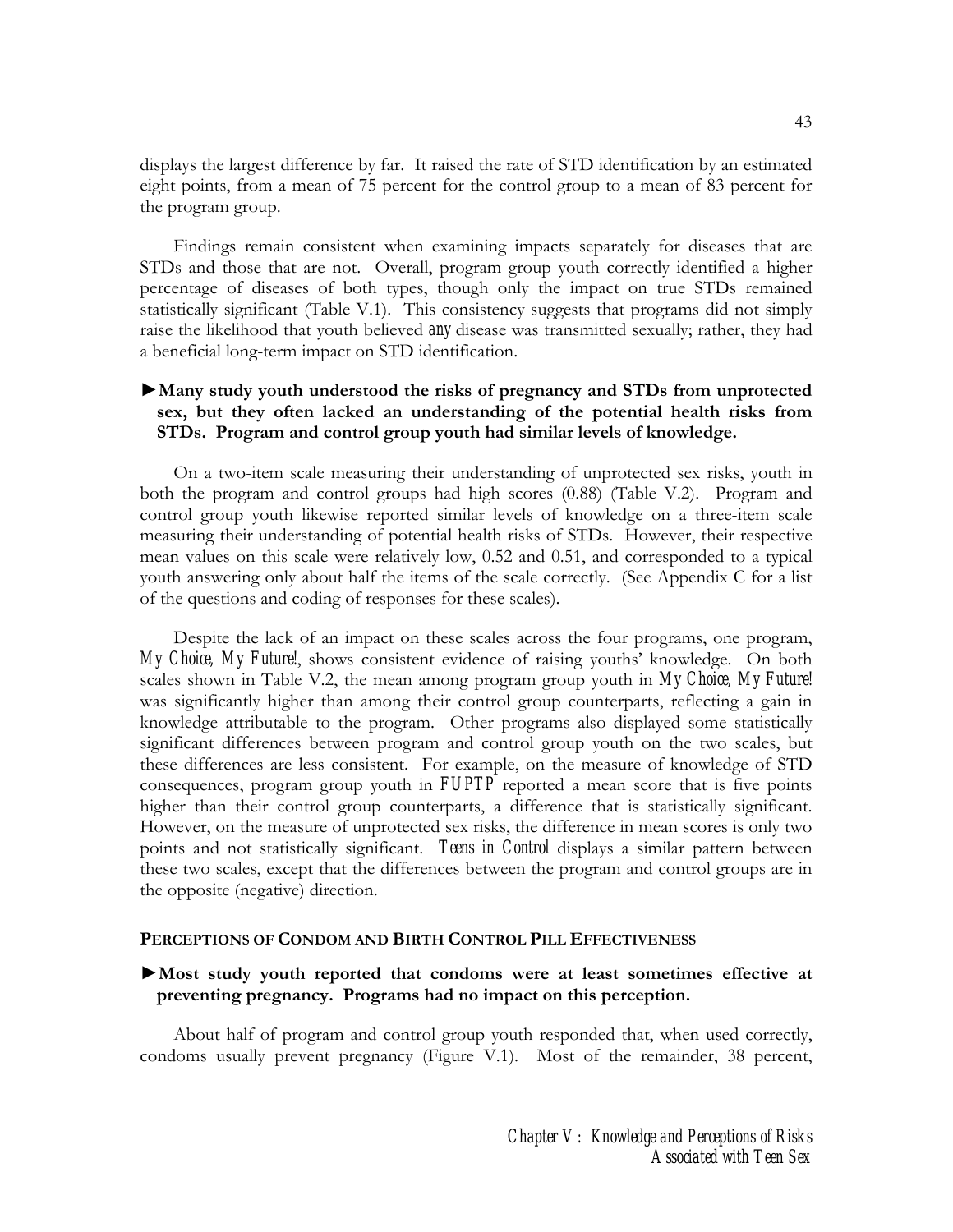displays the largest difference by far. It raised the rate of STD identification by an estimated eight points, from a mean of 75 percent for the control group to a mean of 83 percent for the program group.

Findings remain consistent when examining impacts separately for diseases that are STDs and those that are not. Overall, program group youth correctly identified a higher percentage of diseases of both types, though only the impact on true STDs remained statistically significant (Table V.1). This consistency suggests that programs did not simply raise the likelihood that youth believed *any* disease was transmitted sexually; rather, they had a beneficial long-term impact on STD identification.

► **Many study youth understood the risks of pregnancy and STDs from unprotected sex, but they often lacked an understanding of the potential health risks from STDs. Program and control group youth had similar levels of knowledge.**

On a two-item scale measuring their understanding of unprotected sex risks, youth in both the program and control groups had high scores (0.88) (Table V.2). Program and control group youth likewise reported similar levels of knowledge on a three-item scale measuring their understanding of potential health risks of STDs. However, their respective mean values on this scale were relatively low, 0.52 and 0.51, and corresponded to a typical youth answering only about half the items of the scale correctly. (See Appendix C for a list of the questions and coding of responses for these scales).

Despite the lack of an impact on these scales across the four programs, one program, *My Choice, My Future!*, shows consistent evidence of raising youths' knowledge. On both scales shown in Table V.2, the mean among program group youth in *My Choice, My Future!* was significantly higher than among their control group counterparts, reflecting a gain in knowledge attributable to the program. Other programs also displayed some statistically significant differences between program and control group youth on the two scales, but these differences are less consistent. For example, on the measure of knowledge of STD consequences, program group youth in *FUPTP* reported a mean score that is five points higher than their control group counterparts, a difference that is statistically significant. However, on the measure of unprotected sex risks, the difference in mean scores is only two points and not statistically significant. *Teens in Control* displays a similar pattern between these two scales, except that the differences between the program and control groups are in the opposite (negative) direction.

## PERCEPTIONS OF CONDOM AND BIRTH CONTROL PILL EFFECTIVENESS

► **Most study youth reported that condoms were at least sometimes effective at preventing pregnancy. Programs had no impact on this perception.**

About half of program and control group youth responded that, when used correctly, condoms usually prevent pregnancy (Figure V.1). Most of the remainder, 38 percent,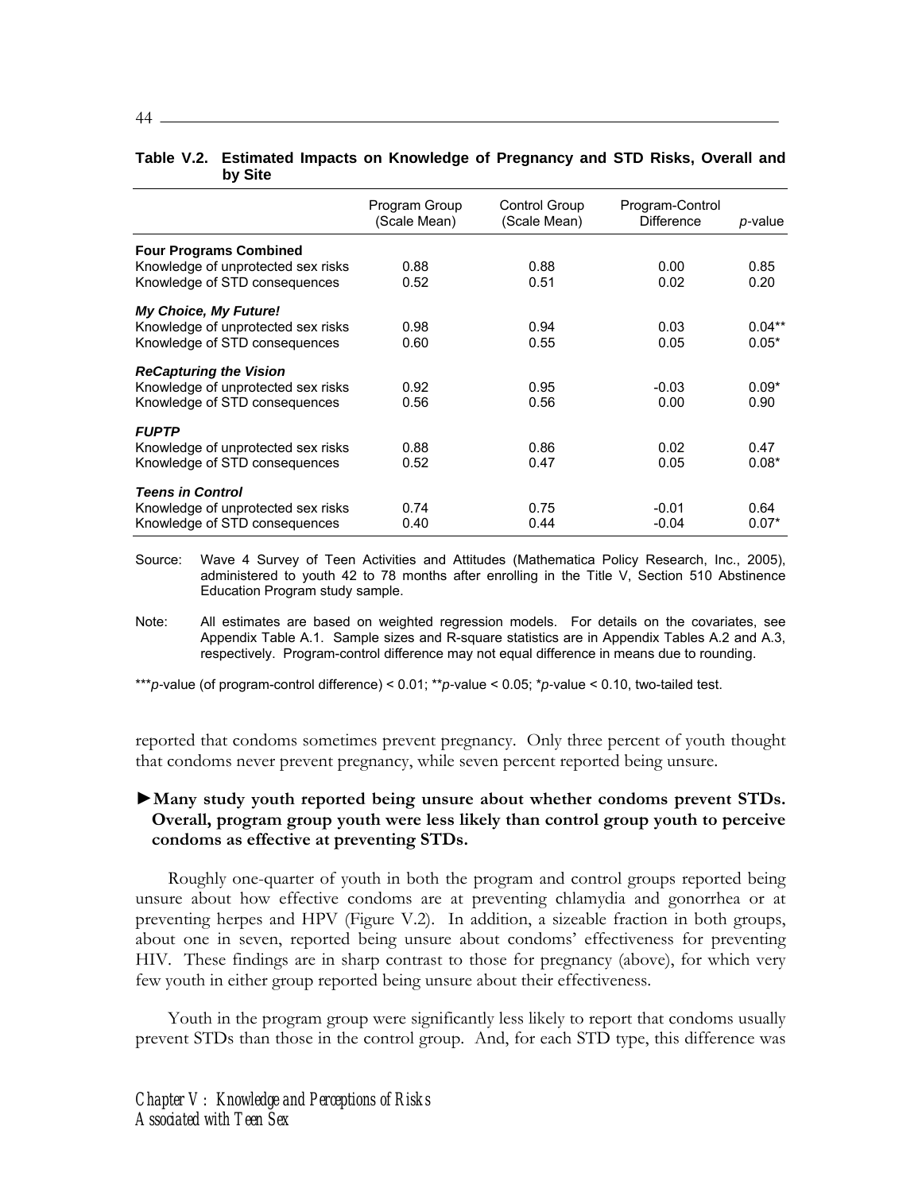**Table V.2. Estimated Impacts on Knowledge of Pregnancy and STD Risks, Overall and by Site**

| | Program Group (Scale Mean) | Control Group (Scale Mean) | Program-Control Difference | *p*-value |
|---|---|---|---|---|
| **Four Programs Combined** | | | | |
| Knowledge of unprotected sex risks | 0.88 | 0.88 | 0.00 | 0.85 |
| Knowledge of STD consequences | 0.52 | 0.51 | 0.02 | 0.20 |
| ***My Choice, My Future!*** | | | | |
| Knowledge of unprotected sex risks | 0.98 | 0.94 | 0.03 | 0.04** |
| Knowledge of STD consequences | 0.60 | 0.55 | 0.05 | 0.05* |
| ***ReCapturing the Vision*** | | | | |
| Knowledge of unprotected sex risks | 0.92 | 0.95 | -0.03 | 0.09* |
| Knowledge of STD consequences | 0.56 | 0.56 | 0.00 | 0.90 |
| ***FUPTP*** | | | | |
| Knowledge of unprotected sex risks | 0.88 | 0.86 | 0.02 | 0.47 |
| Knowledge of STD consequences | 0.52 | 0.47 | 0.05 | 0.08* |
| ***Teens in Control*** | | | | |
| Knowledge of unprotected sex risks | 0.74 | 0.75 | -0.01 | 0.64 |
| Knowledge of STD consequences | 0.40 | 0.44 | -0.04 | 0.07* |

Source: Wave 4 Survey of Teen Activities and Attitudes (Mathematica Policy Research, Inc., 2005), administered to youth 42 to 78 months after enrolling in the Title V, Section 510 Abstinence Education Program study sample.

Note: All estimates are based on weighted regression models. For details on the covariates, see Appendix Table A.1. Sample sizes and R-square statistics are in Appendix Tables A.2 and A.3, respectively. Program-control difference may not equal difference in means due to rounding.

****p*-value (of program-control difference) < 0.01; ***p*-value < 0.05; **p*-value < 0.10, two-tailed test.

reported that condoms sometimes prevent pregnancy. Only three percent of youth thought that condoms never prevent pregnancy, while seven percent reported being unsure.

**►Many study youth reported being unsure about whether condoms prevent STDs. Overall, program group youth were less likely than control group youth to perceive condoms as effective at preventing STDs.**

Roughly one-quarter of youth in both the program and control groups reported being unsure about how effective condoms are at preventing chlamydia and gonorrhea or at preventing herpes and HPV (Figure V.2). In addition, a sizeable fraction in both groups, about one in seven, reported being unsure about condoms' effectiveness for preventing HIV. These findings are in sharp contrast to those for pregnancy (above), for which very few youth in either group reported being unsure about their effectiveness.

Youth in the program group were significantly less likely to report that condoms usually prevent STDs than those in the control group. And, for each STD type, this difference was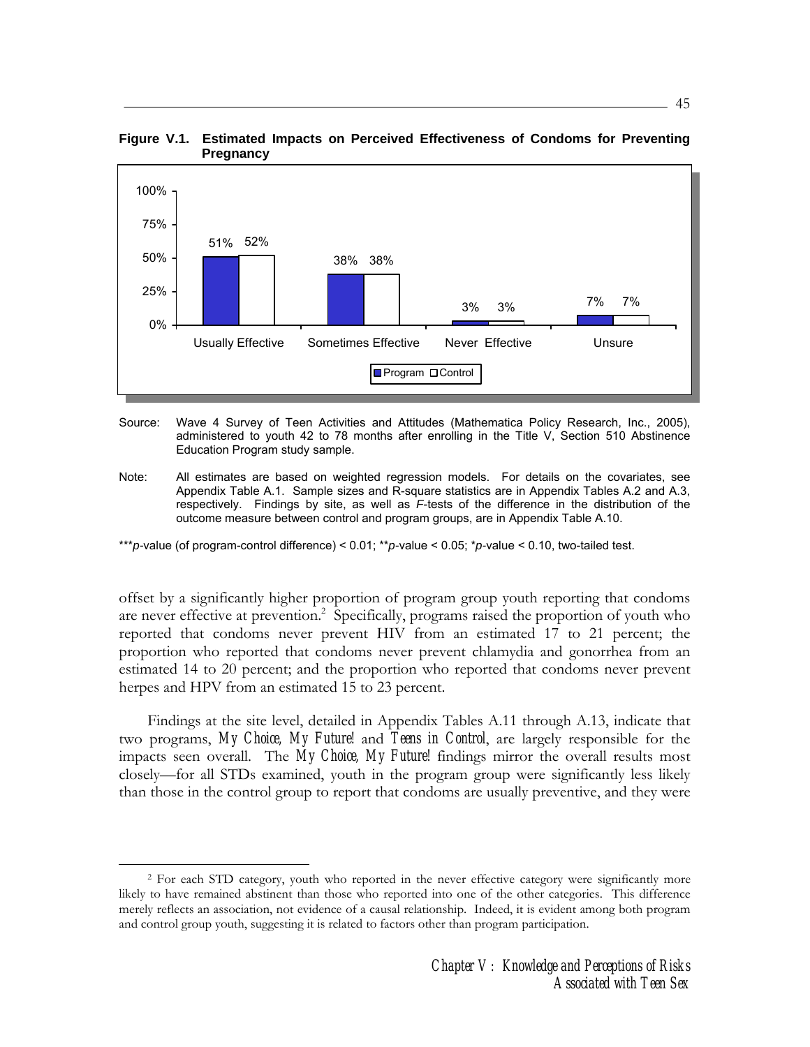**Figure V.1. Estimated Impacts on Perceived Effectiveness of Condoms for Preventing Pregnancy**

| | Program | Control |
|---|---|---|
| Usually Effective | 51% | 52% |
| Sometimes Effective | 38% | 38% |
| Never Effective | 3% | 3% |
| Unsure | 7% | 7% |

Source: Wave 4 Survey of Teen Activities and Attitudes (Mathematica Policy Research, Inc., 2005), administered to youth 42 to 78 months after enrolling in the Title V, Section 510 Abstinence Education Program study sample.

Note: All estimates are based on weighted regression models. For details on the covariates, see Appendix Table A.1. Sample sizes and R-square statistics are in Appendix Tables A.2 and A.3, respectively. Findings by site, as well as *F*-tests of the difference in the distribution of the outcome measure between control and program groups, are in Appendix Table A.10.

\*\*\**p*-value (of program-control difference) < 0.01; \*\**p*-value < 0.05; \**p*-value < 0.10, two-tailed test.

offset by a significantly higher proportion of program group youth reporting that condoms are never effective at prevention.[2] Specifically, programs raised the proportion of youth who reported that condoms never prevent HIV from an estimated 17 to 21 percent; the proportion who reported that condoms never prevent chlamydia and gonorrhea from an estimated 14 to 20 percent; and the proportion who reported that condoms never prevent herpes and HPV from an estimated 15 to 23 percent.

Findings at the site level, detailed in Appendix Tables A.11 through A.13, indicate that two programs, *My Choice, My Future!* and *Teens in Control*, are largely responsible for the impacts seen overall. The *My Choice, My Future!* findings mirror the overall results most closely—for all STDs examined, youth in the program group were significantly less likely than those in the control group to report that condoms are usually preventive, and they were

[2] For each STD category, youth who reported in the never effective category were significantly more likely to have remained abstinent than those who reported into one of the other categories. This difference merely reflects an association, not evidence of a causal relationship. Indeed, it is evident among both program and control group youth, suggesting it is related to factors other than program participation.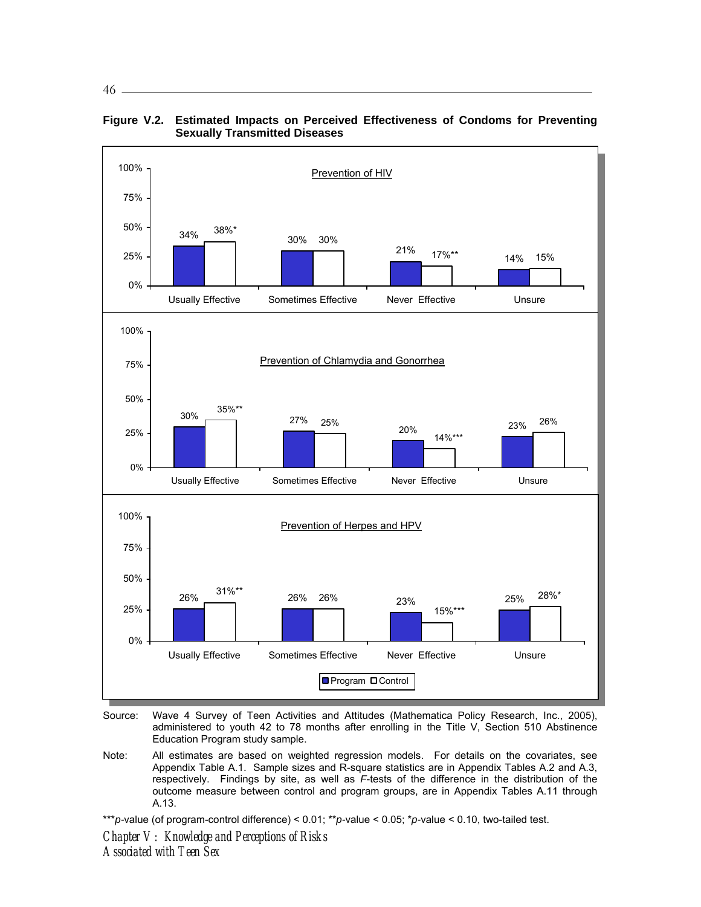**Figure V.2. Estimated Impacts on Perceived Effectiveness of Condoms for Preventing Sexually Transmitted Diseases**

**Prevention of HIV**

| | Program | Control |
|---|---|---|
| Usually Effective | 34% | 38%* |
| Sometimes Effective | 30% | 30% |
| Never Effective | 21% | 17%** |
| Unsure | 14% | 15% |

**Prevention of Chlamydia and Gonorrhea**

| | Program | Control |
|---|---|---|
| Usually Effective | 30% | 35%** |
| Sometimes Effective | 27% | 25% |
| Never Effective | 20% | 14%*** |
| Unsure | 23% | 26% |

**Prevention of Herpes and HPV**

| | Program | Control |
|---|---|---|
| Usually Effective | 26% | 31%** |
| Sometimes Effective | 26% | 26% |
| Never Effective | 23% | 15%*** |
| Unsure | 25% | 28%* |

Source: Wave 4 Survey of Teen Activities and Attitudes (Mathematica Policy Research, Inc., 2005), administered to youth 42 to 78 months after enrolling in the Title V, Section 510 Abstinence Education Program study sample.

Note: All estimates are based on weighted regression models. For details on the covariates, see Appendix Table A.1. Sample sizes and R-square statistics are in Appendix Tables A.2 and A.3, respectively. Findings by site, as well as *F*-tests of the difference in the distribution of the outcome measure between control and program groups, are in Appendix Tables A.11 through A.13.

***$p$-value (of program-control difference) < 0.01; **$p$-value < 0.05; *$p$-value < 0.10, two-tailed test.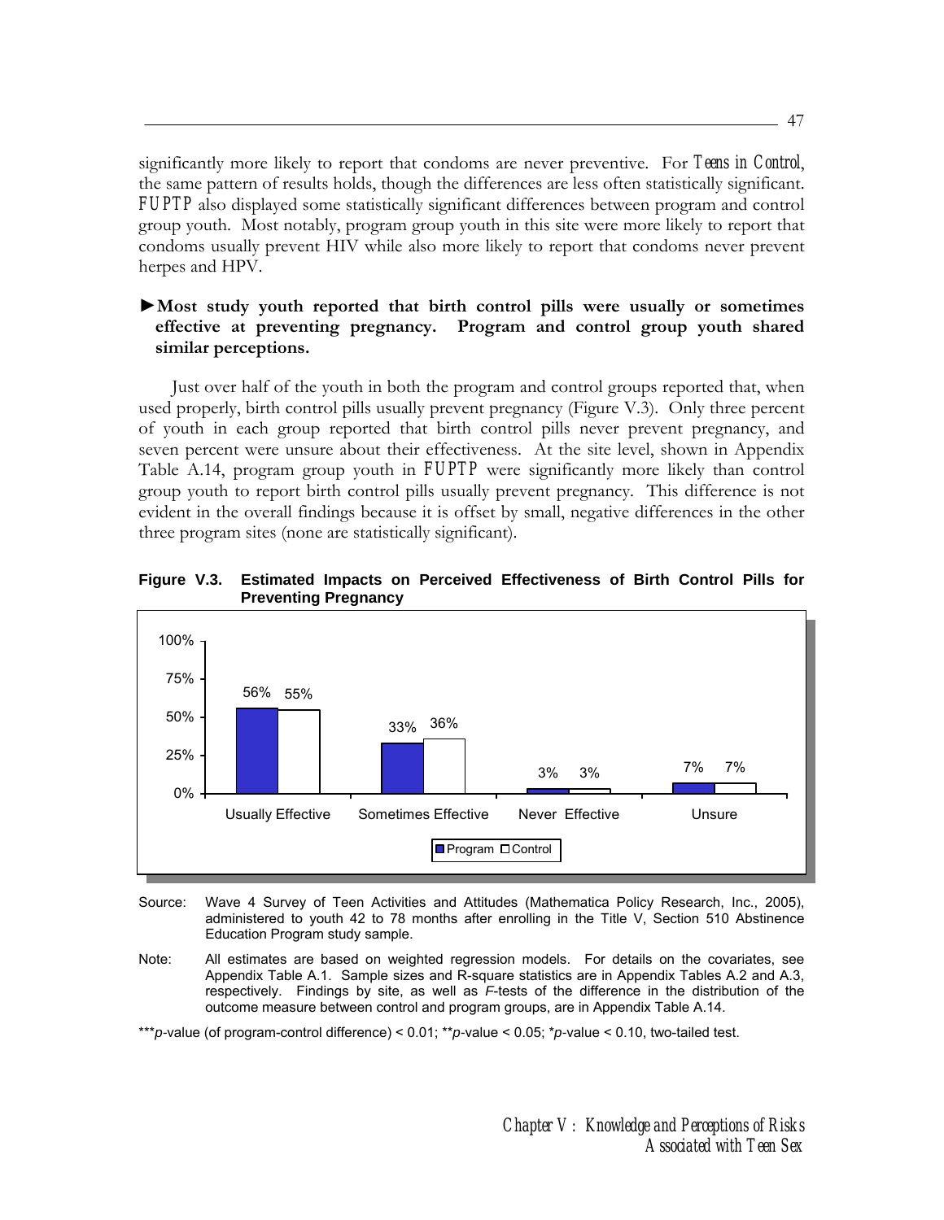significantly more likely to report that condoms are never preventive. For *Teens in Control*, the same pattern of results holds, though the differences are less often statistically significant. *FUPTP* also displayed some statistically significant differences between program and control group youth. Most notably, program group youth in this site were more likely to report that condoms usually prevent HIV while also more likely to report that condoms never prevent herpes and HPV.

**►Most study youth reported that birth control pills were usually or sometimes effective at preventing pregnancy. Program and control group youth shared similar perceptions.**

Just over half of the youth in both the program and control groups reported that, when used properly, birth control pills usually prevent pregnancy (Figure V.3). Only three percent of youth in each group reported that birth control pills never prevent pregnancy, and seven percent were unsure about their effectiveness. At the site level, shown in Appendix Table A.14, program group youth in *FUPTP* were significantly more likely than control group youth to report birth control pills usually prevent pregnancy. This difference is not evident in the overall findings because it is offset by small, negative differences in the other three program sites (none are statistically significant).

**Figure V.3. Estimated Impacts on Perceived Effectiveness of Birth Control Pills for Preventing Pregnancy**

| | Program | Control |
|---|---|---|
| Usually Effective | 56% | 55% |
| Sometimes Effective | 33% | 36% |
| Never Effective | 3% | 3% |
| Unsure | 7% | 7% |

Source: Wave 4 Survey of Teen Activities and Attitudes (Mathematica Policy Research, Inc., 2005), administered to youth 42 to 78 months after enrolling in the Title V, Section 510 Abstinence Education Program study sample.

Note: All estimates are based on weighted regression models. For details on the covariates, see Appendix Table A.1. Sample sizes and R-square statistics are in Appendix Tables A.2 and A.3, respectively. Findings by site, as well as *F*-tests of the difference in the distribution of the outcome measure between control and program groups, are in Appendix Table A.14.

****p*-value (program-control difference) < 0.01; ***p*-value < 0.05; **p*-value < 0.10, two-tailed test.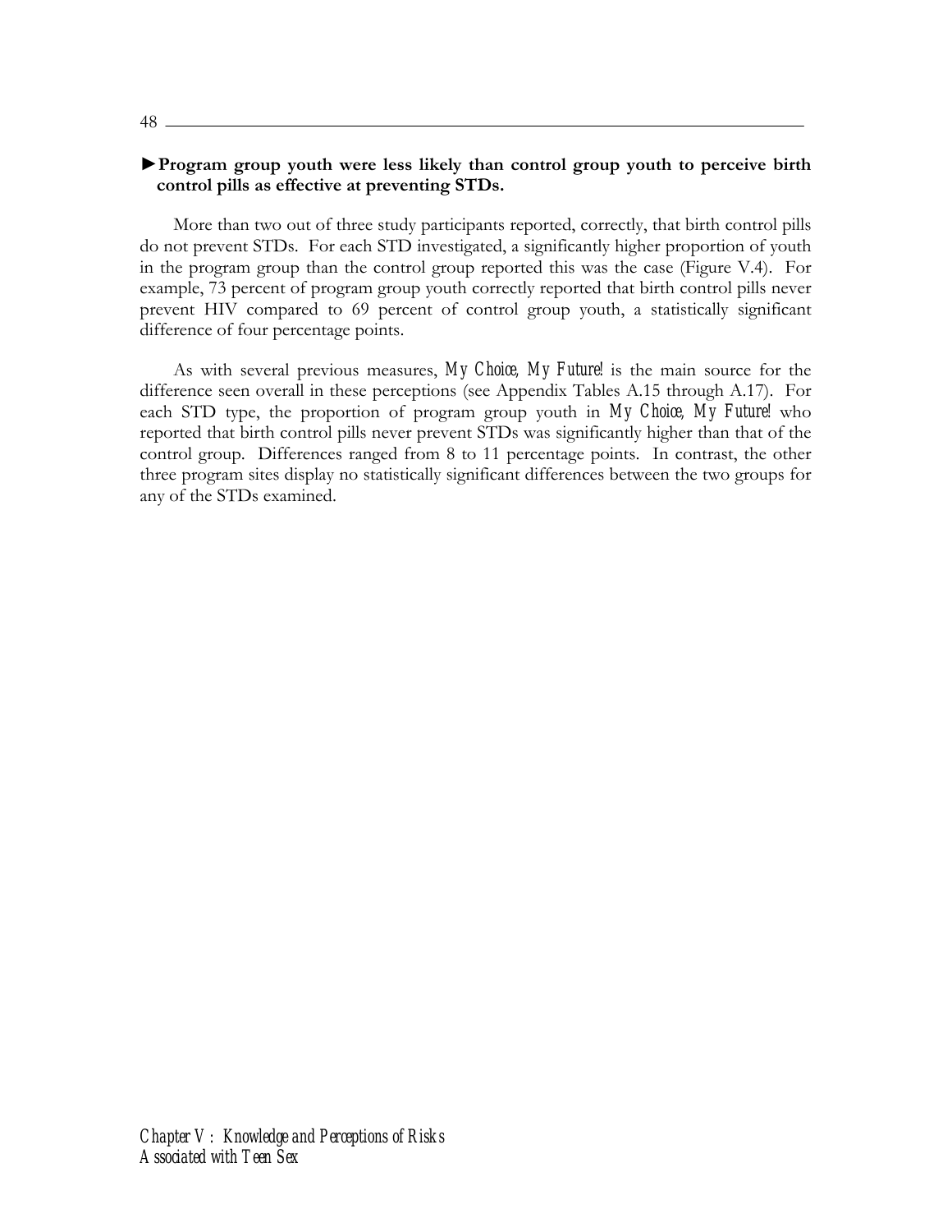**►Program group youth were less likely than control group youth to perceive birth control pills as effective at preventing STDs.**

More than two out of three study participants reported, correctly, that birth control pills do not prevent STDs. For each STD investigated, a significantly higher proportion of youth in the program group than the control group reported this was the case (Figure V.4). For example, 73 percent of program group youth correctly reported that birth control pills never prevent HIV compared to 69 percent of control group youth, a statistically significant difference of four percentage points.

As with several previous measures, *My Choice, My Future!* is the main source for the difference seen overall in these perceptions (see Appendix Tables A.15 through A.17). For each STD type, the proportion of program group youth in *My Choice, My Future!* who reported that birth control pills never prevent STDs was significantly higher than that of the control group. Differences ranged from 8 to 11 percentage points. In contrast, the other three program sites display no statistically significant differences between the two groups for any of the STDs examined.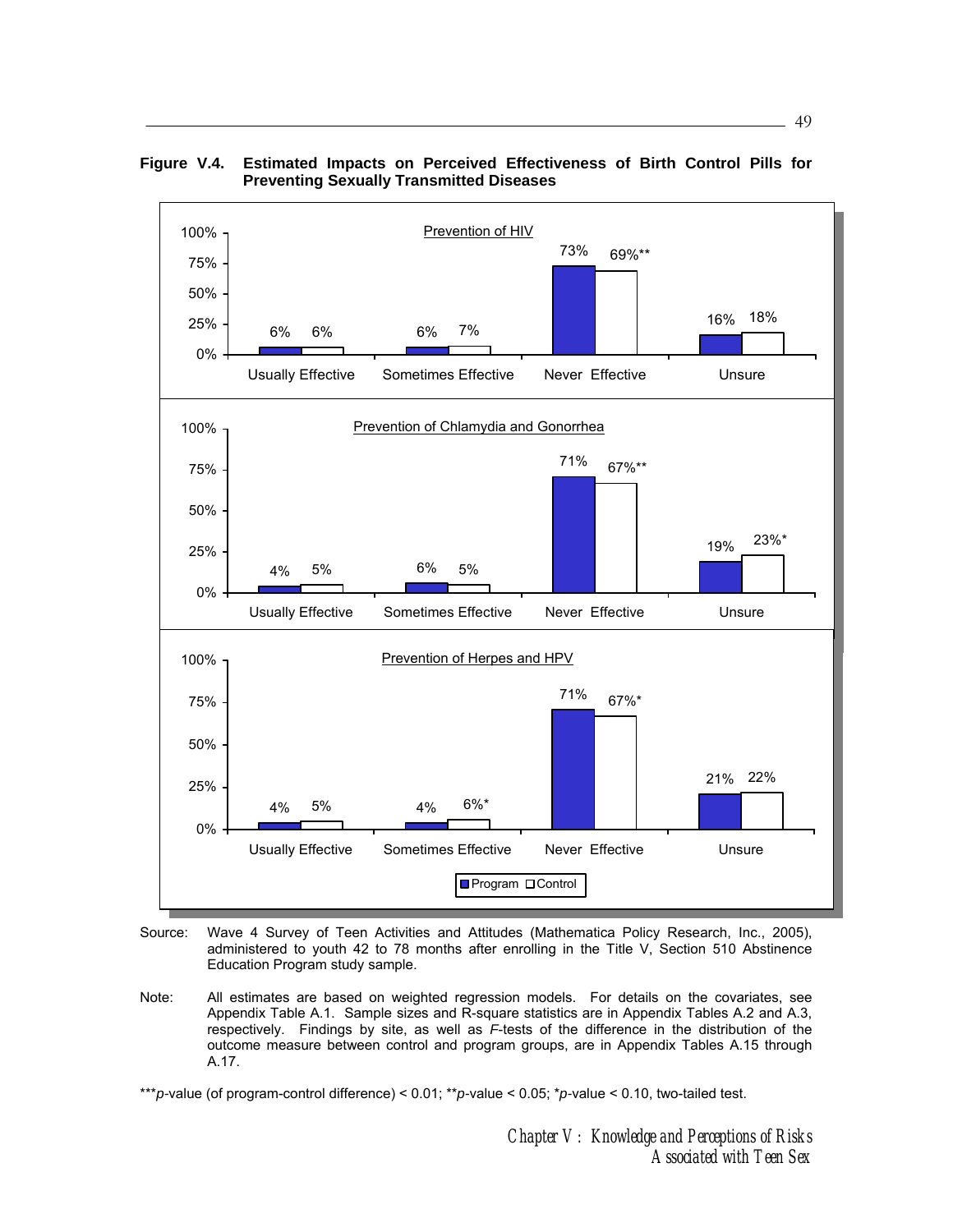**Figure V.4. Estimated Impacts on Perceived Effectiveness of Birth Control Pills for Preventing Sexually Transmitted Diseases**

**Prevention of HIV**

| | Program | Control |
|---|---|---|
| Usually Effective | 6% | 6% |
| Sometimes Effective | 6% | 7% |
| Never Effective | 73% | 69%** |
| Unsure | 16% | 18% |

**Prevention of Chlamydia and Gonorrhea**

| | Program | Control |
|---|---|---|
| Usually Effective | 4% | 5% |
| Sometimes Effective | 6% | 5% |
| Never Effective | 71% | 67%** |
| Unsure | 19% | 23%* |

**Prevention of Herpes and HPV**

| | Program | Control |
|---|---|---|
| Usually Effective | 4% | 5% |
| Sometimes Effective | 4% | 6%* |
| Never Effective | 71% | 67%* |
| Unsure | 21% | 22% |

Source: Wave 4 Survey of Teen Activities and Attitudes (Mathematica Policy Research, Inc., 2005), administered to youth 42 to 78 months after enrolling in the Title V, Section 510 Abstinence Education Program study sample.

Note: All estimates are based on weighted regression models. For details on the covariates, see Appendix Table A.1. Sample sizes and R-square statistics are in Appendix Tables A.2 and A.3, respectively. Findings by site, as well as *F*-tests of the difference in the distribution of the outcome measure between control and program groups, are in Appendix Tables A.15 through A.17.

****p*-value (of program-control difference) < 0.01; ***p*-value < 0.05; **p*-value < 0.10, two-tailed test.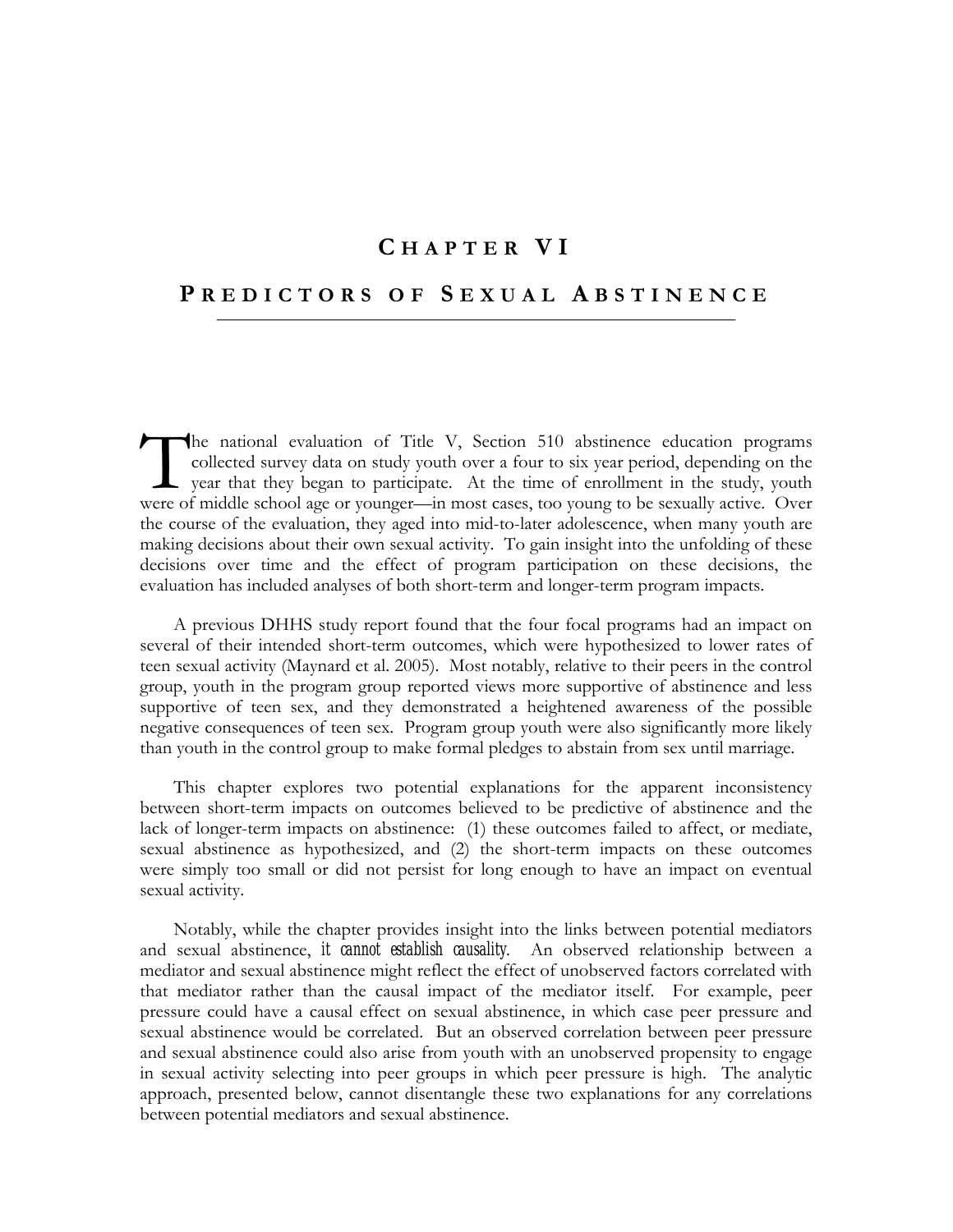# Chapter VI

## Predictors of Sexual Abstinence

The national evaluation of Title V, Section 510 abstinence education programs collected survey data on study youth over a four to six year period, depending on the year that they began to participate. At the time of enrollment in the study, youth were of middle school age or younger—in most cases, too young to be sexually active. Over the course of the evaluation, they aged into mid-to-later adolescence, when many youth are making decisions about their own sexual activity. To gain insight into the unfolding of these decisions over time and the effect of program participation on these decisions, the evaluation has included analyses of both short-term and longer-term program impacts.

A previous DHHS study report found that the four focal programs had an impact on several of their intended short-term outcomes, which were hypothesized to lower rates of teen sexual activity (Maynard et al. 2005). Most notably, relative to their peers in the control group, youth in the program group reported views more supportive of abstinence and less supportive of teen sex, and they demonstrated a heightened awareness of the possible negative consequences of teen sex. Program group youth were also significantly more likely than youth in the control group to make formal pledges to abstain from sex until marriage.

This chapter explores two potential explanations for the apparent inconsistency between short-term impacts on outcomes believed to be predictive of abstinence and the lack of longer-term impacts on abstinence: (1) these outcomes failed to affect, or mediate, sexual abstinence as hypothesized, and (2) the short-term impacts on these outcomes were simply too small or did not persist for long enough to have an impact on eventual sexual activity.

Notably, while the chapter provides insight into the links between potential mediators and sexual abstinence, *it cannot establish causality*. An observed relationship between a mediator and sexual abstinence might reflect the effect of unobserved factors correlated with that mediator rather than the causal impact of the mediator itself. For example, peer pressure could have a causal effect on sexual abstinence, in which case peer pressure and sexual abstinence would be correlated. But an observed correlation between peer pressure and sexual abstinence could also arise from youth with an unobserved propensity to engage in sexual activity selecting into peer groups in which peer pressure is high. The analytic approach, presented below, cannot disentangle these two explanations for any correlations between potential mediators and sexual abstinence.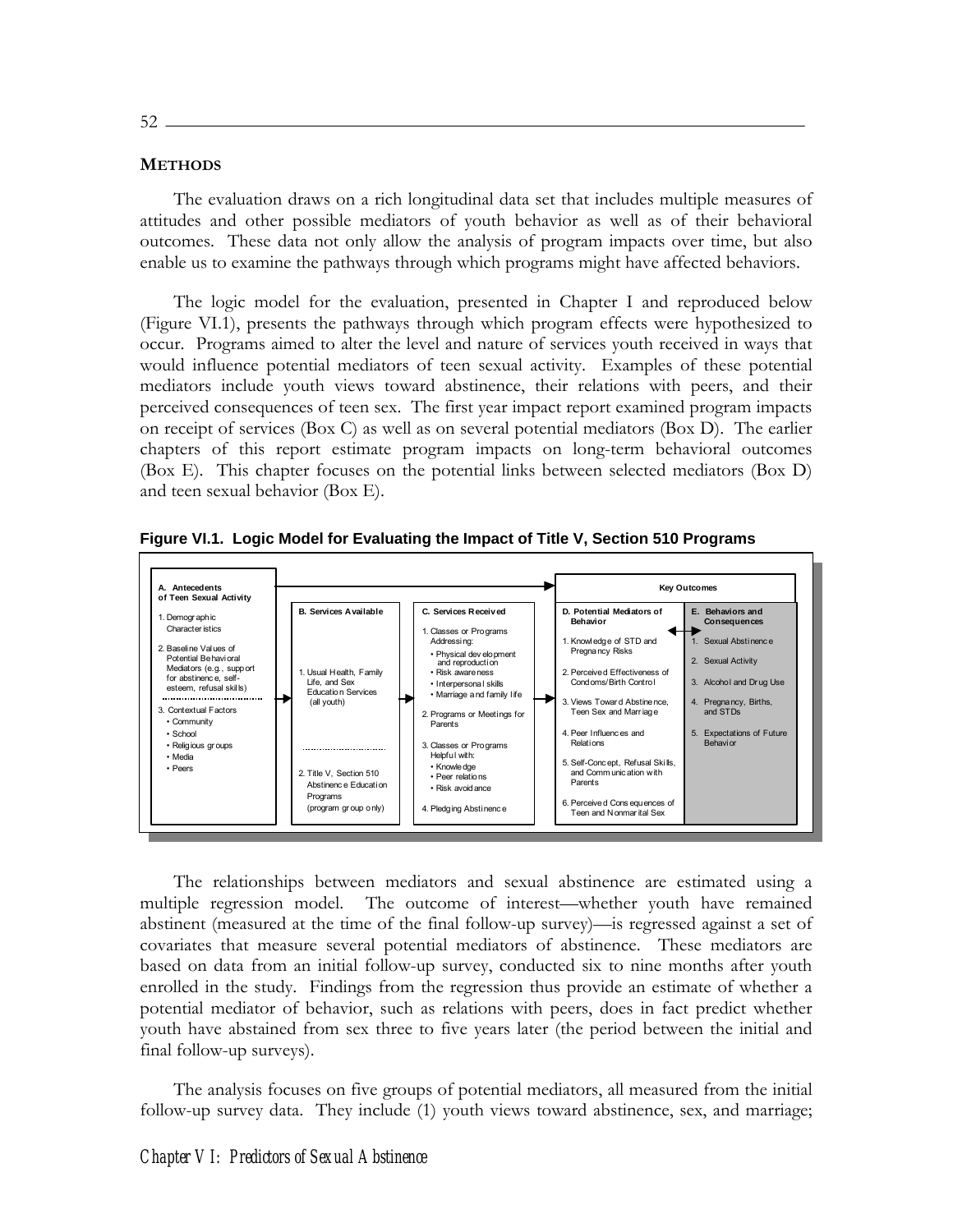## **METHODS**

The evaluation draws on a rich longitudinal data set that includes multiple measures of attitudes and other possible mediators of youth behavior as well as of their behavioral outcomes. These data not only allow the analysis of program impacts over time, but also enable us to examine the pathways through which programs might have affected behaviors.

The logic model for the evaluation, presented in Chapter I and reproduced below (Figure VI.1), presents the pathways through which program effects were hypothesized to occur. Programs aimed to alter the level and nature of services youth received in ways that would influence potential mediators of teen sexual activity. Examples of these potential mediators include youth views toward abstinence, their relations with peers, and their perceived consequences of teen sex. The first year impact report examined program impacts on receipt of services (Box C) as well as on several potential mediators (Box D). The earlier chapters of this report estimate program impacts on long-term behavioral outcomes (Box E). This chapter focuses on the potential links between selected mediators (Box D) and teen sexual behavior (Box E).

**Figure VI.1. Logic Model for Evaluating the Impact of Title V, Section 510 Programs**

| A. Antecedents of Teen Sexual Activity | B. Services Available | C. Services Received | D. Potential Mediators of Behavior (Key Outcomes) | E. Behaviors and Consequences (Key Outcomes) |
|---|---|---|---|---|
| 1. Demographic Characteristics<br>2. Baseline Values of Potential Behavioral Mediators (e.g., support for abstinence, self-esteem, refusal skills)<br>3. Contextual Factors<br>• Community<br>• School<br>• Religious groups<br>• Media<br>• Peers | 1. Usual Health, Family Life, and Sex Education Services (all youth)<br>2. Title V, Section 510 Abstinence Education Programs (program group only) | 1. Classes or Programs Addressing:<br>• Physical development and reproduction<br>• Risk awareness<br>• Interpersonal skills<br>• Marriage and family life<br>2. Programs or Meetings for Parents<br>3. Classes or Programs Helpful with:<br>• Knowledge<br>• Peer relations<br>• Risk avoidance<br>4. Pledging Abstinence | 1. Knowledge of STD and Pregnancy Risks<br>2. Perceived Effectiveness of Condoms/Birth Control<br>3. Views Toward Abstinence, Teen Sex and Marriage<br>4. Peer Influences and Relations<br>5. Self-Concept, Refusal Skills, and Communication with Parents<br>6. Perceived Consequences of Teen and Nonmarital Sex | 1. Sexual Abstinence<br>2. Sexual Activity<br>3. Alcohol and Drug Use<br>4. Pregnancy, Births, and STDs<br>5. Expectations of Future Behavior |

The relationships between mediators and sexual abstinence are estimated using a multiple regression model. The outcome of interest—whether youth have remained abstinent (measured at the time of the final follow-up survey)—is regressed against a set of covariates that measure several potential mediators of abstinence. These mediators are based on data from an initial follow-up survey, conducted six to nine months after youth enrolled in the study. Findings from the regression thus provide an estimate of whether a potential mediator of behavior, such as relations with peers, does in fact predict whether youth have abstained from sex three to five years later (the period between the initial and final follow-up surveys).

The analysis focuses on five groups of potential mediators, all measured from the initial follow-up survey data. They include (1) youth views toward abstinence, sex, and marriage;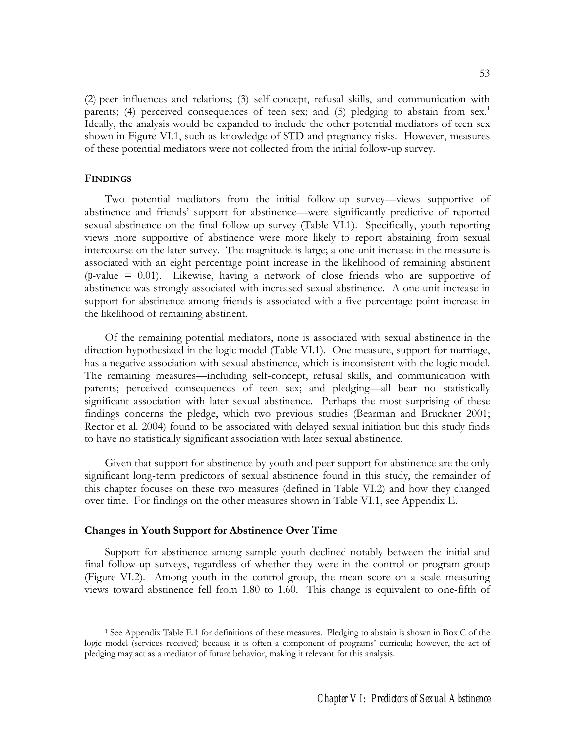(2) peer influences and relations; (3) self-concept, refusal skills, and communication with parents; (4) perceived consequences of teen sex; and (5) pledging to abstain from sex.[1] Ideally, the analysis would be expanded to include the other potential mediators of teen sex shown in Figure VI.1, such as knowledge of STD and pregnancy risks. However, measures of these potential mediators were not collected from the initial follow-up survey.

## FINDINGS

Two potential mediators from the initial follow-up survey—views supportive of abstinence and friends' support for abstinence—were significantly predictive of reported sexual abstinence on the final follow-up survey (Table VI.1). Specifically, youth reporting views more supportive of abstinence were more likely to report abstaining from sexual intercourse on the later survey. The magnitude is large; a one-unit increase in the measure is associated with an eight percentage point increase in the likelihood of remaining abstinent (*p*-value = 0.01). Likewise, having a network of close friends who are supportive of abstinence was strongly associated with increased sexual abstinence. A one-unit increase in support for abstinence among friends is associated with a five percentage point increase in the likelihood of remaining abstinent.

Of the remaining potential mediators, none is associated with sexual abstinence in the direction hypothesized in the logic model (Table VI.1). One measure, support for marriage, has a negative association with sexual abstinence, which is inconsistent with the logic model. The remaining measures—including self-concept, refusal skills, and communication with parents; perceived consequences of teen sex; and pledging—all bear no statistically significant association with later sexual abstinence. Perhaps the most surprising of these findings concerns the pledge, which two previous studies (Bearman and Bruckner 2001; Rector et al. 2004) found to be associated with delayed sexual initiation but this study finds to have no statistically significant association with later sexual abstinence.

Given that support for abstinence by youth and peer support for abstinence are the only significant long-term predictors of sexual abstinence found in this study, the remainder of this chapter focuses on these two measures (defined in Table VI.2) and how they changed over time. For findings on the other measures shown in Table VI.1, see Appendix E.

### Changes in Youth Support for Abstinence Over Time

Support for abstinence among sample youth declined notably between the initial and final follow-up surveys, regardless of whether they were in the control or program group (Figure VI.2). Among youth in the control group, the mean score on a scale measuring views toward abstinence fell from 1.80 to 1.60. This change is equivalent to one-fifth of

[1] See Appendix Table E.1 for definitions of these measures. Pledging to abstain is shown in Box C of the logic model (services received) because it is often a component of programs' curricula; however, the act of pledging may act as a mediator of future behavior, making it relevant for this analysis.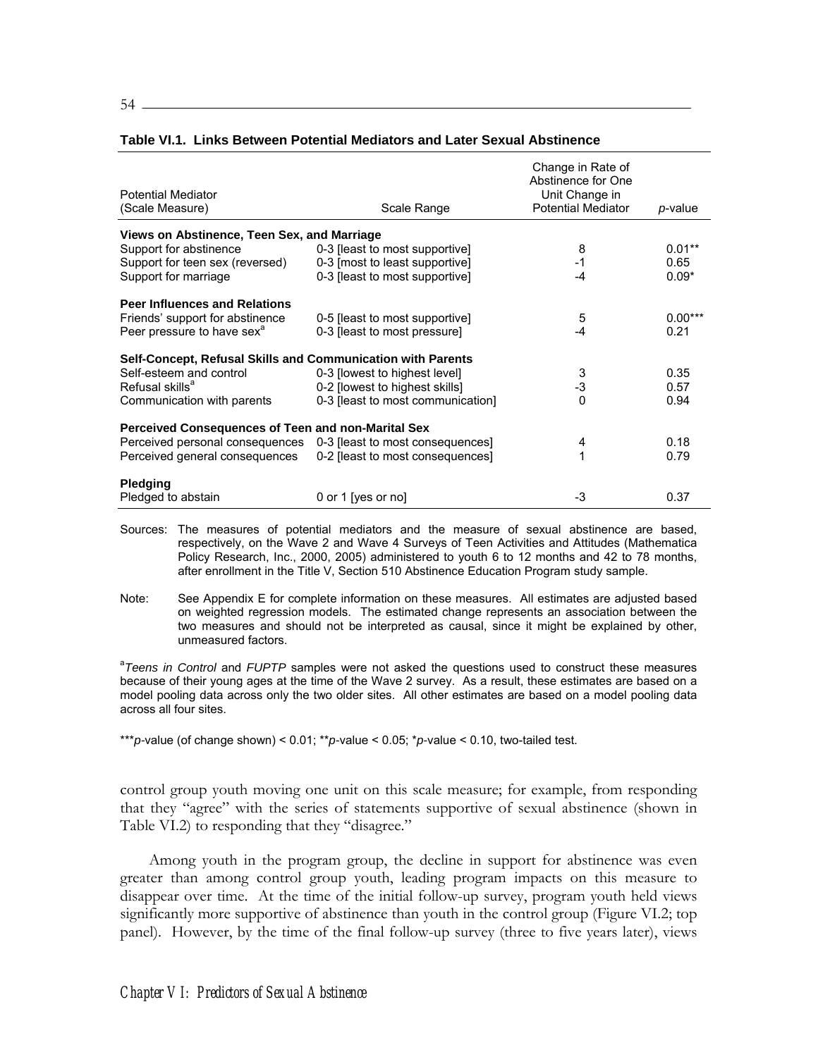**Table VI.1. Links Between Potential Mediators and Later Sexual Abstinence**

| Potential Mediator (Scale Measure) | Scale Range | Change in Rate of Abstinence for One Unit Change in Potential Mediator | *p*-value |
|---|---|---|---|
| **Views on Abstinence, Teen Sex, and Marriage** | | | |
| Support for abstinence | 0-3 [least to most supportive] | 8 | 0.01** |
| Support for teen sex (reversed) | 0-3 [most to least supportive] | -1 | 0.65 |
| Support for marriage | 0-3 [least to most supportive] | -4 | 0.09* |
| **Peer Influences and Relations** | | | |
| Friends' support for abstinence | 0-5 [least to most supportive] | 5 | 0.00*** |
| Peer pressure to have sex[a] | 0-3 [least to most pressure] | -4 | 0.21 |
| **Self-Concept, Refusal Skills and Communication with Parents** | | | |
| Self-esteem and control | 0-3 [lowest to highest level] | 3 | 0.35 |
| Refusal skills[a] | 0-2 [lowest to highest skills] | -3 | 0.57 |
| Communication with parents | 0-3 [least to most communication] | 0 | 0.94 |
| **Perceived Consequences of Teen and non-Marital Sex** | | | |
| Perceived personal consequences | 0-3 [least to most consequences] | 4 | 0.18 |
| Perceived general consequences | 0-2 [least to most consequences] | 1 | 0.79 |
| **Pledging** | | | |
| Pledged to abstain | 0 or 1 [yes or no] | -3 | 0.37 |

Sources: The measures of potential mediators and the measure of sexual abstinence are based, respectively, on the Wave 2 and Wave 4 Surveys of Teen Activities and Attitudes (Mathematica Policy Research, Inc., 2000, 2005) administered to youth 6 to 12 months and 42 to 78 months, after enrollment in the Title V, Section 510 Abstinence Education Program study sample.

Note: See Appendix E for complete information on these measures. All estimates are adjusted based on weighted regression models. The estimated change represents an association between the two measures and should not be interpreted as causal, since it might be explained by other, unmeasured factors.

[a]*Teens in Control* and *FUPTP* samples were not asked the questions used to construct these measures because of their young ages at the time of the Wave 2 survey. As a result, these estimates are based on a model pooling data across only the two older sites. All other estimates are based on a model pooling data across all four sites.

****p*-value (of change shown) < 0.01; ***p*-value < 0.05; **p*-value < 0.10, two-tailed test.

control group youth moving one unit on this scale measure; for example, from responding that they "agree" with the series of statements supportive of sexual abstinence (shown in Table VI.2) to responding that they "disagree."

Among youth in the program group, the decline in support for abstinence was even greater than among control group youth, leading program impacts on this measure to disappear over time. At the time of the initial follow-up survey, program youth held views significantly more supportive of abstinence than youth in the control group (Figure VI.2; top panel). However, by the time of the final follow-up survey (three to five years later), views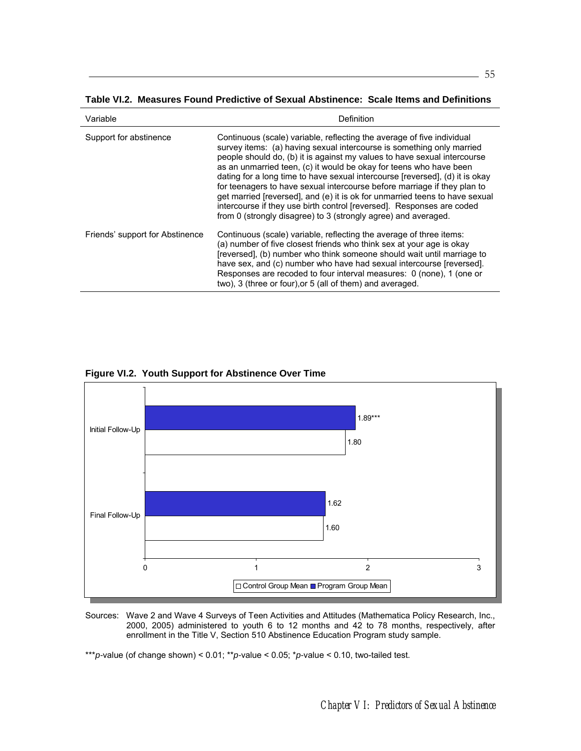**Table VI.2. Measures Found Predictive of Sexual Abstinence: Scale Items and Definitions**

| Variable | Definition |
|---|---|
| Support for abstinence | Continuous (scale) variable, reflecting the average of five individual survey items: (a) having sexual intercourse is something only married people should do, (b) it is against my values to have sexual intercourse as an unmarried teen, (c) it would be okay for teens who have been dating for a long time to have sexual intercourse [reversed], (d) it is okay for teenagers to have sexual intercourse before marriage if they plan to get married [reversed], and (e) it is ok for unmarried teens to have sexual intercourse if they use birth control [reversed]. Responses are coded from 0 (strongly disagree) to 3 (strongly agree) and averaged. |
| Friends' support for Abstinence | Continuous (scale) variable, reflecting the average of three items: (a) number of five closest friends who think sex at your age is okay [reversed], (b) number who think someone should wait until marriage to have sex, and (c) number who have had sexual intercourse [reversed]. Responses are recoded to four interval measures: 0 (none), 1 (one or two), 3 (three or four),or 5 (all of them) and averaged. |

**Figure VI.2. Youth Support for Abstinence Over Time**

| | Program Group Mean | Control Group Mean |
|---|---|---|
| Initial Follow-Up | 1.89*** | 1.80 |
| Final Follow-Up | 1.62 | 1.60 |

Sources: Wave 2 and Wave 4 Surveys of Teen Activities and Attitudes (Mathematica Policy Research, Inc., 2000, 2005) administered to youth 6 to 12 months and 42 to 78 months, respectively, after enrollment in the Title V, Section 510 Abstinence Education Program study sample.

***$p$-value (of change shown) < 0.01; **$p$-value < 0.05; *$p$-value < 0.10, two-tailed test.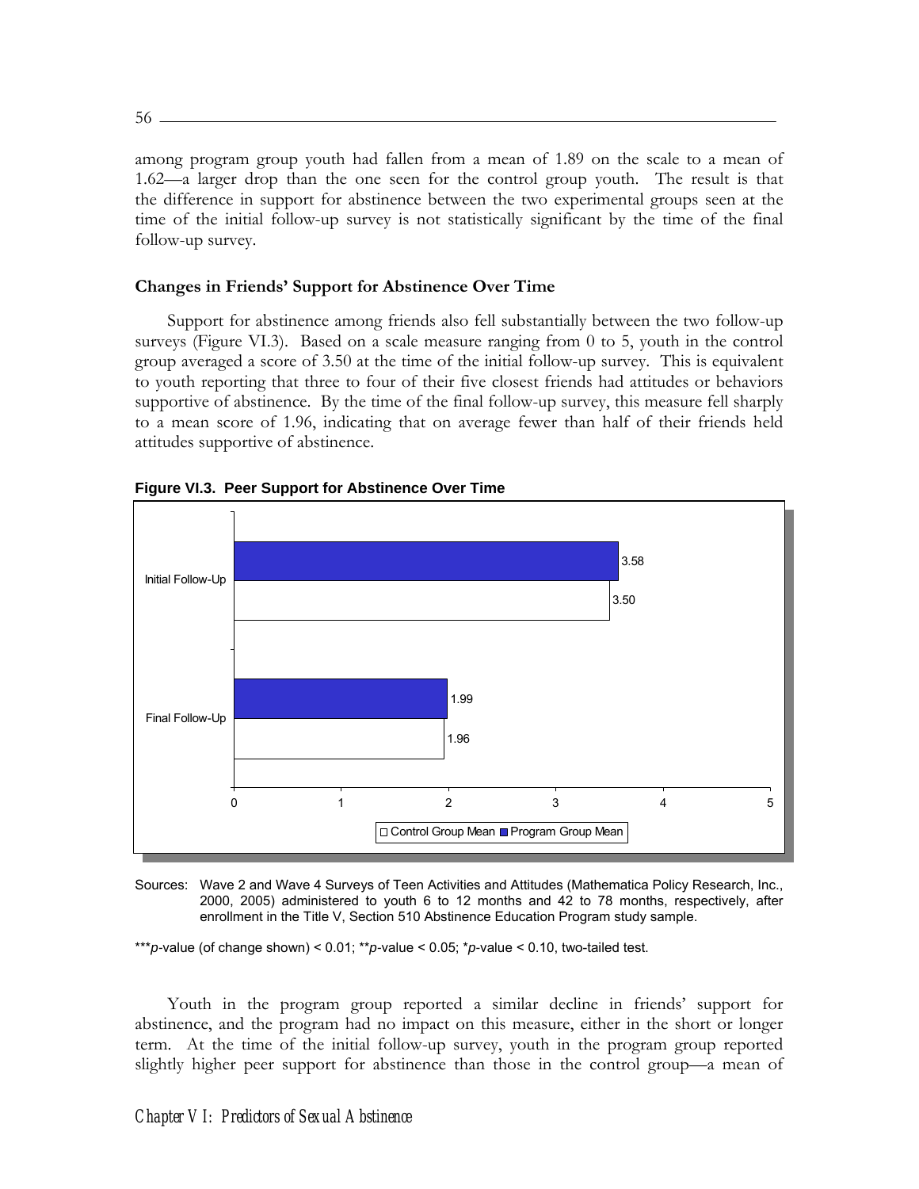among program group youth had fallen from a mean of 1.89 on the scale to a mean of 1.62—a larger drop than the one seen for the control group youth. The result is that the difference in support for abstinence between the two experimental groups seen at the time of the initial follow-up survey is not statistically significant by the time of the final follow-up survey.

### Changes in Friends' Support for Abstinence Over Time

Support for abstinence among friends also fell substantially between the two follow-up surveys (Figure VI.3). Based on a scale measure ranging from 0 to 5, youth in the control group averaged a score of 3.50 at the time of the initial follow-up survey. This is equivalent to youth reporting that three to four of their five closest friends had attitudes or behaviors supportive of abstinence. By the time of the final follow-up survey, this measure fell sharply to a mean score of 1.96, indicating that on average fewer than half of their friends held attitudes supportive of abstinence.

**Figure VI.3. Peer Support for Abstinence Over Time**

| | Program Group Mean | Control Group Mean |
|---|---|---|
| Initial Follow-Up | 3.58 | 3.50 |
| Final Follow-Up | 1.99 | 1.96 |

Sources: Wave 2 and Wave 4 Surveys of Teen Activities and Attitudes (Mathematica Policy Research, Inc., 2000, 2005) administered to youth 6 to 12 months and 42 to 78 months, respectively, after enrollment in the Title V, Section 510 Abstinence Education Program study sample.

***$p$-value (of change shown) $< 0.01$; **$p$-value $< 0.05$; *$p$-value $< 0.10$, two-tailed test.

Youth in the program group reported a similar decline in friends' support for abstinence, and the program had no impact on this measure, either in the short or longer term. At the time of the initial follow-up survey, youth in the program group reported slightly higher peer support for abstinence than those in the control group—a mean of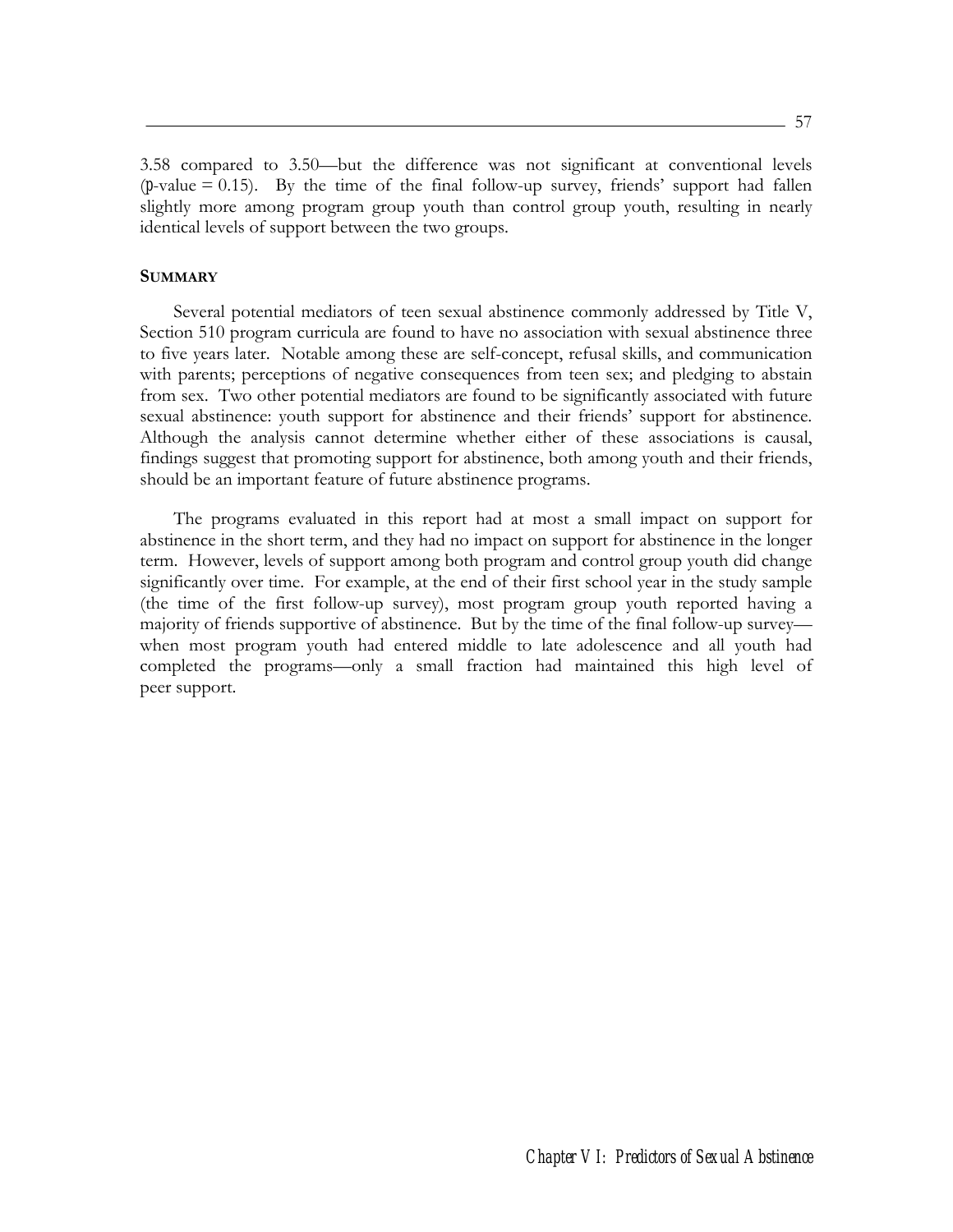3.58 compared to 3.50—but the difference was not significant at conventional levels (p-value = 0.15). By the time of the final follow-up survey, friends' support had fallen slightly more among program group youth than control group youth, resulting in nearly identical levels of support between the two groups.

## SUMMARY

Several potential mediators of teen sexual abstinence commonly addressed by Title V, Section 510 program curricula are found to have no association with sexual abstinence three to five years later. Notable among these are self-concept, refusal skills, and communication with parents; perceptions of negative consequences from teen sex; and pledging to abstain from sex. Two other potential mediators are found to be significantly associated with future sexual abstinence: youth support for abstinence and their friends' support for abstinence. Although the analysis cannot determine whether either of these associations is causal, findings suggest that promoting support for abstinence, both among youth and their friends, should be an important feature of future abstinence programs.

The programs evaluated in this report had at most a small impact on support for abstinence in the short term, and they had no impact on support for abstinence in the longer term. However, levels of support among both program and control group youth did change significantly over time. For example, at the end of their first school year in the study sample (the time of the first follow-up survey), most program group youth reported having a majority of friends supportive of abstinence. But by the time of the final follow-up survey—when most program youth had entered middle to late adolescence and all youth had completed the programs—only a small fraction had maintained this high level of peer support.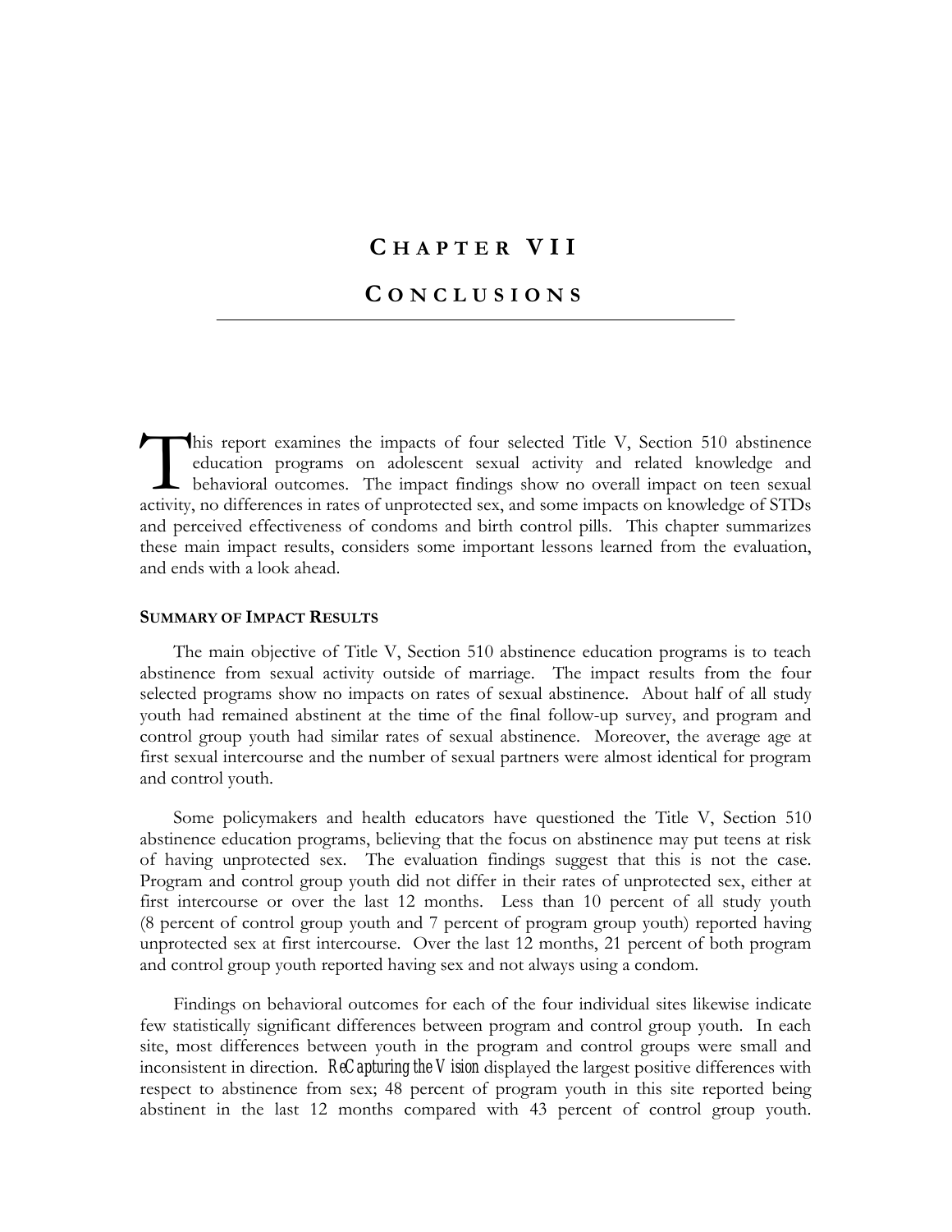# CHAPTER VII

# CONCLUSIONS

This report examines the impacts of four selected Title V, Section 510 abstinence education programs on adolescent sexual activity and related knowledge and behavioral outcomes. The impact findings show no overall impact on teen sexual activity, no differences in rates of unprotected sex, and some impacts on knowledge of STDs and perceived effectiveness of condoms and birth control pills. This chapter summarizes these main impact results, considers some important lessons learned from the evaluation, and ends with a look ahead.

### SUMMARY OF IMPACT RESULTS

The main objective of Title V, Section 510 abstinence education programs is to teach abstinence from sexual activity outside of marriage. The impact results from the four selected programs show no impacts on rates of sexual abstinence. About half of all study youth had remained abstinent at the time of the final follow-up survey, and program and control group youth had similar rates of sexual abstinence. Moreover, the average age at first sexual intercourse and the number of sexual partners were almost identical for program and control youth.

Some policymakers and health educators have questioned the Title V, Section 510 abstinence education programs, believing that the focus on abstinence may put teens at risk of having unprotected sex. The evaluation findings suggest that this is not the case. Program and control group youth did not differ in their rates of unprotected sex, either at first intercourse or over the last 12 months. Less than 10 percent of all study youth (8 percent of control group youth and 7 percent of program group youth) reported having unprotected sex at first intercourse. Over the last 12 months, 21 percent of both program and control group youth reported having sex and not always using a condom.

Findings on behavioral outcomes for each of the four individual sites likewise indicate few statistically significant differences between program and control group youth. In each site, most differences between youth in the program and control groups were small and inconsistent in direction. *ReCapturing the Vision* displayed the largest positive differences with respect to abstinence from sex; 48 percent of program youth in this site reported being abstinent in the last 12 months compared with 43 percent of control group youth.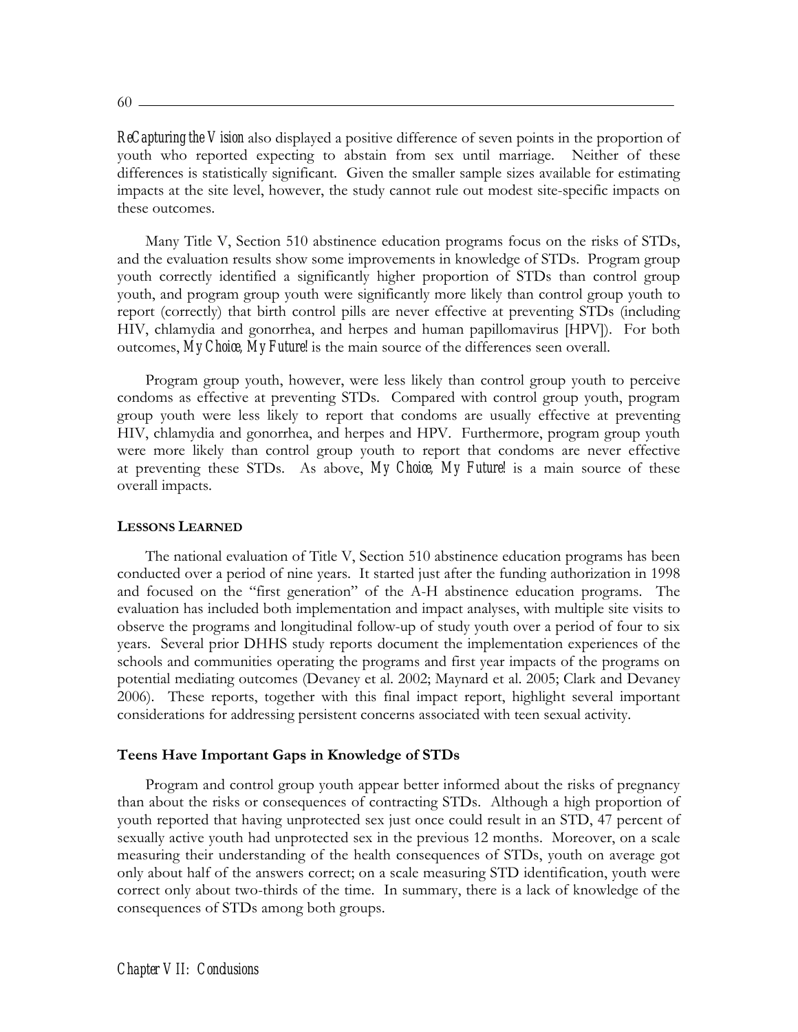*ReCapturing the Vision* also displayed a positive difference of seven points in the proportion of youth who reported expecting to abstain from sex until marriage. Neither of these differences is statistically significant. Given the smaller sample sizes available for estimating impacts at the site level, however, the study cannot rule out modest site-specific impacts on these outcomes.

Many Title V, Section 510 abstinence education programs focus on the risks of STDs, and the evaluation results show some improvements in knowledge of STDs. Program group youth correctly identified a significantly higher proportion of STDs than control group youth, and program group youth were significantly more likely than control group youth to report (correctly) that birth control pills are never effective at preventing STDs (including HIV, chlamydia and gonorrhea, and herpes and human papillomavirus [HPV]). For both outcomes, *My Choice, My Future!* is the main source of the differences seen overall.

Program group youth, however, were less likely than control group youth to perceive condoms as effective at preventing STDs. Compared with control group youth, program group youth were less likely to report that condoms are usually effective at preventing HIV, chlamydia and gonorrhea, and herpes and HPV. Furthermore, program group youth were more likely than control group youth to report that condoms are never effective at preventing these STDs. As above, *My Choice, My Future!* is a main source of these overall impacts.

### LESSONS LEARNED

The national evaluation of Title V, Section 510 abstinence education programs has been conducted over a period of nine years. It started just after the funding authorization in 1998 and focused on the "first generation" of the A-H abstinence education programs. The evaluation has included both implementation and impact analyses, with multiple site visits to observe the programs and longitudinal follow-up of study youth over a period of four to six years. Several prior DHHS study reports document the implementation experiences of the schools and communities operating the programs and first year impacts of the programs on potential mediating outcomes (Devaney et al. 2002; Maynard et al. 2005; Clark and Devaney 2006). These reports, together with this final impact report, highlight several important considerations for addressing persistent concerns associated with teen sexual activity.

#### Teens Have Important Gaps in Knowledge of STDs

Program and control group youth appear better informed about the risks of pregnancy than about the risks or consequences of contracting STDs. Although a high proportion of youth reported that having unprotected sex just once could result in an STD, 47 percent of sexually active youth had unprotected sex in the previous 12 months. Moreover, on a scale measuring their understanding of the health consequences of STDs, youth on average got only about half of the answers correct; on a scale measuring STD identification, youth were correct only about two-thirds of the time. In summary, there is a lack of knowledge of the consequences of STDs among both groups.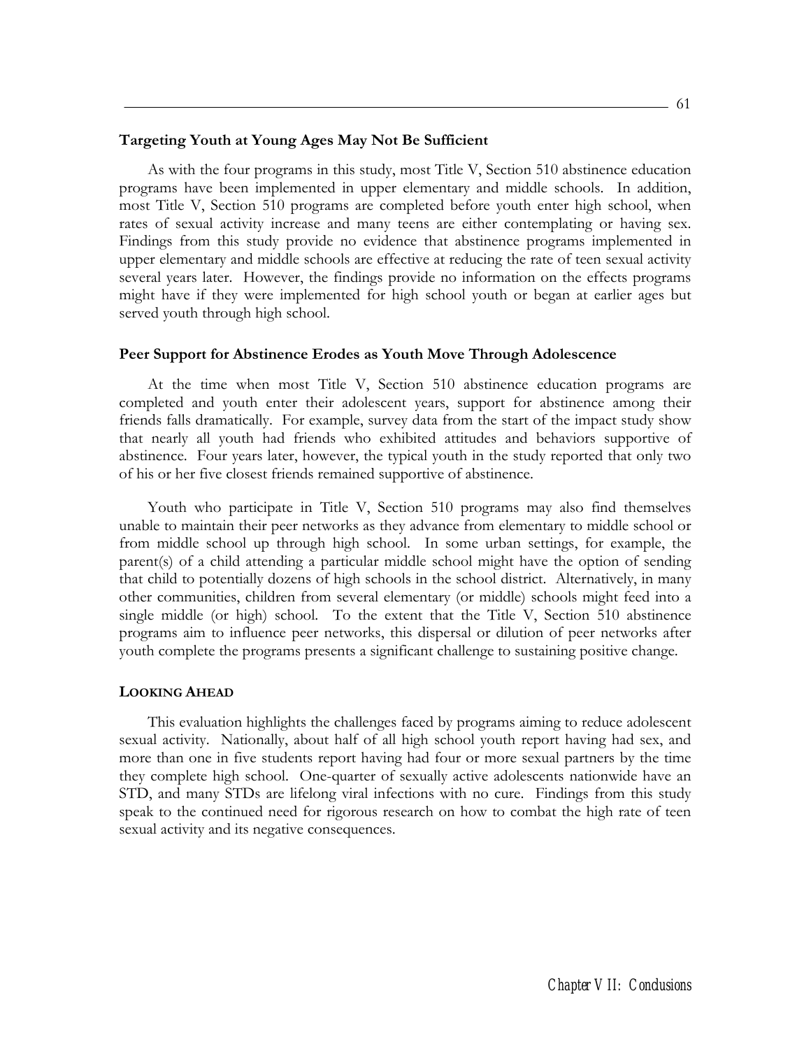### Targeting Youth at Young Ages May Not Be Sufficient

As with the four programs in this study, most Title V, Section 510 abstinence education programs have been implemented in upper elementary and middle schools. In addition, most Title V, Section 510 programs are completed before youth enter high school, when rates of sexual activity increase and many teens are either contemplating or having sex. Findings from this study provide no evidence that abstinence programs implemented in upper elementary and middle schools are effective at reducing the rate of teen sexual activity several years later. However, the findings provide no information on the effects programs might have if they were implemented for high school youth or began at earlier ages but served youth through high school.

### Peer Support for Abstinence Erodes as Youth Move Through Adolescence

At the time when most Title V, Section 510 abstinence education programs are completed and youth enter their adolescent years, support for abstinence among their friends falls dramatically. For example, survey data from the start of the impact study show that nearly all youth had friends who exhibited attitudes and behaviors supportive of abstinence. Four years later, however, the typical youth in the study reported that only two of his or her five closest friends remained supportive of abstinence.

Youth who participate in Title V, Section 510 programs may also find themselves unable to maintain their peer networks as they advance from elementary to middle school or from middle school up through high school. In some urban settings, for example, the parent(s) of a child attending a particular middle school might have the option of sending that child to potentially dozens of high schools in the school district. Alternatively, in many other communities, children from several elementary (or middle) schools might feed into a single middle (or high) school. To the extent that the Title V, Section 510 abstinence programs aim to influence peer networks, this dispersal or dilution of peer networks after youth complete the programs presents a significant challenge to sustaining positive change.

## LOOKING AHEAD

This evaluation highlights the challenges faced by programs aiming to reduce adolescent sexual activity. Nationally, about half of all high school youth report having had sex, and more than one in five students report having had four or more sexual partners by the time they complete high school. One-quarter of sexually active adolescents nationwide have an STD, and many STDs are lifelong viral infections with no cure. Findings from this study speak to the continued need for rigorous research on how to combat the high rate of teen sexual activity and its negative consequences.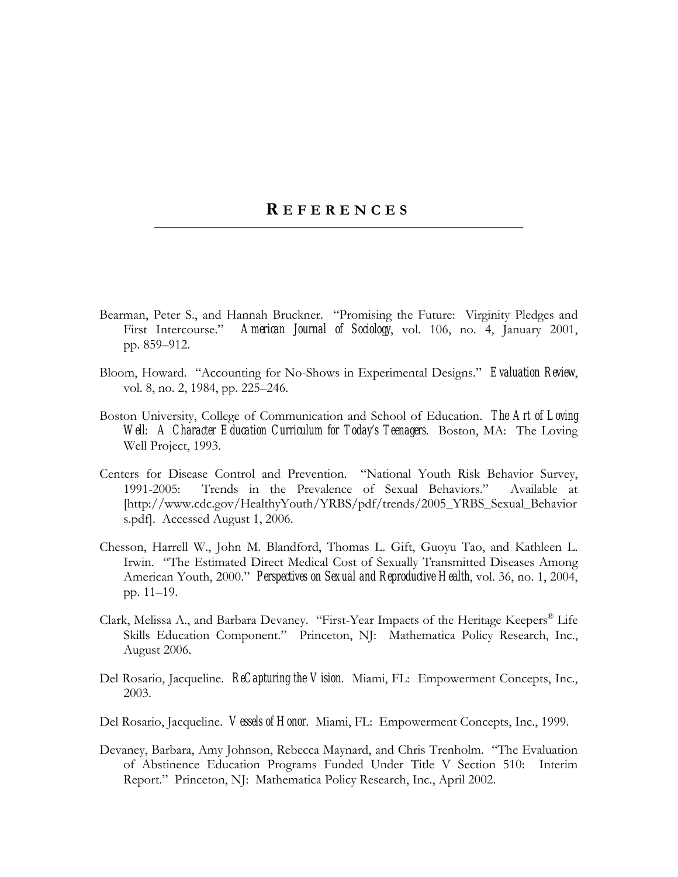# REFERENCES

Bearman, Peter S., and Hannah Bruckner. "Promising the Future: Virginity Pledges and First Intercourse." *American Journal of Sociology*, vol. 106, no. 4, January 2001, pp. 859–912.

Bloom, Howard. "Accounting for No-Shows in Experimental Designs." *Evaluation Review*, vol. 8, no. 2, 1984, pp. 225–246.

Boston University, College of Communication and School of Education. *The Art of Loving Well: A Character Education Curriculum for Today's Teenagers*. Boston, MA: The Loving Well Project, 1993.

Centers for Disease Control and Prevention. "National Youth Risk Behavior Survey, 1991-2005: Trends in the Prevalence of Sexual Behaviors." Available at [http://www.cdc.gov/HealthyYouth/YRBS/pdf/trends/2005_YRBS_Sexual_Behaviors.pdf]. Accessed August 1, 2006.

Chesson, Harrell W., John M. Blandford, Thomas L. Gift, Guoyu Tao, and Kathleen L. Irwin. "The Estimated Direct Medical Cost of Sexually Transmitted Diseases Among American Youth, 2000." *Perspectives on Sexual and Reproductive Health*, vol. 36, no. 1, 2004, pp. 11–19.

Clark, Melissa A., and Barbara Devaney. "First-Year Impacts of the Heritage Keepers® Life Skills Education Component." Princeton, NJ: Mathematica Policy Research, Inc., August 2006.

Del Rosario, Jacqueline. *ReCapturing the Vision*. Miami, FL: Empowerment Concepts, Inc., 2003.

Del Rosario, Jacqueline. *Vessels of Honor*. Miami, FL: Empowerment Concepts, Inc., 1999.

Devaney, Barbara, Amy Johnson, Rebecca Maynard, and Chris Trenholm. "The Evaluation of Abstinence Education Programs Funded Under Title V Section 510: Interim Report." Princeton, NJ: Mathematica Policy Research, Inc., April 2002.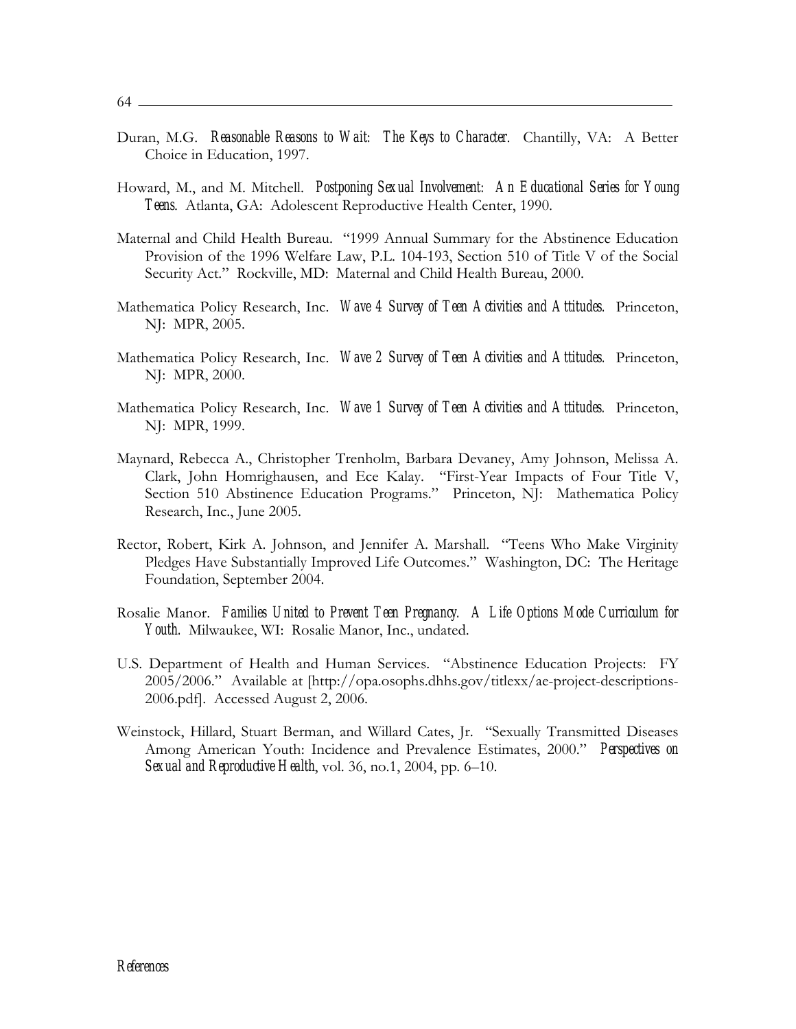Duran, M.G. *Reasonable Reasons to Wait: The Keys to Character*. Chantilly, VA: A Better Choice in Education, 1997.

Howard, M., and M. Mitchell. *Postponing Sexual Involvement: An Educational Series for Young Teens*. Atlanta, GA: Adolescent Reproductive Health Center, 1990.

Maternal and Child Health Bureau. "1999 Annual Summary for the Abstinence Education Provision of the 1996 Welfare Law, P.L. 104-193, Section 510 of Title V of the Social Security Act." Rockville, MD: Maternal and Child Health Bureau, 2000.

Mathematica Policy Research, Inc. *Wave 4 Survey of Teen Activities and Attitudes*. Princeton, NJ: MPR, 2005.

Mathematica Policy Research, Inc. *Wave 2 Survey of Teen Activities and Attitudes*. Princeton, NJ: MPR, 2000.

Mathematica Policy Research, Inc. *Wave 1 Survey of Teen Activities and Attitudes*. Princeton, NJ: MPR, 1999.

Maynard, Rebecca A., Christopher Trenholm, Barbara Devaney, Amy Johnson, Melissa A. Clark, John Homrighausen, and Ece Kalay. "First-Year Impacts of Four Title V, Section 510 Abstinence Education Programs." Princeton, NJ: Mathematica Policy Research, Inc., June 2005.

Rector, Robert, Kirk A. Johnson, and Jennifer A. Marshall. "Teens Who Make Virginity Pledges Have Substantially Improved Life Outcomes." Washington, DC: The Heritage Foundation, September 2004.

Rosalie Manor. *Families United to Prevent Teen Pregnancy. A Life Options Mode Curriculum for Youth*. Milwaukee, WI: Rosalie Manor, Inc., undated.

U.S. Department of Health and Human Services. "Abstinence Education Projects: FY 2005/2006." Available at [http://opa.osophs.dhhs.gov/titlexx/ae-project-descriptions-2006.pdf]. Accessed August 2, 2006.

Weinstock, Hillard, Stuart Berman, and Willard Cates, Jr. "Sexually Transmitted Diseases Among American Youth: Incidence and Prevalence Estimates, 2000." *Perspectives on Sexual and Reproductive Health*, vol. 36, no.1, 2004, pp. 6–10.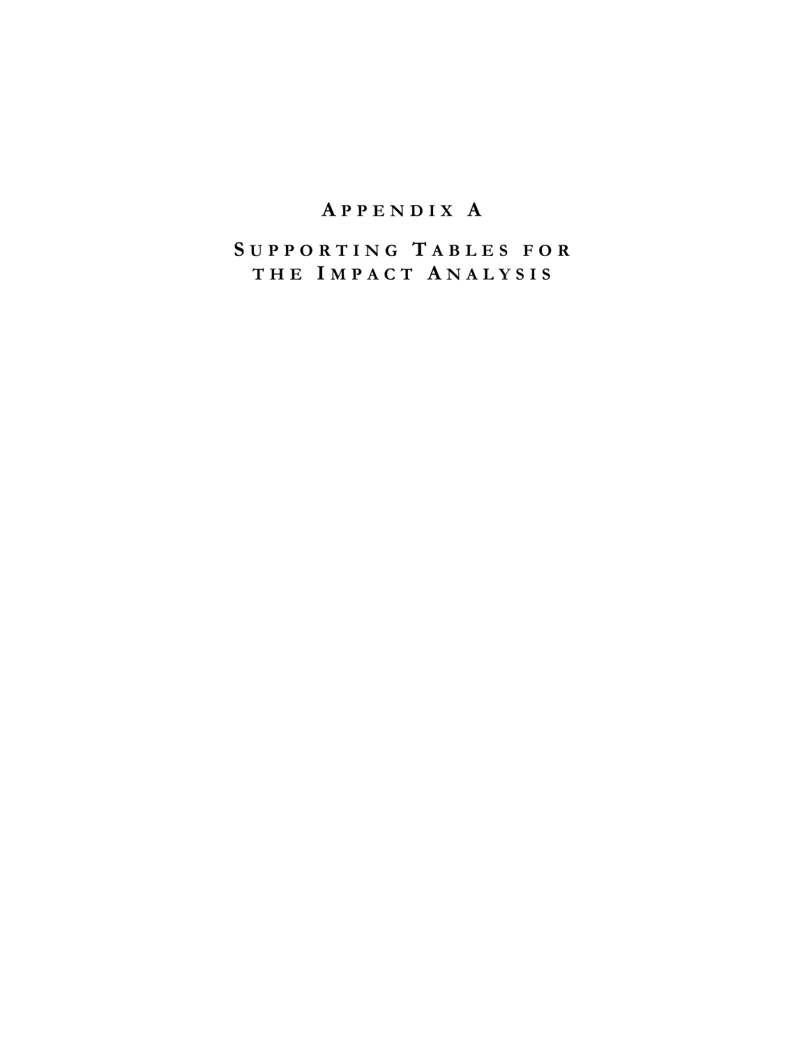# Appendix A

# Supporting Tables for the Impact Analysis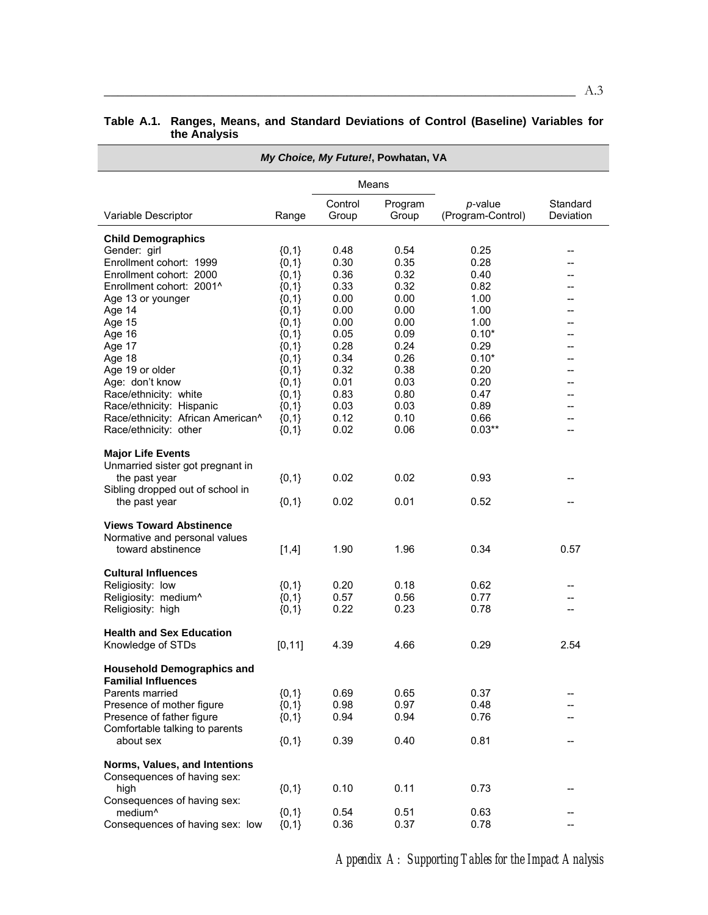**Table A.1. Ranges, Means, and Standard Deviations of Control (Baseline) Variables for the Analysis**

| *My Choice, My Future!*, Powhatan, VA | | | | | |
|---|---|---|---|---|---|
| | | Means | | | |
| Variable Descriptor | Range | Control Group | Program Group | *p*-value (Program-Control) | Standard Deviation |
| **Child Demographics** | | | | | |
| Gender: girl | {0,1} | 0.48 | 0.54 | 0.25 | -- |
| Enrollment cohort: 1999 | {0,1} | 0.30 | 0.35 | 0.28 | -- |
| Enrollment cohort: 2000 | {0,1} | 0.36 | 0.32 | 0.40 | -- |
| Enrollment cohort: 2001^ | {0,1} | 0.33 | 0.32 | 0.82 | -- |
| Age 13 or younger | {0,1} | 0.00 | 0.00 | 1.00 | -- |
| Age 14 | {0,1} | 0.00 | 0.00 | 1.00 | -- |
| Age 15 | {0,1} | 0.00 | 0.00 | 1.00 | -- |
| Age 16 | {0,1} | 0.05 | 0.09 | 0.10* | -- |
| Age 17 | {0,1} | 0.28 | 0.24 | 0.29 | -- |
| Age 18 | {0,1} | 0.34 | 0.26 | 0.10* | -- |
| Age 19 or older | {0,1} | 0.32 | 0.38 | 0.20 | -- |
| Age: don't know | {0,1} | 0.01 | 0.03 | 0.20 | -- |
| Race/ethnicity: white | {0,1} | 0.83 | 0.80 | 0.47 | -- |
| Race/ethnicity: Hispanic | {0,1} | 0.03 | 0.03 | 0.89 | -- |
| Race/ethnicity: African American^ | {0,1} | 0.12 | 0.10 | 0.66 | -- |
| Race/ethnicity: other | {0,1} | 0.02 | 0.06 | 0.03** | -- |
| **Major Life Events** | | | | | |
| Unmarried sister got pregnant in the past year | {0,1} | 0.02 | 0.02 | 0.93 | -- |
| Sibling dropped out of school in the past year | {0,1} | 0.02 | 0.01 | 0.52 | -- |
| **Views Toward Abstinence** | | | | | |
| Normative and personal values toward abstinence | [1,4] | 1.90 | 1.96 | 0.34 | 0.57 |
| **Cultural Influences** | | | | | |
| Religiosity: low | {0,1} | 0.20 | 0.18 | 0.62 | -- |
| Religiosity: medium^ | {0,1} | 0.57 | 0.56 | 0.77 | -- |
| Religiosity: high | {0,1} | 0.22 | 0.23 | 0.78 | -- |
| **Health and Sex Education** | | | | | |
| Knowledge of STDs | [0,11] | 4.39 | 4.66 | 0.29 | 2.54 |
| **Household Demographics and Familial Influences** | | | | | |
| Parents married | {0,1} | 0.69 | 0.65 | 0.37 | -- |
| Presence of mother figure | {0,1} | 0.98 | 0.97 | 0.48 | -- |
| Presence of father figure | {0,1} | 0.94 | 0.94 | 0.76 | -- |
| Comfortable talking to parents about sex | {0,1} | 0.39 | 0.40 | 0.81 | -- |
| **Norms, Values, and Intentions** | | | | | |
| Consequences of having sex: high | {0,1} | 0.10 | 0.11 | 0.73 | -- |
| Consequences of having sex: medium^ | {0,1} | 0.54 | 0.51 | 0.63 | -- |
| Consequences of having sex: low | {0,1} | 0.36 | 0.37 | 0.78 | -- |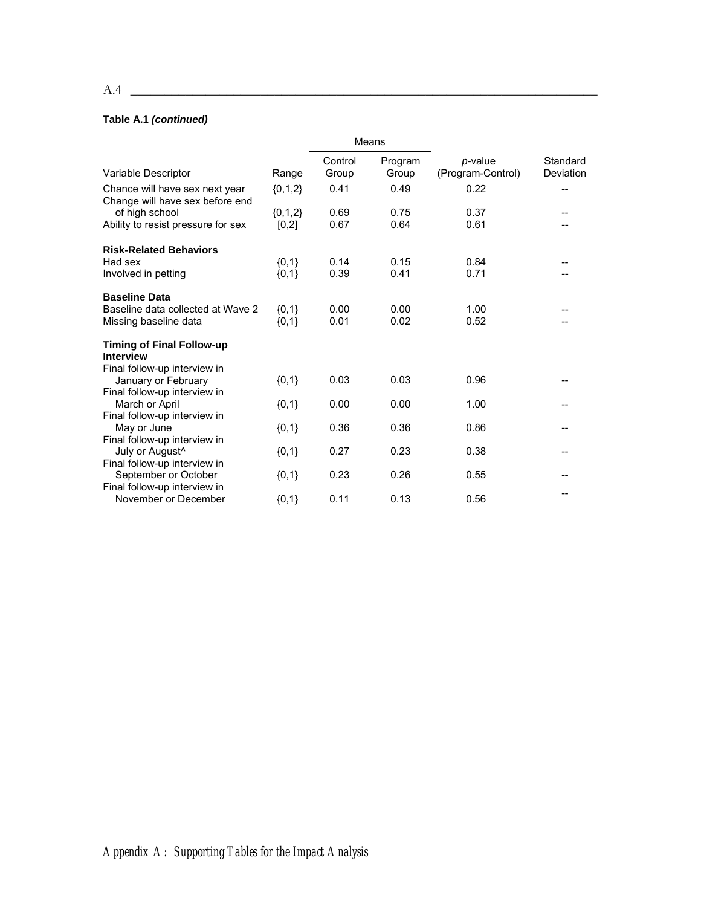**Table A.1 *(continued)***

| Variable Descriptor | Range | Means: Control Group | Means: Program Group | *p*-value (Program-Control) | Standard Deviation |
|---|---|---|---|---|---|
| Chance will have sex next year | {0,1,2} | 0.41 | 0.49 | 0.22 | -- |
| Change will have sex before end of high school | {0,1,2} | 0.69 | 0.75 | 0.37 | -- |
| Ability to resist pressure for sex | [0,2] | 0.67 | 0.64 | 0.61 | -- |
| **Risk-Related Behaviors** | | | | | |
| Had sex | {0,1} | 0.14 | 0.15 | 0.84 | -- |
| Involved in petting | {0,1} | 0.39 | 0.41 | 0.71 | -- |
| **Baseline Data** | | | | | |
| Baseline data collected at Wave 2 | {0,1} | 0.00 | 0.00 | 1.00 | -- |
| Missing baseline data | {0,1} | 0.01 | 0.02 | 0.52 | -- |
| **Timing of Final Follow-up Interview** | | | | | |
| Final follow-up interview in January or February | {0,1} | 0.03 | 0.03 | 0.96 | -- |
| Final follow-up interview in March or April | {0,1} | 0.00 | 0.00 | 1.00 | -- |
| Final follow-up interview in May or June | {0,1} | 0.36 | 0.36 | 0.86 | -- |
| Final follow-up interview in July or August^ | {0,1} | 0.27 | 0.23 | 0.38 | -- |
| Final follow-up interview in September or October | {0,1} | 0.23 | 0.26 | 0.55 | -- |
| Final follow-up interview in November or December | {0,1} | 0.11 | 0.13 | 0.56 | -- |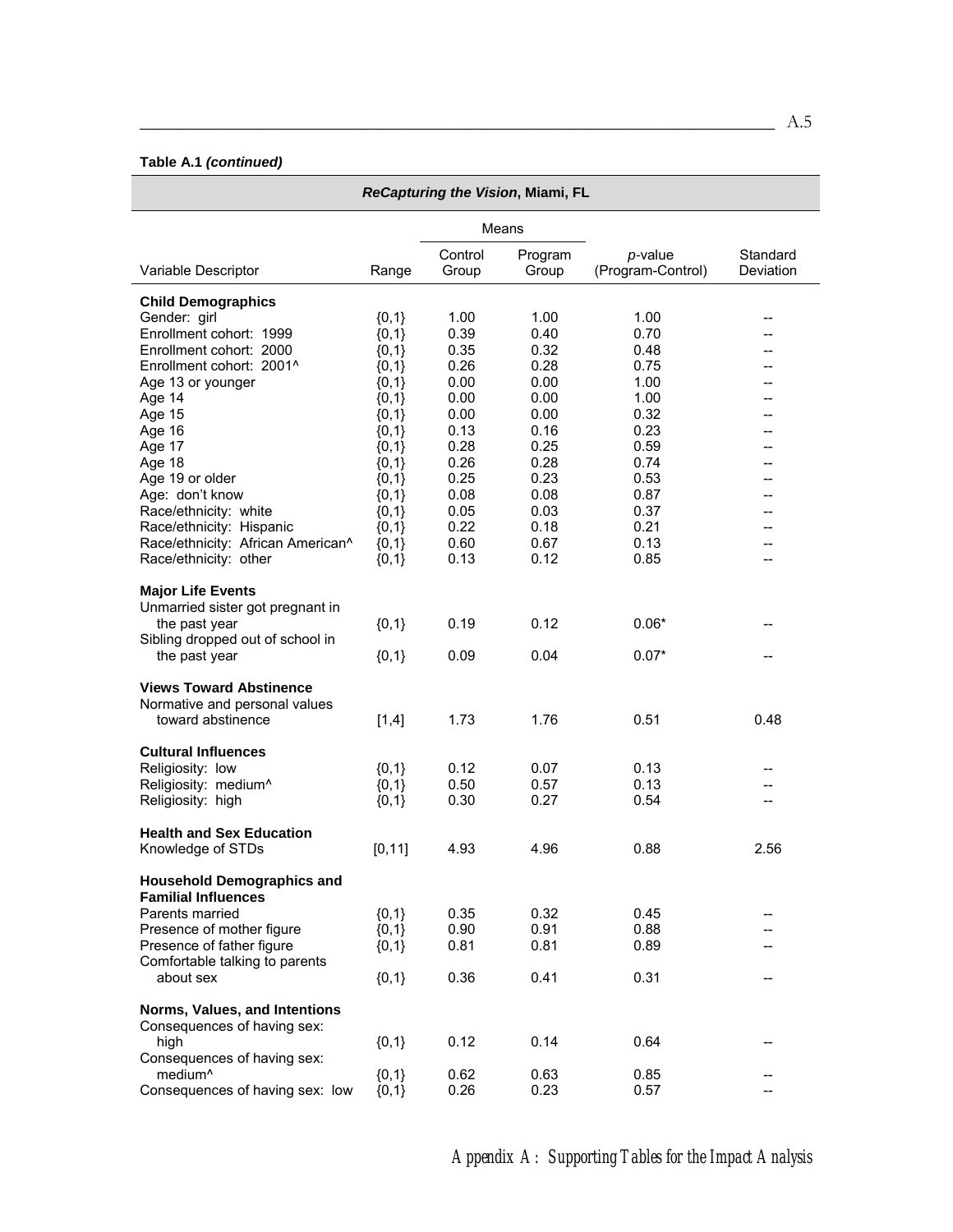**Table A.1 *(continued)***

| ***ReCapturing the Vision*, Miami, FL** | | | | | |
|---|---|---|---|---|---|
| | | Means | | | |
| Variable Descriptor | Range | Control Group | Program Group | *p*-value (Program-Control) | Standard Deviation |
| **Child Demographics** | | | | | |
| Gender: girl | {0,1} | 1.00 | 1.00 | 1.00 | -- |
| Enrollment cohort: 1999 | {0,1} | 0.39 | 0.40 | 0.70 | -- |
| Enrollment cohort: 2000 | {0,1} | 0.35 | 0.32 | 0.48 | -- |
| Enrollment cohort: 2001^ | {0,1} | 0.26 | 0.28 | 0.75 | -- |
| Age 13 or younger | {0,1} | 0.00 | 0.00 | 1.00 | -- |
| Age 14 | {0,1} | 0.00 | 0.00 | 1.00 | -- |
| Age 15 | {0,1} | 0.00 | 0.00 | 0.32 | -- |
| Age 16 | {0,1} | 0.13 | 0.16 | 0.23 | -- |
| Age 17 | {0,1} | 0.28 | 0.25 | 0.59 | -- |
| Age 18 | {0,1} | 0.26 | 0.28 | 0.74 | -- |
| Age 19 or older | {0,1} | 0.25 | 0.23 | 0.53 | -- |
| Age: don't know | {0,1} | 0.08 | 0.08 | 0.87 | -- |
| Race/ethnicity: white | {0,1} | 0.05 | 0.03 | 0.37 | -- |
| Race/ethnicity: Hispanic | {0,1} | 0.22 | 0.18 | 0.21 | -- |
| Race/ethnicity: African American^ | {0,1} | 0.60 | 0.67 | 0.13 | -- |
| Race/ethnicity: other | {0,1} | 0.13 | 0.12 | 0.85 | -- |
| **Major Life Events** | | | | | |
| Unmarried sister got pregnant in the past year | {0,1} | 0.19 | 0.12 | 0.06* | -- |
| Sibling dropped out of school in the past year | {0,1} | 0.09 | 0.04 | 0.07* | -- |
| **Views Toward Abstinence** | | | | | |
| Normative and personal values toward abstinence | [1,4] | 1.73 | 1.76 | 0.51 | 0.48 |
| **Cultural Influences** | | | | | |
| Religiosity: low | {0,1} | 0.12 | 0.07 | 0.13 | -- |
| Religiosity: medium^ | {0,1} | 0.50 | 0.57 | 0.13 | -- |
| Religiosity: high | {0,1} | 0.30 | 0.27 | 0.54 | -- |
| **Health and Sex Education** | | | | | |
| Knowledge of STDs | [0,11] | 4.93 | 4.96 | 0.88 | 2.56 |
| **Household Demographics and Familial Influences** | | | | | |
| Parents married | {0,1} | 0.35 | 0.32 | 0.45 | -- |
| Presence of mother figure | {0,1} | 0.90 | 0.91 | 0.88 | -- |
| Presence of father figure | {0,1} | 0.81 | 0.81 | 0.89 | -- |
| Comfortable talking to parents about sex | {0,1} | 0.36 | 0.41 | 0.31 | -- |
| **Norms, Values, and Intentions** | | | | | |
| Consequences of having sex: high | {0,1} | 0.12 | 0.14 | 0.64 | -- |
| Consequences of having sex: medium^ | {0,1} | 0.62 | 0.63 | 0.85 | -- |
| Consequences of having sex: low | {0,1} | 0.26 | 0.23 | 0.57 | -- |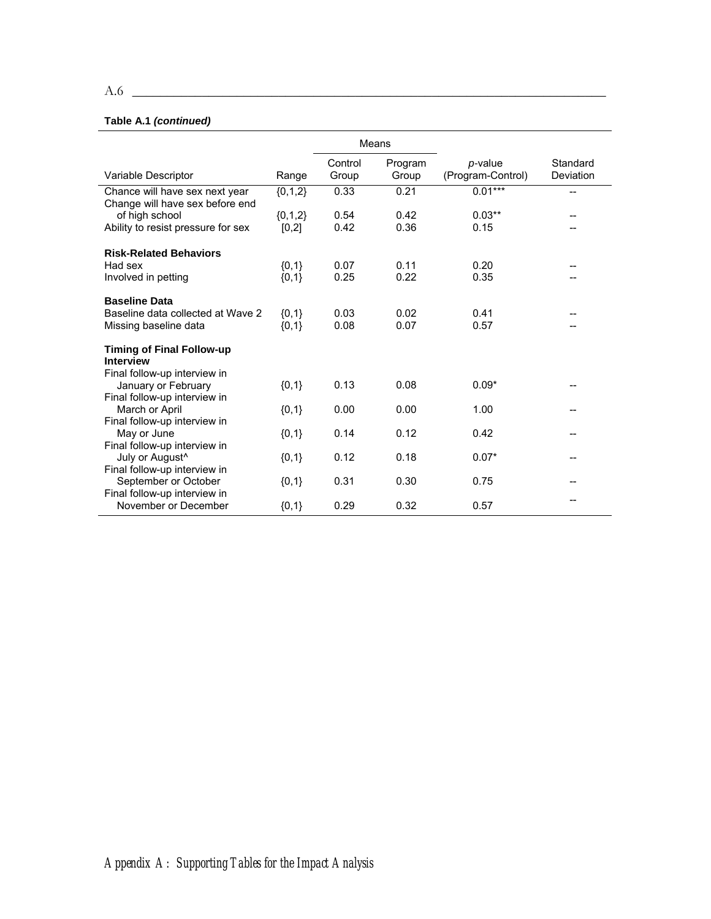**Table A.1 *(continued)***

| Variable Descriptor | Range | Means: Control Group | Means: Program Group | *p*-value (Program-Control) | Standard Deviation |
|---|---|---|---|---|---|
| Chance will have sex next year | {0,1,2} | 0.33 | 0.21 | 0.01*** | -- |
| Change will have sex before end of high school | {0,1,2} | 0.54 | 0.42 | 0.03** | -- |
| Ability to resist pressure for sex | [0,2] | 0.42 | 0.36 | 0.15 | -- |
| **Risk-Related Behaviors** | | | | | |
| Had sex | {0,1} | 0.07 | 0.11 | 0.20 | -- |
| Involved in petting | {0,1} | 0.25 | 0.22 | 0.35 | -- |
| **Baseline Data** | | | | | |
| Baseline data collected at Wave 2 | {0,1} | 0.03 | 0.02 | 0.41 | -- |
| Missing baseline data | {0,1} | 0.08 | 0.07 | 0.57 | -- |
| **Timing of Final Follow-up Interview** | | | | | |
| Final follow-up interview in January or February | {0,1} | 0.13 | 0.08 | 0.09* | -- |
| Final follow-up interview in March or April | {0,1} | 0.00 | 0.00 | 1.00 | -- |
| Final follow-up interview in May or June | {0,1} | 0.14 | 0.12 | 0.42 | -- |
| Final follow-up interview in July or August^ | {0,1} | 0.12 | 0.18 | 0.07* | -- |
| Final follow-up interview in September or October | {0,1} | 0.31 | 0.30 | 0.75 | -- |
| Final follow-up interview in November or December | {0,1} | 0.29 | 0.32 | 0.57 | -- |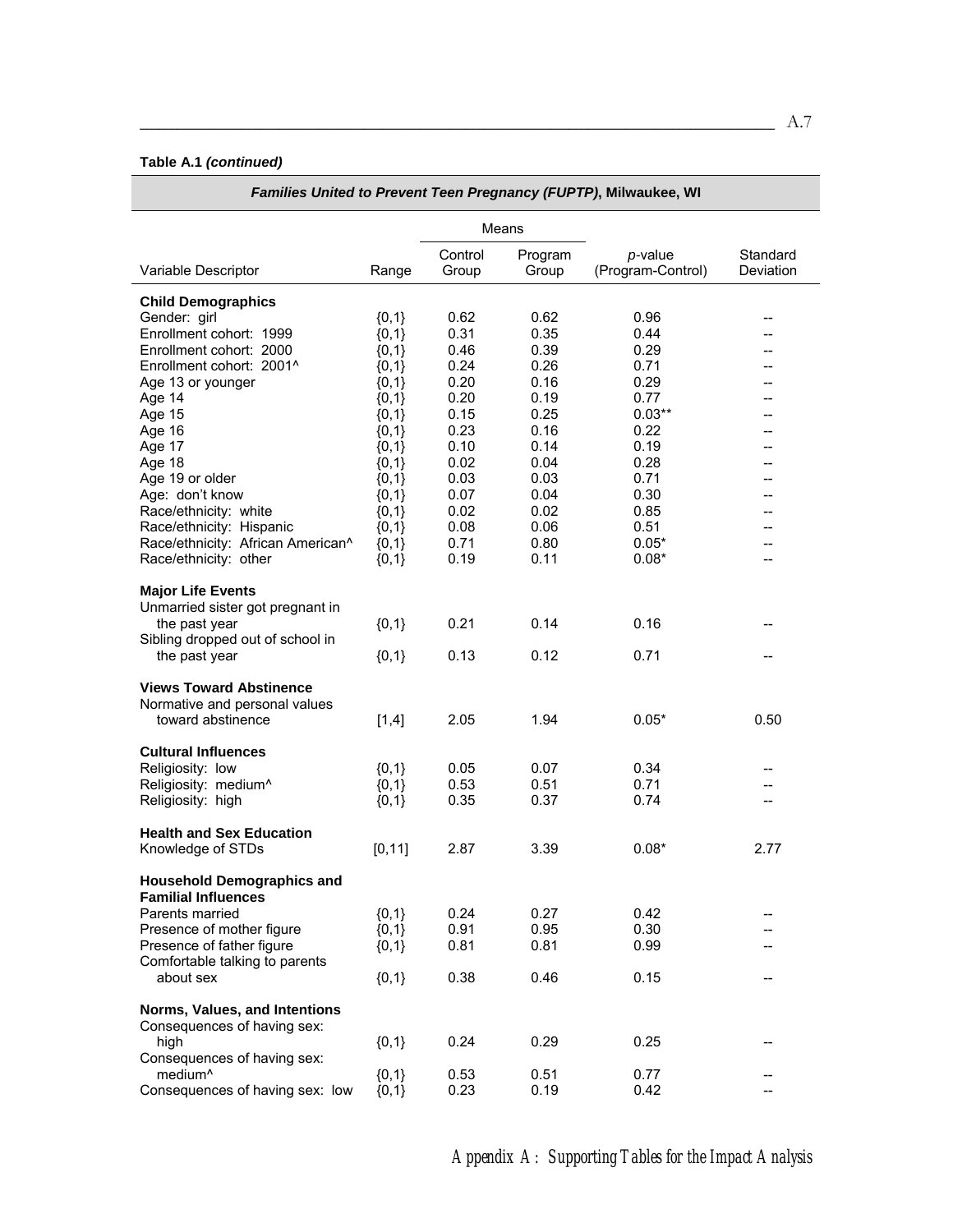**Table A.1 *(continued)***

| ***Families United to Prevent Teen Pregnancy (FUPTP)*, Milwaukee, WI** | | | | | |
|---|---|---|---|---|---|
| | | Means | | | |
| Variable Descriptor | Range | Control Group | Program Group | *p*-value (Program-Control) | Standard Deviation |
| **Child Demographics** | | | | | |
| Gender: girl | {0,1} | 0.62 | 0.62 | 0.96 | -- |
| Enrollment cohort: 1999 | {0,1} | 0.31 | 0.35 | 0.44 | -- |
| Enrollment cohort: 2000 | {0,1} | 0.46 | 0.39 | 0.29 | -- |
| Enrollment cohort: 2001^ | {0,1} | 0.24 | 0.26 | 0.71 | -- |
| Age 13 or younger | {0,1} | 0.20 | 0.16 | 0.29 | -- |
| Age 14 | {0,1} | 0.20 | 0.19 | 0.77 | -- |
| Age 15 | {0,1} | 0.15 | 0.25 | 0.03** | -- |
| Age 16 | {0,1} | 0.23 | 0.16 | 0.22 | -- |
| Age 17 | {0,1} | 0.10 | 0.14 | 0.19 | -- |
| Age 18 | {0,1} | 0.02 | 0.04 | 0.28 | -- |
| Age 19 or older | {0,1} | 0.03 | 0.03 | 0.71 | -- |
| Age: don't know | {0,1} | 0.07 | 0.04 | 0.30 | -- |
| Race/ethnicity: white | {0,1} | 0.02 | 0.02 | 0.85 | -- |
| Race/ethnicity: Hispanic | {0,1} | 0.08 | 0.06 | 0.51 | -- |
| Race/ethnicity: African American^ | {0,1} | 0.71 | 0.80 | 0.05* | -- |
| Race/ethnicity: other | {0,1} | 0.19 | 0.11 | 0.08* | -- |
| **Major Life Events** | | | | | |
| Unmarried sister got pregnant in the past year | {0,1} | 0.21 | 0.14 | 0.16 | -- |
| Sibling dropped out of school in the past year | {0,1} | 0.13 | 0.12 | 0.71 | -- |
| **Views Toward Abstinence** | | | | | |
| Normative and personal values toward abstinence | [1,4] | 2.05 | 1.94 | 0.05* | 0.50 |
| **Cultural Influences** | | | | | |
| Religiosity: low | {0,1} | 0.05 | 0.07 | 0.34 | -- |
| Religiosity: medium^ | {0,1} | 0.53 | 0.51 | 0.71 | -- |
| Religiosity: high | {0,1} | 0.35 | 0.37 | 0.74 | -- |
| **Health and Sex Education** | | | | | |
| Knowledge of STDs | [0,11] | 2.87 | 3.39 | 0.08* | 2.77 |
| **Household Demographics and Familial Influences** | | | | | |
| Parents married | {0,1} | 0.24 | 0.27 | 0.42 | -- |
| Presence of mother figure | {0,1} | 0.91 | 0.95 | 0.30 | -- |
| Presence of father figure | {0,1} | 0.81 | 0.81 | 0.99 | -- |
| Comfortable talking to parents about sex | {0,1} | 0.38 | 0.46 | 0.15 | -- |
| **Norms, Values, and Intentions** | | | | | |
| Consequences of having sex: high | {0,1} | 0.24 | 0.29 | 0.25 | -- |
| Consequences of having sex: medium^ | {0,1} | 0.53 | 0.51 | 0.77 | -- |
| Consequences of having sex: low | {0,1} | 0.23 | 0.19 | 0.42 | -- |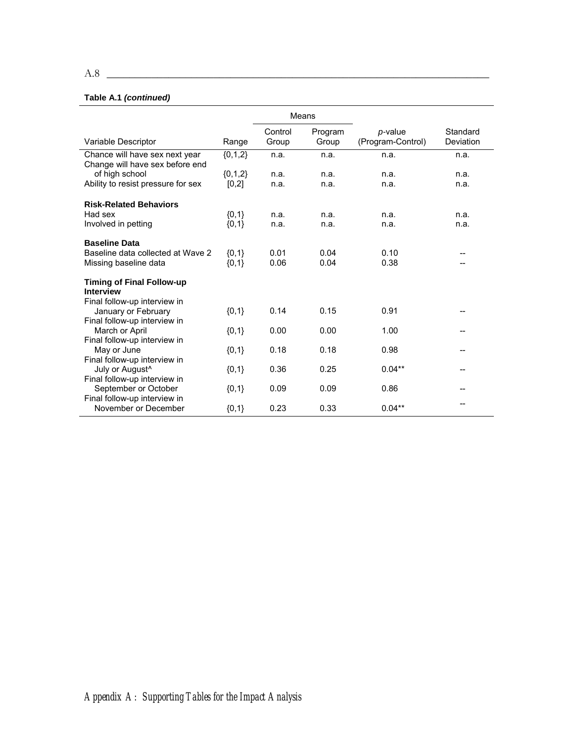**Table A.1 *(continued)***

| Variable Descriptor | Range | Means | | *p*-value (Program-Control) | Standard Deviation |
|---|---|---|---|---|---|
| | | Control Group | Program Group | | |
| Chance will have sex next year | {0,1,2} | n.a. | n.a. | n.a. | n.a. |
| Change will have sex before end of high school | {0,1,2} | n.a. | n.a. | n.a. | n.a. |
| Ability to resist pressure for sex | [0,2] | n.a. | n.a. | n.a. | n.a. |
| **Risk-Related Behaviors** | | | | | |
| Had sex | {0,1} | n.a. | n.a. | n.a. | n.a. |
| Involved in petting | {0,1} | n.a. | n.a. | n.a. | n.a. |
| **Baseline Data** | | | | | |
| Baseline data collected at Wave 2 | {0,1} | 0.01 | 0.04 | 0.10 | -- |
| Missing baseline data | {0,1} | 0.06 | 0.04 | 0.38 | -- |
| **Timing of Final Follow-up Interview** | | | | | |
| Final follow-up interview in January or February | {0,1} | 0.14 | 0.15 | 0.91 | -- |
| Final follow-up interview in March or April | {0,1} | 0.00 | 0.00 | 1.00 | -- |
| Final follow-up interview in May or June | {0,1} | 0.18 | 0.18 | 0.98 | -- |
| Final follow-up interview in July or August^ | {0,1} | 0.36 | 0.25 | 0.04** | -- |
| Final follow-up interview in September or October | {0,1} | 0.09 | 0.09 | 0.86 | -- |
| Final follow-up interview in November or December | {0,1} | 0.23 | 0.33 | 0.04** | -- |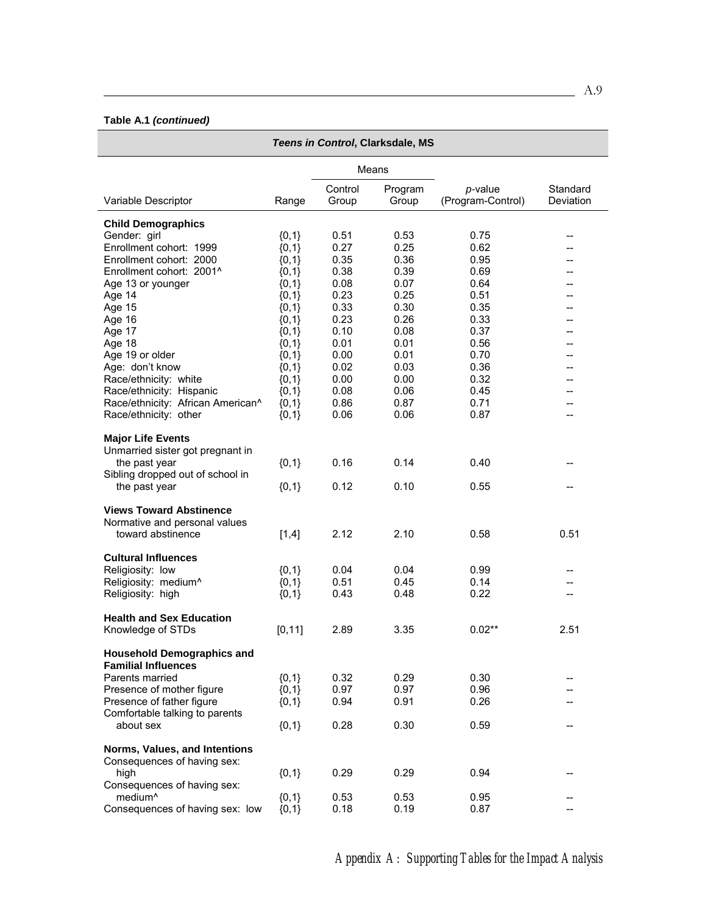**Table A.1 *(continued)***

| ***Teens in Control*, Clarksdale, MS** | | | | | |
|---|---|---|---|---|---|
| | | Means | | | |
| Variable Descriptor | Range | Control Group | Program Group | *p*-value (Program-Control) | Standard Deviation |
| **Child Demographics** | | | | | |
| Gender: girl | {0,1} | 0.51 | 0.53 | 0.75 | -- |
| Enrollment cohort: 1999 | {0,1} | 0.27 | 0.25 | 0.62 | -- |
| Enrollment cohort: 2000 | {0,1} | 0.35 | 0.36 | 0.95 | -- |
| Enrollment cohort: 2001^ | {0,1} | 0.38 | 0.39 | 0.69 | -- |
| Age 13 or younger | {0,1} | 0.08 | 0.07 | 0.64 | -- |
| Age 14 | {0,1} | 0.23 | 0.25 | 0.51 | -- |
| Age 15 | {0,1} | 0.33 | 0.30 | 0.35 | -- |
| Age 16 | {0,1} | 0.23 | 0.26 | 0.33 | -- |
| Age 17 | {0,1} | 0.10 | 0.08 | 0.37 | -- |
| Age 18 | {0,1} | 0.01 | 0.01 | 0.56 | -- |
| Age 19 or older | {0,1} | 0.00 | 0.01 | 0.70 | -- |
| Age: don't know | {0,1} | 0.02 | 0.03 | 0.36 | -- |
| Race/ethnicity: white | {0,1} | 0.00 | 0.00 | 0.32 | -- |
| Race/ethnicity: Hispanic | {0,1} | 0.08 | 0.06 | 0.45 | -- |
| Race/ethnicity: African American^ | {0,1} | 0.86 | 0.87 | 0.71 | -- |
| Race/ethnicity: other | {0,1} | 0.06 | 0.06 | 0.87 | -- |
| **Major Life Events** | | | | | |
| Unmarried sister got pregnant in the past year | {0,1} | 0.16 | 0.14 | 0.40 | -- |
| Sibling dropped out of school in the past year | {0,1} | 0.12 | 0.10 | 0.55 | -- |
| **Views Toward Abstinence** | | | | | |
| Normative and personal values toward abstinence | [1,4] | 2.12 | 2.10 | 0.58 | 0.51 |
| **Cultural Influences** | | | | | |
| Religiosity: low | {0,1} | 0.04 | 0.04 | 0.99 | -- |
| Religiosity: medium^ | {0,1} | 0.51 | 0.45 | 0.14 | -- |
| Religiosity: high | {0,1} | 0.43 | 0.48 | 0.22 | -- |
| **Health and Sex Education** | | | | | |
| Knowledge of STDs | [0,11] | 2.89 | 3.35 | 0.02** | 2.51 |
| **Household Demographics and Familial Influences** | | | | | |
| Parents married | {0,1} | 0.32 | 0.29 | 0.30 | -- |
| Presence of mother figure | {0,1} | 0.97 | 0.97 | 0.96 | -- |
| Presence of father figure | {0,1} | 0.94 | 0.91 | 0.26 | -- |
| Comfortable talking to parents about sex | {0,1} | 0.28 | 0.30 | 0.59 | -- |
| **Norms, Values, and Intentions** | | | | | |
| Consequences of having sex: high | {0,1} | 0.29 | 0.29 | 0.94 | -- |
| Consequences of having sex: medium^ | {0,1} | 0.53 | 0.53 | 0.95 | -- |
| Consequences of having sex: low | {0,1} | 0.18 | 0.19 | 0.87 | -- |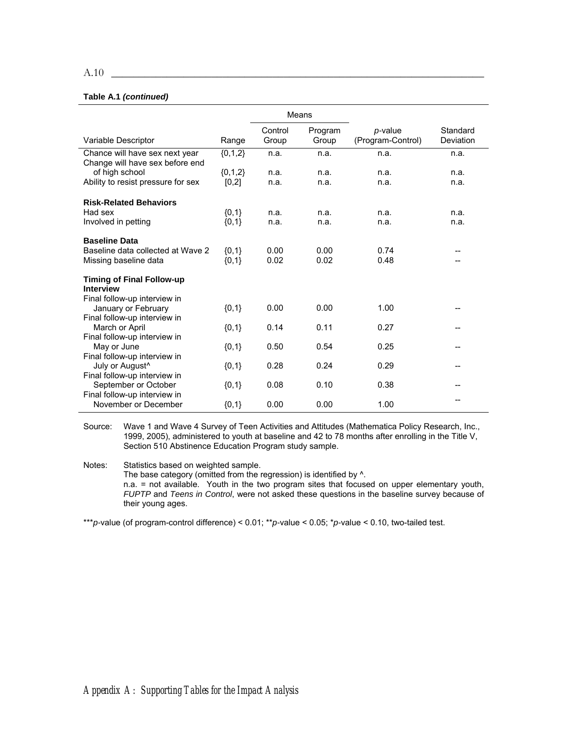**Table A.1 *(continued)***

| Variable Descriptor | Range | Means: Control Group | Means: Program Group | *p*-value (Program-Control) | Standard Deviation |
|---|---|---|---|---|---|
| Chance will have sex next year | {0,1,2} | n.a. | n.a. | n.a. | n.a. |
| Change will have sex before end of high school | {0,1,2} | n.a. | n.a. | n.a. | n.a. |
| Ability to resist pressure for sex | [0,2] | n.a. | n.a. | n.a. | n.a. |
| **Risk-Related Behaviors** | | | | | |
| Had sex | {0,1} | n.a. | n.a. | n.a. | n.a. |
| Involved in petting | {0,1} | n.a. | n.a. | n.a. | n.a. |
| **Baseline Data** | | | | | |
| Baseline data collected at Wave 2 | {0,1} | 0.00 | 0.00 | 0.74 | -- |
| Missing baseline data | {0,1} | 0.02 | 0.02 | 0.48 | -- |
| **Timing of Final Follow-up Interview** | | | | | |
| Final follow-up interview in January or February | {0,1} | 0.00 | 0.00 | 1.00 | -- |
| Final follow-up interview in March or April | {0,1} | 0.14 | 0.11 | 0.27 | -- |
| Final follow-up interview in May or June | {0,1} | 0.50 | 0.54 | 0.25 | -- |
| Final follow-up interview in July or August^ | {0,1} | 0.28 | 0.24 | 0.29 | -- |
| Final follow-up interview in September or October | {0,1} | 0.08 | 0.10 | 0.38 | -- |
| Final follow-up interview in November or December | {0,1} | 0.00 | 0.00 | 1.00 | -- |

Source: Wave 1 and Wave 4 Survey of Teen Activities and Attitudes (Mathematica Policy Research, Inc., 1999, 2005), administered to youth at baseline and 42 to 78 months after enrolling in the Title V, Section 510 Abstinence Education Program study sample.

Notes: Statistics based on weighted sample.
The base category (omitted from the regression) is identified by ^.
n.a. = not available. Youth in the two program sites that focused on upper elementary youth, *FUPTP* and *Teens in Control*, were not asked these questions in the baseline survey because of their young ages.

\*\*\**p*-value (of program-control difference) < 0.01; \*\**p*-value < 0.05; \**p*-value < 0.10, two-tailed test.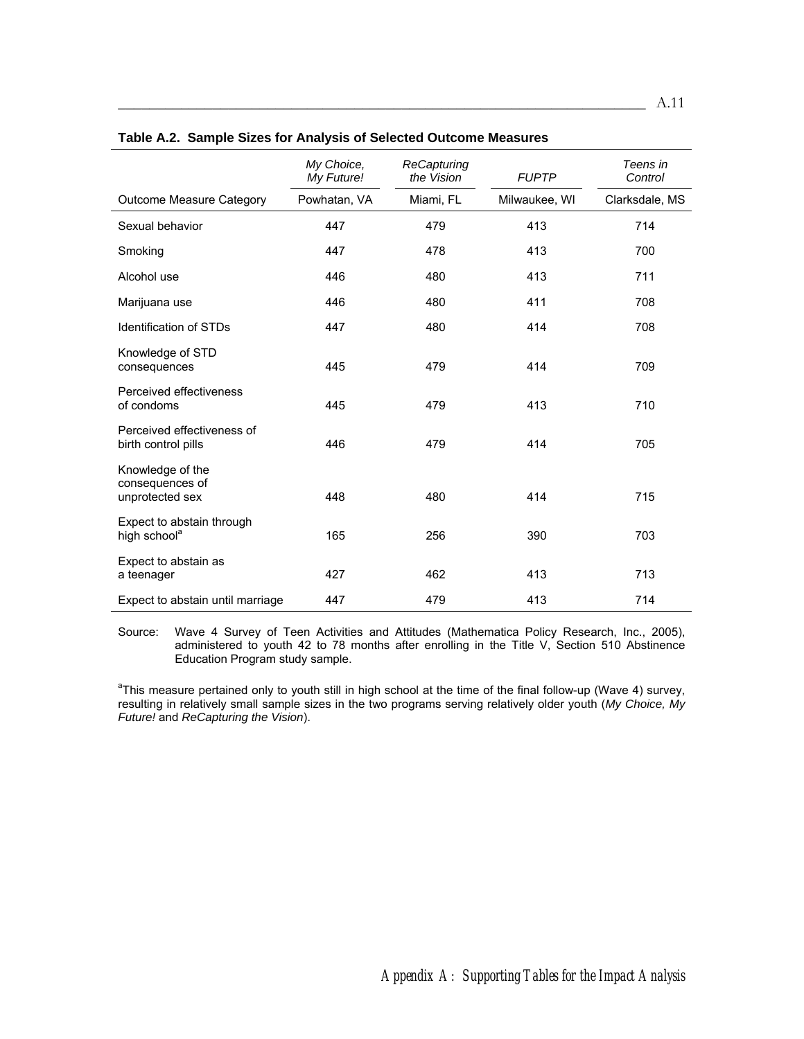**Table A.2. Sample Sizes for Analysis of Selected Outcome Measures**

| | *My Choice, My Future!* | *ReCapturing the Vision* | *FUPTP* | *Teens in Control* |
|---|---|---|---|---|
| Outcome Measure Category | Powhatan, VA | Miami, FL | Milwaukee, WI | Clarksdale, MS |
| Sexual behavior | 447 | 479 | 413 | 714 |
| Smoking | 447 | 478 | 413 | 700 |
| Alcohol use | 446 | 480 | 413 | 711 |
| Marijuana use | 446 | 480 | 411 | 708 |
| Identification of STDs | 447 | 480 | 414 | 708 |
| Knowledge of STD consequences | 445 | 479 | 414 | 709 |
| Perceived effectiveness of condoms | 445 | 479 | 413 | 710 |
| Perceived effectiveness of birth control pills | 446 | 479 | 414 | 705 |
| Knowledge of the consequences of unprotected sex | 448 | 480 | 414 | 715 |
| Expect to abstain through high school[a] | 165 | 256 | 390 | 703 |
| Expect to abstain as a teenager | 427 | 462 | 413 | 713 |
| Expect to abstain until marriage | 447 | 479 | 413 | 714 |

Source: Wave 4 Survey of Teen Activities and Attitudes (Mathematica Policy Research, Inc., 2005), administered to youth 42 to 78 months after enrolling in the Title V, Section 510 Abstinence Education Program study sample.

[a]This measure pertained only to youth still in high school at the time of the final follow-up (Wave 4) survey, resulting in relatively small sample sizes in the two programs serving relatively older youth (*My Choice, My Future!* and *ReCapturing the Vision*).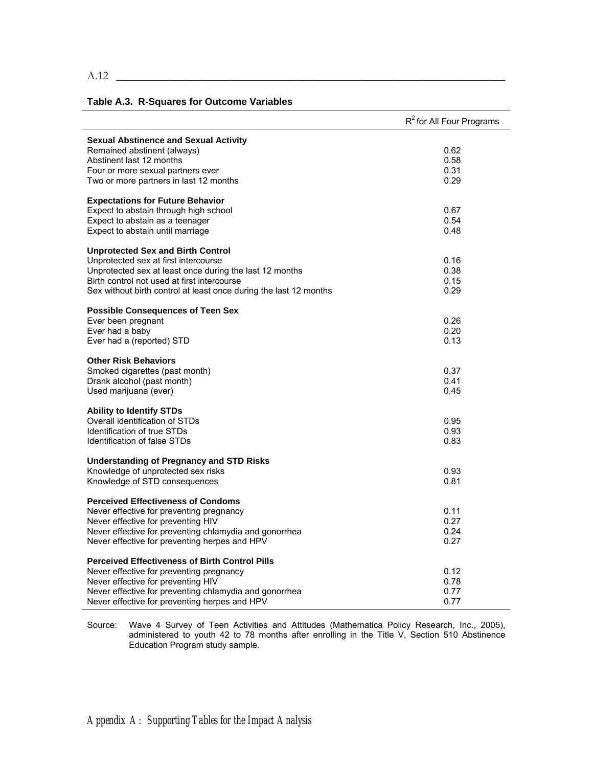**Table A.3. R-Squares for Outcome Variables**

| | $R^2$ for All Four Programs |
|---|---|
| **Sexual Abstinence and Sexual Activity** | |
| Remained abstinent (always) | 0.62 |
| Abstinent last 12 months | 0.58 |
| Four or more sexual partners ever | 0.31 |
| Two or more partners in last 12 months | 0.29 |
| **Expectations for Future Behavior** | |
| Expect to abstain through high school | 0.67 |
| Expect to abstain as a teenager | 0.54 |
| Expect to abstain until marriage | 0.48 |
| **Unprotected Sex and Birth Control** | |
| Unprotected sex at first intercourse | 0.16 |
| Unprotected sex at least once during the last 12 months | 0.38 |
| Birth control not used at first intercourse | 0.15 |
| Sex without birth control at least once during the last 12 months | 0.29 |
| **Possible Consequences of Teen Sex** | |
| Ever been pregnant | 0.26 |
| Ever had a baby | 0.20 |
| Ever had a (reported) STD | 0.13 |
| **Other Risk Behaviors** | |
| Smoked cigarettes (past month) | 0.37 |
| Drank alcohol (past month) | 0.41 |
| Used marijuana (ever) | 0.45 |
| **Ability to Identify STDs** | |
| Overall identification of STDs | 0.95 |
| Identification of true STDs | 0.93 |
| Identification of false STDs | 0.83 |
| **Understanding of Pregnancy and STD Risks** | |
| Knowledge of unprotected sex risks | 0.93 |
| Knowledge of STD consequences | 0.81 |
| **Perceived Effectiveness of Condoms** | |
| Never effective for preventing pregnancy | 0.11 |
| Never effective for preventing HIV | 0.27 |
| Never effective for preventing chlamydia and gonorrhea | 0.24 |
| Never effective for preventing herpes and HPV | 0.27 |
| **Perceived Effectiveness of Birth Control Pills** | |
| Never effective for preventing pregnancy | 0.12 |
| Never effective for preventing HIV | 0.78 |
| Never effective for preventing chlamydia and gonorrhea | 0.77 |
| Never effective for preventing herpes and HPV | 0.77 |

Source: Wave 4 Survey of Teen Activities and Attitudes (Mathematica Policy Research, Inc., 2005), administered to youth 42 to 78 months after enrolling in the Title V, Section 510 Abstinence Education Program study sample.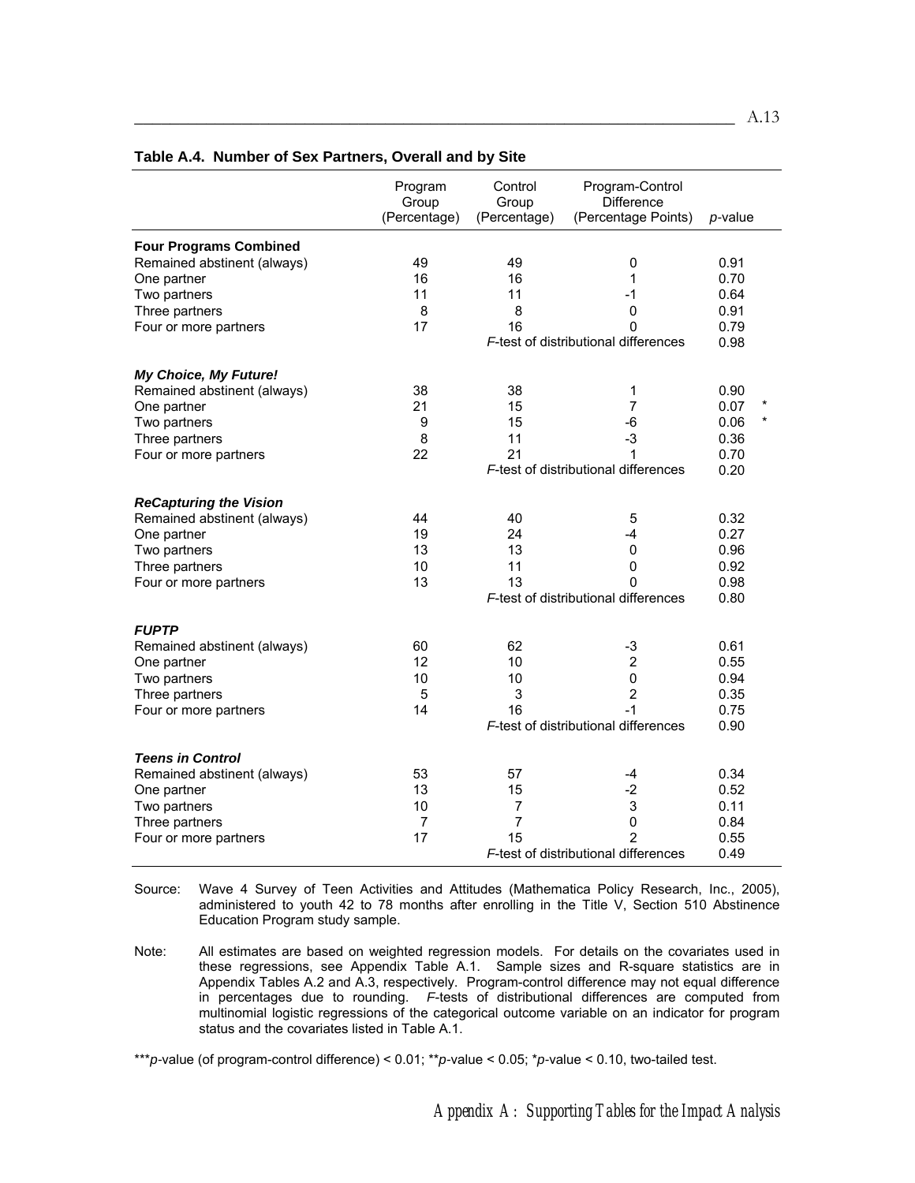**Table A.4. Number of Sex Partners, Overall and by Site**

| | Program Group (Percentage) | Control Group (Percentage) | Program-Control Difference (Percentage Points) | *p*-value | |
|---|---|---|---|---|---|
| **Four Programs Combined** | | | | | |
| Remained abstinent (always) | 49 | 49 | 0 | 0.91 | |
| One partner | 16 | 16 | 1 | 0.70 | |
| Two partners | 11 | 11 | -1 | 0.64 | |
| Three partners | 8 | 8 | 0 | 0.91 | |
| Four or more partners | 17 | 16 | 0 | 0.79 | |
| | | *F*-test of distributional differences | | 0.98 | |
| ***My Choice, My Future!*** | | | | | |
| Remained abstinent (always) | 38 | 38 | 1 | 0.90 | |
| One partner | 21 | 15 | 7 | 0.07 | * |
| Two partners | 9 | 15 | -6 | 0.06 | * |
| Three partners | 8 | 11 | -3 | 0.36 | |
| Four or more partners | 22 | 21 | 1 | 0.70 | |
| | | *F*-test of distributional differences | | 0.20 | |
| ***ReCapturing the Vision*** | | | | | |
| Remained abstinent (always) | 44 | 40 | 5 | 0.32 | |
| One partner | 19 | 24 | -4 | 0.27 | |
| Two partners | 13 | 13 | 0 | 0.96 | |
| Three partners | 10 | 11 | 0 | 0.92 | |
| Four or more partners | 13 | 13 | 0 | 0.98 | |
| | | *F*-test of distributional differences | | 0.80 | |
| ***FUPTP*** | | | | | |
| Remained abstinent (always) | 60 | 62 | -3 | 0.61 | |
| One partner | 12 | 10 | 2 | 0.55 | |
| Two partners | 10 | 10 | 0 | 0.94 | |
| Three partners | 5 | 3 | 2 | 0.35 | |
| Four or more partners | 14 | 16 | -1 | 0.75 | |
| | | *F*-test of distributional differences | | 0.90 | |
| ***Teens in Control*** | | | | | |
| Remained abstinent (always) | 53 | 57 | -4 | 0.34 | |
| One partner | 13 | 15 | -2 | 0.52 | |
| Two partners | 10 | 7 | 3 | 0.11 | |
| Three partners | 7 | 7 | 0 | 0.84 | |
| Four or more partners | 17 | 15 | 2 | 0.55 | |
| | | *F*-test of distributional differences | | 0.49 | |

Source: Wave 4 Survey of Teen Activities and Attitudes (Mathematica Policy Research, Inc., 2005), administered to youth 42 to 78 months after enrolling in the Title V, Section 510 Abstinence Education Program study sample.

Note: All estimates are based on weighted regression models. For details on the covariates used in these regressions, see Appendix Table A.1. Sample sizes and R-square statistics are in Appendix Tables A.2 and A.3, respectively. Program-control difference may not equal difference in percentages due to rounding. *F*-tests of distributional differences are computed from multinomial logistic regressions of the categorical outcome variable on an indicator for program status and the covariates listed in Table A.1.

***$p$-value (of program-control difference) < 0.01; **$p$-value < 0.05; *$p$-value < 0.10, two-tailed test.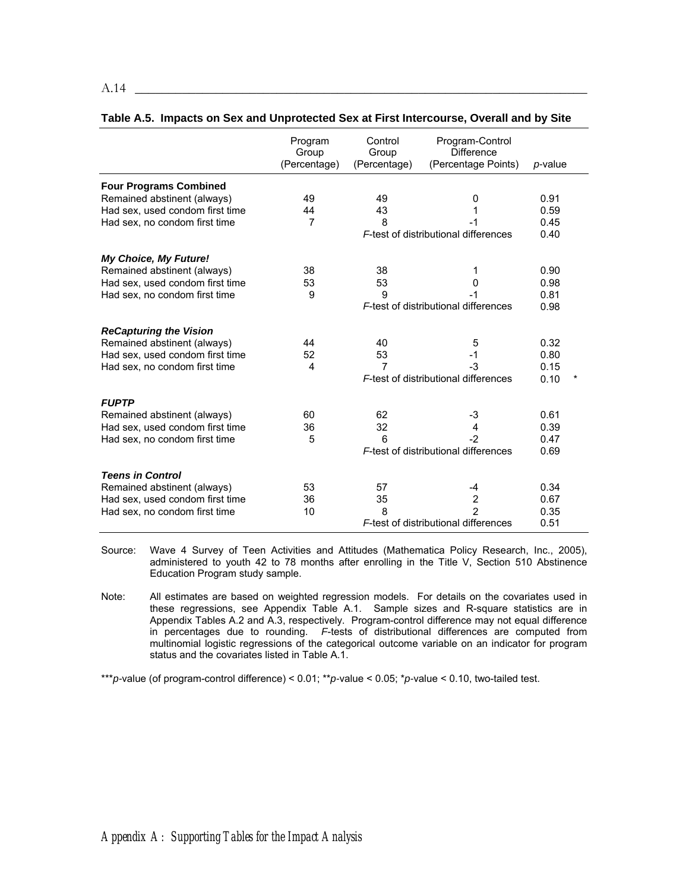**Table A.5. Impacts on Sex and Unprotected Sex at First Intercourse, Overall and by Site**

| | Program Group (Percentage) | Control Group (Percentage) | Program-Control Difference (Percentage Points) | *p*-value |
|---|---|---|---|---|
| **Four Programs Combined** | | | | |
| Remained abstinent (always) | 49 | 49 | 0 | 0.91 |
| Had sex, used condom first time | 44 | 43 | 1 | 0.59 |
| Had sex, no condom first time | 7 | 8 | -1 | 0.45 |
| | | | *F*-test of distributional differences | 0.40 |
| ***My Choice, My Future!*** | | | | |
| Remained abstinent (always) | 38 | 38 | 1 | 0.90 |
| Had sex, used condom first time | 53 | 53 | 0 | 0.98 |
| Had sex, no condom first time | 9 | 9 | -1 | 0.81 |
| | | | *F*-test of distributional differences | 0.98 |
| ***ReCapturing the Vision*** | | | | |
| Remained abstinent (always) | 44 | 40 | 5 | 0.32 |
| Had sex, used condom first time | 52 | 53 | -1 | 0.80 |
| Had sex, no condom first time | 4 | 7 | -3 | 0.15 |
| | | | *F*-test of distributional differences | 0.10 * |
| ***FUPTP*** | | | | |
| Remained abstinent (always) | 60 | 62 | -3 | 0.61 |
| Had sex, used condom first time | 36 | 32 | 4 | 0.39 |
| Had sex, no condom first time | 5 | 6 | -2 | 0.47 |
| | | | *F*-test of distributional differences | 0.69 |
| ***Teens in Control*** | | | | |
| Remained abstinent (always) | 53 | 57 | -4 | 0.34 |
| Had sex, used condom first time | 36 | 35 | 2 | 0.67 |
| Had sex, no condom first time | 10 | 8 | 2 | 0.35 |
| | | | *F*-test of distributional differences | 0.51 |

Source: Wave 4 Survey of Teen Activities and Attitudes (Mathematica Policy Research, Inc., 2005), administered to youth 42 to 78 months after enrolling in the Title V, Section 510 Abstinence Education Program study sample.

Note: All estimates are based on weighted regression models. For details on the covariates used in these regressions, see Appendix Table A.1. Sample sizes and R-square statistics are in Appendix Tables A.2 and A.3, respectively. Program-control difference may not equal difference in percentages due to rounding. *F*-tests of distributional differences are computed from multinomial logistic regressions of the categorical outcome variable on an indicator for program status and the covariates listed in Table A.1.

****p*-value (of program-control difference) < 0.01; ***p*-value < 0.05; **p*-value < 0.10, two-tailed test.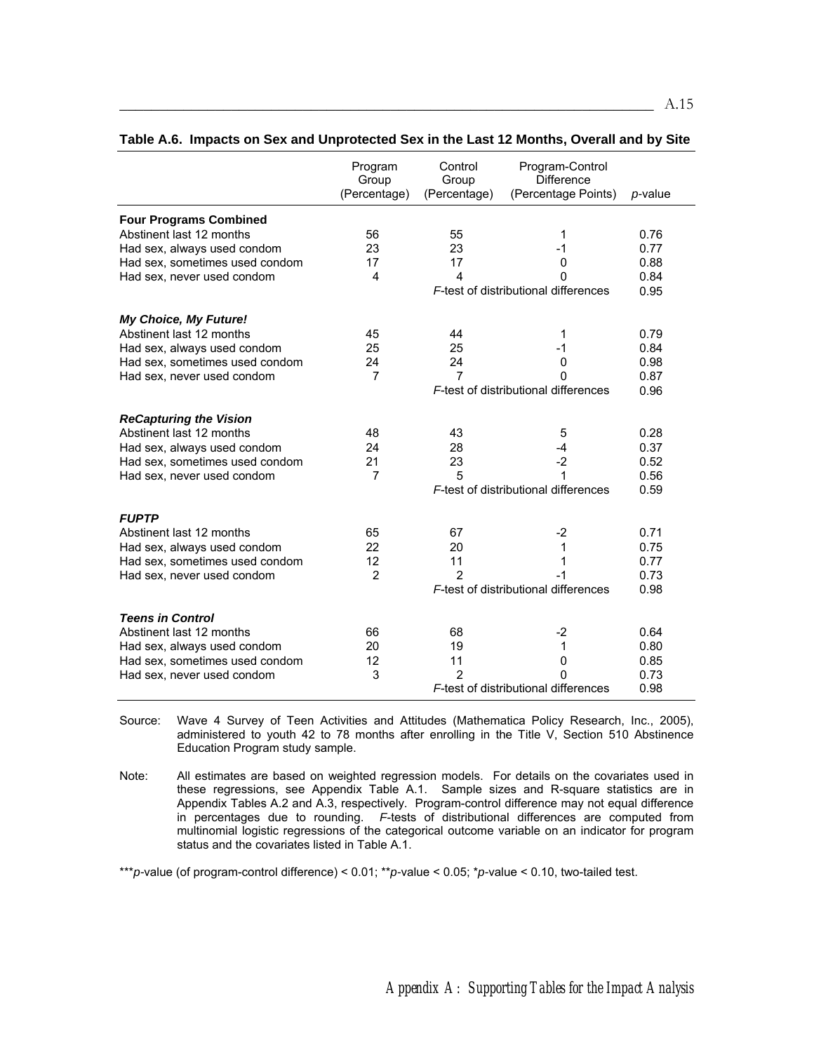**Table A.6. Impacts on Sex and Unprotected Sex in the Last 12 Months, Overall and by Site**

| | Program Group (Percentage) | Control Group (Percentage) | Program-Control Difference (Percentage Points) | *p*-value |
|---|---|---|---|---|
| **Four Programs Combined** | | | | |
| Abstinent last 12 months | 56 | 55 | 1 | 0.76 |
| Had sex, always used condom | 23 | 23 | -1 | 0.77 |
| Had sex, sometimes used condom | 17 | 17 | 0 | 0.88 |
| Had sex, never used condom | 4 | 4 | 0 | 0.84 |
| | | *F*-test of distributional differences | | 0.95 |
| ***My Choice, My Future!*** | | | | |
| Abstinent last 12 months | 45 | 44 | 1 | 0.79 |
| Had sex, always used condom | 25 | 25 | -1 | 0.84 |
| Had sex, sometimes used condom | 24 | 24 | 0 | 0.98 |
| Had sex, never used condom | 7 | 7 | 0 | 0.87 |
| | | *F*-test of distributional differences | | 0.96 |
| ***ReCapturing the Vision*** | | | | |
| Abstinent last 12 months | 48 | 43 | 5 | 0.28 |
| Had sex, always used condom | 24 | 28 | -4 | 0.37 |
| Had sex, sometimes used condom | 21 | 23 | -2 | 0.52 |
| Had sex, never used condom | 7 | 5 | 1 | 0.56 |
| | | *F*-test of distributional differences | | 0.59 |
| ***FUPTP*** | | | | |
| Abstinent last 12 months | 65 | 67 | -2 | 0.71 |
| Had sex, always used condom | 22 | 20 | 1 | 0.75 |
| Had sex, sometimes used condom | 12 | 11 | 1 | 0.77 |
| Had sex, never used condom | 2 | 2 | -1 | 0.73 |
| | | *F*-test of distributional differences | | 0.98 |
| ***Teens in Control*** | | | | |
| Abstinent last 12 months | 66 | 68 | -2 | 0.64 |
| Had sex, always used condom | 20 | 19 | 1 | 0.80 |
| Had sex, sometimes used condom | 12 | 11 | 0 | 0.85 |
| Had sex, never used condom | 3 | 2 | 0 | 0.73 |
| | | *F*-test of distributional differences | | 0.98 |

Source: Wave 4 Survey of Teen Activities and Attitudes (Mathematica Policy Research, Inc., 2005), administered to youth 42 to 78 months after enrolling in the Title V, Section 510 Abstinence Education Program study sample.

Note: All estimates are based on weighted regression models. For details on the covariates used in these regressions, see Appendix Table A.1. Sample sizes and R-square statistics are in Appendix Tables A.2 and A.3, respectively. Program-control difference may not equal difference in percentages due to rounding. *F*-tests of distributional differences are computed from multinomial logistic regressions of the categorical outcome variable on an indicator for program status and the covariates listed in Table A.1.

***$p$-value (of program-control difference) < 0.01; **$p$-value < 0.05; *$p$-value < 0.10, two-tailed test.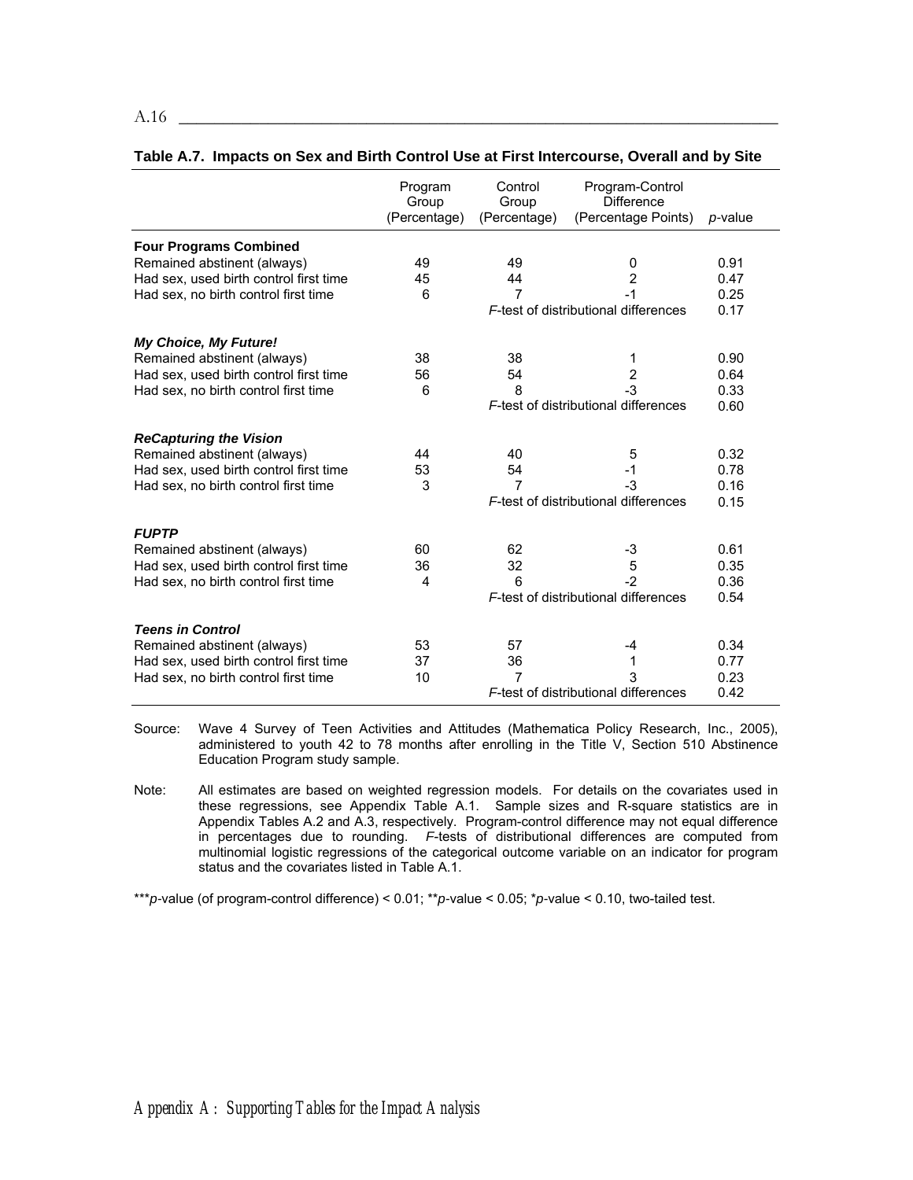**Table A.7. Impacts on Sex and Birth Control Use at First Intercourse, Overall and by Site**

| | Program Group (Percentage) | Control Group (Percentage) | Program-Control Difference (Percentage Points) | *p*-value |
|---|---|---|---|---|
| **Four Programs Combined** | | | | |
| Remained abstinent (always) | 49 | 49 | 0 | 0.91 |
| Had sex, used birth control first time | 45 | 44 | 2 | 0.47 |
| Had sex, no birth control first time | 6 | 7 | -1 | 0.25 |
| | | *F*-test of distributional differences | | 0.17 |
| ***My Choice, My Future!*** | | | | |
| Remained abstinent (always) | 38 | 38 | 1 | 0.90 |
| Had sex, used birth control first time | 56 | 54 | 2 | 0.64 |
| Had sex, no birth control first time | 6 | 8 | -3 | 0.33 |
| | | *F*-test of distributional differences | | 0.60 |
| ***ReCapturing the Vision*** | | | | |
| Remained abstinent (always) | 44 | 40 | 5 | 0.32 |
| Had sex, used birth control first time | 53 | 54 | -1 | 0.78 |
| Had sex, no birth control first time | 3 | 7 | -3 | 0.16 |
| | | *F*-test of distributional differences | | 0.15 |
| ***FUPTP*** | | | | |
| Remained abstinent (always) | 60 | 62 | -3 | 0.61 |
| Had sex, used birth control first time | 36 | 32 | 5 | 0.35 |
| Had sex, no birth control first time | 4 | 6 | -2 | 0.36 |
| | | *F*-test of distributional differences | | 0.54 |
| ***Teens in Control*** | | | | |
| Remained abstinent (always) | 53 | 57 | -4 | 0.34 |
| Had sex, used birth control first time | 37 | 36 | 1 | 0.77 |
| Had sex, no birth control first time | 10 | 7 | 3 | 0.23 |
| | | *F*-test of distributional differences | | 0.42 |

Source: Wave 4 Survey of Teen Activities and Attitudes (Mathematica Policy Research, Inc., 2005), administered to youth 42 to 78 months after enrolling in the Title V, Section 510 Abstinence Education Program study sample.

Note: All estimates are based on weighted regression models. For details on the covariates used in these regressions, see Appendix Table A.1. Sample sizes and R-square statistics are in Appendix Tables A.2 and A.3, respectively. Program-control difference may not equal difference in percentages due to rounding. *F*-tests of distributional differences are computed from multinomial logistic regressions of the categorical outcome variable on an indicator for program status and the covariates listed in Table A.1.

\*\*\**p*-value (of program-control difference) < 0.01; \*\**p*-value < 0.05; \**p*-value < 0.10, two-tailed test.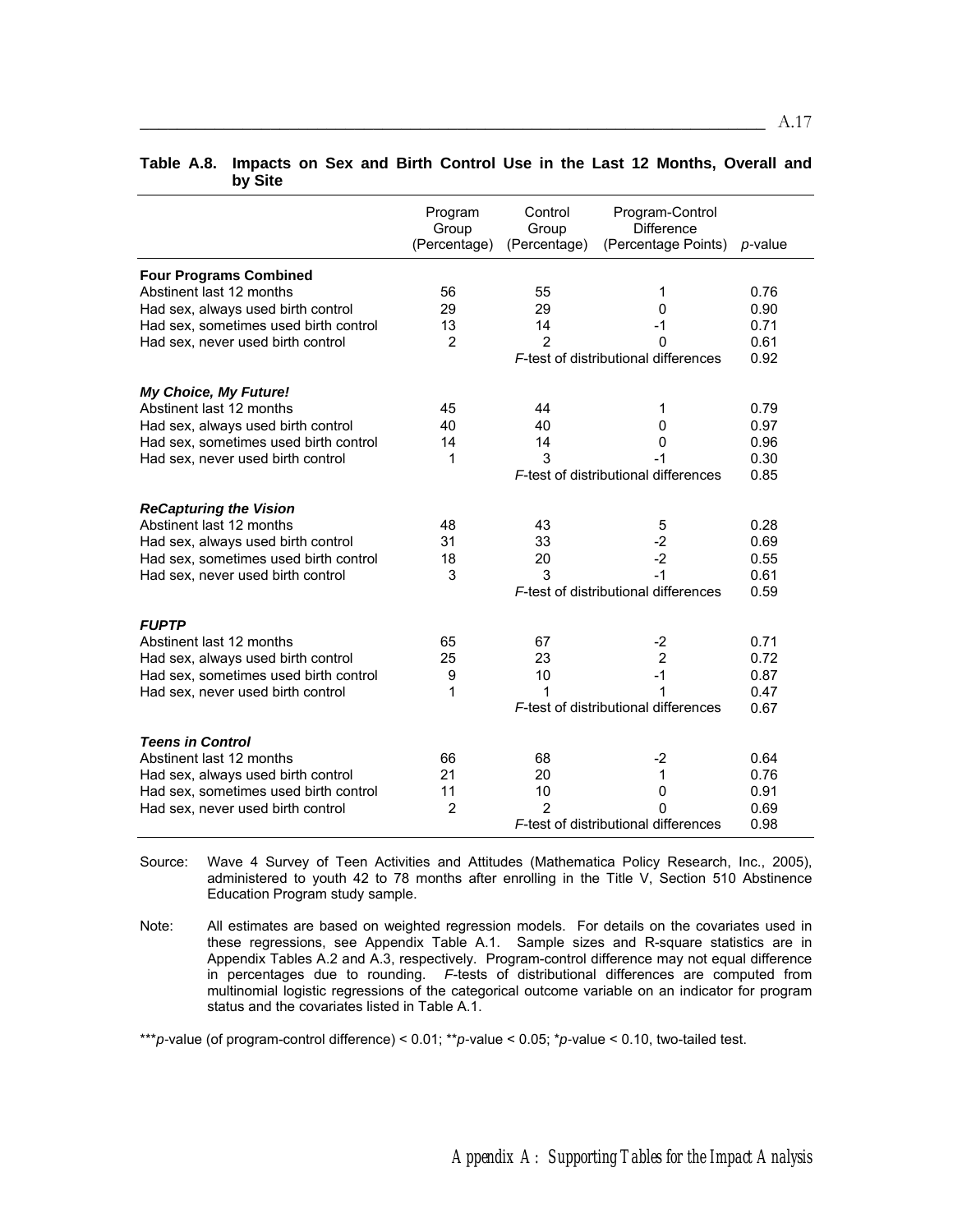**Table A.8. Impacts on Sex and Birth Control Use in the Last 12 Months, Overall and by Site**

| | Program Group (Percentage) | Control Group (Percentage) | Program-Control Difference (Percentage Points) | *p*-value |
|---|---|---|---|---|
| **Four Programs Combined** | | | | |
| Abstinent last 12 months | 56 | 55 | 1 | 0.76 |
| Had sex, always used birth control | 29 | 29 | 0 | 0.90 |
| Had sex, sometimes used birth control | 13 | 14 | -1 | 0.71 |
| Had sex, never used birth control | 2 | 2 | 0 | 0.61 |
| | | | *F*-test of distributional differences | 0.92 |
| ***My Choice, My Future!*** | | | | |
| Abstinent last 12 months | 45 | 44 | 1 | 0.79 |
| Had sex, always used birth control | 40 | 40 | 0 | 0.97 |
| Had sex, sometimes used birth control | 14 | 14 | 0 | 0.96 |
| Had sex, never used birth control | 1 | 3 | -1 | 0.30 |
| | | | *F*-test of distributional differences | 0.85 |
| ***ReCapturing the Vision*** | | | | |
| Abstinent last 12 months | 48 | 43 | 5 | 0.28 |
| Had sex, always used birth control | 31 | 33 | -2 | 0.69 |
| Had sex, sometimes used birth control | 18 | 20 | -2 | 0.55 |
| Had sex, never used birth control | 3 | 3 | -1 | 0.61 |
| | | | *F*-test of distributional differences | 0.59 |
| ***FUPTP*** | | | | |
| Abstinent last 12 months | 65 | 67 | -2 | 0.71 |
| Had sex, always used birth control | 25 | 23 | 2 | 0.72 |
| Had sex, sometimes used birth control | 9 | 10 | -1 | 0.87 |
| Had sex, never used birth control | 1 | 1 | 1 | 0.47 |
| | | | *F*-test of distributional differences | 0.67 |
| ***Teens in Control*** | | | | |
| Abstinent last 12 months | 66 | 68 | -2 | 0.64 |
| Had sex, always used birth control | 21 | 20 | 1 | 0.76 |
| Had sex, sometimes used birth control | 11 | 10 | 0 | 0.91 |
| Had sex, never used birth control | 2 | 2 | 0 | 0.69 |
| | | | *F*-test of distributional differences | 0.98 |

Source: Wave 4 Survey of Teen Activities and Attitudes (Mathematica Policy Research, Inc., 2005), administered to youth 42 to 78 months after enrolling in the Title V, Section 510 Abstinence Education Program study sample.

Note: All estimates are based on weighted regression models. For details on the covariates used in these regressions, see Appendix Table A.1. Sample sizes and R-square statistics are in Appendix Tables A.2 and A.3, respectively. Program-control difference may not equal difference in percentages due to rounding. *F*-tests of distributional differences are computed from multinomial logistic regressions of the categorical outcome variable on an indicator for program status and the covariates listed in Table A.1.

***$p$-value (of program-control difference) < 0.01; **$p$-value < 0.05; *$p$-value < 0.10, two-tailed test.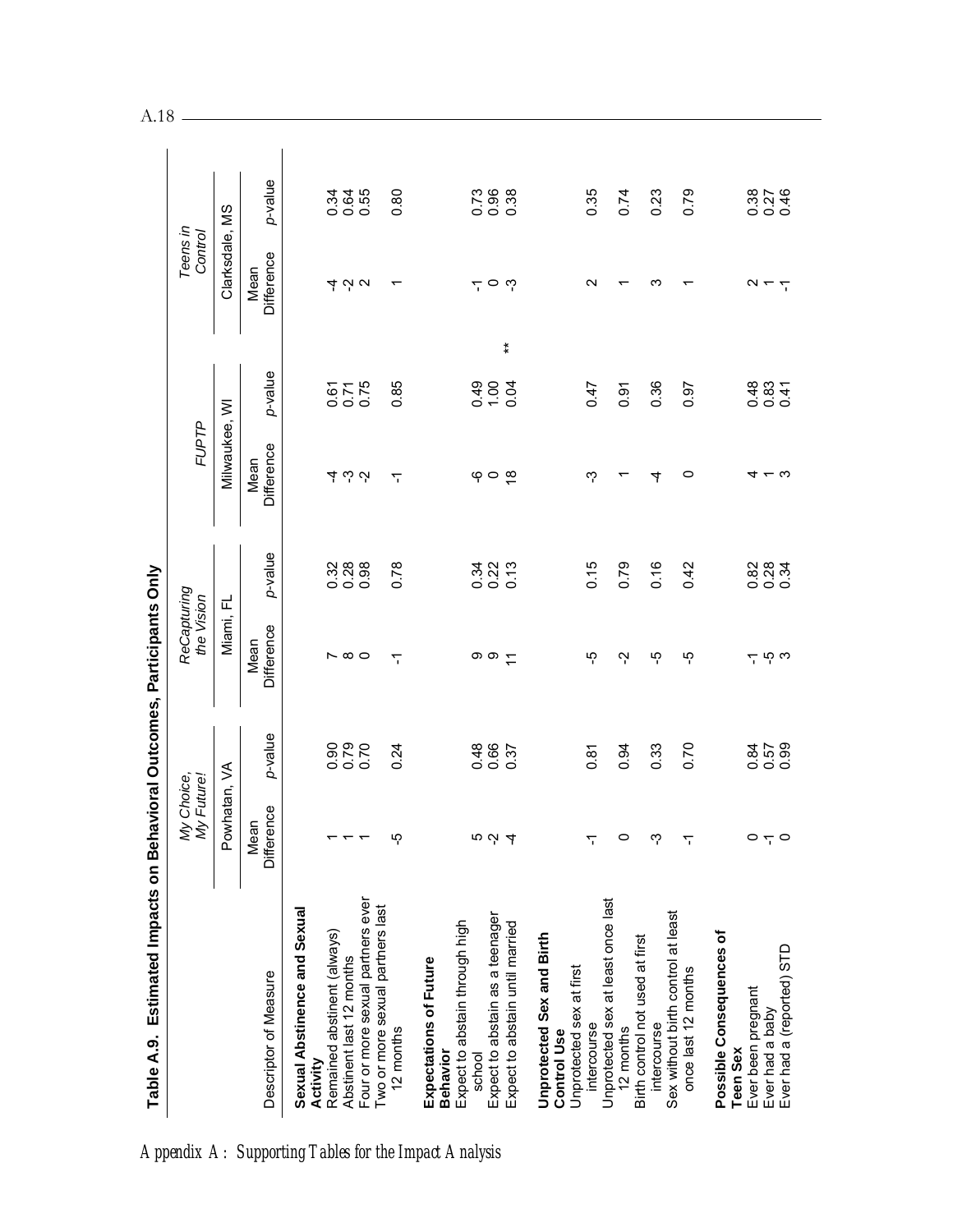**Table A.9. Estimated Impacts on Behavioral Outcomes, Participants Only**

| | *My Choice, My Future!* | | *ReCapturing the Vision* | | *FUPTP* | | | *Teens in Control* | |
|---|---|---|---|---|---|---|---|---|---|
| | Powhatan, VA | | Miami, FL | | Milwaukee, WI | | | Clarksdale, MS | |
| Descriptor of Measure | Mean Difference | *p*-value | Mean Difference | *p*-value | Mean Difference | *p*-value | | Mean Difference | *p*-value |
| **Sexual Abstinence and Sexual Activity** | | | | | | | | | |
| Remained abstinent (always) | 1 | 0.90 | 7 | 0.32 | -4 | 0.61 | | -4 | 0.34 |
| Abstinent last 12 months | 1 | 0.79 | 8 | 0.28 | -3 | 0.71 | | -2 | 0.64 |
| Four or more sexual partners ever | 1 | 0.70 | 0 | 0.98 | -2 | 0.75 | | 2 | 0.55 |
| Two or more sexual partners last 12 months | -5 | 0.24 | -1 | 0.78 | -1 | 0.85 | | 1 | 0.80 |
| **Expectations of Future Behavior** | | | | | | | | | |
| Expect to abstain through high school | 5 | 0.48 | 9 | 0.34 | -6 | 0.49 | | -1 | 0.73 |
| Expect to abstain as a teenager | -2 | 0.66 | 9 | 0.22 | 0 | 1.00 | | 0 | 0.96 |
| Expect to abstain until married | -4 | 0.37 | 11 | 0.13 | 18 | 0.04 | ** | -3 | 0.38 |
| **Unprotected Sex and Birth Control Use** | | | | | | | | | |
| Unprotected sex at first intercourse | -1 | 0.81 | -5 | 0.15 | -3 | 0.47 | | 2 | 0.35 |
| Unprotected sex at least once last 12 months | 0 | 0.94 | -2 | 0.79 | 1 | 0.91 | | 1 | 0.74 |
| Birth control not used at first intercourse | -3 | 0.33 | -5 | 0.16 | -4 | 0.36 | | 3 | 0.23 |
| Sex without birth control at least once last 12 months | -1 | 0.70 | -5 | 0.42 | 0 | 0.97 | | 1 | 0.79 |
| **Possible Consequences of Teen Sex** | | | | | | | | | |
| Ever been pregnant | 0 | 0.84 | -1 | 0.82 | 4 | 0.48 | | 2 | 0.38 |
| Ever had a baby | -1 | 0.57 | -5 | 0.28 | 1 | 0.83 | | 1 | 0.27 |
| Ever had a (reported) STD | 0 | 0.99 | 3 | 0.34 | 3 | 0.41 | | -1 | 0.46 |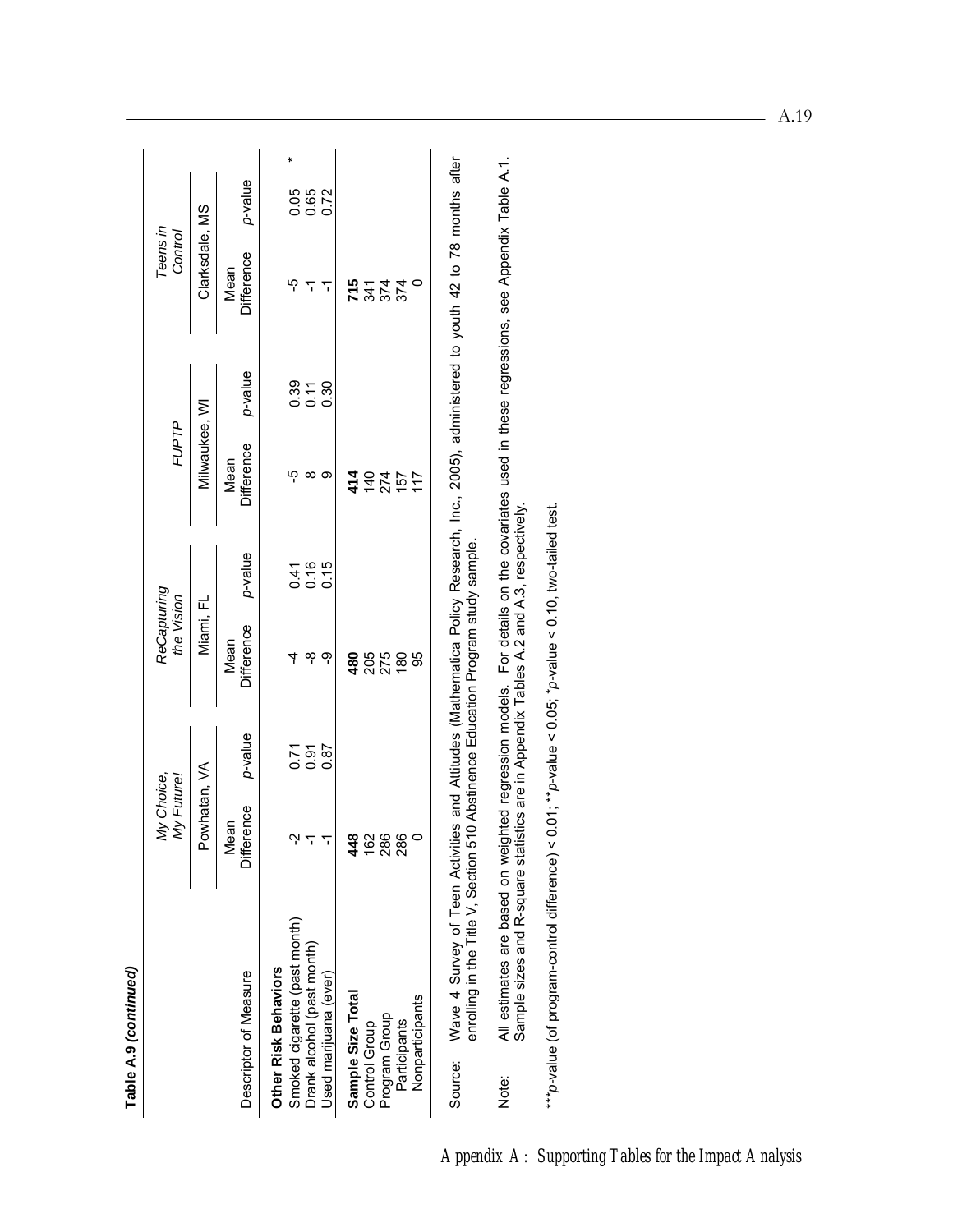**Table A.9 *(continued)***

| Descriptor of Measure | *My Choice, My Future!* Powhatan, VA Mean Difference | *p*-value | *ReCapturing the Vision* Miami, FL Mean Difference | *p*-value | *FUPTP* Milwaukee, WI Mean Difference | *p*-value | *Teens in Control* Clarksdale, MS Mean Difference | *p*-value | |
|---|---|---|---|---|---|---|---|---|---|
| **Other Risk Behaviors** | | | | | | | | | |
| Smoked cigarette (past month) | -2 | 0.71 | -4 | 0.41 | -5 | 0.39 | -5 | 0.05 | * |
| Drank alcohol (past month) | -1 | 0.91 | -8 | 0.16 | 8 | 0.11 | -1 | 0.65 | |
| Used marijuana (ever) | -1 | 0.87 | -9 | 0.15 | 9 | 0.30 | -1 | 0.72 | |
| **Sample Size Total** | **448** | | **480** | | **414** | | **715** | | |
| Control Group | 162 | | 205 | | 140 | | 341 | | |
| Program Group | 286 | | 275 | | 274 | | 374 | | |
| Participants | 286 | | 180 | | 157 | | 374 | | |
| Nonparticipants | 0 | | 95 | | 117 | | 0 | | |

Source: Wave 4 Survey of Teen Activities and Attitudes (Mathematica Policy Research, Inc., 2005), administered to youth 42 to 78 months after enrolling in the Title V, Section 510 Abstinence Education Program study sample.

Note: All estimates are based on weighted regression models. For details on the covariates used in these regressions, see Appendix Table A.1. Sample sizes and R-square statistics are in Appendix Tables A.2 and A.3, respectively.

***$p$-value (of program-control difference) < 0.01; **$p$-value < 0.05; *$p$-value < 0.10, two-tailed test.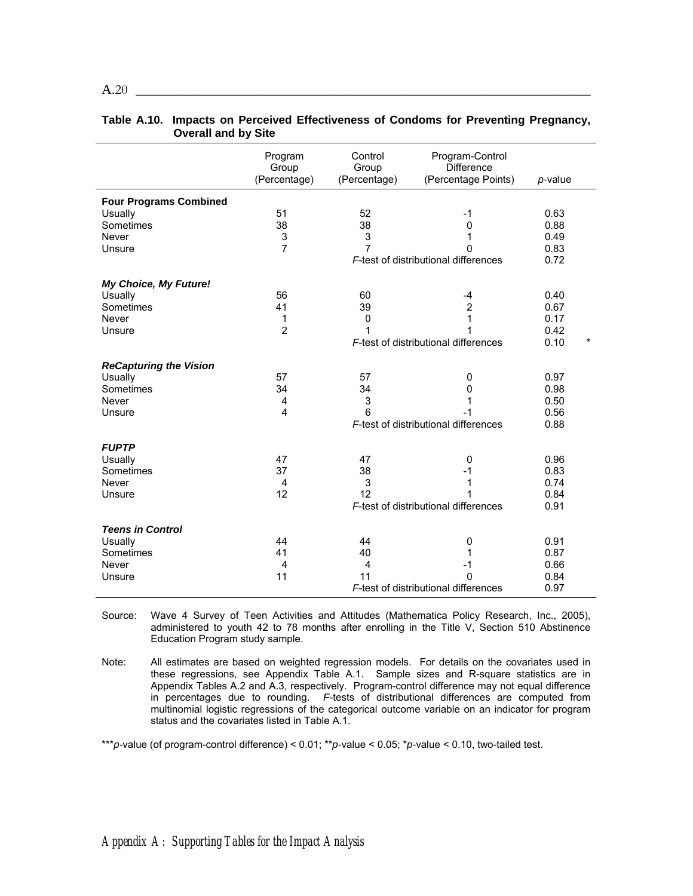**Table A.10. Impacts on Perceived Effectiveness of Condoms for Preventing Pregnancy, Overall and by Site**

| | Program Group (Percentage) | Control Group (Percentage) | Program-Control Difference (Percentage Points) | *p*-value |
|---|---|---|---|---|
| **Four Programs Combined** | | | | |
| Usually | 51 | 52 | -1 | 0.63 |
| Sometimes | 38 | 38 | 0 | 0.88 |
| Never | 3 | 3 | 1 | 0.49 |
| Unsure | 7 | 7 | 0 | 0.83 |
| | | | *F*-test of distributional differences | 0.72 |
| ***My Choice, My Future!*** | | | | |
| Usually | 56 | 60 | -4 | 0.40 |
| Sometimes | 41 | 39 | 2 | 0.67 |
| Never | 1 | 0 | 1 | 0.17 |
| Unsure | 2 | 1 | 1 | 0.42 |
| | | | *F*-test of distributional differences | 0.10 * |
| ***ReCapturing the Vision*** | | | | |
| Usually | 57 | 57 | 0 | 0.97 |
| Sometimes | 34 | 34 | 0 | 0.98 |
| Never | 4 | 3 | 1 | 0.50 |
| Unsure | 4 | 6 | -1 | 0.56 |
| | | | *F*-test of distributional differences | 0.88 |
| ***FUPTP*** | | | | |
| Usually | 47 | 47 | 0 | 0.96 |
| Sometimes | 37 | 38 | -1 | 0.83 |
| Never | 4 | 3 | 1 | 0.74 |
| Unsure | 12 | 12 | 1 | 0.84 |
| | | | *F*-test of distributional differences | 0.91 |
| ***Teens in Control*** | | | | |
| Usually | 44 | 44 | 0 | 0.91 |
| Sometimes | 41 | 40 | 1 | 0.87 |
| Never | 4 | 4 | -1 | 0.66 |
| Unsure | 11 | 11 | 0 | 0.84 |
| | | | *F*-test of distributional differences | 0.97 |

Source: Wave 4 Survey of Teen Activities and Attitudes (Mathematica Policy Research, Inc., 2005), administered to youth 42 to 78 months after enrolling in the Title V, Section 510 Abstinence Education Program study sample.

Note: All estimates are based on weighted regression models. For details on the covariates used in these regressions, see Appendix Table A.1. Sample sizes and R-square statistics are in Appendix Tables A.2 and A.3, respectively. Program-control difference may not equal difference in percentages due to rounding. *F*-tests of distributional differences are computed from multinomial logistic regressions of the categorical outcome variable on an indicator for program status and the covariates listed in Table A.1.

***$p$-value (of program-control difference) < 0.01; **$p$-value < 0.05; *$p$-value < 0.10, two-tailed test.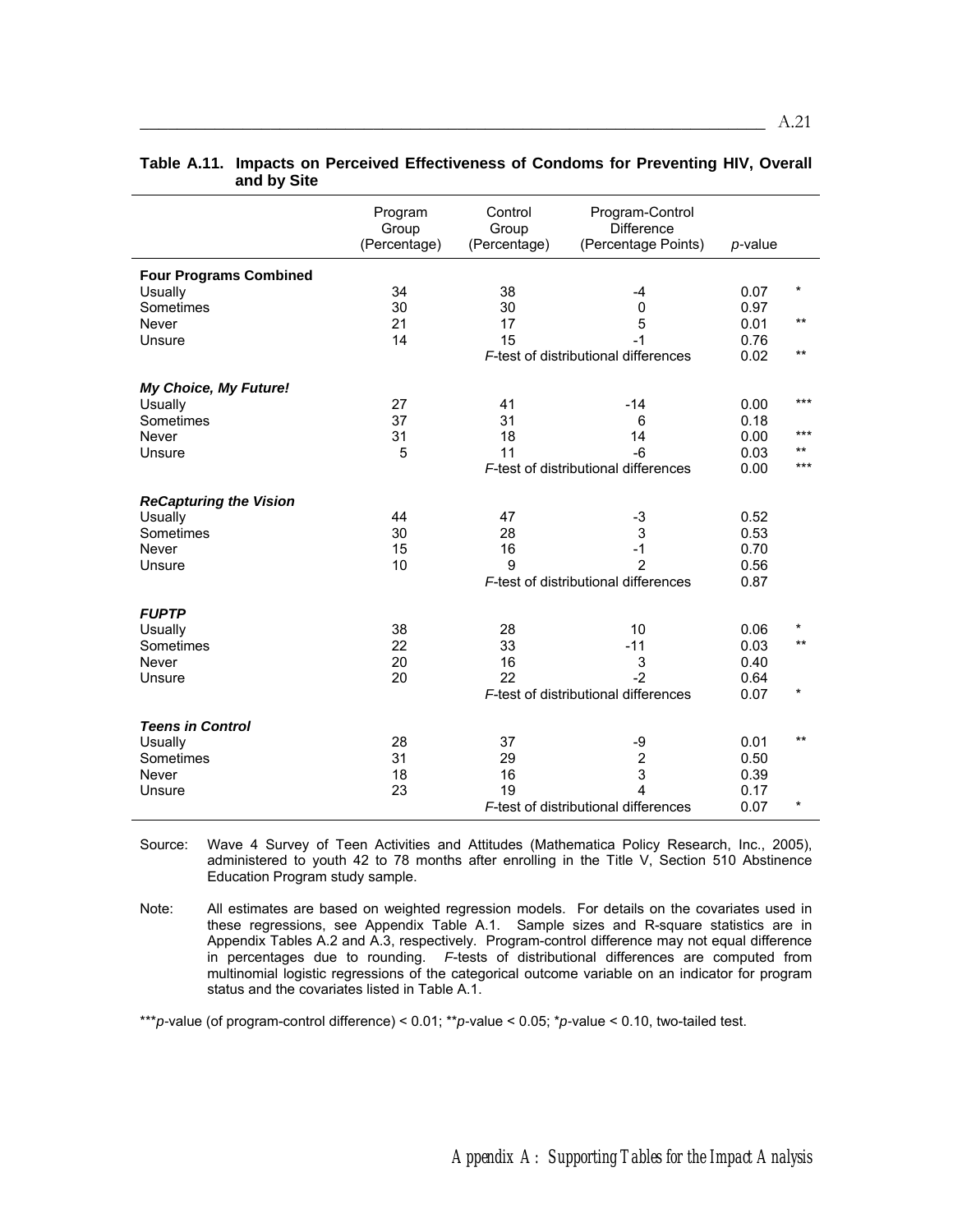**Table A.11. Impacts on Perceived Effectiveness of Condoms for Preventing HIV, Overall and by Site**

| | Program Group (Percentage) | Control Group (Percentage) | Program-Control Difference (Percentage Points) | *p*-value | |
|---|---|---|---|---|---|
| **Four Programs Combined** | | | | | |
| Usually | 34 | 38 | -4 | 0.07 | * |
| Sometimes | 30 | 30 | 0 | 0.97 | |
| Never | 21 | 17 | 5 | 0.01 | ** |
| Unsure | 14 | 15 | -1 | 0.76 | |
| | | *F*-test of distributional differences | | 0.02 | ** |
| ***My Choice, My Future!*** | | | | | |
| Usually | 27 | 41 | -14 | 0.00 | *** |
| Sometimes | 37 | 31 | 6 | 0.18 | |
| Never | 31 | 18 | 14 | 0.00 | *** |
| Unsure | 5 | 11 | -6 | 0.03 | ** |
| | | *F*-test of distributional differences | | 0.00 | *** |
| ***ReCapturing the Vision*** | | | | | |
| Usually | 44 | 47 | -3 | 0.52 | |
| Sometimes | 30 | 28 | 3 | 0.53 | |
| Never | 15 | 16 | -1 | 0.70 | |
| Unsure | 10 | 9 | 2 | 0.56 | |
| | | *F*-test of distributional differences | | 0.87 | |
| ***FUPTP*** | | | | | |
| Usually | 38 | 28 | 10 | 0.06 | * |
| Sometimes | 22 | 33 | -11 | 0.03 | ** |
| Never | 20 | 16 | 3 | 0.40 | |
| Unsure | 20 | 22 | -2 | 0.64 | |
| | | *F*-test of distributional differences | | 0.07 | * |
| ***Teens in Control*** | | | | | |
| Usually | 28 | 37 | -9 | 0.01 | ** |
| Sometimes | 31 | 29 | 2 | 0.50 | |
| Never | 18 | 16 | 3 | 0.39 | |
| Unsure | 23 | 19 | 4 | 0.17 | |
| | | *F*-test of distributional differences | | 0.07 | * |

Source: Wave 4 Survey of Teen Activities and Attitudes (Mathematica Policy Research, Inc., 2005), administered to youth 42 to 78 months after enrolling in the Title V, Section 510 Abstinence Education Program study sample.

Note: All estimates are based on weighted regression models. For details on the covariates used in these regressions, see Appendix Table A.1. Sample sizes and R-square statistics are in Appendix Tables A.2 and A.3, respectively. Program-control difference may not equal difference in percentages due to rounding. *F*-tests of distributional differences are computed from multinomial logistic regressions of the categorical outcome variable on an indicator for program status and the covariates listed in Table A.1.

****p*-value (of program-control difference) < 0.01; ***p*-value < 0.05; **p*-value < 0.10, two-tailed test.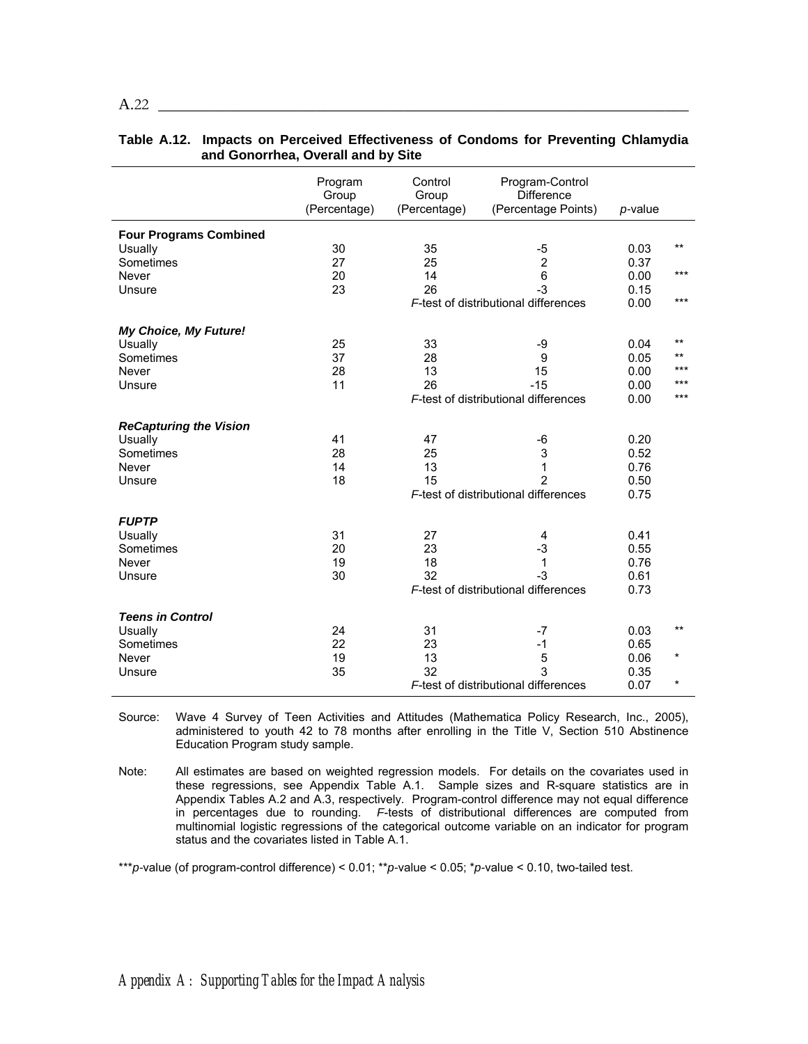**Table A.12. Impacts on Perceived Effectiveness of Condoms for Preventing Chlamydia and Gonorrhea, Overall and by Site**

| | Program Group (Percentage) | Control Group (Percentage) | Program-Control Difference (Percentage Points) | *p*-value | |
|---|---|---|---|---|---|
| **Four Programs Combined** | | | | | |
| Usually | 30 | 35 | -5 | 0.03 | ** |
| Sometimes | 27 | 25 | 2 | 0.37 | |
| Never | 20 | 14 | 6 | 0.00 | *** |
| Unsure | 23 | 26 | -3 | 0.15 | |
| | | | *F*-test of distributional differences | 0.00 | *** |
| ***My Choice, My Future!*** | | | | | |
| Usually | 25 | 33 | -9 | 0.04 | ** |
| Sometimes | 37 | 28 | 9 | 0.05 | ** |
| Never | 28 | 13 | 15 | 0.00 | *** |
| Unsure | 11 | 26 | -15 | 0.00 | *** |
| | | | *F*-test of distributional differences | 0.00 | *** |
| ***ReCapturing the Vision*** | | | | | |
| Usually | 41 | 47 | -6 | 0.20 | |
| Sometimes | 28 | 25 | 3 | 0.52 | |
| Never | 14 | 13 | 1 | 0.76 | |
| Unsure | 18 | 15 | 2 | 0.50 | |
| | | | *F*-test of distributional differences | 0.75 | |
| ***FUPTP*** | | | | | |
| Usually | 31 | 27 | 4 | 0.41 | |
| Sometimes | 20 | 23 | -3 | 0.55 | |
| Never | 19 | 18 | 1 | 0.76 | |
| Unsure | 30 | 32 | -3 | 0.61 | |
| | | | *F*-test of distributional differences | 0.73 | |
| ***Teens in Control*** | | | | | |
| Usually | 24 | 31 | -7 | 0.03 | ** |
| Sometimes | 22 | 23 | -1 | 0.65 | |
| Never | 19 | 13 | 5 | 0.06 | * |
| Unsure | 35 | 32 | 3 | 0.35 | |
| | | | *F*-test of distributional differences | 0.07 | * |

Source: Wave 4 Survey of Teen Activities and Attitudes (Mathematica Policy Research, Inc., 2005), administered to youth 42 to 78 months after enrolling in the Title V, Section 510 Abstinence Education Program study sample.

Note: All estimates are based on weighted regression models. For details on the covariates used in these regressions, see Appendix Table A.1. Sample sizes and R-square statistics are in Appendix Tables A.2 and A.3, respectively. Program-control difference may not equal difference in percentages due to rounding. *F*-tests of distributional differences are computed from multinomial logistic regressions of the categorical outcome variable on an indicator for program status and the covariates listed in Table A.1.

****p*-value (of program-control difference) < 0.01; ***p*-value < 0.05; **p*-value < 0.10, two-tailed test.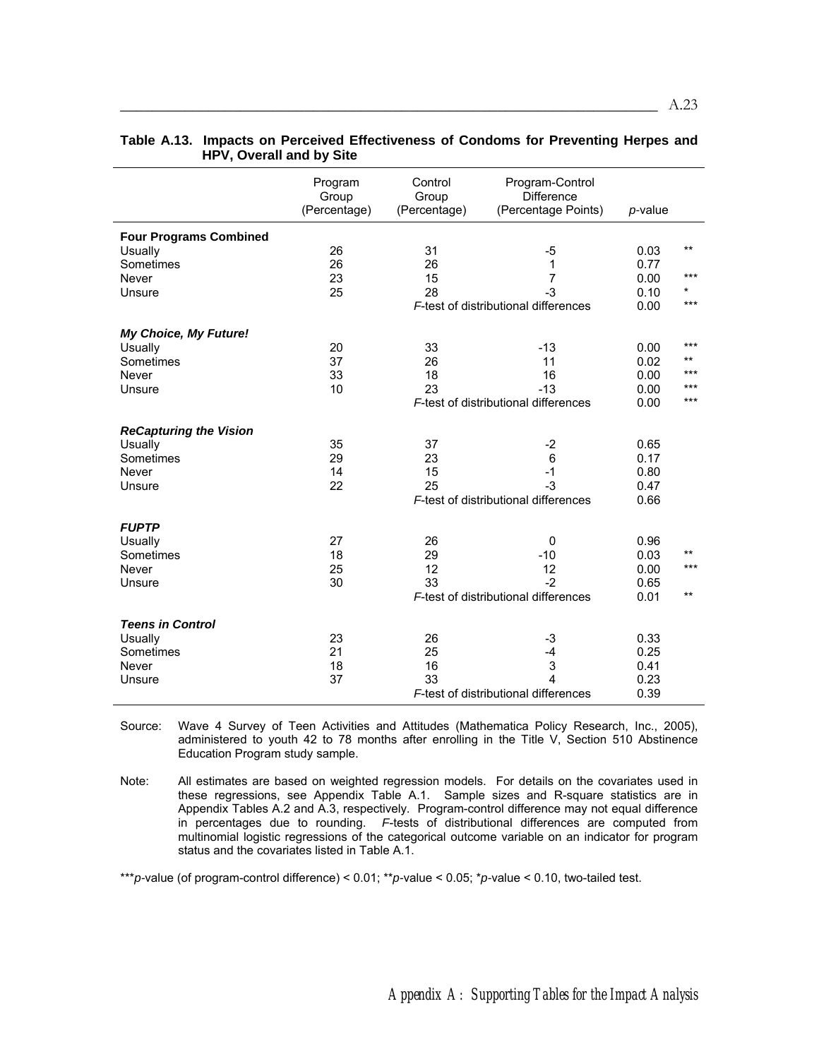**Table A.13. Impacts on Perceived Effectiveness of Condoms for Preventing Herpes and HPV, Overall and by Site**

| | Program Group (Percentage) | Control Group (Percentage) | Program-Control Difference (Percentage Points) | *p*-value | |
|---|---|---|---|---|---|
| **Four Programs Combined** | | | | | |
| Usually | 26 | 31 | -5 | 0.03 | ** |
| Sometimes | 26 | 26 | 1 | 0.77 | |
| Never | 23 | 15 | 7 | 0.00 | *** |
| Unsure | 25 | 28 | -3 | 0.10 | * |
| | | | *F*-test of distributional differences | 0.00 | *** |
| ***My Choice, My Future!*** | | | | | |
| Usually | 20 | 33 | -13 | 0.00 | *** |
| Sometimes | 37 | 26 | 11 | 0.02 | ** |
| Never | 33 | 18 | 16 | 0.00 | *** |
| Unsure | 10 | 23 | -13 | 0.00 | *** |
| | | | *F*-test of distributional differences | 0.00 | *** |
| ***ReCapturing the Vision*** | | | | | |
| Usually | 35 | 37 | -2 | 0.65 | |
| Sometimes | 29 | 23 | 6 | 0.17 | |
| Never | 14 | 15 | -1 | 0.80 | |
| Unsure | 22 | 25 | -3 | 0.47 | |
| | | | *F*-test of distributional differences | 0.66 | |
| ***FUPTP*** | | | | | |
| Usually | 27 | 26 | 0 | 0.96 | |
| Sometimes | 18 | 29 | -10 | 0.03 | ** |
| Never | 25 | 12 | 12 | 0.00 | *** |
| Unsure | 30 | 33 | -2 | 0.65 | |
| | | | *F*-test of distributional differences | 0.01 | ** |
| ***Teens in Control*** | | | | | |
| Usually | 23 | 26 | -3 | 0.33 | |
| Sometimes | 21 | 25 | -4 | 0.25 | |
| Never | 18 | 16 | 3 | 0.41 | |
| Unsure | 37 | 33 | 4 | 0.23 | |
| | | | *F*-test of distributional differences | 0.39 | |

Source: Wave 4 Survey of Teen Activities and Attitudes (Mathematica Policy Research, Inc., 2005), administered to youth 42 to 78 months after enrolling in the Title V, Section 510 Abstinence Education Program study sample.

Note: All estimates are based on weighted regression models. For details on the covariates used in these regressions, see Appendix Table A.1. Sample sizes and R-square statistics are in Appendix Tables A.2 and A.3, respectively. Program-control difference may not equal difference in percentages due to rounding. *F*-tests of distributional differences are computed from multinomial logistic regressions of the categorical outcome variable on an indicator for program status and the covariates listed in Table A.1.

****p*-value (of program-control difference) < 0.01; ***p*-value < 0.05; **p*-value < 0.10, two-tailed test.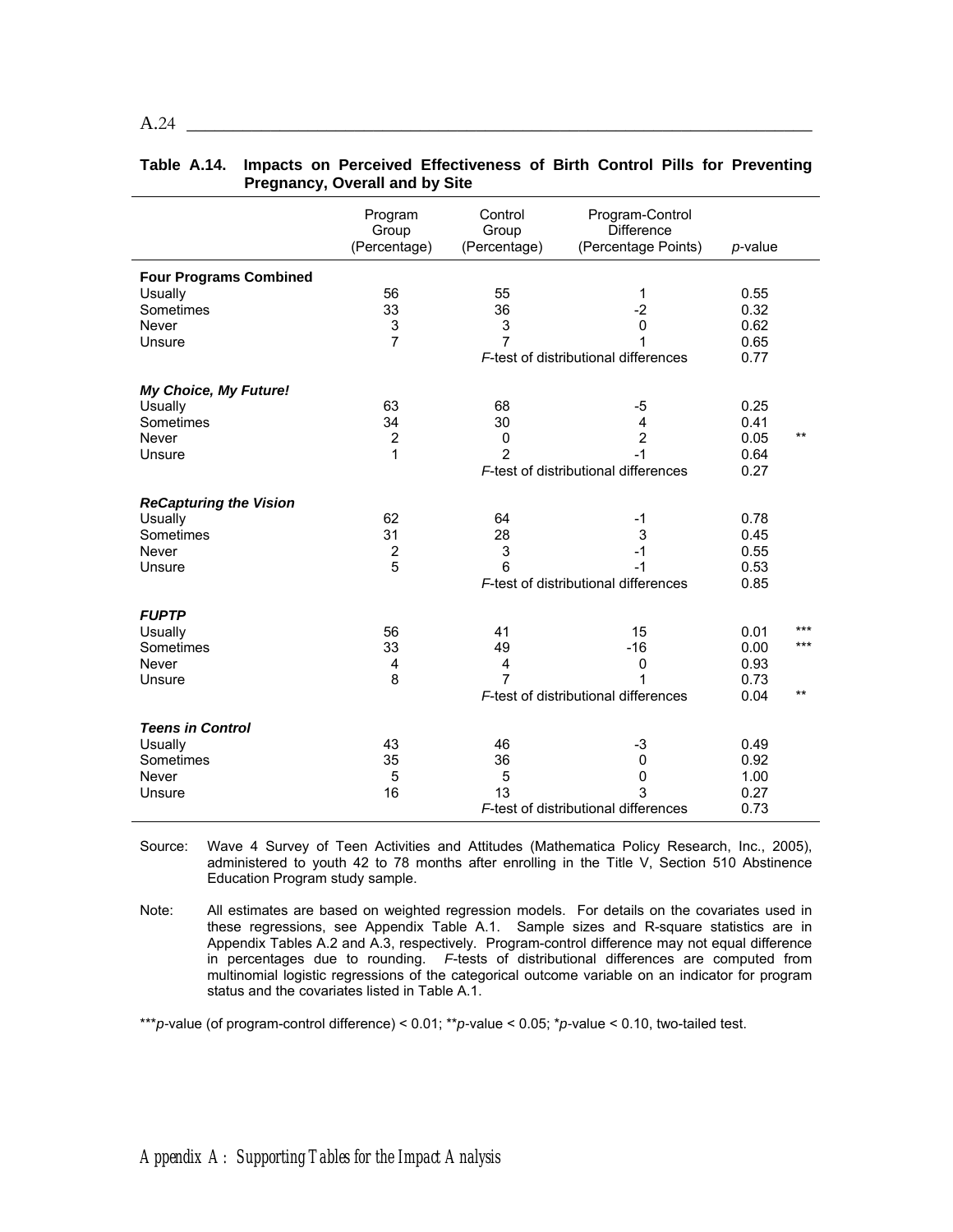**Table A.14. Impacts on Perceived Effectiveness of Birth Control Pills for Preventing Pregnancy, Overall and by Site**

| | Program Group (Percentage) | Control Group (Percentage) | Program-Control Difference (Percentage Points) | *p*-value | |
|---|---|---|---|---|---|
| **Four Programs Combined** | | | | | |
| Usually | 56 | 55 | 1 | 0.55 | |
| Sometimes | 33 | 36 | -2 | 0.32 | |
| Never | 3 | 3 | 0 | 0.62 | |
| Unsure | 7 | 7 | 1 | 0.65 | |
| | | | *F*-test of distributional differences | 0.77 | |
| ***My Choice, My Future!*** | | | | | |
| Usually | 63 | 68 | -5 | 0.25 | |
| Sometimes | 34 | 30 | 4 | 0.41 | |
| Never | 2 | 0 | 2 | 0.05 | ** |
| Unsure | 1 | 2 | -1 | 0.64 | |
| | | | *F*-test of distributional differences | 0.27 | |
| ***ReCapturing the Vision*** | | | | | |
| Usually | 62 | 64 | -1 | 0.78 | |
| Sometimes | 31 | 28 | 3 | 0.45 | |
| Never | 2 | 3 | -1 | 0.55 | |
| Unsure | 5 | 6 | -1 | 0.53 | |
| | | | *F*-test of distributional differences | 0.85 | |
| ***FUPTP*** | | | | | |
| Usually | 56 | 41 | 15 | 0.01 | *** |
| Sometimes | 33 | 49 | -16 | 0.00 | *** |
| Never | 4 | 4 | 0 | 0.93 | |
| Unsure | 8 | 7 | 1 | 0.73 | |
| | | | *F*-test of distributional differences | 0.04 | ** |
| ***Teens in Control*** | | | | | |
| Usually | 43 | 46 | -3 | 0.49 | |
| Sometimes | 35 | 36 | 0 | 0.92 | |
| Never | 5 | 5 | 0 | 1.00 | |
| Unsure | 16 | 13 | 3 | 0.27 | |
| | | | *F*-test of distributional differences | 0.73 | |

Source: Wave 4 Survey of Teen Activities and Attitudes (Mathematica Policy Research, Inc., 2005), administered to youth 42 to 78 months after enrolling in the Title V, Section 510 Abstinence Education Program study sample.

Note: All estimates are based on weighted regression models. For details on the covariates used in these regressions, see Appendix Table A.1. Sample sizes and R-square statistics are in Appendix Tables A.2 and A.3, respectively. Program-control difference may not equal difference in percentages due to rounding. *F*-tests of distributional differences are computed from multinomial logistic regressions of the categorical outcome variable on an indicator for program status and the covariates listed in Table A.1.

****p*-value (of program-control difference) < 0.01; ***p*-value < 0.05; **p*-value < 0.10, two-tailed test.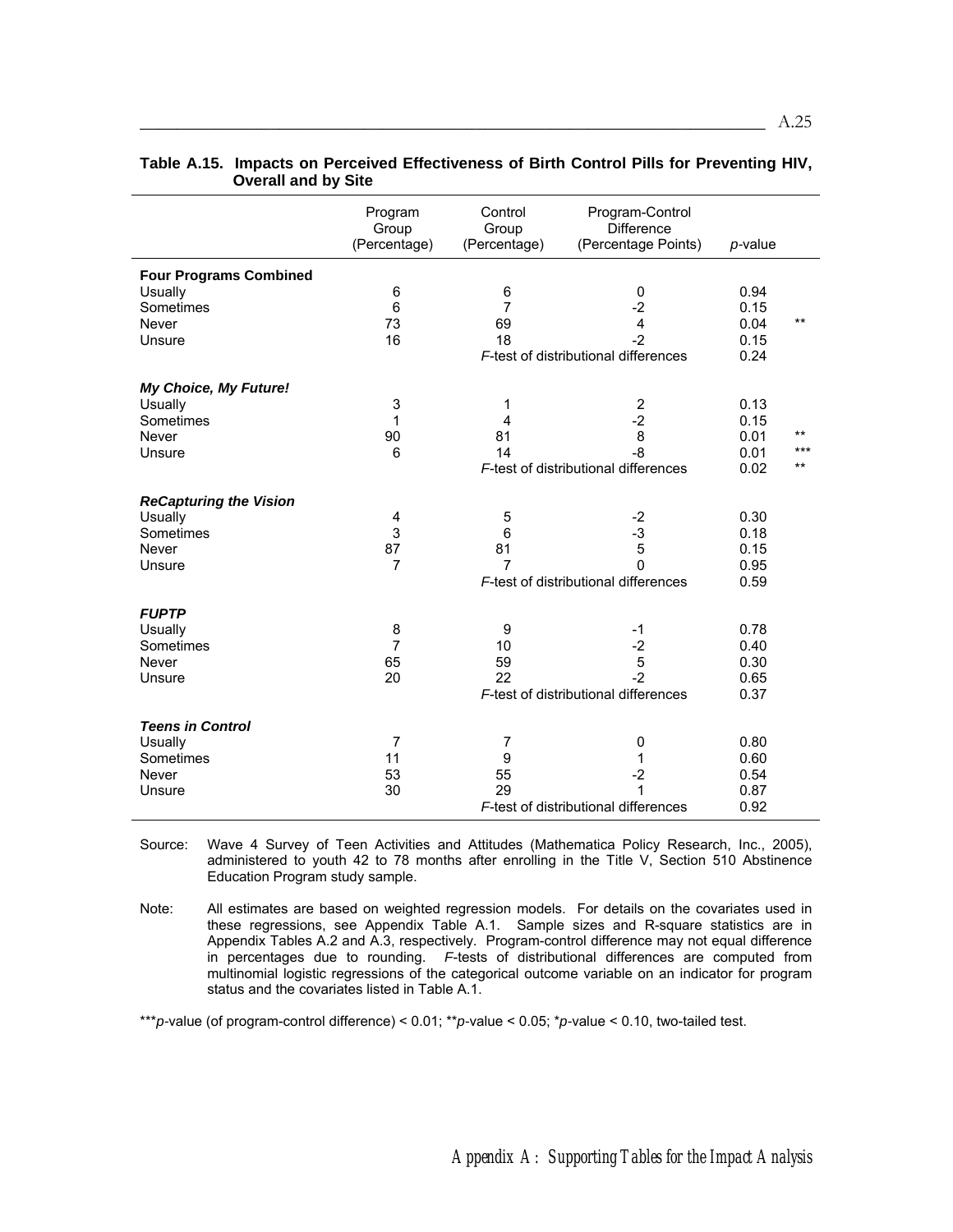**Table A.15. Impacts on Perceived Effectiveness of Birth Control Pills for Preventing HIV, Overall and by Site**

| | Program Group (Percentage) | Control Group (Percentage) | Program-Control Difference (Percentage Points) | *p*-value | |
|---|---|---|---|---|---|
| **Four Programs Combined** | | | | | |
| Usually | 6 | 6 | 0 | 0.94 | |
| Sometimes | 6 | 7 | -2 | 0.15 | |
| Never | 73 | 69 | 4 | 0.04 | ** |
| Unsure | 16 | 18 | -2 | 0.15 | |
| | | | *F*-test of distributional differences | 0.24 | |
| ***My Choice, My Future!*** | | | | | |
| Usually | 3 | 1 | 2 | 0.13 | |
| Sometimes | 1 | 4 | -2 | 0.15 | |
| Never | 90 | 81 | 8 | 0.01 | ** |
| Unsure | 6 | 14 | -8 | 0.01 | *** |
| | | | *F*-test of distributional differences | 0.02 | ** |
| ***ReCapturing the Vision*** | | | | | |
| Usually | 4 | 5 | -2 | 0.30 | |
| Sometimes | 3 | 6 | -3 | 0.18 | |
| Never | 87 | 81 | 5 | 0.15 | |
| Unsure | 7 | 7 | 0 | 0.95 | |
| | | | *F*-test of distributional differences | 0.59 | |
| ***FUPTP*** | | | | | |
| Usually | 8 | 9 | -1 | 0.78 | |
| Sometimes | 7 | 10 | -2 | 0.40 | |
| Never | 65 | 59 | 5 | 0.30 | |
| Unsure | 20 | 22 | -2 | 0.65 | |
| | | | *F*-test of distributional differences | 0.37 | |
| ***Teens in Control*** | | | | | |
| Usually | 7 | 7 | 0 | 0.80 | |
| Sometimes | 11 | 9 | 1 | 0.60 | |
| Never | 53 | 55 | -2 | 0.54 | |
| Unsure | 30 | 29 | 1 | 0.87 | |
| | | | *F*-test of distributional differences | 0.92 | |

Source: Wave 4 Survey of Teen Activities and Attitudes (Mathematica Policy Research, Inc., 2005), administered to youth 42 to 78 months after enrolling in the Title V, Section 510 Abstinence Education Program study sample.

Note: All estimates are based on weighted regression models. For details on the covariates used in these regressions, see Appendix Table A.1. Sample sizes and R-square statistics are in Appendix Tables A.2 and A.3, respectively. Program-control difference may not equal difference in percentages due to rounding. *F*-tests of distributional differences are computed from multinomial logistic regressions of the categorical outcome variable on an indicator for program status and the covariates listed in Table A.1.

****p*-value (of program-control difference) < 0.01; ***p*-value < 0.05; **p*-value < 0.10, two-tailed test.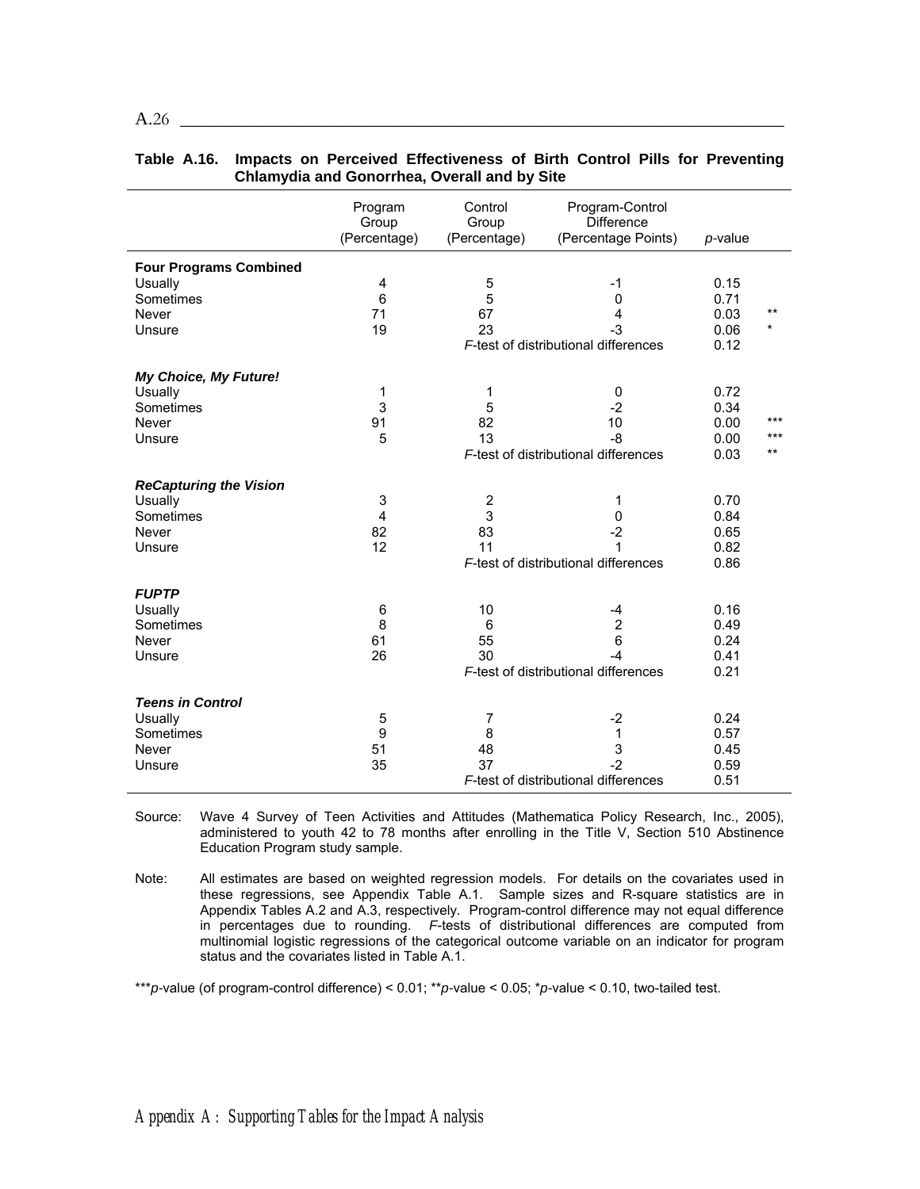**Table A.16. Impacts on Perceived Effectiveness of Birth Control Pills for Preventing Chlamydia and Gonorrhea, Overall and by Site**

| | Program Group (Percentage) | Control Group (Percentage) | Program-Control Difference (Percentage Points) | *p*-value | |
|---|---|---|---|---|---|
| **Four Programs Combined** | | | | | |
| Usually | 4 | 5 | -1 | 0.15 | |
| Sometimes | 6 | 5 | 0 | 0.71 | |
| Never | 71 | 67 | 4 | 0.03 | ** |
| Unsure | 19 | 23 | -3 | 0.06 | * |
| | | | *F*-test of distributional differences | 0.12 | |
| ***My Choice, My Future!*** | | | | | |
| Usually | 1 | 1 | 0 | 0.72 | |
| Sometimes | 3 | 5 | -2 | 0.34 | |
| Never | 91 | 82 | 10 | 0.00 | *** |
| Unsure | 5 | 13 | -8 | 0.00 | *** |
| | | | *F*-test of distributional differences | 0.03 | ** |
| ***ReCapturing the Vision*** | | | | | |
| Usually | 3 | 2 | 1 | 0.70 | |
| Sometimes | 4 | 3 | 0 | 0.84 | |
| Never | 82 | 83 | -2 | 0.65 | |
| Unsure | 12 | 11 | 1 | 0.82 | |
| | | | *F*-test of distributional differences | 0.86 | |
| ***FUPTP*** | | | | | |
| Usually | 6 | 10 | -4 | 0.16 | |
| Sometimes | 8 | 6 | 2 | 0.49 | |
| Never | 61 | 55 | 6 | 0.24 | |
| Unsure | 26 | 30 | -4 | 0.41 | |
| | | | *F*-test of distributional differences | 0.21 | |
| ***Teens in Control*** | | | | | |
| Usually | 5 | 7 | -2 | 0.24 | |
| Sometimes | 9 | 8 | 1 | 0.57 | |
| Never | 51 | 48 | 3 | 0.45 | |
| Unsure | 35 | 37 | -2 | 0.59 | |
| | | | *F*-test of distributional differences | 0.51 | |

Source: Wave 4 Survey of Teen Activities and Attitudes (Mathematica Policy Research, Inc., 2005), administered to youth 42 to 78 months after enrolling in the Title V, Section 510 Abstinence Education Program study sample.

Note: All estimates are based on weighted regression models. For details on the covariates used in these regressions, see Appendix Table A.1. Sample sizes and R-square statistics are in Appendix Tables A.2 and A.3, respectively. Program-control difference may not equal difference in percentages due to rounding. *F*-tests of distributional differences are computed from multinomial logistic regressions of the categorical outcome variable on an indicator for program status and the covariates listed in Table A.1.

****p*-value (of program-control difference) < 0.01; ***p*-value < 0.05; **p*-value < 0.10, two-tailed test.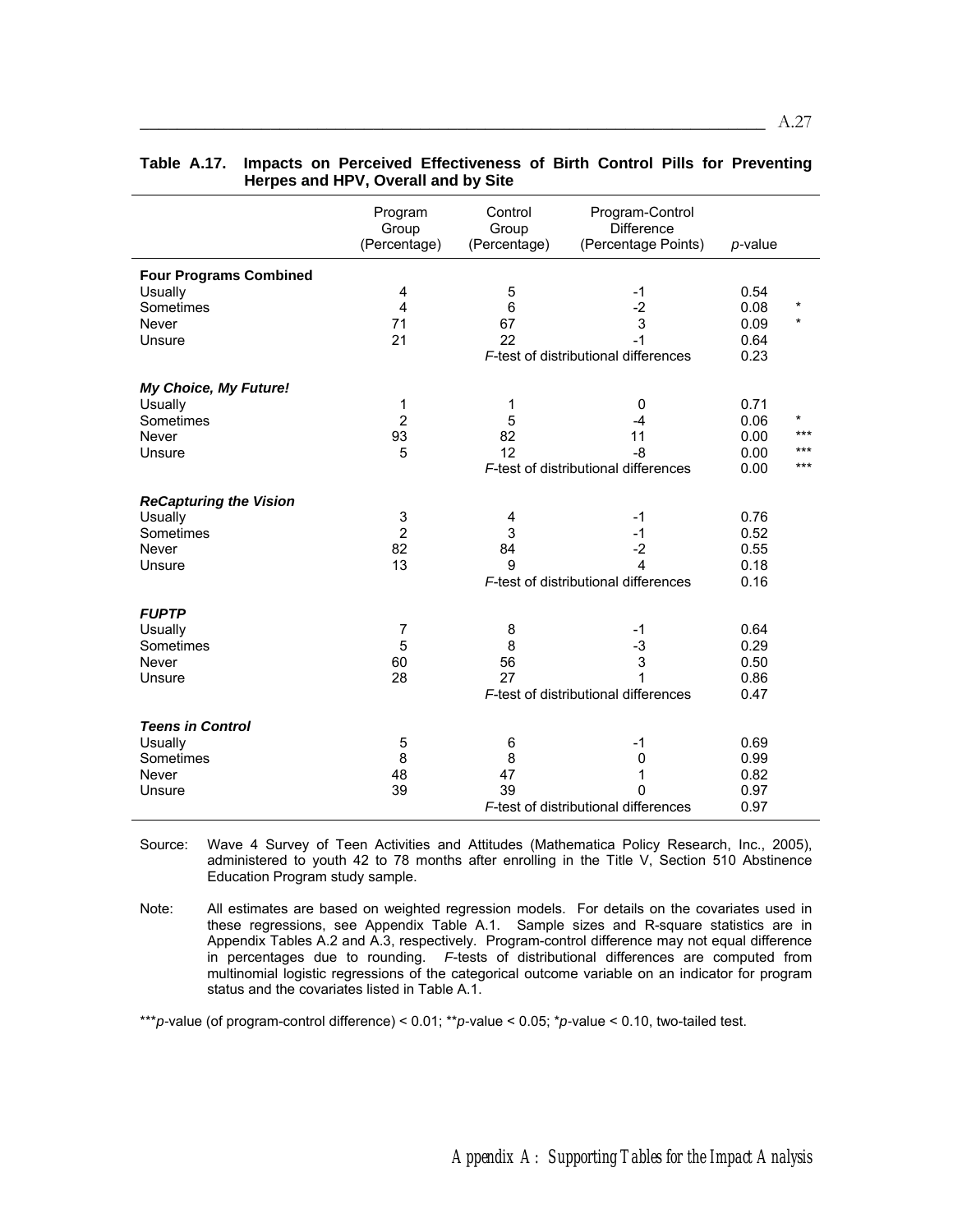**Table A.17. Impacts on Perceived Effectiveness of Birth Control Pills for Preventing Herpes and HPV, Overall and by Site**

| | Program Group (Percentage) | Control Group (Percentage) | Program-Control Difference (Percentage Points) | *p*-value | |
|---|---|---|---|---|---|
| **Four Programs Combined** | | | | | |
| Usually | 4 | 5 | -1 | 0.54 | |
| Sometimes | 4 | 6 | -2 | 0.08 | * |
| Never | 71 | 67 | 3 | 0.09 | * |
| Unsure | 21 | 22 | -1 | 0.64 | |
| | | | *F*-test of distributional differences | 0.23 | |
| ***My Choice, My Future!*** | | | | | |
| Usually | 1 | 1 | 0 | 0.71 | |
| Sometimes | 2 | 5 | -4 | 0.06 | * |
| Never | 93 | 82 | 11 | 0.00 | *** |
| Unsure | 5 | 12 | -8 | 0.00 | *** |
| | | | *F*-test of distributional differences | 0.00 | *** |
| ***ReCapturing the Vision*** | | | | | |
| Usually | 3 | 4 | -1 | 0.76 | |
| Sometimes | 2 | 3 | -1 | 0.52 | |
| Never | 82 | 84 | -2 | 0.55 | |
| Unsure | 13 | 9 | 4 | 0.18 | |
| | | | *F*-test of distributional differences | 0.16 | |
| ***FUPTP*** | | | | | |
| Usually | 7 | 8 | -1 | 0.64 | |
| Sometimes | 5 | 8 | -3 | 0.29 | |
| Never | 60 | 56 | 3 | 0.50 | |
| Unsure | 28 | 27 | 1 | 0.86 | |
| | | | *F*-test of distributional differences | 0.47 | |
| ***Teens in Control*** | | | | | |
| Usually | 5 | 6 | -1 | 0.69 | |
| Sometimes | 8 | 8 | 0 | 0.99 | |
| Never | 48 | 47 | 1 | 0.82 | |
| Unsure | 39 | 39 | 0 | 0.97 | |
| | | | *F*-test of distributional differences | 0.97 | |

Source: Wave 4 Survey of Teen Activities and Attitudes (Mathematica Policy Research, Inc., 2005), administered to youth 42 to 78 months after enrolling in the Title V, Section 510 Abstinence Education Program study sample.

Note: All estimates are based on weighted regression models. For details on the covariates used in these regressions, see Appendix Table A.1. Sample sizes and R-square statistics are in Appendix Tables A.2 and A.3, respectively. Program-control difference may not equal difference in percentages due to rounding. *F*-tests of distributional differences are computed from multinomial logistic regressions of the categorical outcome variable on an indicator for program status and the covariates listed in Table A.1.

***$p$-value (of program-control difference) < 0.01; **$p$-value < 0.05; *$p$-value < 0.10, two-tailed test.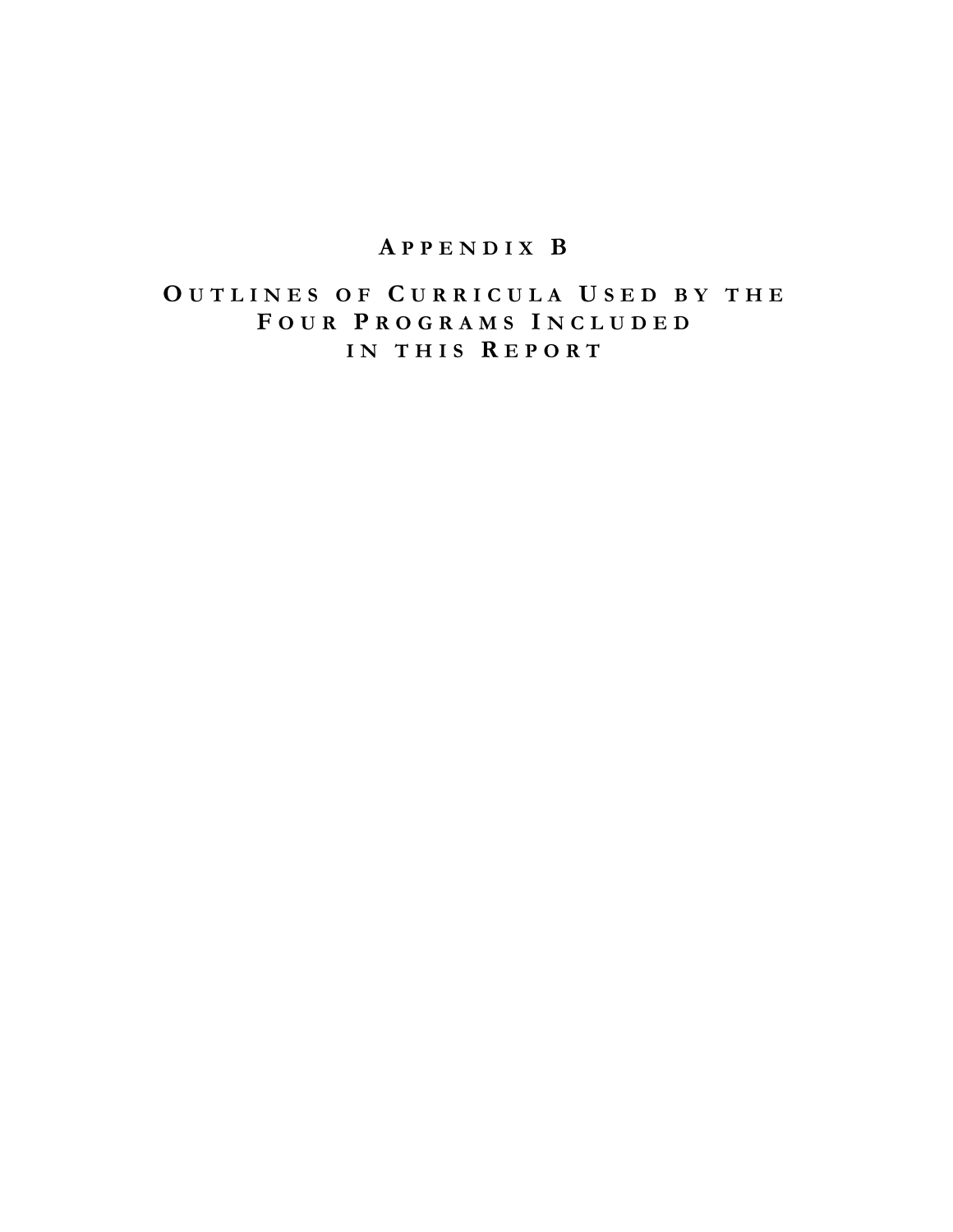# Appendix B

## Outlines of Curricula Used by the Four Programs Included in this Report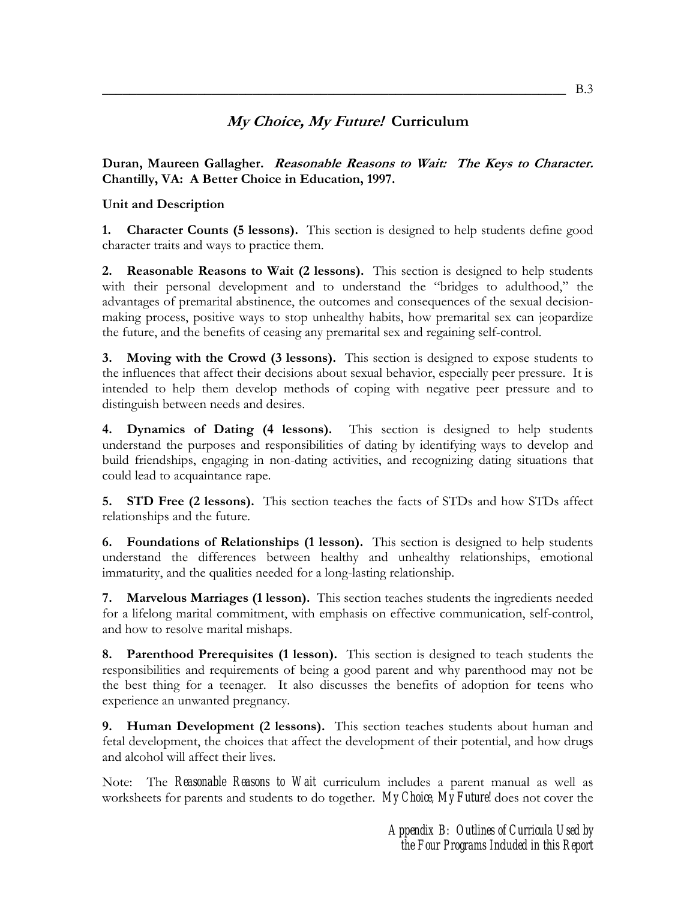## *My Choice, My Future!* Curriculum

**Duran, Maureen Gallagher. *Reasonable Reasons to Wait: The Keys to Character.* Chantilly, VA: A Better Choice in Education, 1997.**

**Unit and Description**

**1. Character Counts (5 lessons).** This section is designed to help students define good character traits and ways to practice them.

**2. Reasonable Reasons to Wait (2 lessons).** This section is designed to help students with their personal development and to understand the "bridges to adulthood," the advantages of premarital abstinence, the outcomes and consequences of the sexual decision-making process, positive ways to stop unhealthy habits, how premarital sex can jeopardize the future, and the benefits of ceasing any premarital sex and regaining self-control.

**3. Moving with the Crowd (3 lessons).** This section is designed to expose students to the influences that affect their decisions about sexual behavior, especially peer pressure. It is intended to help them develop methods of coping with negative peer pressure and to distinguish between needs and desires.

**4. Dynamics of Dating (4 lessons).** This section is designed to help students understand the purposes and responsibilities of dating by identifying ways to develop and build friendships, engaging in non-dating activities, and recognizing dating situations that could lead to acquaintance rape.

**5. STD Free (2 lessons).** This section teaches the facts of STDs and how STDs affect relationships and the future.

**6. Foundations of Relationships (1 lesson).** This section is designed to help students understand the differences between healthy and unhealthy relationships, emotional immaturity, and the qualities needed for a long-lasting relationship.

**7. Marvelous Marriages (1 lesson).** This section teaches students the ingredients needed for a lifelong marital commitment, with emphasis on effective communication, self-control, and how to resolve marital mishaps.

**8. Parenthood Prerequisites (1 lesson).** This section is designed to teach students the responsibilities and requirements of being a good parent and why parenthood may not be the best thing for a teenager. It also discusses the benefits of adoption for teens who experience an unwanted pregnancy.

**9. Human Development (2 lessons).** This section teaches students about human and fetal development, the choices that affect the development of their potential, and how drugs and alcohol will affect their lives.

Note: The *Reasonable Reasons to Wait* curriculum includes a parent manual as well as worksheets for parents and students to do together. *My Choice, My Future!* does not cover the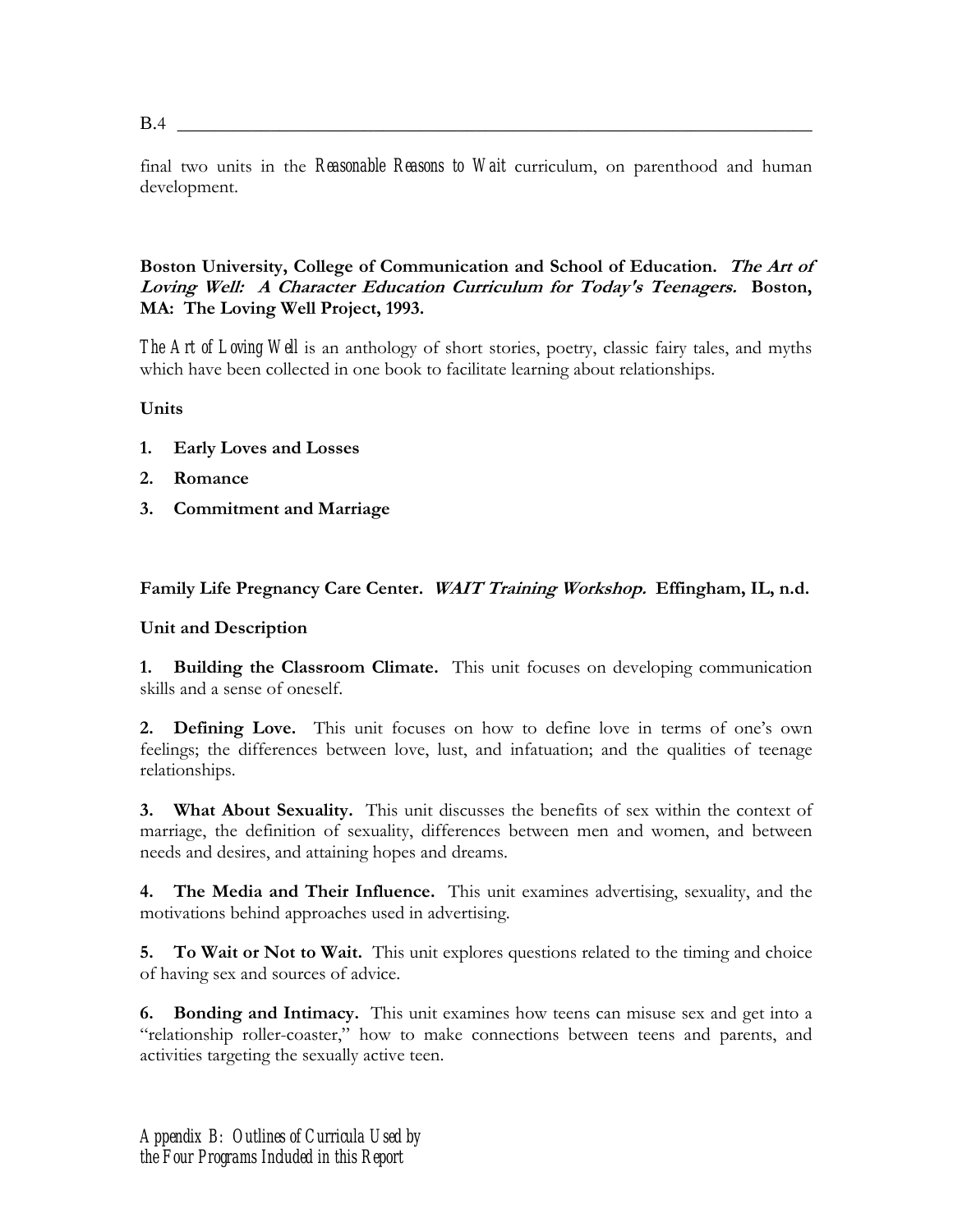final two units in the *Reasonable Reasons to Wait* curriculum, on parenthood and human development.

**Boston University, College of Communication and School of Education. *The Art of Loving Well: A Character Education Curriculum for Today's Teenagers.* Boston, MA: The Loving Well Project, 1993.**

*The Art of Loving Well* is an anthology of short stories, poetry, classic fairy tales, and myths which have been collected in one book to facilitate learning about relationships.

**Units**

1. **Early Loves and Losses**
2. **Romance**
3. **Commitment and Marriage**

**Family Life Pregnancy Care Center. *WAIT Training Workshop.* Effingham, IL, n.d.**

**Unit and Description**

**1. Building the Classroom Climate.** This unit focuses on developing communication skills and a sense of oneself.

**2. Defining Love.** This unit focuses on how to define love in terms of one's own feelings; the differences between love, lust, and infatuation; and the qualities of teenage relationships.

**3. What About Sexuality.** This unit discusses the benefits of sex within the context of marriage, the definition of sexuality, differences between men and women, and between needs and desires, and attaining hopes and dreams.

**4. The Media and Their Influence.** This unit examines advertising, sexuality, and the motivations behind approaches used in advertising.

**5. To Wait or Not to Wait.** This unit explores questions related to the timing and choice of having sex and sources of advice.

**6. Bonding and Intimacy.** This unit examines how teens can misuse sex and get into a "relationship roller-coaster," how to make connections between teens and parents, and activities targeting the sexually active teen.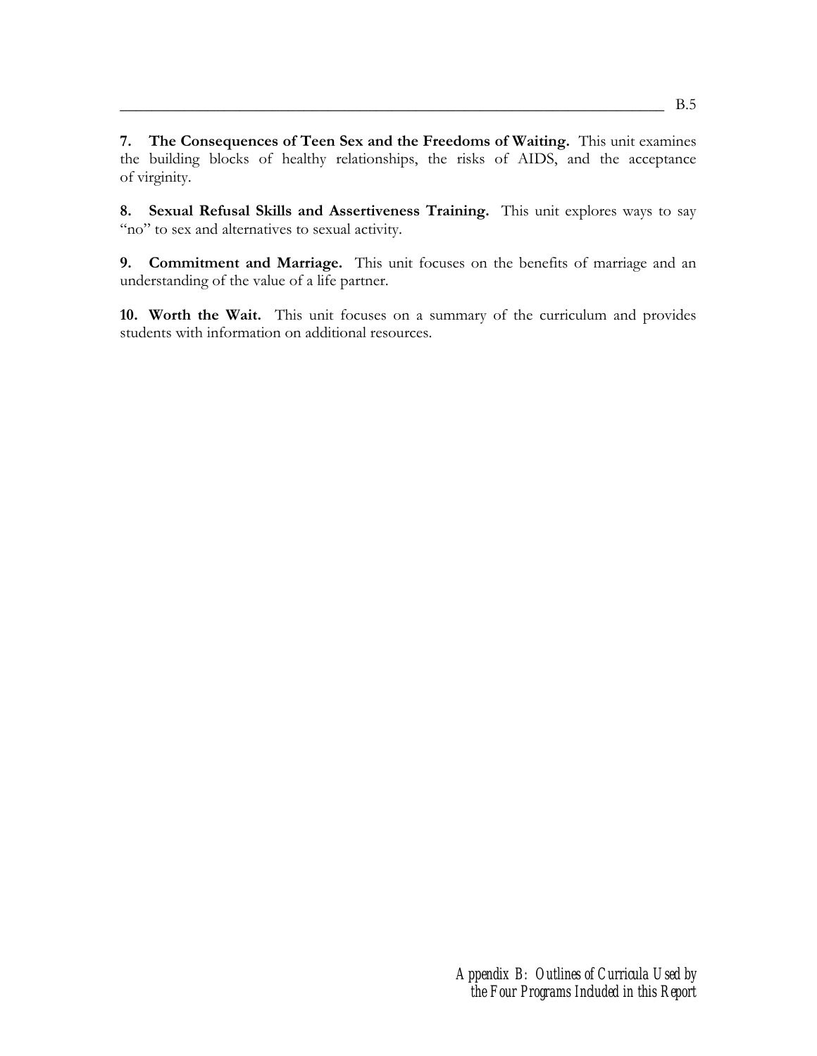**7. The Consequences of Teen Sex and the Freedoms of Waiting.** This unit examines the building blocks of healthy relationships, the risks of AIDS, and the acceptance of virginity.

**8. Sexual Refusal Skills and Assertiveness Training.** This unit explores ways to say "no" to sex and alternatives to sexual activity.

**9. Commitment and Marriage.** This unit focuses on the benefits of marriage and an understanding of the value of a life partner.

**10. Worth the Wait.** This unit focuses on a summary of the curriculum and provides students with information on additional resources.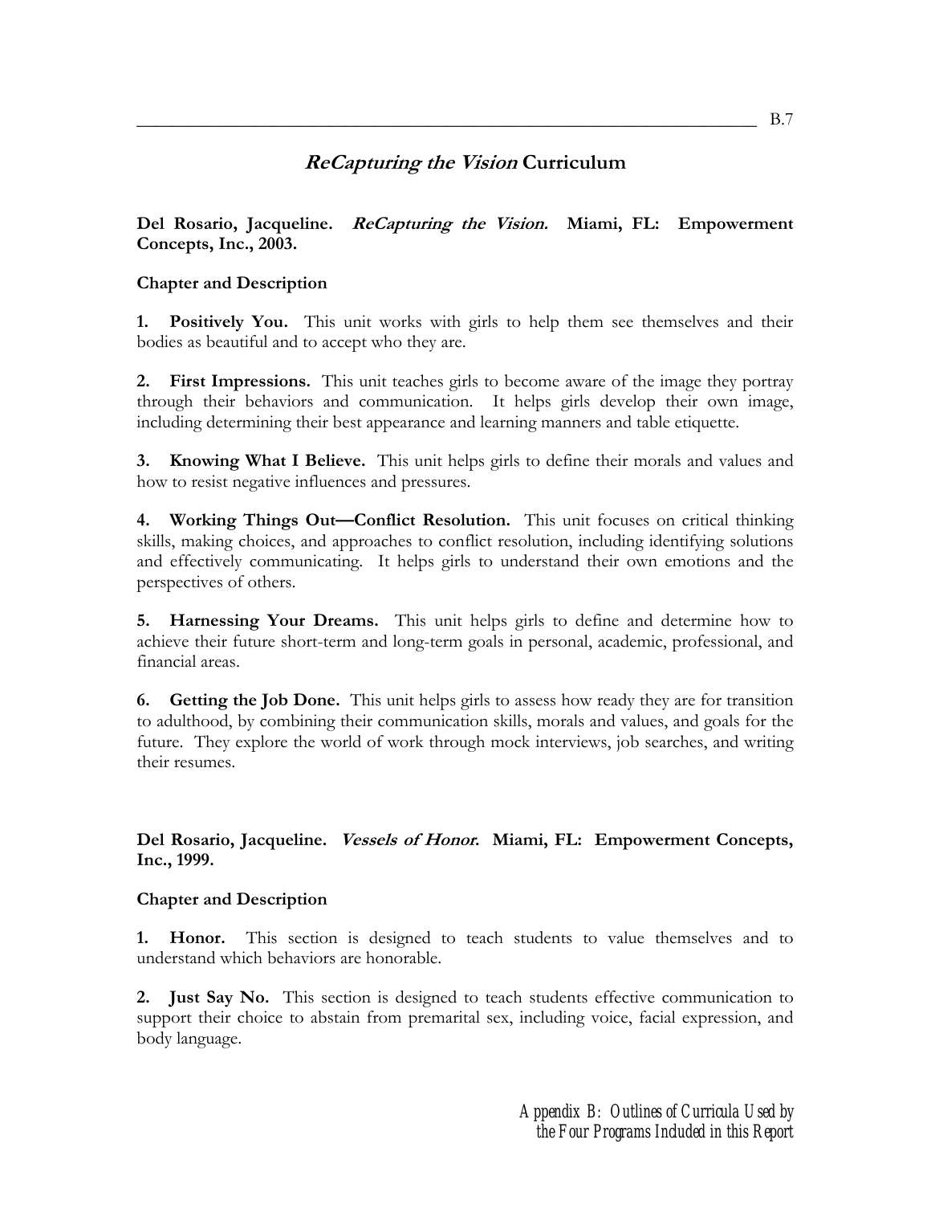## *ReCapturing the Vision* Curriculum

**Del Rosario, Jacqueline. *ReCapturing the Vision.* Miami, FL: Empowerment Concepts, Inc., 2003.**

**Chapter and Description**

**1. Positively You.** This unit works with girls to help them see themselves and their bodies as beautiful and to accept who they are.

**2. First Impressions.** This unit teaches girls to become aware of the image they portray through their behaviors and communication. It helps girls develop their own image, including determining their best appearance and learning manners and table etiquette.

**3. Knowing What I Believe.** This unit helps girls to define their morals and values and how to resist negative influences and pressures.

**4. Working Things Out—Conflict Resolution.** This unit focuses on critical thinking skills, making choices, and approaches to conflict resolution, including identifying solutions and effectively communicating. It helps girls to understand their own emotions and the perspectives of others.

**5. Harnessing Your Dreams.** This unit helps girls to define and determine how to achieve their future short-term and long-term goals in personal, academic, professional, and financial areas.

**6. Getting the Job Done.** This unit helps girls to assess how ready they are for transition to adulthood, by combining their communication skills, morals and values, and goals for the future. They explore the world of work through mock interviews, job searches, and writing their resumes.

**Del Rosario, Jacqueline. *Vessels of Honor.* Miami, FL: Empowerment Concepts, Inc., 1999.**

**Chapter and Description**

**1. Honor.** This section is designed to teach students to value themselves and to understand which behaviors are honorable.

**2. Just Say No.** This section is designed to teach students effective communication to support their choice to abstain from premarital sex, including voice, facial expression, and body language.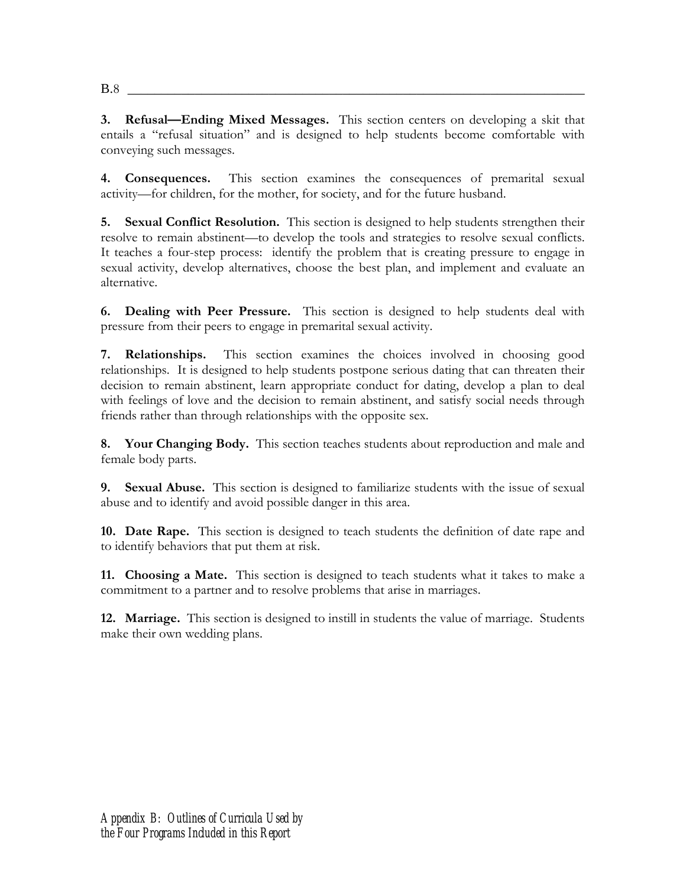**3. Refusal—Ending Mixed Messages.** This section centers on developing a skit that entails a "refusal situation" and is designed to help students become comfortable with conveying such messages.

**4. Consequences.** This section examines the consequences of premarital sexual activity—for children, for the mother, for society, and for the future husband.

**5. Sexual Conflict Resolution.** This section is designed to help students strengthen their resolve to remain abstinent—to develop the tools and strategies to resolve sexual conflicts. It teaches a four-step process: identify the problem that is creating pressure to engage in sexual activity, develop alternatives, choose the best plan, and implement and evaluate an alternative.

**6. Dealing with Peer Pressure.** This section is designed to help students deal with pressure from their peers to engage in premarital sexual activity.

**7. Relationships.** This section examines the choices involved in choosing good relationships. It is designed to help students postpone serious dating that can threaten their decision to remain abstinent, learn appropriate conduct for dating, develop a plan to deal with feelings of love and the decision to remain abstinent, and satisfy social needs through friends rather than through relationships with the opposite sex.

**8. Your Changing Body.** This section teaches students about reproduction and male and female body parts.

**9. Sexual Abuse.** This section is designed to familiarize students with the issue of sexual abuse and to identify and avoid possible danger in this area.

**10. Date Rape.** This section is designed to teach students the definition of date rape and to identify behaviors that put them at risk.

**11. Choosing a Mate.** This section is designed to teach students what it takes to make a commitment to a partner and to resolve problems that arise in marriages.

**12. Marriage.** This section is designed to instill in students the value of marriage. Students make their own wedding plans.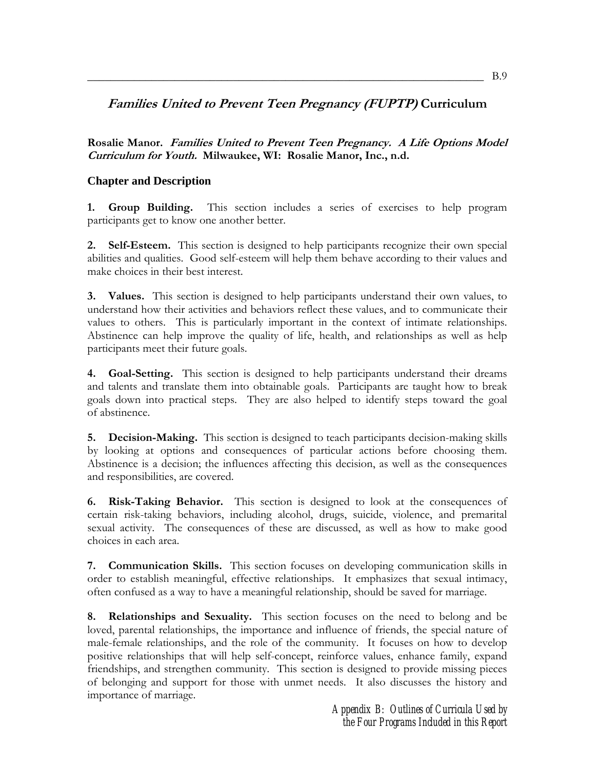## *Families United to Prevent Teen Pregnancy (FUPTP)* Curriculum

**Rosalie Manor. *Families United to Prevent Teen Pregnancy. A Life Options Model Curriculum for Youth.* Milwaukee, WI: Rosalie Manor, Inc., n.d.**

### Chapter and Description

**1. Group Building.** This section includes a series of exercises to help program participants get to know one another better.

**2. Self-Esteem.** This section is designed to help participants recognize their own special abilities and qualities. Good self-esteem will help them behave according to their values and make choices in their best interest.

**3. Values.** This section is designed to help participants understand their own values, to understand how their activities and behaviors reflect these values, and to communicate their values to others. This is particularly important in the context of intimate relationships. Abstinence can help improve the quality of life, health, and relationships as well as help participants meet their future goals.

**4. Goal-Setting.** This section is designed to help participants understand their dreams and talents and translate them into obtainable goals. Participants are taught how to break goals down into practical steps. They are also helped to identify steps toward the goal of abstinence.

**5. Decision-Making.** This section is designed to teach participants decision-making skills by looking at options and consequences of particular actions before choosing them. Abstinence is a decision; the influences affecting this decision, as well as the consequences and responsibilities, are covered.

**6. Risk-Taking Behavior.** This section is designed to look at the consequences of certain risk-taking behaviors, including alcohol, drugs, suicide, violence, and premarital sexual activity. The consequences of these are discussed, as well as how to make good choices in each area.

**7. Communication Skills.** This section focuses on developing communication skills in order to establish meaningful, effective relationships. It emphasizes that sexual intimacy, often confused as a way to have a meaningful relationship, should be saved for marriage.

**8. Relationships and Sexuality.** This section focuses on the need to belong and be loved, parental relationships, the importance and influence of friends, the special nature of male-female relationships, and the role of the community. It focuses on how to develop positive relationships that will help self-concept, reinforce values, enhance family, expand friendships, and strengthen community. This section is designed to provide missing pieces of belonging and support for those with unmet needs. It also discusses the history and importance of marriage.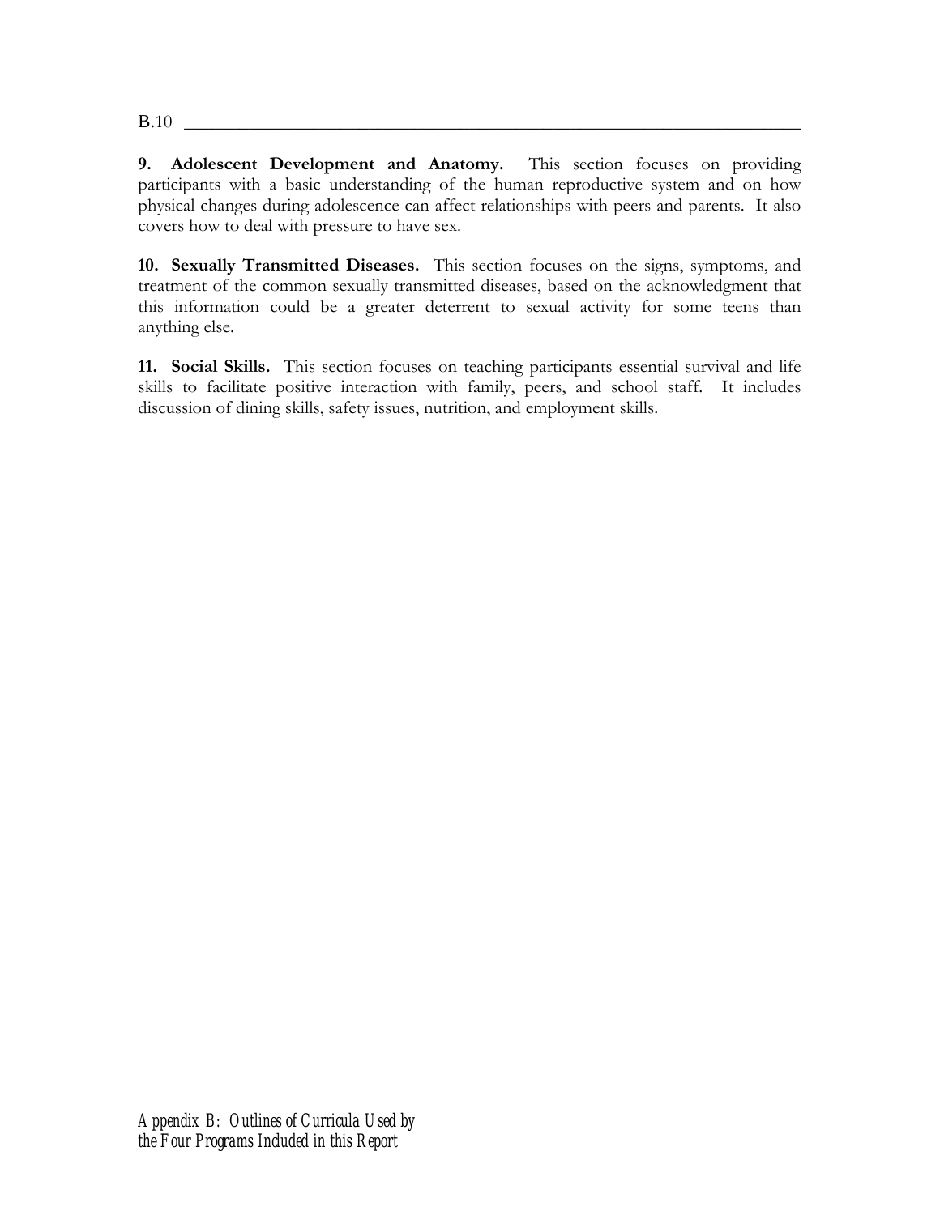**9. Adolescent Development and Anatomy.** This section focuses on providing participants with a basic understanding of the human reproductive system and on how physical changes during adolescence can affect relationships with peers and parents. It also covers how to deal with pressure to have sex.

**10. Sexually Transmitted Diseases.** This section focuses on the signs, symptoms, and treatment of the common sexually transmitted diseases, based on the acknowledgment that this information could be a greater deterrent to sexual activity for some teens than anything else.

**11. Social Skills.** This section focuses on teaching participants essential survival and life skills to facilitate positive interaction with family, peers, and school staff. It includes discussion of dining skills, safety issues, nutrition, and employment skills.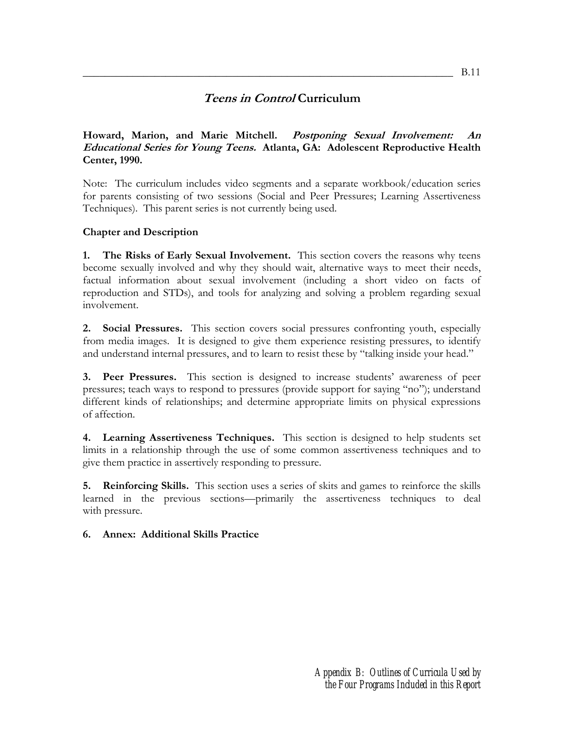## *Teens in Control* Curriculum

**Howard, Marion, and Marie Mitchell. *Postponing Sexual Involvement: An Educational Series for Young Teens.* Atlanta, GA: Adolescent Reproductive Health Center, 1990.**

Note: The curriculum includes video segments and a separate workbook/education series for parents consisting of two sessions (Social and Peer Pressures; Learning Assertiveness Techniques). This parent series is not currently being used.

**Chapter and Description**

**1. The Risks of Early Sexual Involvement.** This section covers the reasons why teens become sexually involved and why they should wait, alternative ways to meet their needs, factual information about sexual involvement (including a short video on facts of reproduction and STDs), and tools for analyzing and solving a problem regarding sexual involvement.

**2. Social Pressures.** This section covers social pressures confronting youth, especially from media images. It is designed to give them experience resisting pressures, to identify and understand internal pressures, and to learn to resist these by "talking inside your head."

**3. Peer Pressures.** This section is designed to increase students' awareness of peer pressures; teach ways to respond to pressures (provide support for saying "no"); understand different kinds of relationships; and determine appropriate limits on physical expressions of affection.

**4. Learning Assertiveness Techniques.** This section is designed to help students set limits in a relationship through the use of some common assertiveness techniques and to give them practice in assertively responding to pressure.

**5. Reinforcing Skills.** This section uses a series of skits and games to reinforce the skills learned in the previous sections—primarily the assertiveness techniques to deal with pressure.

**6. Annex: Additional Skills Practice**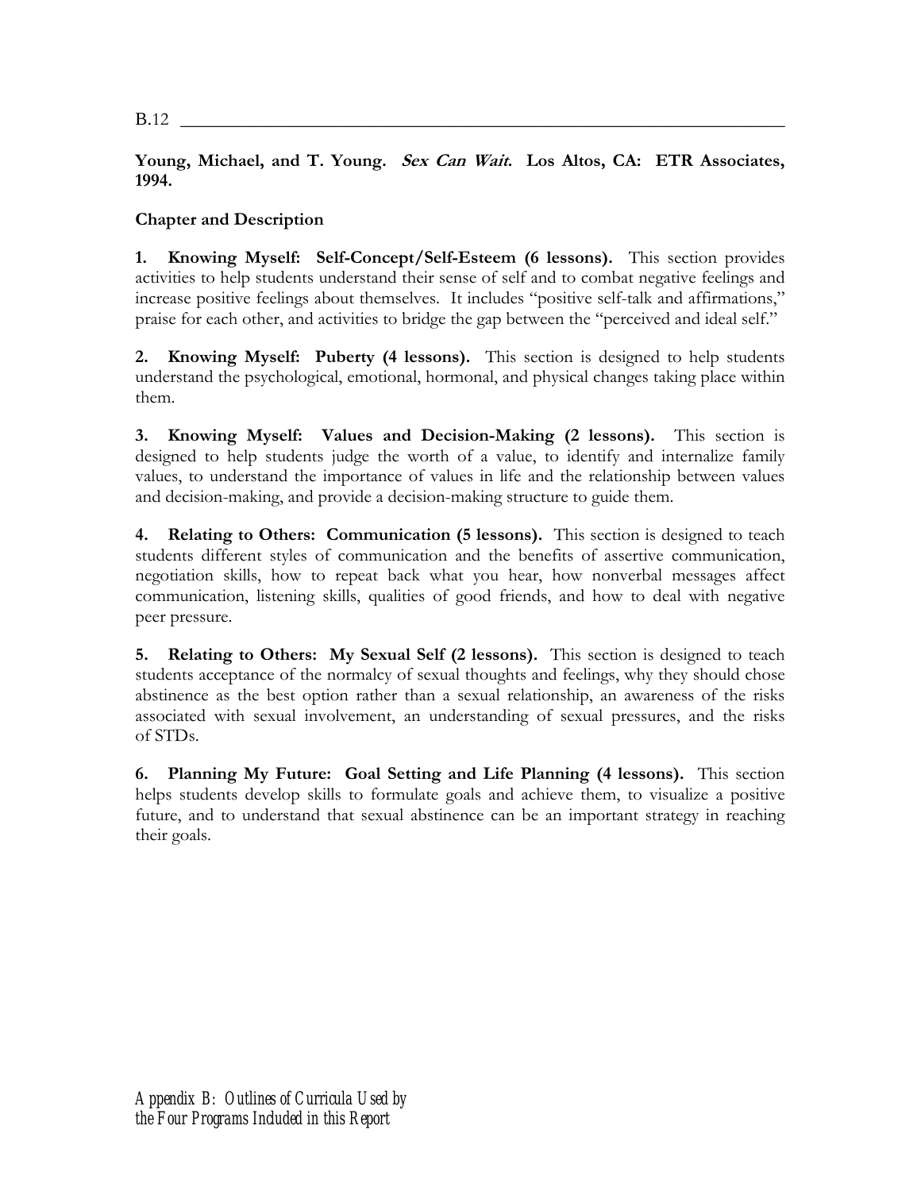**Young, Michael, and T. Young. *Sex Can Wait*. Los Altos, CA: ETR Associates, 1994.**

**Chapter and Description**

**1. Knowing Myself: Self-Concept/Self-Esteem (6 lessons).** This section provides activities to help students understand their sense of self and to combat negative feelings and increase positive feelings about themselves. It includes "positive self-talk and affirmations," praise for each other, and activities to bridge the gap between the "perceived and ideal self."

**2. Knowing Myself: Puberty (4 lessons).** This section is designed to help students understand the psychological, emotional, hormonal, and physical changes taking place within them.

**3. Knowing Myself: Values and Decision-Making (2 lessons).** This section is designed to help students judge the worth of a value, to identify and internalize family values, to understand the importance of values in life and the relationship between values and decision-making, and provide a decision-making structure to guide them.

**4. Relating to Others: Communication (5 lessons).** This section is designed to teach students different styles of communication and the benefits of assertive communication, negotiation skills, how to repeat back what you hear, how nonverbal messages affect communication, listening skills, qualities of good friends, and how to deal with negative peer pressure.

**5. Relating to Others: My Sexual Self (2 lessons).** This section is designed to teach students acceptance of the normalcy of sexual thoughts and feelings, why they should chose abstinence as the best option rather than a sexual relationship, an awareness of the risks associated with sexual involvement, an understanding of sexual pressures, and the risks of STDs.

**6. Planning My Future: Goal Setting and Life Planning (4 lessons).** This section helps students develop skills to formulate goals and achieve them, to visualize a positive future, and to understand that sexual abstinence can be an important strategy in reaching their goals.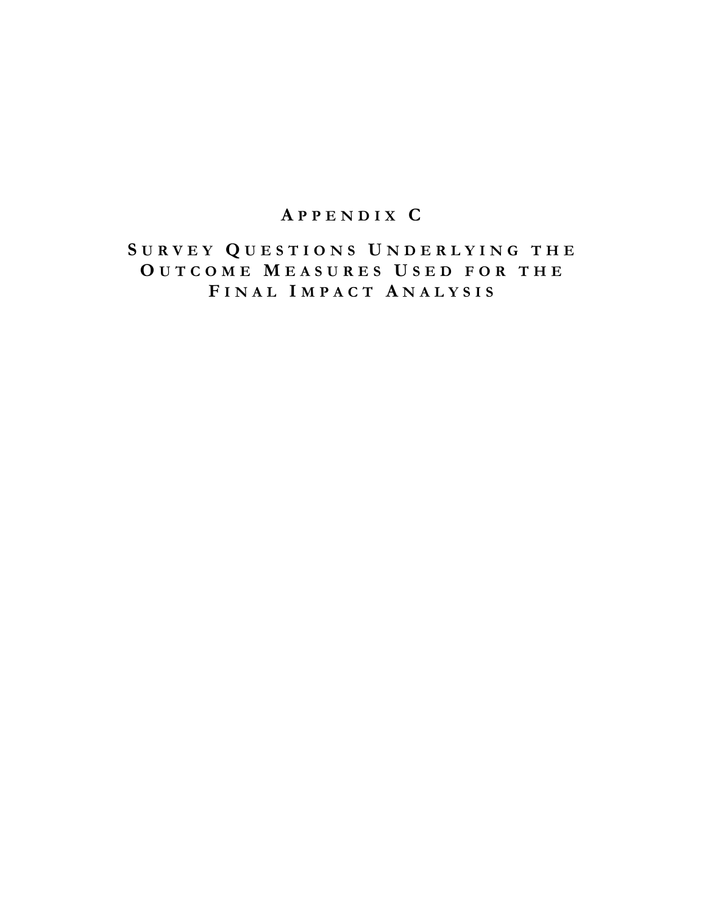# Appendix C

# Survey Questions Underlying the Outcome Measures Used for the Final Impact Analysis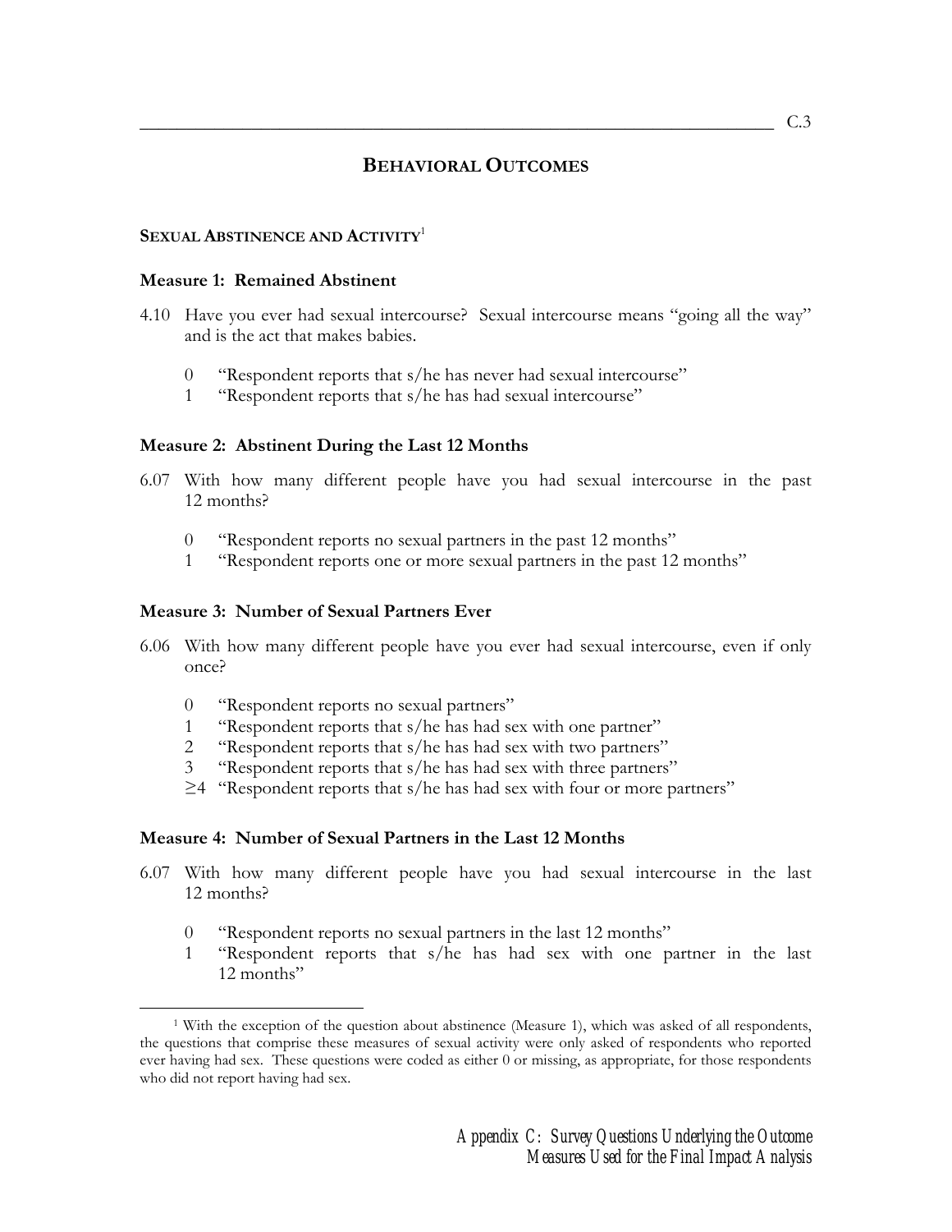## BEHAVIORAL OUTCOMES

### SEXUAL ABSTINENCE AND ACTIVITY[1]

**Measure 1: Remained Abstinent**

4.10 Have you ever had sexual intercourse? Sexual intercourse means "going all the way" and is the act that makes babies.

- 0 "Respondent reports that s/he has never had sexual intercourse"
- 1 "Respondent reports that s/he has had sexual intercourse"

**Measure 2: Abstinent During the Last 12 Months**

6.07 With how many different people have you had sexual intercourse in the past 12 months?

- 0 "Respondent reports no sexual partners in the past 12 months"
- 1 "Respondent reports one or more sexual partners in the past 12 months"

**Measure 3: Number of Sexual Partners Ever**

6.06 With how many different people have you ever had sexual intercourse, even if only once?

- 0 "Respondent reports no sexual partners"
- 1 "Respondent reports that s/he has had sex with one partner"
- 2 "Respondent reports that s/he has had sex with two partners"
- 3 "Respondent reports that s/he has had sex with three partners"
- ≥4 "Respondent reports that s/he has had sex with four or more partners"

**Measure 4: Number of Sexual Partners in the Last 12 Months**

6.07 With how many different people have you had sexual intercourse in the last 12 months?

- 0 "Respondent reports no sexual partners in the last 12 months"
- 1 "Respondent reports that s/he has had sex with one partner in the last 12 months"

---

[1] With the exception of the question about abstinence (Measure 1), which was asked of all respondents, the questions that comprise these measures of sexual activity were only asked of respondents who reported ever having had sex. These questions were coded as either 0 or missing, as appropriate, for those respondents who did not report having had sex.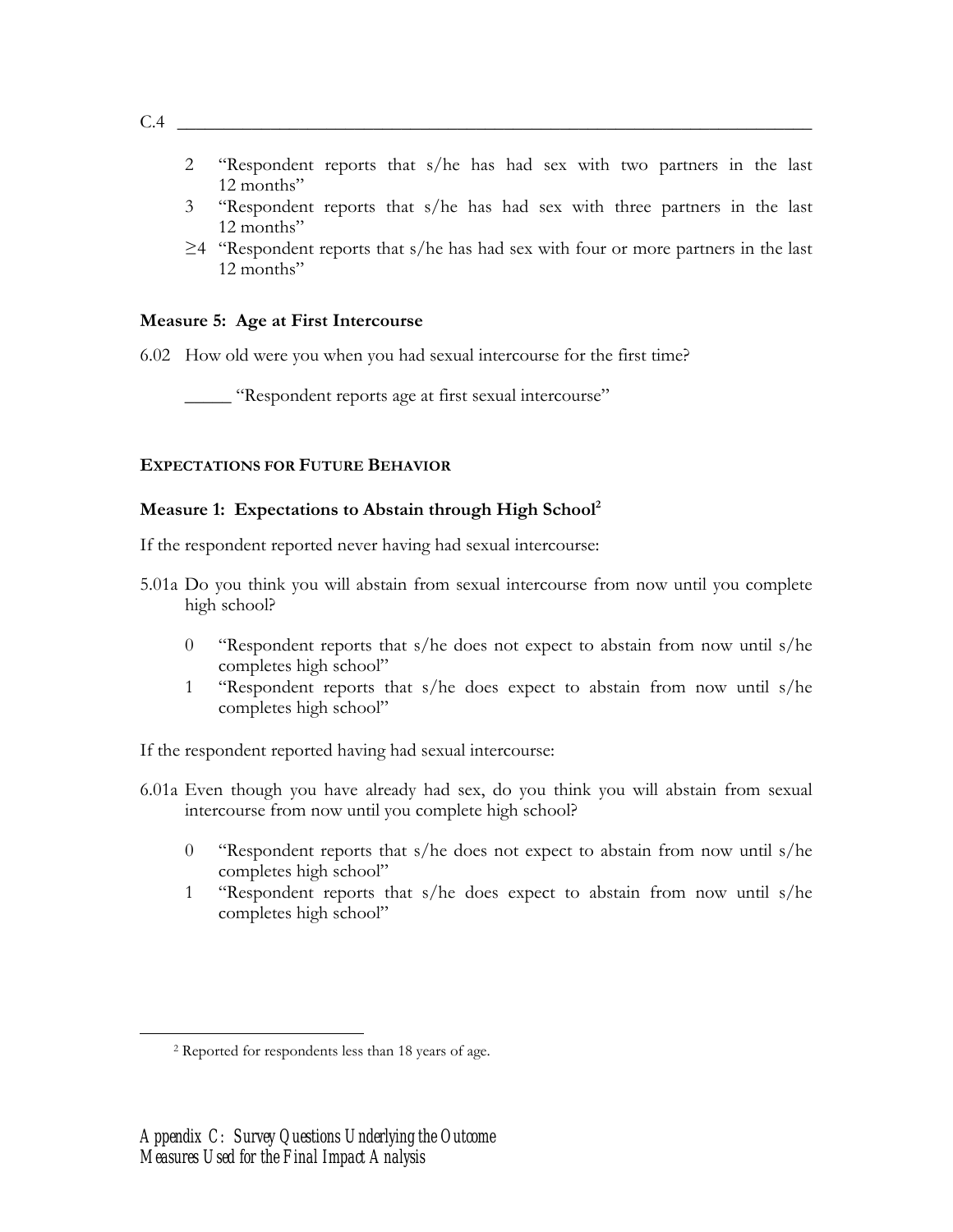2 "Respondent reports that s/he has had sex with two partners in the last 12 months"

3 "Respondent reports that s/he has had sex with three partners in the last 12 months"

≥4 "Respondent reports that s/he has had sex with four or more partners in the last 12 months"

**Measure 5: Age at First Intercourse**

6.02 How old were you when you had sexual intercourse for the first time?

_____ "Respondent reports age at first sexual intercourse"

**EXPECTATIONS FOR FUTURE BEHAVIOR**

**Measure 1: Expectations to Abstain through High School**[2]

If the respondent reported never having had sexual intercourse:

5.01a Do you think you will abstain from sexual intercourse from now until you complete high school?

0 "Respondent reports that s/he does not expect to abstain from now until s/he completes high school"

1 "Respondent reports that s/he does expect to abstain from now until s/he completes high school"

If the respondent reported having had sexual intercourse:

6.01a Even though you have already had sex, do you think you will abstain from sexual intercourse from now until you complete high school?

0 "Respondent reports that s/he does not expect to abstain from now until s/he completes high school"

1 "Respondent reports that s/he does expect to abstain from now until s/he completes high school"

[2] Reported for respondents less than 18 years of age.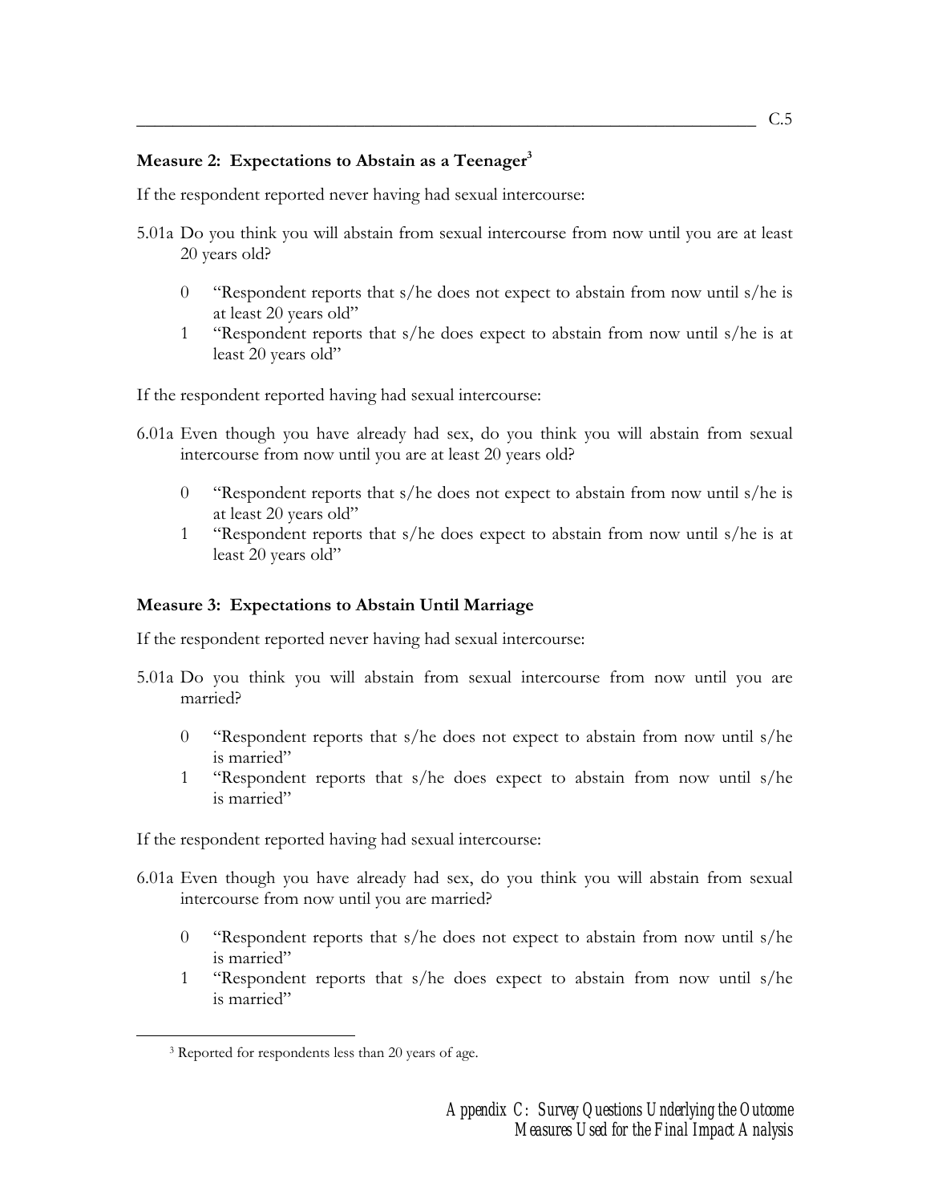### Measure 2: Expectations to Abstain as a Teenager[3]

If the respondent reported never having had sexual intercourse:

5.01a Do you think you will abstain from sexual intercourse from now until you are at least 20 years old?

- 0 "Respondent reports that s/he does not expect to abstain from now until s/he is at least 20 years old"
- 1 "Respondent reports that s/he does expect to abstain from now until s/he is at least 20 years old"

If the respondent reported having had sexual intercourse:

6.01a Even though you have already had sex, do you think you will abstain from sexual intercourse from now until you are at least 20 years old?

- 0 "Respondent reports that s/he does not expect to abstain from now until s/he is at least 20 years old"
- 1 "Respondent reports that s/he does expect to abstain from now until s/he is at least 20 years old"

### Measure 3: Expectations to Abstain Until Marriage

If the respondent reported never having had sexual intercourse:

5.01a Do you think you will abstain from sexual intercourse from now until you are married?

- 0 "Respondent reports that s/he does not expect to abstain from now until s/he is married"
- 1 "Respondent reports that s/he does expect to abstain from now until s/he is married"

If the respondent reported having had sexual intercourse:

6.01a Even though you have already had sex, do you think you will abstain from sexual intercourse from now until you are married?

- 0 "Respondent reports that s/he does not expect to abstain from now until s/he is married"
- 1 "Respondent reports that s/he does expect to abstain from now until s/he is married"

---

[3] Reported for respondents less than 20 years of age.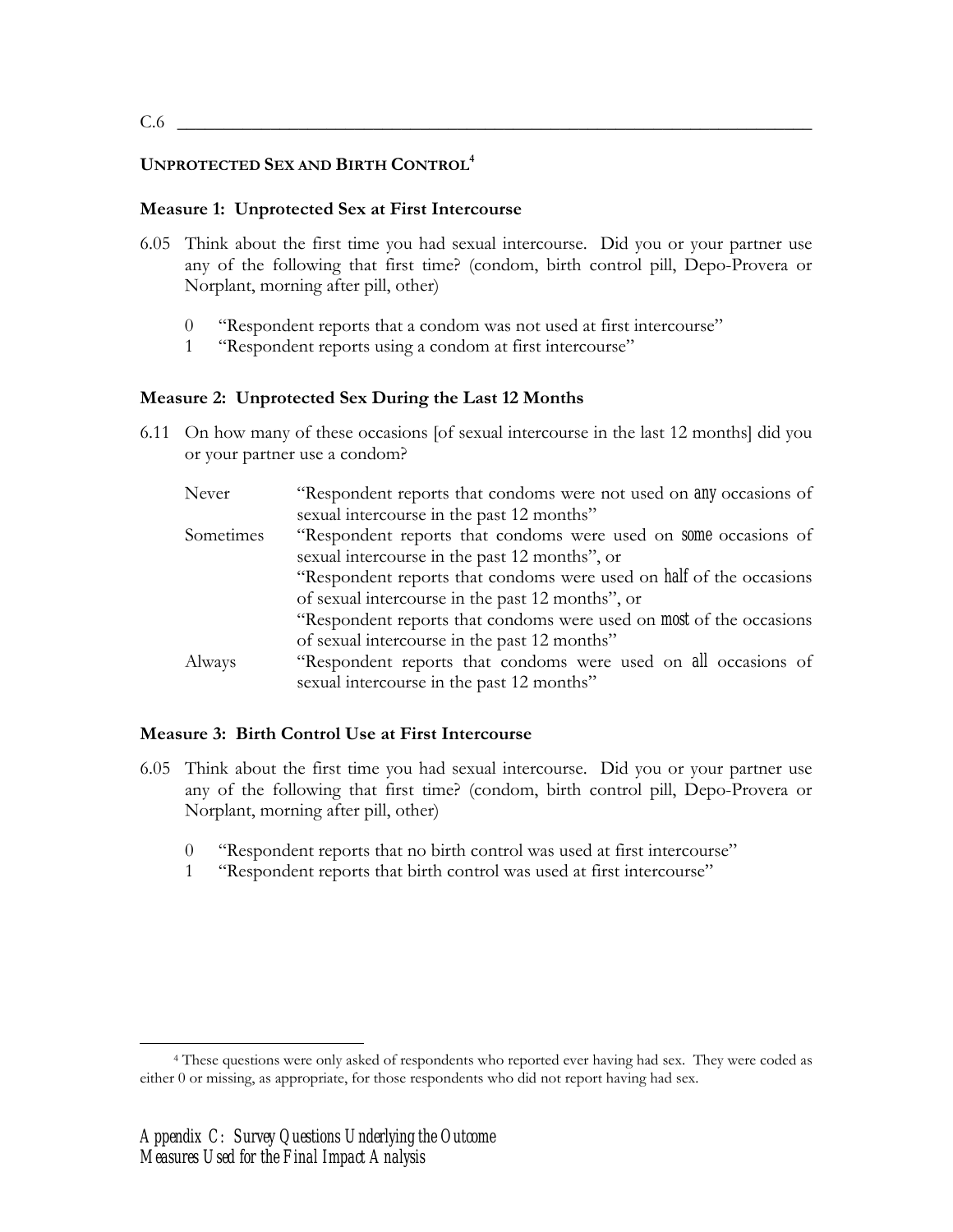## Unprotected Sex and Birth Control[4]

### Measure 1: Unprotected Sex at First Intercourse

6.05 Think about the first time you had sexual intercourse. Did you or your partner use any of the following that first time? (condom, birth control pill, Depo-Provera or Norplant, morning after pill, other)

0 "Respondent reports that a condom was not used at first intercourse"
1 "Respondent reports using a condom at first intercourse"

### Measure 2: Unprotected Sex During the Last 12 Months

6.11 On how many of these occasions [of sexual intercourse in the last 12 months] did you or your partner use a condom?

| | |
|---|---|
| Never | "Respondent reports that condoms were not used on *any* occasions of sexual intercourse in the past 12 months" |
| Sometimes | "Respondent reports that condoms were used on *some* occasions of sexual intercourse in the past 12 months", or "Respondent reports that condoms were used on *half* of the occasions of sexual intercourse in the past 12 months", or "Respondent reports that condoms were used on *most* of the occasions of sexual intercourse in the past 12 months" |
| Always | "Respondent reports that condoms were used on *all* occasions of sexual intercourse in the past 12 months" |

### Measure 3: Birth Control Use at First Intercourse

6.05 Think about the first time you had sexual intercourse. Did you or your partner use any of the following that first time? (condom, birth control pill, Depo-Provera or Norplant, morning after pill, other)

0 "Respondent reports that no birth control was used at first intercourse"
1 "Respondent reports that birth control was used at first intercourse"

[4] These questions were only asked of respondents who reported ever having had sex. They were coded as either 0 or missing, as appropriate, for those respondents who did not report having had sex.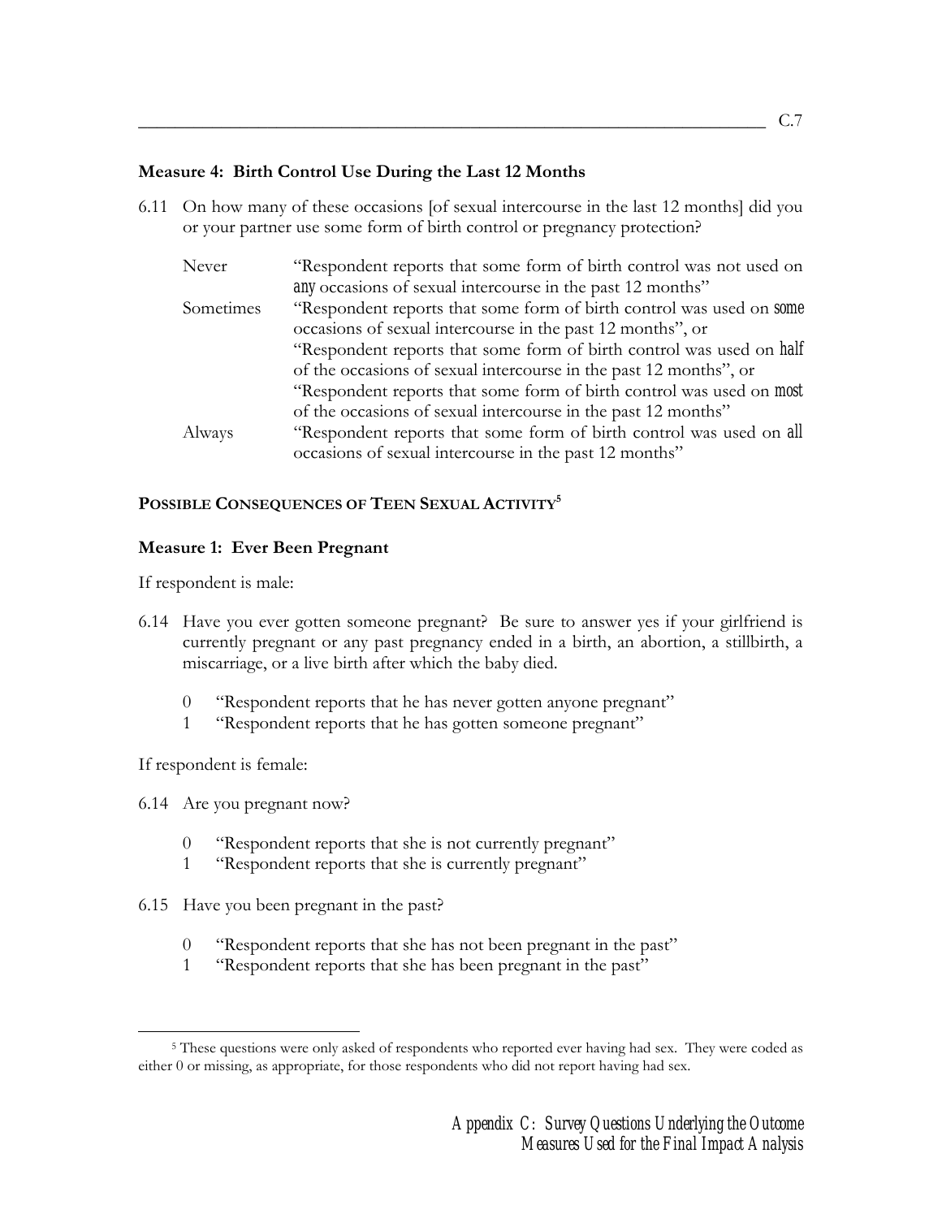### Measure 4: Birth Control Use During the Last 12 Months

6.11 On how many of these occasions [of sexual intercourse in the last 12 months] did you or your partner use some form of birth control or pregnancy protection?

| | |
|---|---|
| Never | "Respondent reports that some form of birth control was not used on *any* occasions of sexual intercourse in the past 12 months" |
| Sometimes | "Respondent reports that some form of birth control was used on *some* occasions of sexual intercourse in the past 12 months", or "Respondent reports that some form of birth control was used on *half* of the occasions of sexual intercourse in the past 12 months", or "Respondent reports that some form of birth control was used on *most* of the occasions of sexual intercourse in the past 12 months" |
| Always | "Respondent reports that some form of birth control was used on *all* occasions of sexual intercourse in the past 12 months" |

## Possible Consequences of Teen Sexual Activity[5]

### Measure 1: Ever Been Pregnant

If respondent is male:

6.14 Have you ever gotten someone pregnant? Be sure to answer yes if your girlfriend is currently pregnant or any past pregnancy ended in a birth, an abortion, a stillbirth, a miscarriage, or a live birth after which the baby died.

- 0 "Respondent reports that he has never gotten anyone pregnant"
- 1 "Respondent reports that he has gotten someone pregnant"

If respondent is female:

6.14 Are you pregnant now?

- 0 "Respondent reports that she is not currently pregnant"
- 1 "Respondent reports that she is currently pregnant"

6.15 Have you been pregnant in the past?

- 0 "Respondent reports that she has not been pregnant in the past"
- 1 "Respondent reports that she has been pregnant in the past"

---

[5] These questions were only asked of respondents who reported ever having had sex. They were coded as either 0 or missing, as appropriate, for those respondents who did not report having had sex.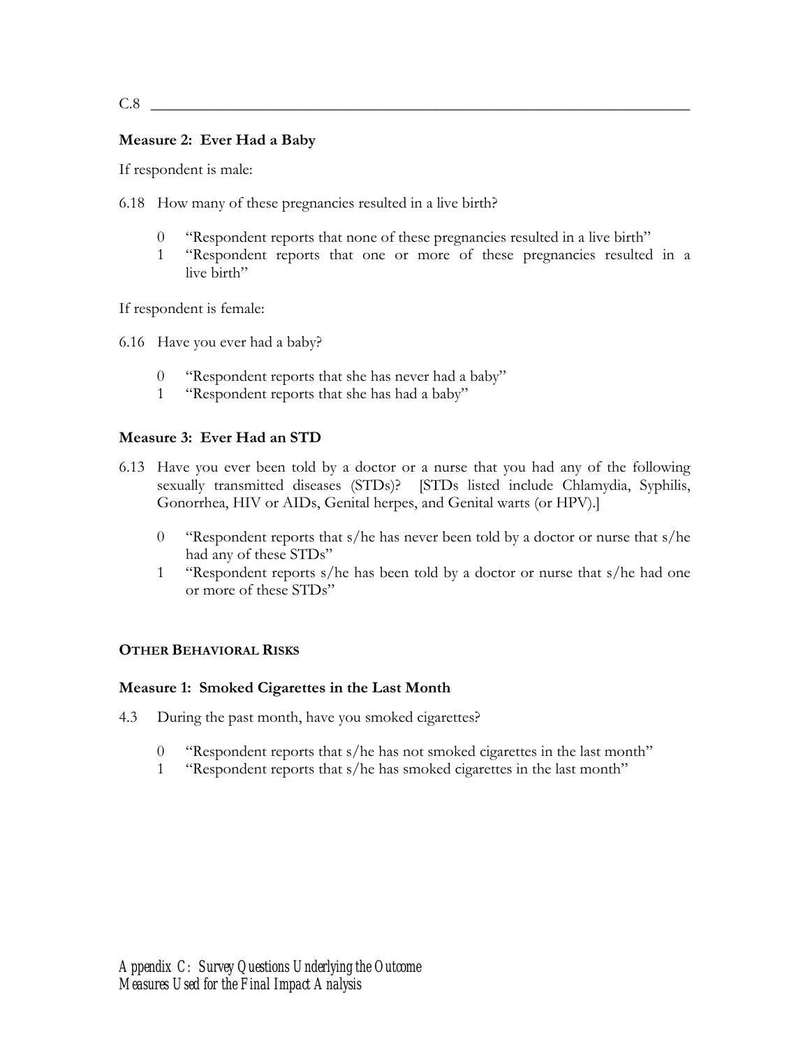**Measure 2: Ever Had a Baby**

If respondent is male:

6.18 How many of these pregnancies resulted in a live birth?

- 0 "Respondent reports that none of these pregnancies resulted in a live birth"
- 1 "Respondent reports that one or more of these pregnancies resulted in a live birth"

If respondent is female:

6.16 Have you ever had a baby?

- 0 "Respondent reports that she has never had a baby"
- 1 "Respondent reports that she has had a baby"

**Measure 3: Ever Had an STD**

6.13 Have you ever been told by a doctor or a nurse that you had any of the following sexually transmitted diseases (STDs)? [STDs listed include Chlamydia, Syphilis, Gonorrhea, HIV or AIDs, Genital herpes, and Genital warts (or HPV).]

- 0 "Respondent reports that s/he has never been told by a doctor or nurse that s/he had any of these STDs"
- 1 "Respondent reports s/he has been told by a doctor or nurse that s/he had one or more of these STDs"

**OTHER BEHAVIORAL RISKS**

**Measure 1: Smoked Cigarettes in the Last Month**

4.3 During the past month, have you smoked cigarettes?

- 0 "Respondent reports that s/he has not smoked cigarettes in the last month"
- 1 "Respondent reports that s/he has smoked cigarettes in the last month"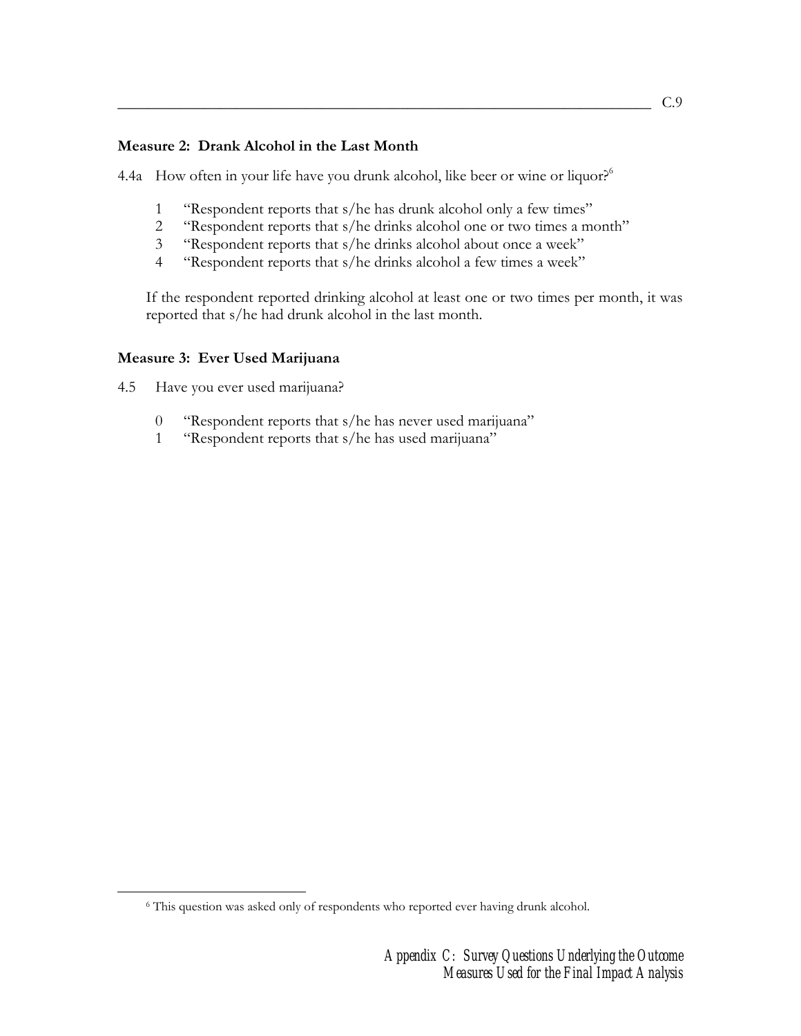**Measure 2: Drank Alcohol in the Last Month**

4.4a How often in your life have you drunk alcohol, like beer or wine or liquor?[6]

1 "Respondent reports that s/he has drunk alcohol only a few times"
2 "Respondent reports that s/he drinks alcohol one or two times a month"
3 "Respondent reports that s/he drinks alcohol about once a week"
4 "Respondent reports that s/he drinks alcohol a few times a week"

If the respondent reported drinking alcohol at least one or two times per month, it was reported that s/he had drunk alcohol in the last month.

**Measure 3: Ever Used Marijuana**

4.5 Have you ever used marijuana?

0 "Respondent reports that s/he has never used marijuana"
1 "Respondent reports that s/he has used marijuana"

[6] This question was asked only of respondents who reported ever having drunk alcohol.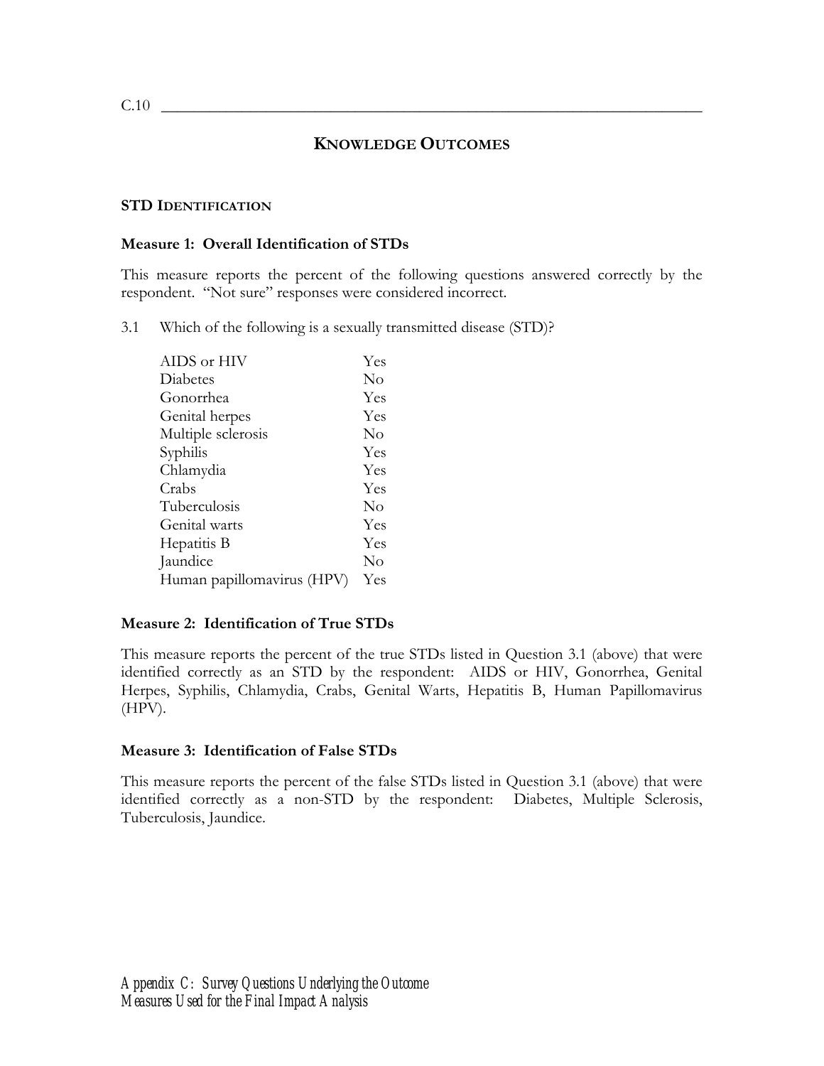## KNOWLEDGE OUTCOMES

### STD IDENTIFICATION

**Measure 1: Overall Identification of STDs**

This measure reports the percent of the following questions answered correctly by the respondent. "Not sure" responses were considered incorrect.

3.1 Which of the following is a sexually transmitted disease (STD)?

| | |
|---|---|
| AIDS or HIV | Yes |
| Diabetes | No |
| Gonorrhea | Yes |
| Genital herpes | Yes |
| Multiple sclerosis | No |
| Syphilis | Yes |
| Chlamydia | Yes |
| Crabs | Yes |
| Tuberculosis | No |
| Genital warts | Yes |
| Hepatitis B | Yes |
| Jaundice | No |
| Human papillomavirus (HPV) | Yes |

**Measure 2: Identification of True STDs**

This measure reports the percent of the true STDs listed in Question 3.1 (above) that were identified correctly as an STD by the respondent: AIDS or HIV, Gonorrhea, Genital Herpes, Syphilis, Chlamydia, Crabs, Genital Warts, Hepatitis B, Human Papillomavirus (HPV).

**Measure 3: Identification of False STDs**

This measure reports the percent of the false STDs listed in Question 3.1 (above) that were identified correctly as a non-STD by the respondent: Diabetes, Multiple Sclerosis, Tuberculosis, Jaundice.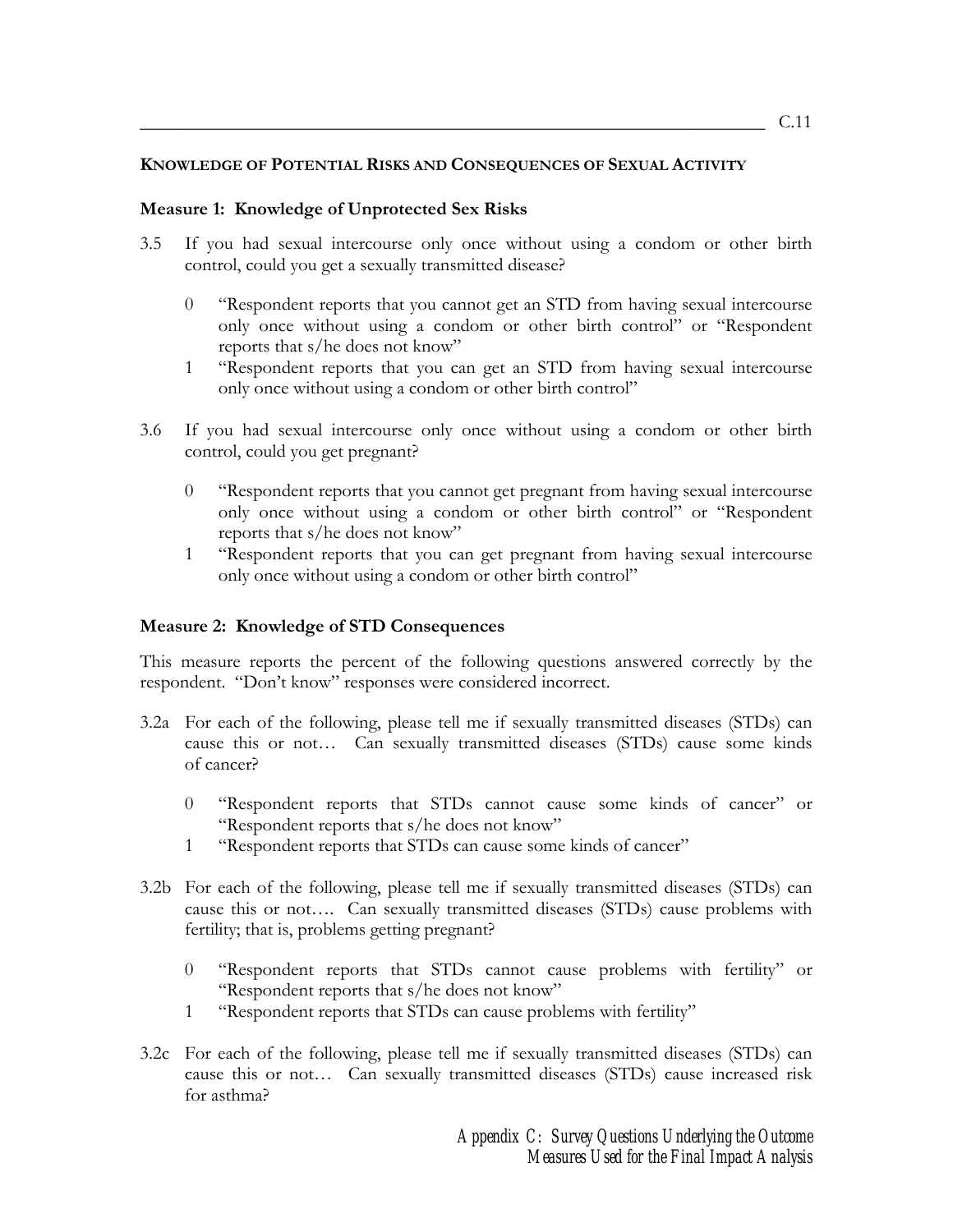**KNOWLEDGE OF POTENTIAL RISKS AND CONSEQUENCES OF SEXUAL ACTIVITY**

**Measure 1: Knowledge of Unprotected Sex Risks**

3.5 If you had sexual intercourse only once without using a condom or other birth control, could you get a sexually transmitted disease?

- 0 "Respondent reports that you cannot get an STD from having sexual intercourse only once without using a condom or other birth control" or "Respondent reports that s/he does not know"
- 1 "Respondent reports that you can get an STD from having sexual intercourse only once without using a condom or other birth control"

3.6 If you had sexual intercourse only once without using a condom or other birth control, could you get pregnant?

- 0 "Respondent reports that you cannot get pregnant from having sexual intercourse only once without using a condom or other birth control" or "Respondent reports that s/he does not know"
- 1 "Respondent reports that you can get pregnant from having sexual intercourse only once without using a condom or other birth control"

**Measure 2: Knowledge of STD Consequences**

This measure reports the percent of the following questions answered correctly by the respondent. "Don't know" responses were considered incorrect.

3.2a For each of the following, please tell me if sexually transmitted diseases (STDs) can cause this or not… Can sexually transmitted diseases (STDs) cause some kinds of cancer?

- 0 "Respondent reports that STDs cannot cause some kinds of cancer" or "Respondent reports that s/he does not know"
- 1 "Respondent reports that STDs can cause some kinds of cancer"

3.2b For each of the following, please tell me if sexually transmitted diseases (STDs) can cause this or not…. Can sexually transmitted diseases (STDs) cause problems with fertility; that is, problems getting pregnant?

- 0 "Respondent reports that STDs cannot cause problems with fertility" or "Respondent reports that s/he does not know"
- 1 "Respondent reports that STDs can cause problems with fertility"

3.2c For each of the following, please tell me if sexually transmitted diseases (STDs) can cause this or not… Can sexually transmitted diseases (STDs) cause increased risk for asthma?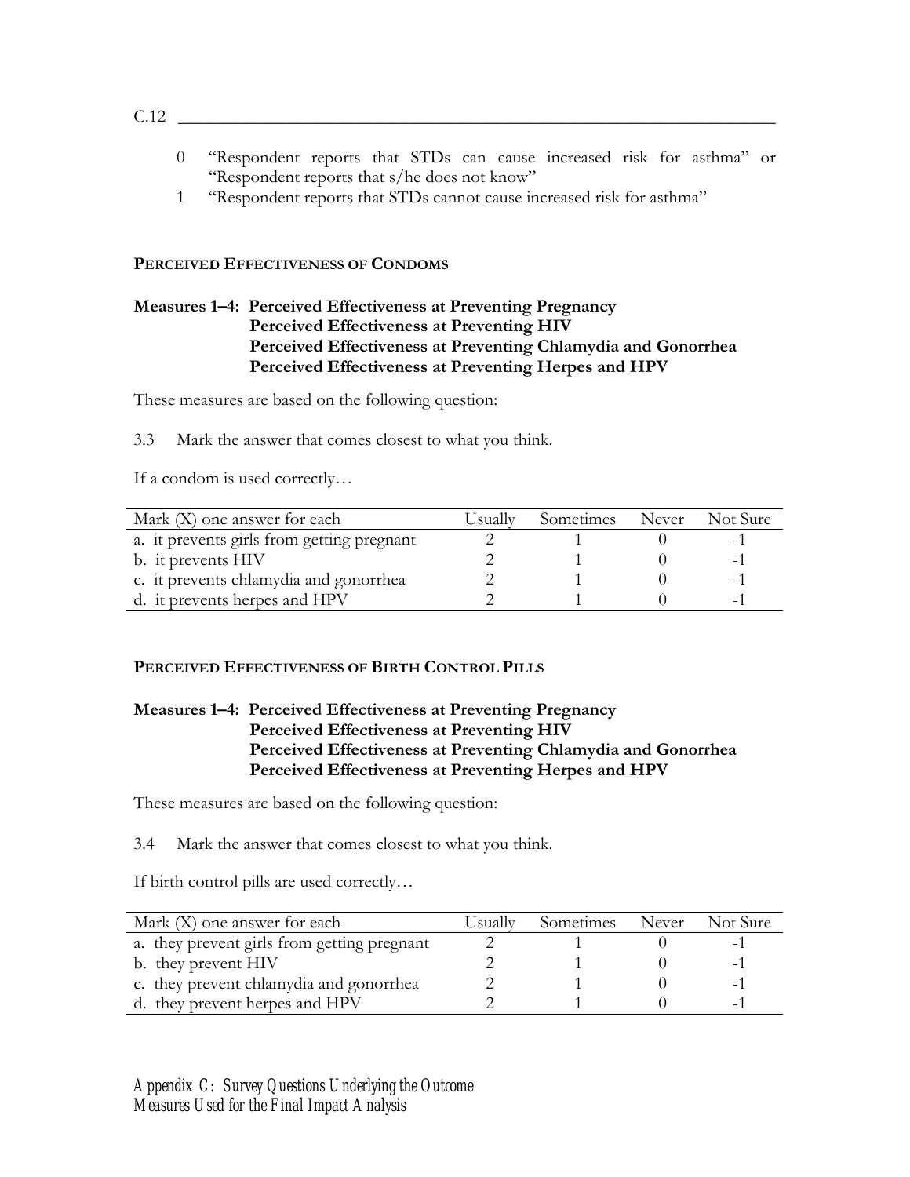C.12

0 "Respondent reports that STDs can cause increased risk for asthma" or "Respondent reports that s/he does not know"

1 "Respondent reports that STDs cannot cause increased risk for asthma"

#### PERCEIVED EFFECTIVENESS OF CONDOMS

**Measures 1–4: Perceived Effectiveness at Preventing Pregnancy**
**Perceived Effectiveness at Preventing HIV**
**Perceived Effectiveness at Preventing Chlamydia and Gonorrhea**
**Perceived Effectiveness at Preventing Herpes and HPV**

These measures are based on the following question:

3.3 Mark the answer that comes closest to what you think.

If a condom is used correctly…

| Mark (X) one answer for each | Usually | Sometimes | Never | Not Sure |
|---|---|---|---|---|
| a. it prevents girls from getting pregnant | 2 | 1 | 0 | -1 |
| b. it prevents HIV | 2 | 1 | 0 | -1 |
| c. it prevents chlamydia and gonorrhea | 2 | 1 | 0 | -1 |
| d. it prevents herpes and HPV | 2 | 1 | 0 | -1 |

#### PERCEIVED EFFECTIVENESS OF BIRTH CONTROL PILLS

**Measures 1–4: Perceived Effectiveness at Preventing Pregnancy**
**Perceived Effectiveness at Preventing HIV**
**Perceived Effectiveness at Preventing Chlamydia and Gonorrhea**
**Perceived Effectiveness at Preventing Herpes and HPV**

These measures are based on the following question:

3.4 Mark the answer that comes closest to what you think.

If birth control pills are used correctly…

| Mark (X) one answer for each | Usually | Sometimes | Never | Not Sure |
|---|---|---|---|---|
| a. they prevent girls from getting pregnant | 2 | 1 | 0 | -1 |
| b. they prevent HIV | 2 | 1 | 0 | -1 |
| c. they prevent chlamydia and gonorrhea | 2 | 1 | 0 | -1 |
| d. they prevent herpes and HPV | 2 | 1 | 0 | -1 |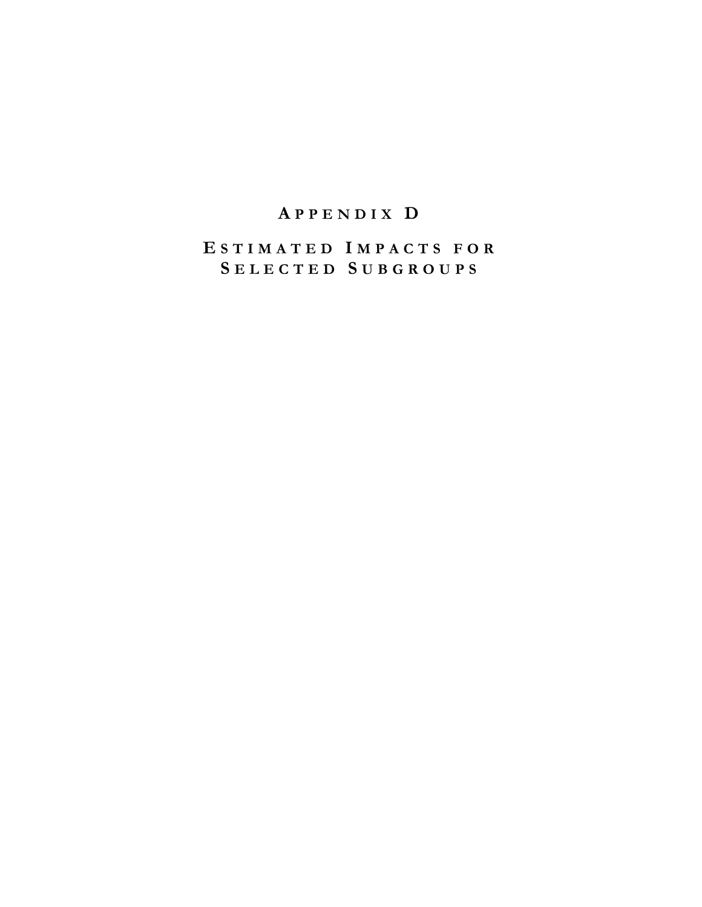# APPENDIX D

# ESTIMATED IMPACTS FOR SELECTED SUBGROUPS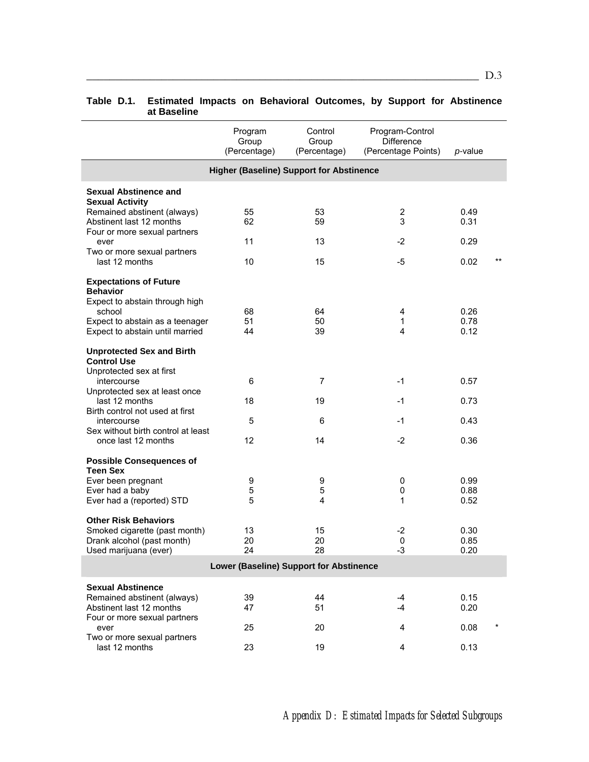**Table D.1. Estimated Impacts on Behavioral Outcomes, by Support for Abstinence at Baseline**

| | Program Group (Percentage) | Control Group (Percentage) | Program-Control Difference (Percentage Points) | *p*-value | |
|---|---|---|---|---|---|
| **Higher (Baseline) Support for Abstinence** | | | | | |
| **Sexual Abstinence and Sexual Activity** | | | | | |
| Remained abstinent (always) | 55 | 53 | 2 | 0.49 | |
| Abstinent last 12 months | 62 | 59 | 3 | 0.31 | |
| Four or more sexual partners ever | 11 | 13 | -2 | 0.29 | |
| Two or more sexual partners last 12 months | 10 | 15 | -5 | 0.02 | ** |
| **Expectations of Future Behavior** | | | | | |
| Expect to abstain through high school | 68 | 64 | 4 | 0.26 | |
| Expect to abstain as a teenager | 51 | 50 | 1 | 0.78 | |
| Expect to abstain until married | 44 | 39 | 4 | 0.12 | |
| **Unprotected Sex and Birth Control Use** | | | | | |
| Unprotected sex at first intercourse | 6 | 7 | -1 | 0.57 | |
| Unprotected sex at least once last 12 months | 18 | 19 | -1 | 0.73 | |
| Birth control not used at first intercourse | 5 | 6 | -1 | 0.43 | |
| Sex without birth control at least once last 12 months | 12 | 14 | -2 | 0.36 | |
| **Possible Consequences of Teen Sex** | | | | | |
| Ever been pregnant | 9 | 9 | 0 | 0.99 | |
| Ever had a baby | 5 | 5 | 0 | 0.88 | |
| Ever had a (reported) STD | 5 | 4 | 1 | 0.52 | |
| **Other Risk Behaviors** | | | | | |
| Smoked cigarette (past month) | 13 | 15 | -2 | 0.30 | |
| Drank alcohol (past month) | 20 | 20 | 0 | 0.85 | |
| Used marijuana (ever) | 24 | 28 | -3 | 0.20 | |
| **Lower (Baseline) Support for Abstinence** | | | | | |
| **Sexual Abstinence** | | | | | |
| Remained abstinent (always) | 39 | 44 | -4 | 0.15 | |
| Abstinent last 12 months | 47 | 51 | -4 | 0.20 | |
| Four or more sexual partners ever | 25 | 20 | 4 | 0.08 | * |
| Two or more sexual partners last 12 months | 23 | 19 | 4 | 0.13 | |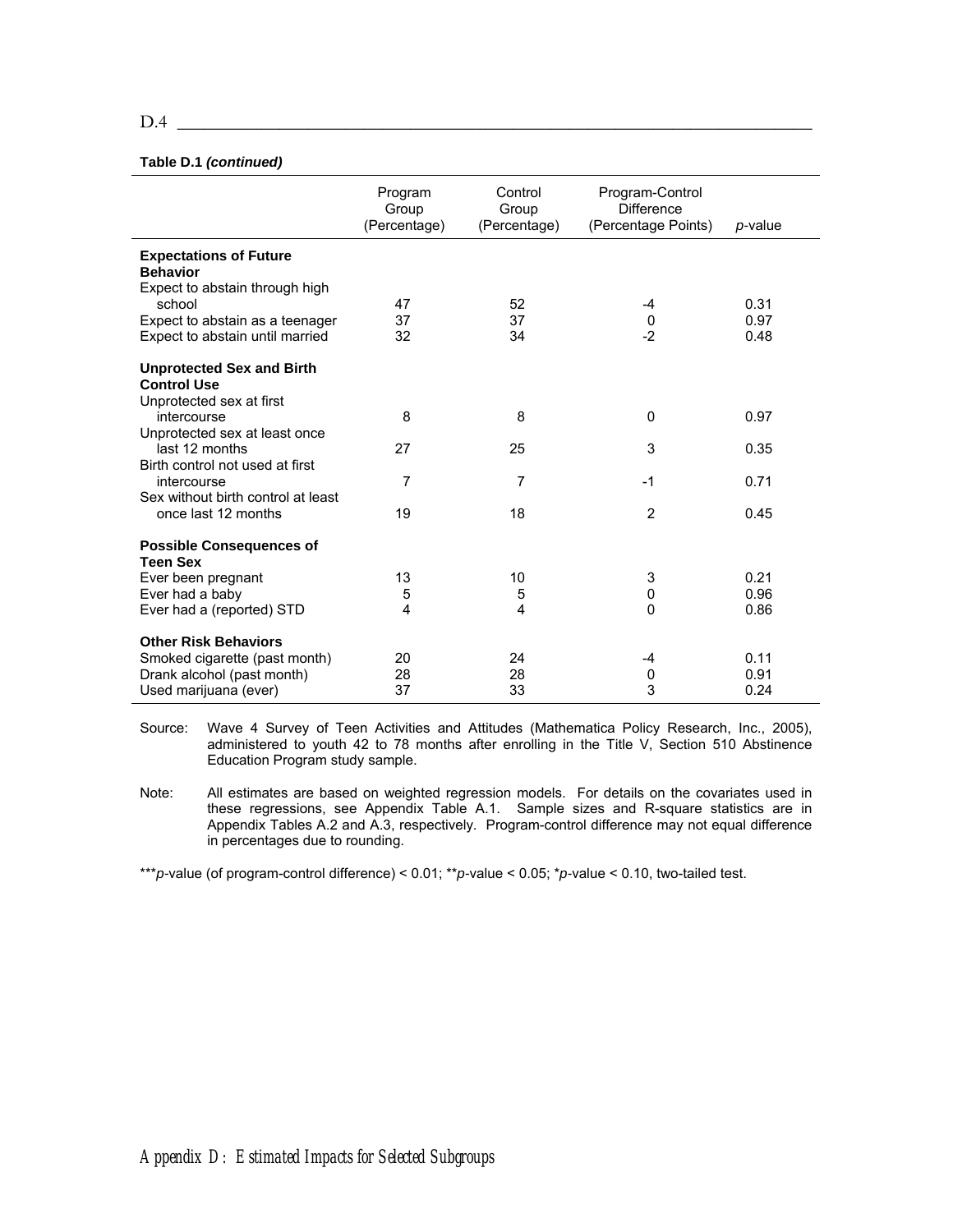**Table D.1 *(continued)***

| | Program Group (Percentage) | Control Group (Percentage) | Program-Control Difference (Percentage Points) | *p*-value |
|---|---|---|---|---|
| **Expectations of Future Behavior** | | | | |
| Expect to abstain through high school | 47 | 52 | -4 | 0.31 |
| Expect to abstain as a teenager | 37 | 37 | 0 | 0.97 |
| Expect to abstain until married | 32 | 34 | -2 | 0.48 |
| **Unprotected Sex and Birth Control Use** | | | | |
| Unprotected sex at first intercourse | 8 | 8 | 0 | 0.97 |
| Unprotected sex at least once last 12 months | 27 | 25 | 3 | 0.35 |
| Birth control not used at first intercourse | 7 | 7 | -1 | 0.71 |
| Sex without birth control at least once last 12 months | 19 | 18 | 2 | 0.45 |
| **Possible Consequences of Teen Sex** | | | | |
| Ever been pregnant | 13 | 10 | 3 | 0.21 |
| Ever had a baby | 5 | 5 | 0 | 0.96 |
| Ever had a (reported) STD | 4 | 4 | 0 | 0.86 |
| **Other Risk Behaviors** | | | | |
| Smoked cigarette (past month) | 20 | 24 | -4 | 0.11 |
| Drank alcohol (past month) | 28 | 28 | 0 | 0.91 |
| Used marijuana (ever) | 37 | 33 | 3 | 0.24 |

Source: Wave 4 Survey of Teen Activities and Attitudes (Mathematica Policy Research, Inc., 2005), administered to youth 42 to 78 months after enrolling in the Title V, Section 510 Abstinence Education Program study sample.

Note: All estimates are based on weighted regression models. For details on the covariates used in these regressions, see Appendix Table A.1. Sample sizes and R-square statistics are in Appendix Tables A.2 and A.3, respectively. Program-control difference may not equal difference in percentages due to rounding.

****p*-value (of program-control difference) < 0.01; ***p*-value < 0.05; **p*-value < 0.10, two-tailed test.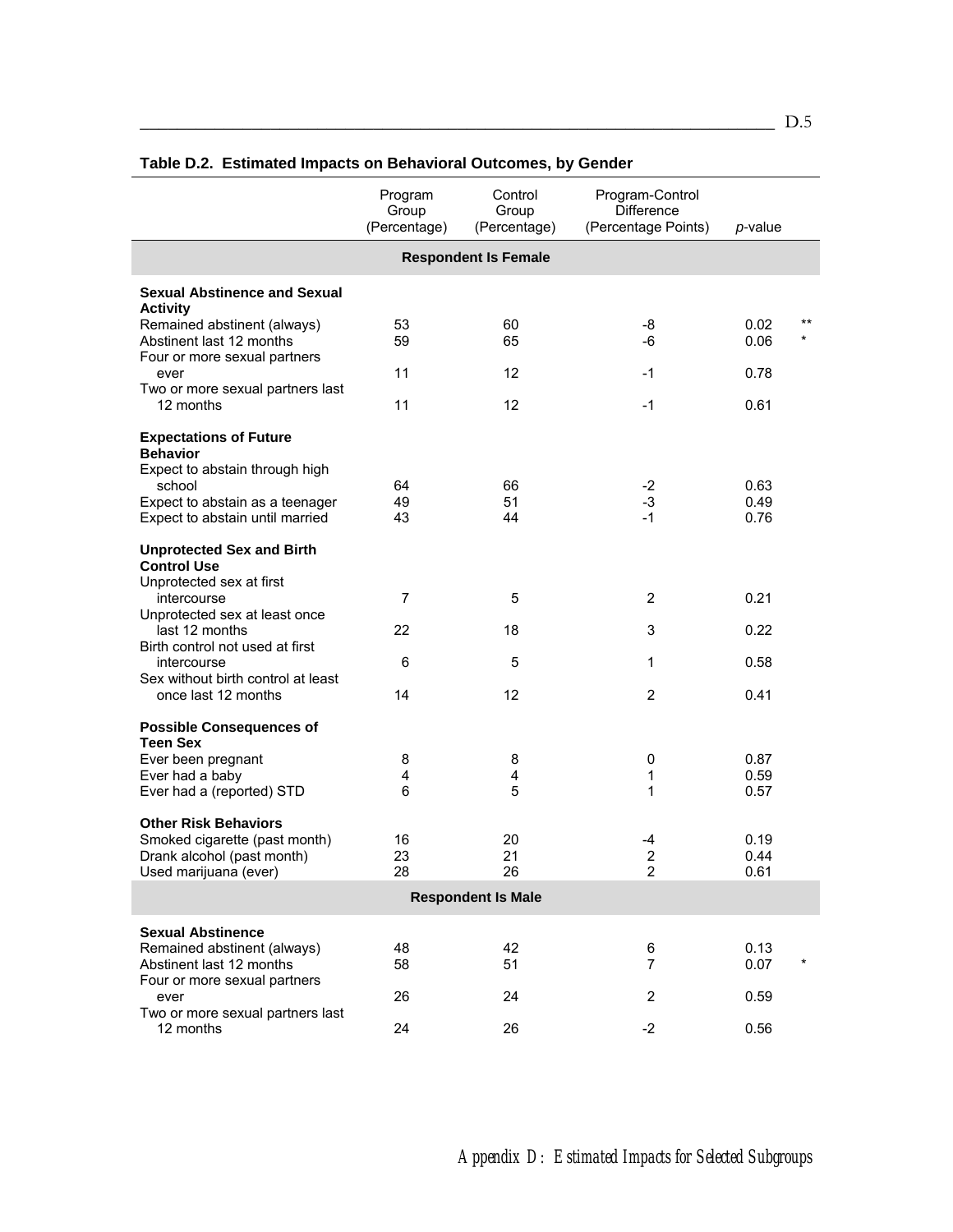**Table D.2. Estimated Impacts on Behavioral Outcomes, by Gender**

| | Program Group (Percentage) | Control Group (Percentage) | Program-Control Difference (Percentage Points) | *p*-value | |
|---|---|---|---|---|---|
| **Respondent Is Female** | | | | | |
| **Sexual Abstinence and Sexual Activity** | | | | | |
| Remained abstinent (always) | 53 | 60 | -8 | 0.02 | ** |
| Abstinent last 12 months | 59 | 65 | -6 | 0.06 | * |
| Four or more sexual partners ever | 11 | 12 | -1 | 0.78 | |
| Two or more sexual partners last 12 months | 11 | 12 | -1 | 0.61 | |
| **Expectations of Future Behavior** | | | | | |
| Expect to abstain through high school | 64 | 66 | -2 | 0.63 | |
| Expect to abstain as a teenager | 49 | 51 | -3 | 0.49 | |
| Expect to abstain until married | 43 | 44 | -1 | 0.76 | |
| **Unprotected Sex and Birth Control Use** | | | | | |
| Unprotected sex at first intercourse | 7 | 5 | 2 | 0.21 | |
| Unprotected sex at least once last 12 months | 22 | 18 | 3 | 0.22 | |
| Birth control not used at first intercourse | 6 | 5 | 1 | 0.58 | |
| Sex without birth control at least once last 12 months | 14 | 12 | 2 | 0.41 | |
| **Possible Consequences of Teen Sex** | | | | | |
| Ever been pregnant | 8 | 8 | 0 | 0.87 | |
| Ever had a baby | 4 | 4 | 1 | 0.59 | |
| Ever had a (reported) STD | 6 | 5 | 1 | 0.57 | |
| **Other Risk Behaviors** | | | | | |
| Smoked cigarette (past month) | 16 | 20 | -4 | 0.19 | |
| Drank alcohol (past month) | 23 | 21 | 2 | 0.44 | |
| Used marijuana (ever) | 28 | 26 | 2 | 0.61 | |
| **Respondent Is Male** | | | | | |
| **Sexual Abstinence** | | | | | |
| Remained abstinent (always) | 48 | 42 | 6 | 0.13 | |
| Abstinent last 12 months | 58 | 51 | 7 | 0.07 | * |
| Four or more sexual partners ever | 26 | 24 | 2 | 0.59 | |
| Two or more sexual partners last 12 months | 24 | 26 | -2 | 0.56 | |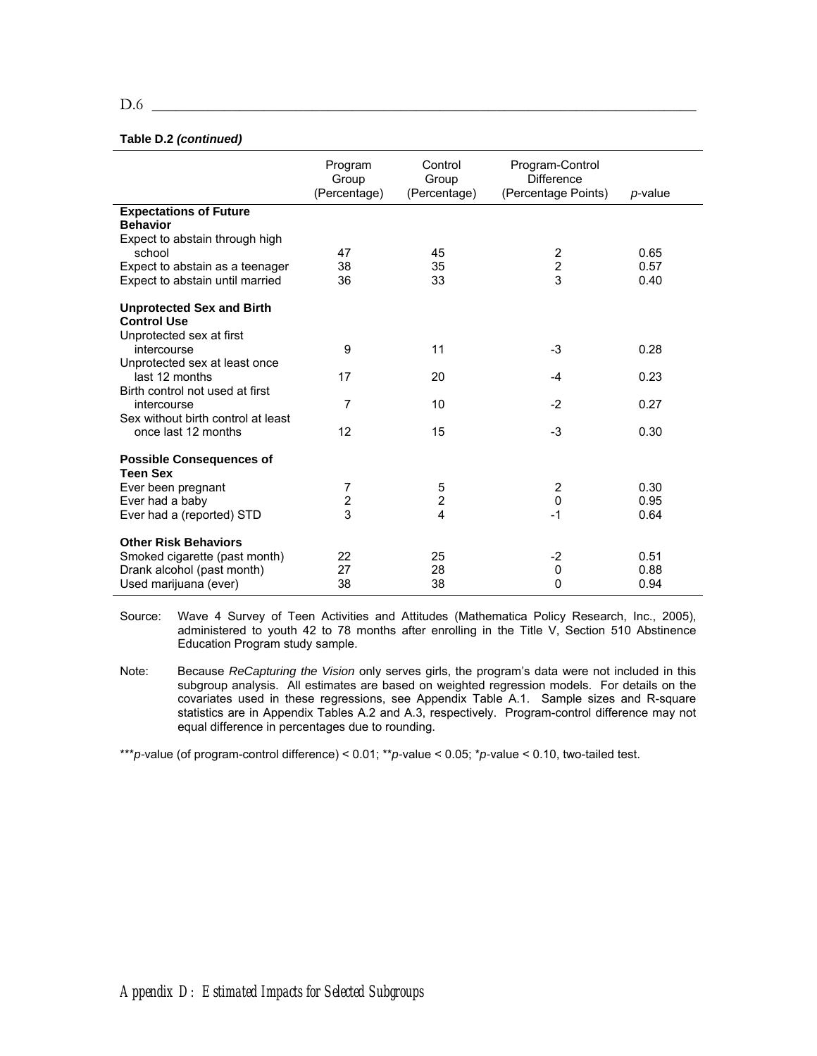**Table D.2 *(continued)***

| | Program Group (Percentage) | Control Group (Percentage) | Program-Control Difference (Percentage Points) | *p*-value |
|---|---|---|---|---|
| **Expectations of Future Behavior** | | | | |
| Expect to abstain through high school | 47 | 45 | 2 | 0.65 |
| Expect to abstain as a teenager | 38 | 35 | 2 | 0.57 |
| Expect to abstain until married | 36 | 33 | 3 | 0.40 |
| **Unprotected Sex and Birth Control Use** | | | | |
| Unprotected sex at first intercourse | 9 | 11 | -3 | 0.28 |
| Unprotected sex at least once last 12 months | 17 | 20 | -4 | 0.23 |
| Birth control not used at first intercourse | 7 | 10 | -2 | 0.27 |
| Sex without birth control at least once last 12 months | 12 | 15 | -3 | 0.30 |
| **Possible Consequences of Teen Sex** | | | | |
| Ever been pregnant | 7 | 5 | 2 | 0.30 |
| Ever had a baby | 2 | 2 | 0 | 0.95 |
| Ever had a (reported) STD | 3 | 4 | -1 | 0.64 |
| **Other Risk Behaviors** | | | | |
| Smoked cigarette (past month) | 22 | 25 | -2 | 0.51 |
| Drank alcohol (past month) | 27 | 28 | 0 | 0.88 |
| Used marijuana (ever) | 38 | 38 | 0 | 0.94 |

Source: Wave 4 Survey of Teen Activities and Attitudes (Mathematica Policy Research, Inc., 2005), administered to youth 42 to 78 months after enrolling in the Title V, Section 510 Abstinence Education Program study sample.

Note: Because *ReCapturing the Vision* only serves girls, the program's data were not included in this subgroup analysis. All estimates are based on weighted regression models. For details on the covariates used in these regressions, see Appendix Table A.1. Sample sizes and R-square statistics are in Appendix Tables A.2 and A.3, respectively. Program-control difference may not equal difference in percentages due to rounding.

****p*-value (of program-control difference) < 0.01; ***p*-value < 0.05; **p*-value < 0.10, two-tailed test.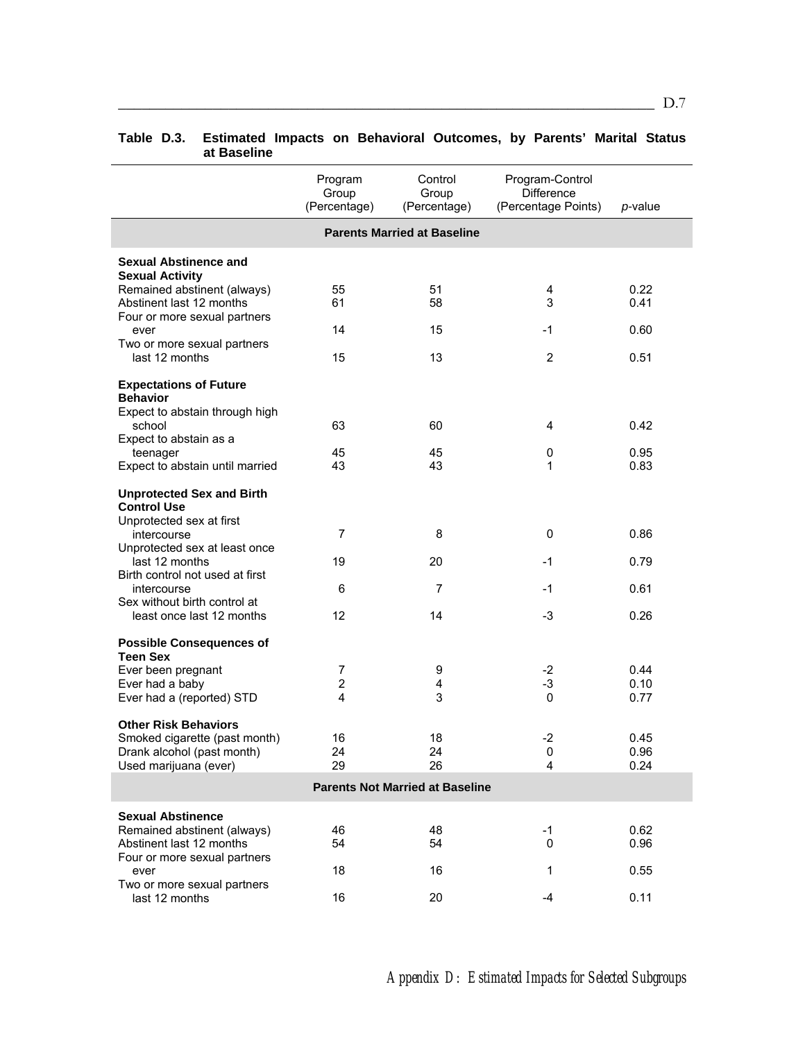**Table D.3. Estimated Impacts on Behavioral Outcomes, by Parents' Marital Status at Baseline**

| | Program Group (Percentage) | Control Group (Percentage) | Program-Control Difference (Percentage Points) | *p*-value |
|---|---|---|---|---|
| **Parents Married at Baseline** | | | | |
| **Sexual Abstinence and Sexual Activity** | | | | |
| Remained abstinent (always) | 55 | 51 | 4 | 0.22 |
| Abstinent last 12 months | 61 | 58 | 3 | 0.41 |
| Four or more sexual partners ever | 14 | 15 | -1 | 0.60 |
| Two or more sexual partners last 12 months | 15 | 13 | 2 | 0.51 |
| **Expectations of Future Behavior** | | | | |
| Expect to abstain through high school | 63 | 60 | 4 | 0.42 |
| Expect to abstain as a teenager | 45 | 45 | 0 | 0.95 |
| Expect to abstain until married | 43 | 43 | 1 | 0.83 |
| **Unprotected Sex and Birth Control Use** | | | | |
| Unprotected sex at first intercourse | 7 | 8 | 0 | 0.86 |
| Unprotected sex at least once last 12 months | 19 | 20 | -1 | 0.79 |
| Birth control not used at first intercourse | 6 | 7 | -1 | 0.61 |
| Sex without birth control at least once last 12 months | 12 | 14 | -3 | 0.26 |
| **Possible Consequences of Teen Sex** | | | | |
| Ever been pregnant | 7 | 9 | -2 | 0.44 |
| Ever had a baby | 2 | 4 | -3 | 0.10 |
| Ever had a (reported) STD | 4 | 3 | 0 | 0.77 |
| **Other Risk Behaviors** | | | | |
| Smoked cigarette (past month) | 16 | 18 | -2 | 0.45 |
| Drank alcohol (past month) | 24 | 24 | 0 | 0.96 |
| Used marijuana (ever) | 29 | 26 | 4 | 0.24 |
| **Parents Not Married at Baseline** | | | | |
| **Sexual Abstinence** | | | | |
| Remained abstinent (always) | 46 | 48 | -1 | 0.62 |
| Abstinent last 12 months | 54 | 54 | 0 | 0.96 |
| Four or more sexual partners ever | 18 | 16 | 1 | 0.55 |
| Two or more sexual partners last 12 months | 16 | 20 | -4 | 0.11 |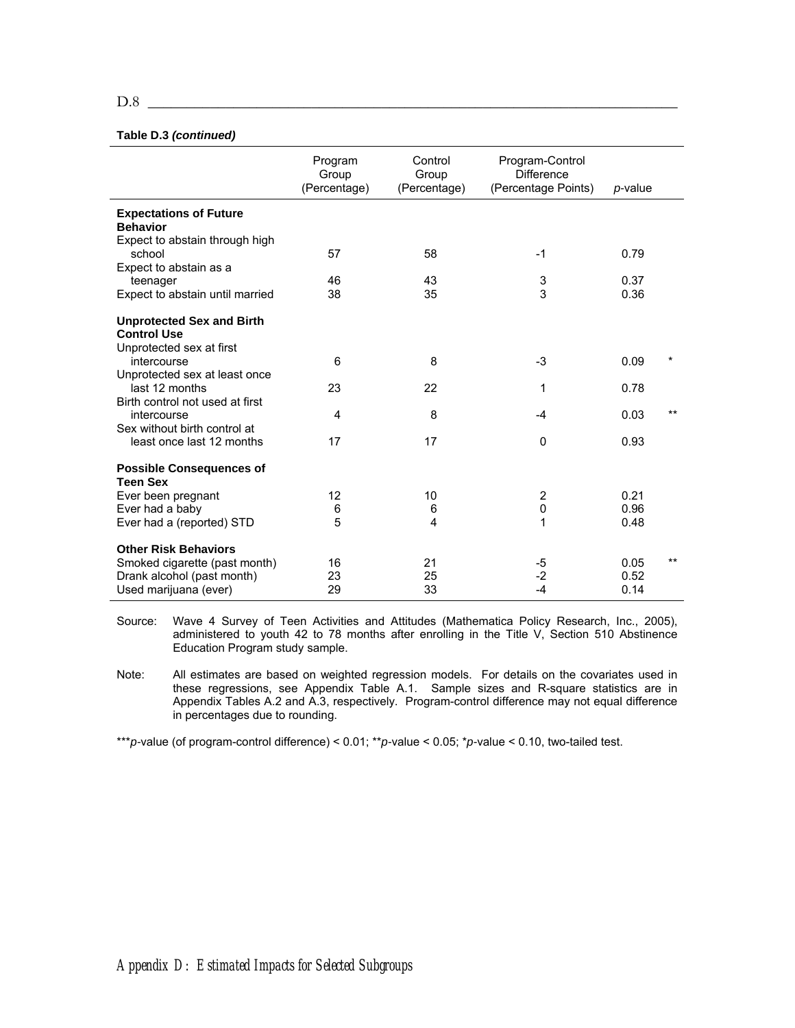**Table D.3 *(continued)***

| | Program Group (Percentage) | Control Group (Percentage) | Program-Control Difference (Percentage Points) | *p*-value | |
|---|---|---|---|---|---|
| **Expectations of Future Behavior** | | | | | |
| Expect to abstain through high school | 57 | 58 | -1 | 0.79 | |
| Expect to abstain as a teenager | 46 | 43 | 3 | 0.37 | |
| Expect to abstain until married | 38 | 35 | 3 | 0.36 | |
| **Unprotected Sex and Birth Control Use** | | | | | |
| Unprotected sex at first intercourse | 6 | 8 | -3 | 0.09 | * |
| Unprotected sex at least once last 12 months | 23 | 22 | 1 | 0.78 | |
| Birth control not used at first intercourse | 4 | 8 | -4 | 0.03 | ** |
| Sex without birth control at least once last 12 months | 17 | 17 | 0 | 0.93 | |
| **Possible Consequences of Teen Sex** | | | | | |
| Ever been pregnant | 12 | 10 | 2 | 0.21 | |
| Ever had a baby | 6 | 6 | 0 | 0.96 | |
| Ever had a (reported) STD | 5 | 4 | 1 | 0.48 | |
| **Other Risk Behaviors** | | | | | |
| Smoked cigarette (past month) | 16 | 21 | -5 | 0.05 | ** |
| Drank alcohol (past month) | 23 | 25 | -2 | 0.52 | |
| Used marijuana (ever) | 29 | 33 | -4 | 0.14 | |

Source: Wave 4 Survey of Teen Activities and Attitudes (Mathematica Policy Research, Inc., 2005), administered to youth 42 to 78 months after enrolling in the Title V, Section 510 Abstinence Education Program study sample.

Note: All estimates are based on weighted regression models. For details on the covariates used in these regressions, see Appendix Table A.1. Sample sizes and R-square statistics are in Appendix Tables A.2 and A.3, respectively. Program-control difference may not equal difference in percentages due to rounding.

****p*-value (of program-control difference) < 0.01; ***p*-value < 0.05; **p*-value < 0.10, two-tailed test.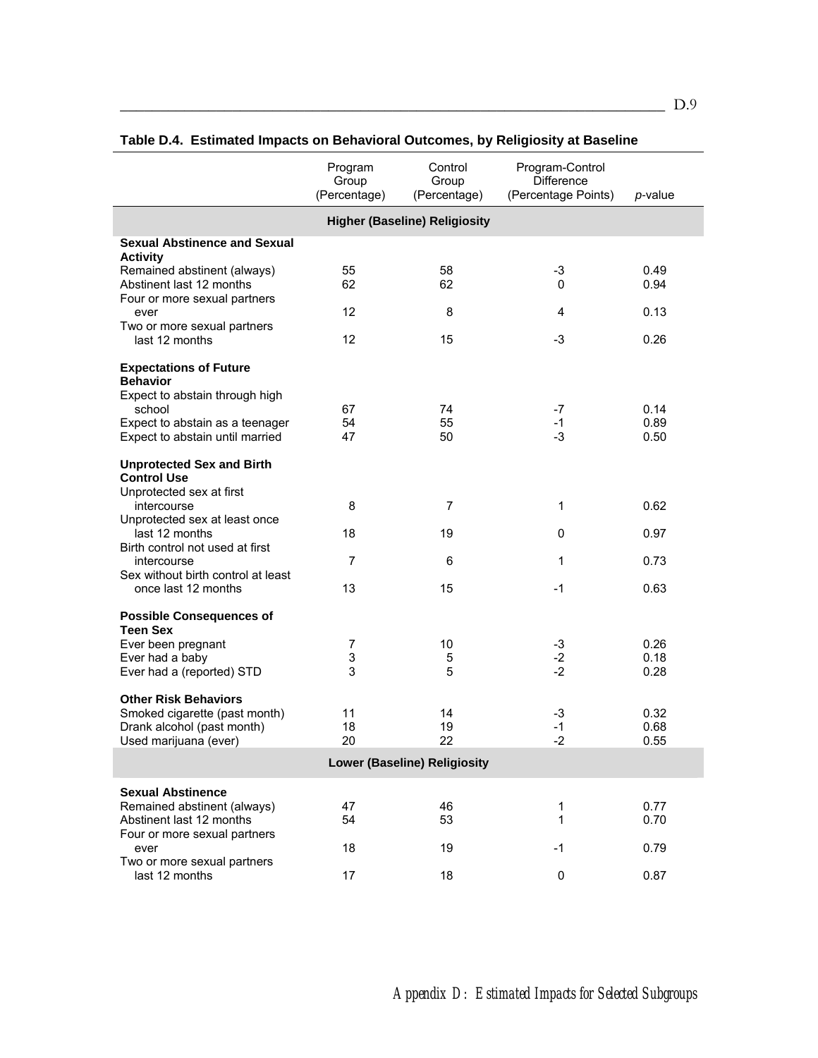**Table D.4. Estimated Impacts on Behavioral Outcomes, by Religiosity at Baseline**

| | Program Group (Percentage) | Control Group (Percentage) | Program-Control Difference (Percentage Points) | *p*-value |
|---|---|---|---|---|
| **Higher (Baseline) Religiosity** | | | | |
| **Sexual Abstinence and Sexual Activity** | | | | |
| Remained abstinent (always) | 55 | 58 | -3 | 0.49 |
| Abstinent last 12 months | 62 | 62 | 0 | 0.94 |
| Four or more sexual partners ever | 12 | 8 | 4 | 0.13 |
| Two or more sexual partners last 12 months | 12 | 15 | -3 | 0.26 |
| **Expectations of Future Behavior** | | | | |
| Expect to abstain through high school | 67 | 74 | -7 | 0.14 |
| Expect to abstain as a teenager | 54 | 55 | -1 | 0.89 |
| Expect to abstain until married | 47 | 50 | -3 | 0.50 |
| **Unprotected Sex and Birth Control Use** | | | | |
| Unprotected sex at first intercourse | 8 | 7 | 1 | 0.62 |
| Unprotected sex at least once last 12 months | 18 | 19 | 0 | 0.97 |
| Birth control not used at first intercourse | 7 | 6 | 1 | 0.73 |
| Sex without birth control at least once last 12 months | 13 | 15 | -1 | 0.63 |
| **Possible Consequences of Teen Sex** | | | | |
| Ever been pregnant | 7 | 10 | -3 | 0.26 |
| Ever had a baby | 3 | 5 | -2 | 0.18 |
| Ever had a (reported) STD | 3 | 5 | -2 | 0.28 |
| **Other Risk Behaviors** | | | | |
| Smoked cigarette (past month) | 11 | 14 | -3 | 0.32 |
| Drank alcohol (past month) | 18 | 19 | -1 | 0.68 |
| Used marijuana (ever) | 20 | 22 | -2 | 0.55 |
| **Lower (Baseline) Religiosity** | | | | |
| **Sexual Abstinence** | | | | |
| Remained abstinent (always) | 47 | 46 | 1 | 0.77 |
| Abstinent last 12 months | 54 | 53 | 1 | 0.70 |
| Four or more sexual partners ever | 18 | 19 | -1 | 0.79 |
| Two or more sexual partners last 12 months | 17 | 18 | 0 | 0.87 |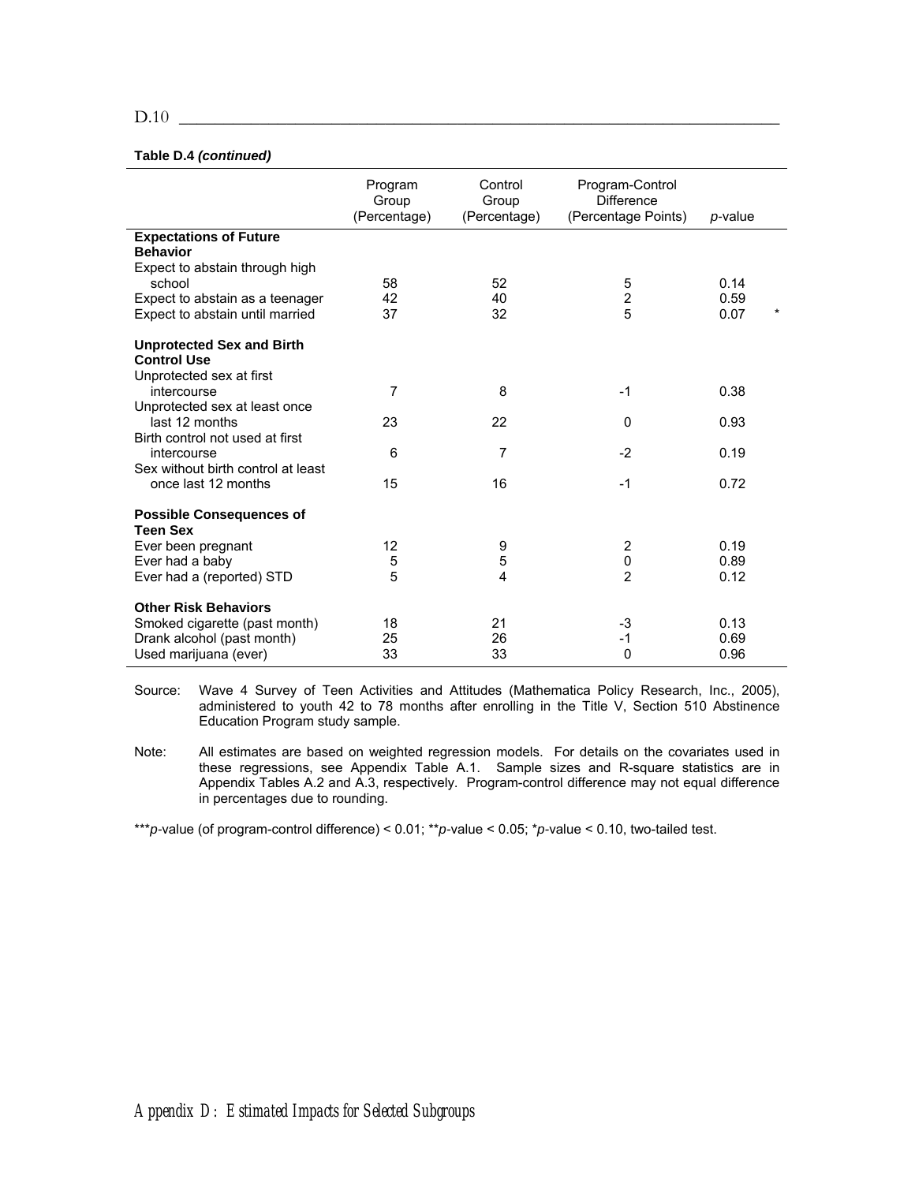**Table D.4 *(continued)***

| | Program Group (Percentage) | Control Group (Percentage) | Program-Control Difference (Percentage Points) | *p*-value |
|---|---|---|---|---|
| **Expectations of Future Behavior** | | | | |
| Expect to abstain through high school | 58 | 52 | 5 | 0.14 |
| Expect to abstain as a teenager | 42 | 40 | 2 | 0.59 |
| Expect to abstain until married | 37 | 32 | 5 | 0.07 * |
| **Unprotected Sex and Birth Control Use** | | | | |
| Unprotected sex at first intercourse | 7 | 8 | -1 | 0.38 |
| Unprotected sex at least once last 12 months | 23 | 22 | 0 | 0.93 |
| Birth control not used at first intercourse | 6 | 7 | -2 | 0.19 |
| Sex without birth control at least once last 12 months | 15 | 16 | -1 | 0.72 |
| **Possible Consequences of Teen Sex** | | | | |
| Ever been pregnant | 12 | 9 | 2 | 0.19 |
| Ever had a baby | 5 | 5 | 0 | 0.89 |
| Ever had a (reported) STD | 5 | 4 | 2 | 0.12 |
| **Other Risk Behaviors** | | | | |
| Smoked cigarette (past month) | 18 | 21 | -3 | 0.13 |
| Drank alcohol (past month) | 25 | 26 | -1 | 0.69 |
| Used marijuana (ever) | 33 | 33 | 0 | 0.96 |

Source: Wave 4 Survey of Teen Activities and Attitudes (Mathematica Policy Research, Inc., 2005), administered to youth 42 to 78 months after enrolling in the Title V, Section 510 Abstinence Education Program study sample.

Note: All estimates are based on weighted regression models. For details on the covariates used in these regressions, see Appendix Table A.1. Sample sizes and R-square statistics are in Appendix Tables A.2 and A.3, respectively. Program-control difference may not equal difference in percentages due to rounding.

***$p$-value (of program-control difference) < 0.01; **$p$-value < 0.05; *$p$-value < 0.10, two-tailed test.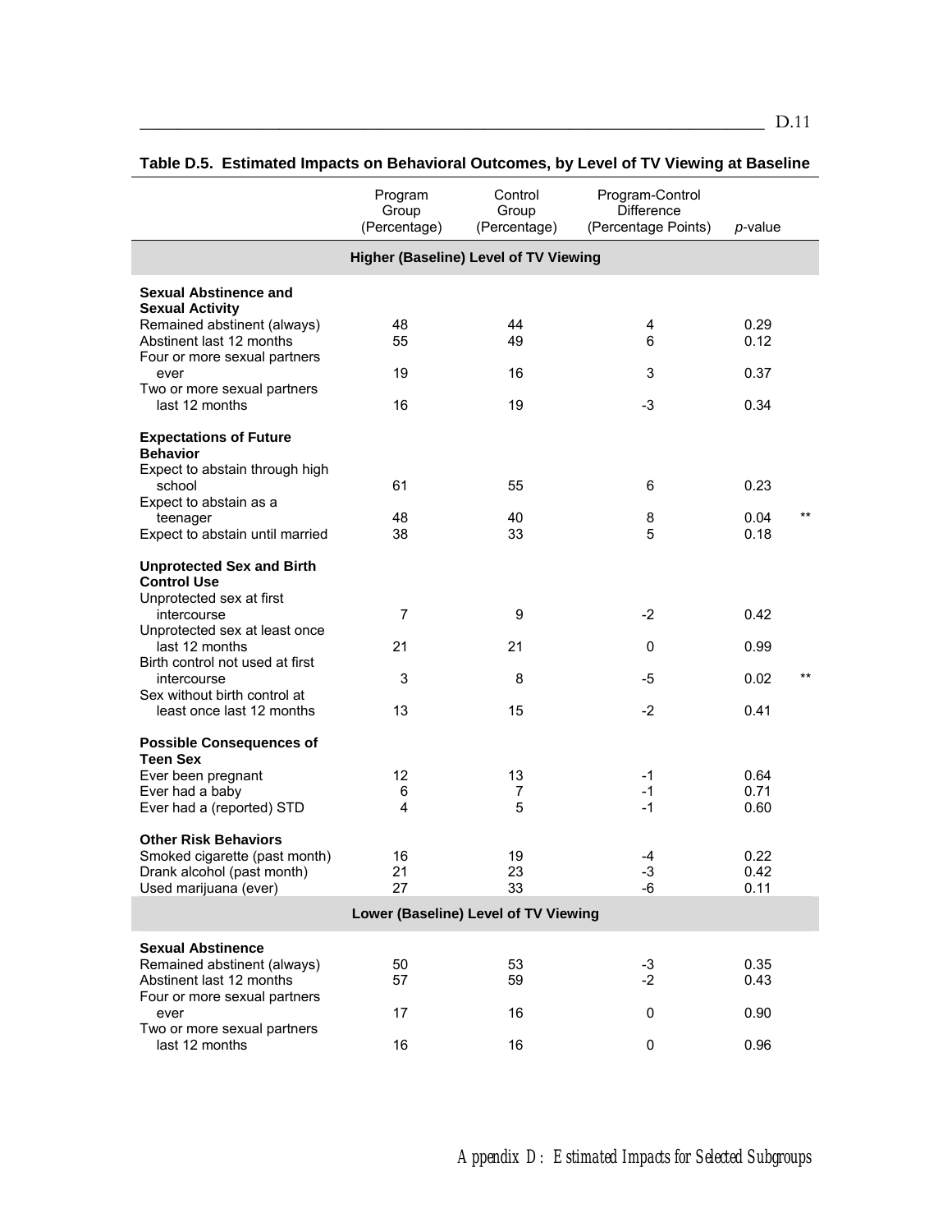**Table D.5. Estimated Impacts on Behavioral Outcomes, by Level of TV Viewing at Baseline**

| | Program Group (Percentage) | Control Group (Percentage) | Program-Control Difference (Percentage Points) | *p*-value | |
|---|---|---|---|---|---|
| **Higher (Baseline) Level of TV Viewing** | | | | | |
| **Sexual Abstinence and Sexual Activity** | | | | | |
| Remained abstinent (always) | 48 | 44 | 4 | 0.29 | |
| Abstinent last 12 months | 55 | 49 | 6 | 0.12 | |
| Four or more sexual partners ever | 19 | 16 | 3 | 0.37 | |
| Two or more sexual partners last 12 months | 16 | 19 | -3 | 0.34 | |
| **Expectations of Future Behavior** | | | | | |
| Expect to abstain through high school | 61 | 55 | 6 | 0.23 | |
| Expect to abstain as a teenager | 48 | 40 | 8 | 0.04 | ** |
| Expect to abstain until married | 38 | 33 | 5 | 0.18 | |
| **Unprotected Sex and Birth Control Use** | | | | | |
| Unprotected sex at first intercourse | 7 | 9 | -2 | 0.42 | |
| Unprotected sex at least once last 12 months | 21 | 21 | 0 | 0.99 | |
| Birth control not used at first intercourse | 3 | 8 | -5 | 0.02 | ** |
| Sex without birth control at least once last 12 months | 13 | 15 | -2 | 0.41 | |
| **Possible Consequences of Teen Sex** | | | | | |
| Ever been pregnant | 12 | 13 | -1 | 0.64 | |
| Ever had a baby | 6 | 7 | -1 | 0.71 | |
| Ever had a (reported) STD | 4 | 5 | -1 | 0.60 | |
| **Other Risk Behaviors** | | | | | |
| Smoked cigarette (past month) | 16 | 19 | -4 | 0.22 | |
| Drank alcohol (past month) | 21 | 23 | -3 | 0.42 | |
| Used marijuana (ever) | 27 | 33 | -6 | 0.11 | |
| **Lower (Baseline) Level of TV Viewing** | | | | | |
| **Sexual Abstinence** | | | | | |
| Remained abstinent (always) | 50 | 53 | -3 | 0.35 | |
| Abstinent last 12 months | 57 | 59 | -2 | 0.43 | |
| Four or more sexual partners ever | 17 | 16 | 0 | 0.90 | |
| Two or more sexual partners last 12 months | 16 | 16 | 0 | 0.96 | |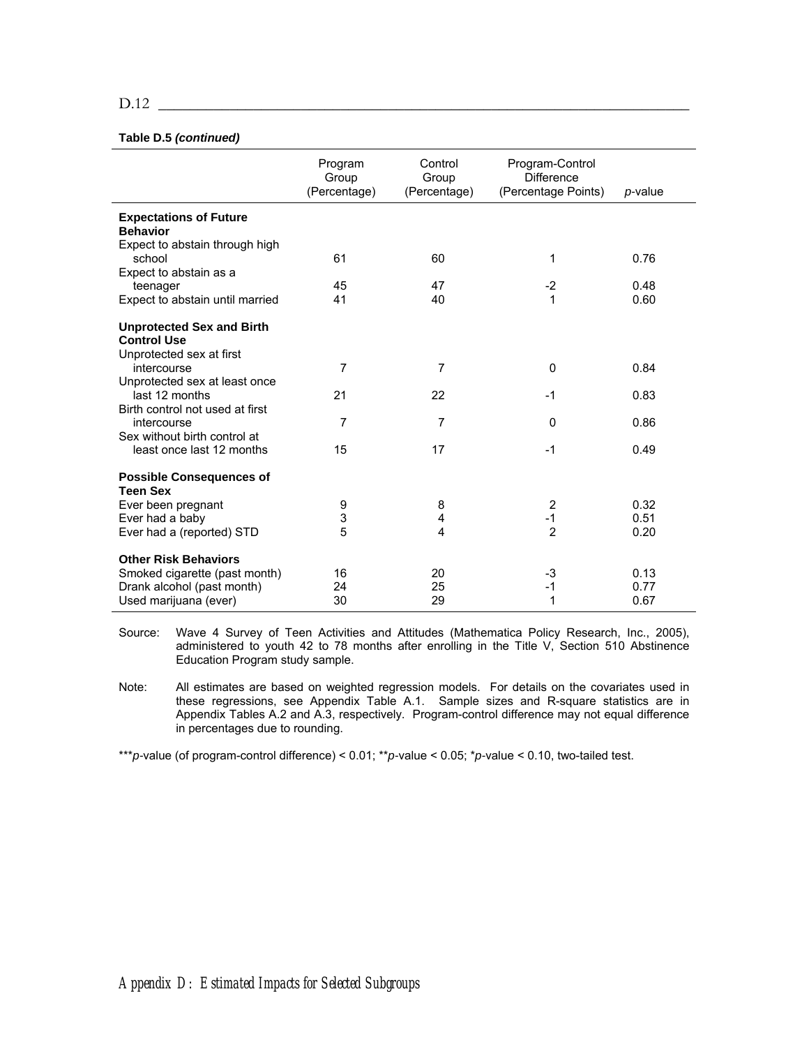**Table D.5 *(continued)***

| | Program Group (Percentage) | Control Group (Percentage) | Program-Control Difference (Percentage Points) | *p*-value |
|---|---|---|---|---|
| **Expectations of Future Behavior** | | | | |
| Expect to abstain through high school | 61 | 60 | 1 | 0.76 |
| Expect to abstain as a teenager | 45 | 47 | -2 | 0.48 |
| Expect to abstain until married | 41 | 40 | 1 | 0.60 |
| **Unprotected Sex and Birth Control Use** | | | | |
| Unprotected sex at first intercourse | 7 | 7 | 0 | 0.84 |
| Unprotected sex at least once last 12 months | 21 | 22 | -1 | 0.83 |
| Birth control not used at first intercourse | 7 | 7 | 0 | 0.86 |
| Sex without birth control at least once last 12 months | 15 | 17 | -1 | 0.49 |
| **Possible Consequences of Teen Sex** | | | | |
| Ever been pregnant | 9 | 8 | 2 | 0.32 |
| Ever had a baby | 3 | 4 | -1 | 0.51 |
| Ever had a (reported) STD | 5 | 4 | 2 | 0.20 |
| **Other Risk Behaviors** | | | | |
| Smoked cigarette (past month) | 16 | 20 | -3 | 0.13 |
| Drank alcohol (past month) | 24 | 25 | -1 | 0.77 |
| Used marijuana (ever) | 30 | 29 | 1 | 0.67 |

Source: Wave 4 Survey of Teen Activities and Attitudes (Mathematica Policy Research, Inc., 2005), administered to youth 42 to 78 months after enrolling in the Title V, Section 510 Abstinence Education Program study sample.

Note: All estimates are based on weighted regression models. For details on the covariates used in these regressions, see Appendix Table A.1. Sample sizes and R-square statistics are in Appendix Tables A.2 and A.3, respectively. Program-control difference may not equal difference in percentages due to rounding.

***$p$-value (of program-control difference) < 0.01; **$p$-value < 0.05; *$p$-value < 0.10, two-tailed test.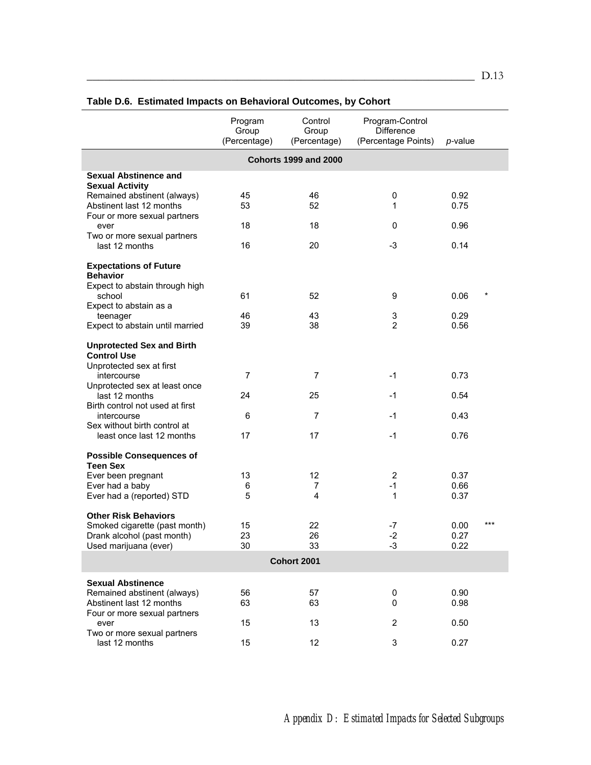**Table D.6. Estimated Impacts on Behavioral Outcomes, by Cohort**

| | Program Group (Percentage) | Control Group (Percentage) | Program-Control Difference (Percentage Points) | *p*-value | |
|---|---|---|---|---|---|
| **Cohorts 1999 and 2000** | | | | | |
| **Sexual Abstinence and Sexual Activity** | | | | | |
| Remained abstinent (always) | 45 | 46 | 0 | 0.92 | |
| Abstinent last 12 months | 53 | 52 | 1 | 0.75 | |
| Four or more sexual partners ever | 18 | 18 | 0 | 0.96 | |
| Two or more sexual partners last 12 months | 16 | 20 | -3 | 0.14 | |
| **Expectations of Future Behavior** | | | | | |
| Expect to abstain through high school | 61 | 52 | 9 | 0.06 | * |
| Expect to abstain as a teenager | 46 | 43 | 3 | 0.29 | |
| Expect to abstain until married | 39 | 38 | 2 | 0.56 | |
| **Unprotected Sex and Birth Control Use** | | | | | |
| Unprotected sex at first intercourse | 7 | 7 | -1 | 0.73 | |
| Unprotected sex at least once last 12 months | 24 | 25 | -1 | 0.54 | |
| Birth control not used at first intercourse | 6 | 7 | -1 | 0.43 | |
| Sex without birth control at least once last 12 months | 17 | 17 | -1 | 0.76 | |
| **Possible Consequences of Teen Sex** | | | | | |
| Ever been pregnant | 13 | 12 | 2 | 0.37 | |
| Ever had a baby | 6 | 7 | -1 | 0.66 | |
| Ever had a (reported) STD | 5 | 4 | 1 | 0.37 | |
| **Other Risk Behaviors** | | | | | |
| Smoked cigarette (past month) | 15 | 22 | -7 | 0.00 | *** |
| Drank alcohol (past month) | 23 | 26 | -2 | 0.27 | |
| Used marijuana (ever) | 30 | 33 | -3 | 0.22 | |
| **Cohort 2001** | | | | | |
| **Sexual Abstinence** | | | | | |
| Remained abstinent (always) | 56 | 57 | 0 | 0.90 | |
| Abstinent last 12 months | 63 | 63 | 0 | 0.98 | |
| Four or more sexual partners ever | 15 | 13 | 2 | 0.50 | |
| Two or more sexual partners last 12 months | 15 | 12 | 3 | 0.27 | |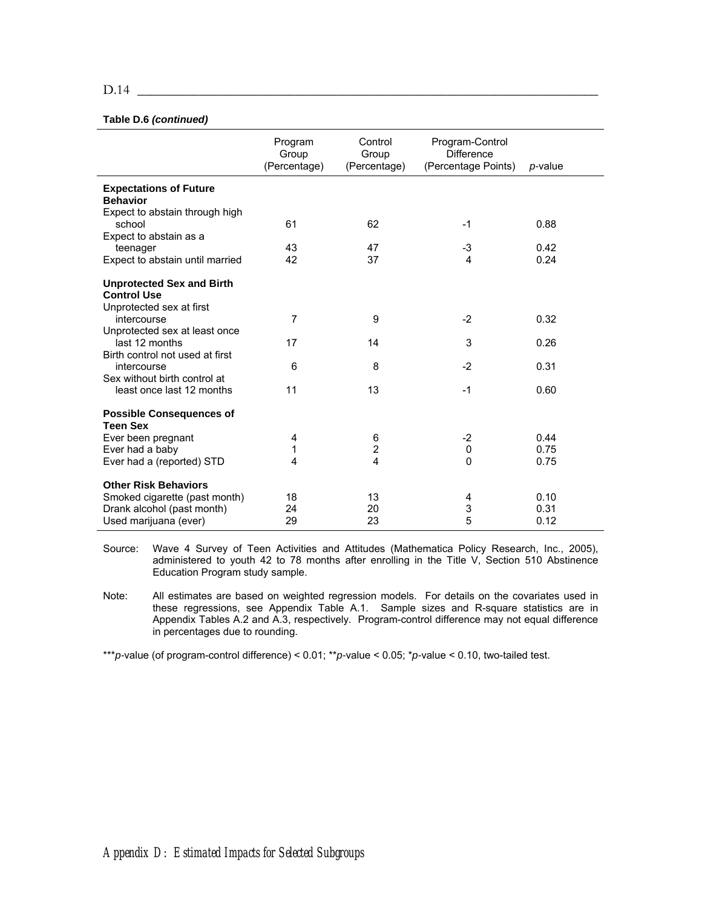**Table D.6 *(continued)***

| | Program Group (Percentage) | Control Group (Percentage) | Program-Control Difference (Percentage Points) | *p*-value |
|---|---|---|---|---|
| **Expectations of Future Behavior** | | | | |
| Expect to abstain through high school | 61 | 62 | -1 | 0.88 |
| Expect to abstain as a teenager | 43 | 47 | -3 | 0.42 |
| Expect to abstain until married | 42 | 37 | 4 | 0.24 |
| **Unprotected Sex and Birth Control Use** | | | | |
| Unprotected sex at first intercourse | 7 | 9 | -2 | 0.32 |
| Unprotected sex at least once last 12 months | 17 | 14 | 3 | 0.26 |
| Birth control not used at first intercourse | 6 | 8 | -2 | 0.31 |
| Sex without birth control at least once last 12 months | 11 | 13 | -1 | 0.60 |
| **Possible Consequences of Teen Sex** | | | | |
| Ever been pregnant | 4 | 6 | -2 | 0.44 |
| Ever had a baby | 1 | 2 | 0 | 0.75 |
| Ever had a (reported) STD | 4 | 4 | 0 | 0.75 |
| **Other Risk Behaviors** | | | | |
| Smoked cigarette (past month) | 18 | 13 | 4 | 0.10 |
| Drank alcohol (past month) | 24 | 20 | 3 | 0.31 |
| Used marijuana (ever) | 29 | 23 | 5 | 0.12 |

Source: Wave 4 Survey of Teen Activities and Attitudes (Mathematica Policy Research, Inc., 2005), administered to youth 42 to 78 months after enrolling in the Title V, Section 510 Abstinence Education Program study sample.

Note: All estimates are based on weighted regression models. For details on the covariates used in these regressions, see Appendix Table A.1. Sample sizes and R-square statistics are in Appendix Tables A.2 and A.3, respectively. Program-control difference may not equal difference in percentages due to rounding.

****p*-value (of program-control difference) < 0.01; ***p*-value < 0.05; **p*-value < 0.10, two-tailed test.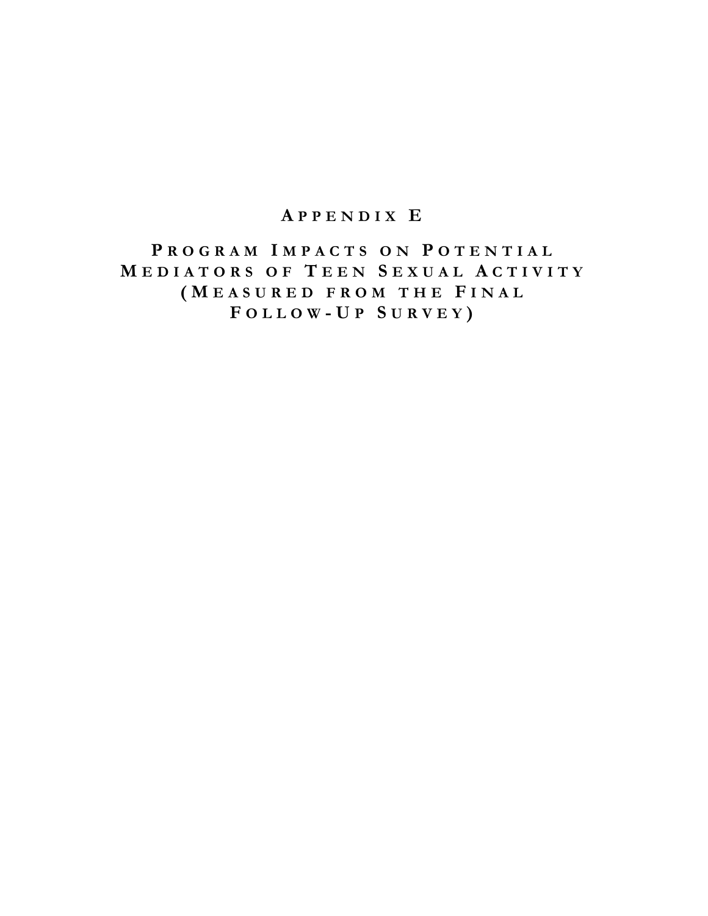# Appendix E

# Program Impacts on Potential Mediators of Teen Sexual Activity (Measured from the Final Follow-Up Survey)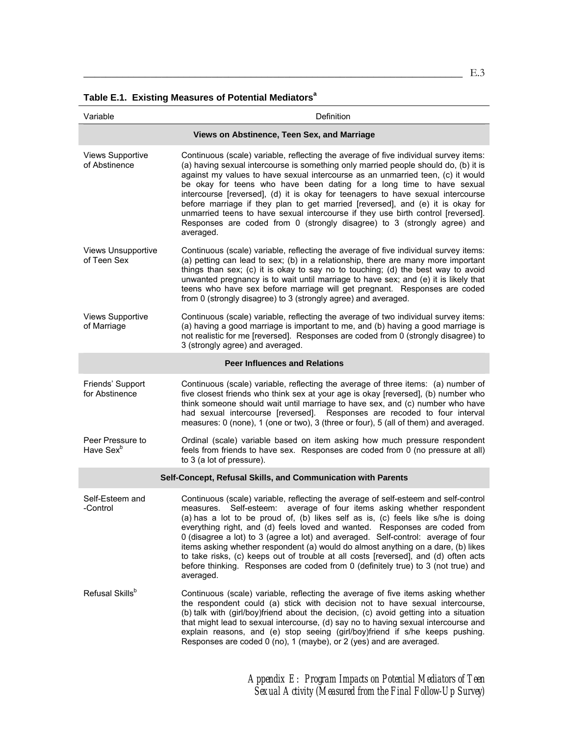**Table E.1. Existing Measures of Potential Mediators[a]**

| Variable | Definition |
|---|---|
| **Views on Abstinence, Teen Sex, and Marriage** | |
| Views Supportive of Abstinence | Continuous (scale) variable, reflecting the average of five individual survey items: (a) having sexual intercourse is something only married people should do, (b) it is against my values to have sexual intercourse as an unmarried teen, (c) it would be okay for teens who have been dating for a long time to have sexual intercourse [reversed], (d) it is okay for teenagers to have sexual intercourse before marriage if they plan to get married [reversed], and (e) it is okay for unmarried teens to have sexual intercourse if they use birth control [reversed]. Responses are coded from 0 (strongly disagree) to 3 (strongly agree) and averaged. |
| Views Unsupportive of Teen Sex | Continuous (scale) variable, reflecting the average of five individual survey items: (a) petting can lead to sex; (b) in a relationship, there are many more important things than sex; (c) it is okay to say no to touching; (d) the best way to avoid unwanted pregnancy is to wait until marriage to have sex; and (e) it is likely that teens who have sex before marriage will get pregnant. Responses are coded from 0 (strongly disagree) to 3 (strongly agree) and averaged. |
| Views Supportive of Marriage | Continuous (scale) variable, reflecting the average of two individual survey items: (a) having a good marriage is important to me, and (b) having a good marriage is not realistic for me [reversed]. Responses are coded from 0 (strongly disagree) to 3 (strongly agree) and averaged. |
| **Peer Influences and Relations** | |
| Friends' Support for Abstinence | Continuous (scale) variable, reflecting the average of three items: (a) number of five closest friends who think sex at your age is okay [reversed], (b) number who think someone should wait until marriage to have sex, and (c) number who have had sexual intercourse [reversed]. Responses are recoded to four interval measures: 0 (none), 1 (one or two), 3 (three or four), 5 (all of them) and averaged. |
| Peer Pressure to Have Sex[b] | Ordinal (scale) variable based on item asking how much pressure respondent feels from friends to have sex. Responses are coded from 0 (no pressure at all) to 3 (a lot of pressure). |
| **Self-Concept, Refusal Skills, and Communication with Parents** | |
| Self-Esteem and -Control | Continuous (scale) variable, reflecting the average of self-esteem and self-control measures. Self-esteem: average of four items asking whether respondent (a) has a lot to be proud of, (b) likes self as is, (c) feels like s/he is doing everything right, and (d) feels loved and wanted. Responses are coded from 0 (disagree a lot) to 3 (agree a lot) and averaged. Self-control: average of four items asking whether respondent (a) would do almost anything on a dare, (b) likes to take risks, (c) keeps out of trouble at all costs [reversed], and (d) often acts before thinking. Responses are coded from 0 (definitely true) to 3 (not true) and averaged. |
| Refusal Skills[b] | Continuous (scale) variable, reflecting the average of five items asking whether the respondent could (a) stick with decision not to have sexual intercourse, (b) talk with (girl/boy)friend about the decision, (c) avoid getting into a situation that might lead to sexual intercourse, (d) say no to having sexual intercourse and explain reasons, and (e) stop seeing (girl/boy)friend if s/he keeps pushing. Responses are coded 0 (no), 1 (maybe), or 2 (yes) and are averaged. |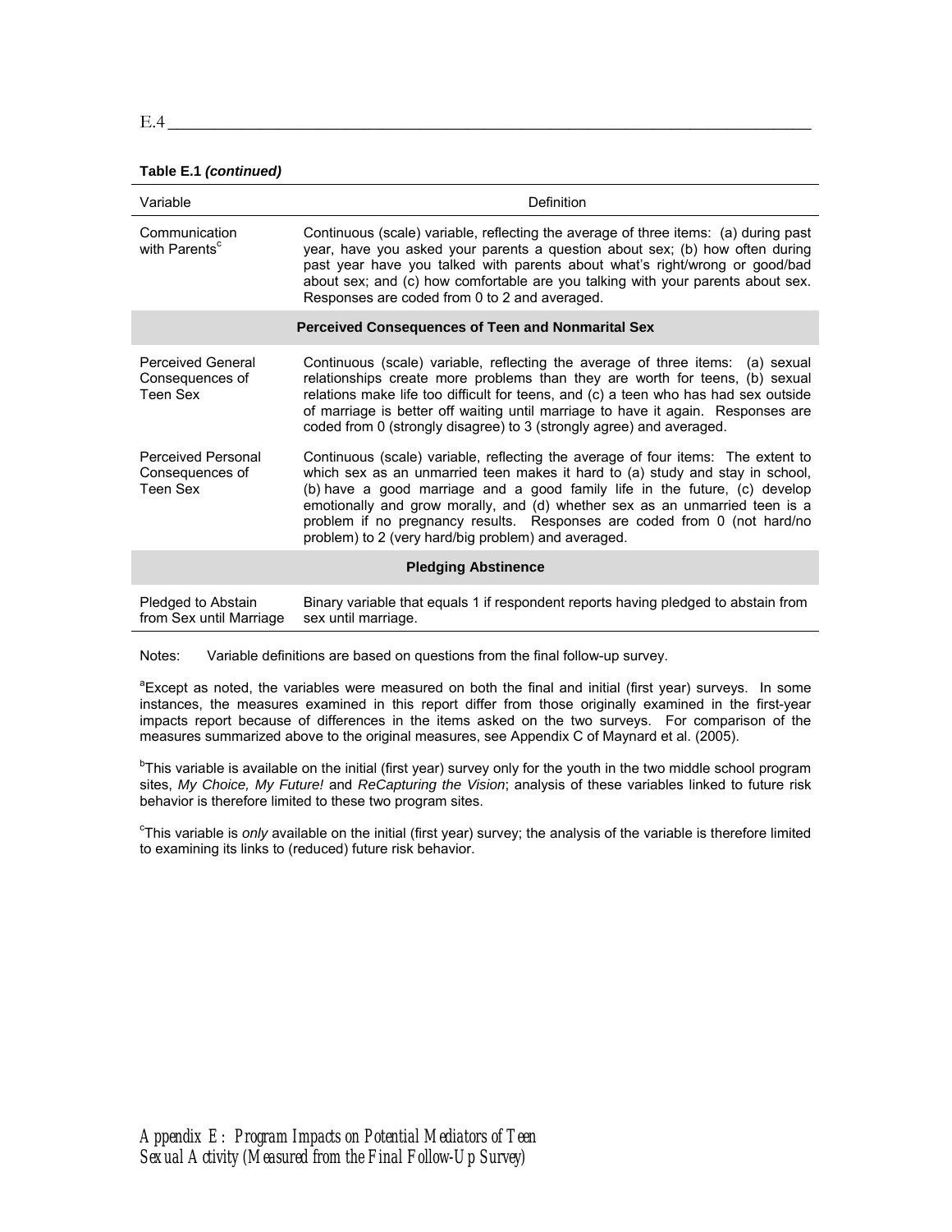**Table E.1 *(continued)***

| Variable | Definition |
|---|---|
| Communication with Parents[c] | Continuous (scale) variable, reflecting the average of three items: (a) during past year, have you asked your parents a question about sex; (b) how often during past year have you talked with parents about what's right/wrong or good/bad about sex; and (c) how comfortable are you talking with your parents about sex. Responses are coded from 0 to 2 and averaged. |
| **Perceived Consequences of Teen and Nonmarital Sex** | |
| Perceived General Consequences of Teen Sex | Continuous (scale) variable, reflecting the average of three items: (a) sexual relationships create more problems than they are worth for teens, (b) sexual relations make life too difficult for teens, and (c) a teen who has had sex outside of marriage is better off waiting until marriage to have it again. Responses are coded from 0 (strongly disagree) to 3 (strongly agree) and averaged. |
| Perceived Personal Consequences of Teen Sex | Continuous (scale) variable, reflecting the average of four items: The extent to which sex as an unmarried teen makes it hard to (a) study and stay in school, (b) have a good marriage and a good family life in the future, (c) develop emotionally and grow morally, and (d) whether sex as an unmarried teen is a problem if no pregnancy results. Responses are coded from 0 (not hard/no problem) to 2 (very hard/big problem) and averaged. |
| **Pledging Abstinence** | |
| Pledged to Abstain from Sex until Marriage | Binary variable that equals 1 if respondent reports having pledged to abstain from sex until marriage. |

Notes: Variable definitions are based on questions from the final follow-up survey.

[a]Except as noted, the variables were measured on both the final and initial (first year) surveys. In some instances, the measures examined in this report differ from those originally examined in the first-year impacts report because of differences in the items asked on the two surveys. For comparison of the measures summarized above to the original measures, see Appendix C of Maynard et al. (2005).

[b]This variable is available on the initial (first year) survey only for the youth in the two middle school program sites, *My Choice, My Future!* and *ReCapturing the Vision*; analysis of these variables linked to future risk behavior is therefore limited to these two program sites.

[c]This variable is *only* available on the initial (first year) survey; the analysis of the variable is therefore limited to examining its links to (reduced) future risk behavior.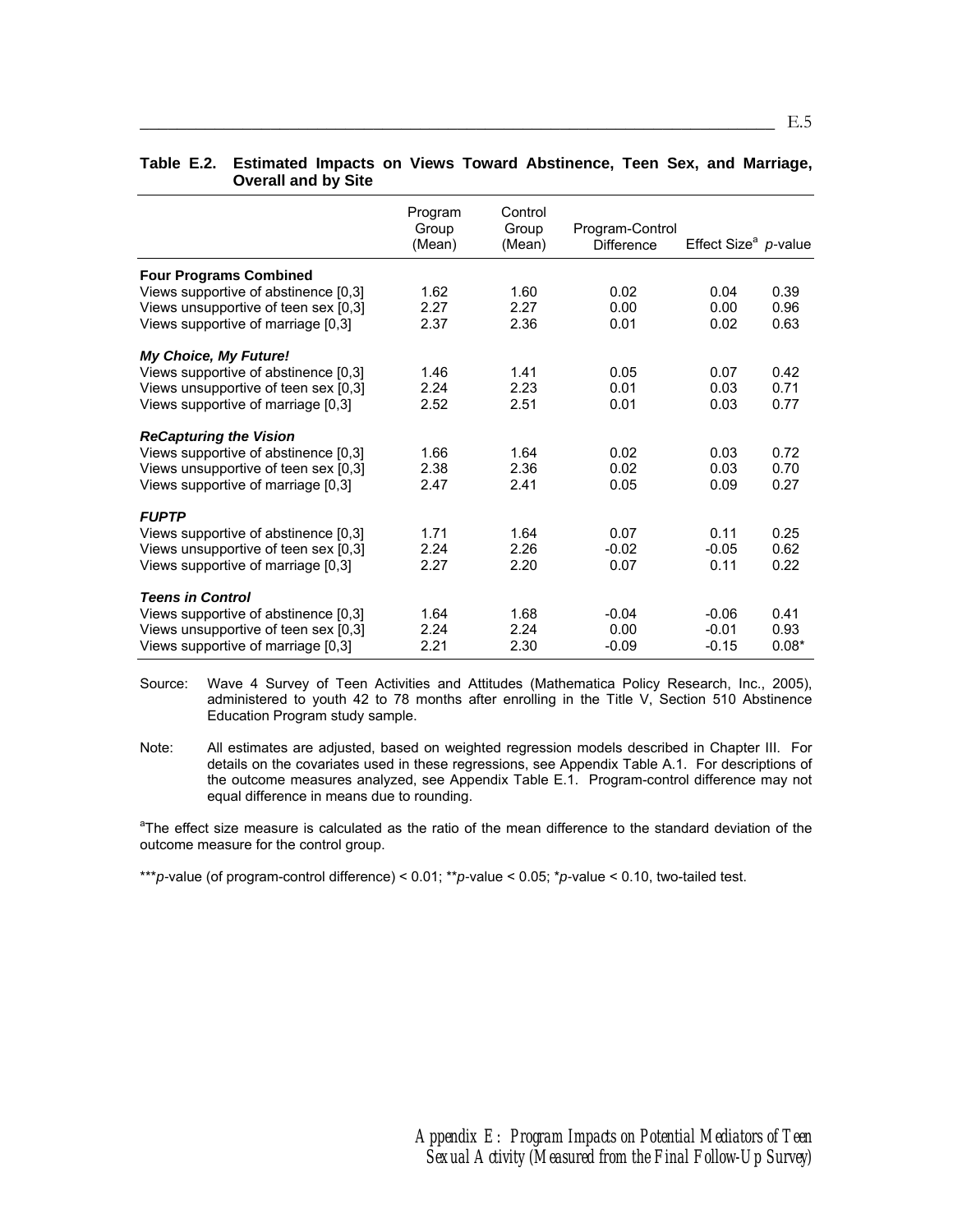**Table E.2. Estimated Impacts on Views Toward Abstinence, Teen Sex, and Marriage, Overall and by Site**

| | Program Group (Mean) | Control Group (Mean) | Program-Control Difference | Effect Size[a] | *p*-value |
|---|---|---|---|---|---|
| **Four Programs Combined** | | | | | |
| Views supportive of abstinence [0,3] | 1.62 | 1.60 | 0.02 | 0.04 | 0.39 |
| Views unsupportive of teen sex [0,3] | 2.27 | 2.27 | 0.00 | 0.00 | 0.96 |
| Views supportive of marriage [0,3] | 2.37 | 2.36 | 0.01 | 0.02 | 0.63 |
| ***My Choice, My Future!*** | | | | | |
| Views supportive of abstinence [0,3] | 1.46 | 1.41 | 0.05 | 0.07 | 0.42 |
| Views unsupportive of teen sex [0,3] | 2.24 | 2.23 | 0.01 | 0.03 | 0.71 |
| Views supportive of marriage [0,3] | 2.52 | 2.51 | 0.01 | 0.03 | 0.77 |
| ***ReCapturing the Vision*** | | | | | |
| Views supportive of abstinence [0,3] | 1.66 | 1.64 | 0.02 | 0.03 | 0.72 |
| Views unsupportive of teen sex [0,3] | 2.38 | 2.36 | 0.02 | 0.03 | 0.70 |
| Views supportive of marriage [0,3] | 2.47 | 2.41 | 0.05 | 0.09 | 0.27 |
| ***FUPTP*** | | | | | |
| Views supportive of abstinence [0,3] | 1.71 | 1.64 | 0.07 | 0.11 | 0.25 |
| Views unsupportive of teen sex [0,3] | 2.24 | 2.26 | -0.02 | -0.05 | 0.62 |
| Views supportive of marriage [0,3] | 2.27 | 2.20 | 0.07 | 0.11 | 0.22 |
| ***Teens in Control*** | | | | | |
| Views supportive of abstinence [0,3] | 1.64 | 1.68 | -0.04 | -0.06 | 0.41 |
| Views unsupportive of teen sex [0,3] | 2.24 | 2.24 | 0.00 | -0.01 | 0.93 |
| Views supportive of marriage [0,3] | 2.21 | 2.30 | -0.09 | -0.15 | 0.08* |

Source: Wave 4 Survey of Teen Activities and Attitudes (Mathematica Policy Research, Inc., 2005), administered to youth 42 to 78 months after enrolling in the Title V, Section 510 Abstinence Education Program study sample.

Note: All estimates are adjusted, based on weighted regression models described in Chapter III. For details on the covariates used in these regressions, see Appendix Table A.1. For descriptions of the outcome measures analyzed, see Appendix Table E.1. Program-control difference may not equal difference in means due to rounding.

[a]The effect size measure is calculated as the ratio of the mean difference to the standard deviation of the outcome measure for the control group.

****p*-value (of program-control difference) < 0.01; ***p*-value < 0.05; **p*-value < 0.10, two-tailed test.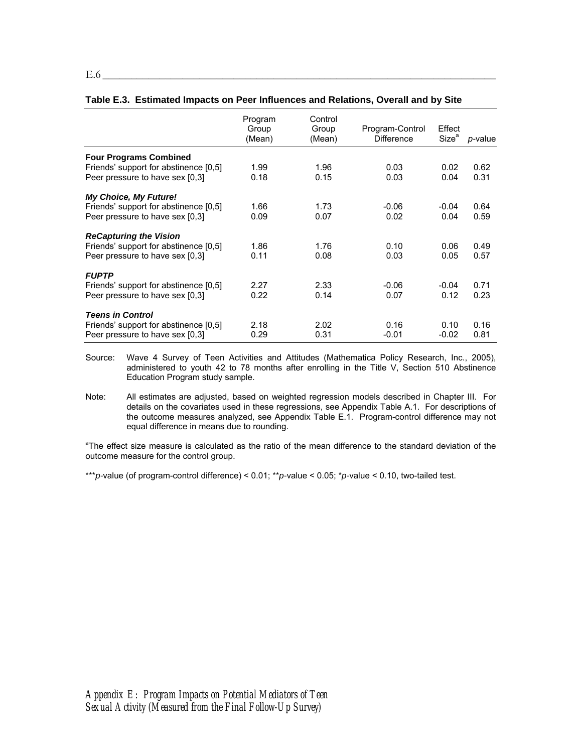**Table E.3. Estimated Impacts on Peer Influences and Relations, Overall and by Site**

| | Program Group (Mean) | Control Group (Mean) | Program-Control Difference | Effect Size[a] | *p*-value |
|---|---|---|---|---|---|
| **Four Programs Combined** | | | | | |
| Friends' support for abstinence [0,5] | 1.99 | 1.96 | 0.03 | 0.02 | 0.62 |
| Peer pressure to have sex [0,3] | 0.18 | 0.15 | 0.03 | 0.04 | 0.31 |
| ***My Choice, My Future!*** | | | | | |
| Friends' support for abstinence [0,5] | 1.66 | 1.73 | -0.06 | -0.04 | 0.64 |
| Peer pressure to have sex [0,3] | 0.09 | 0.07 | 0.02 | 0.04 | 0.59 |
| ***ReCapturing the Vision*** | | | | | |
| Friends' support for abstinence [0,5] | 1.86 | 1.76 | 0.10 | 0.06 | 0.49 |
| Peer pressure to have sex [0,3] | 0.11 | 0.08 | 0.03 | 0.05 | 0.57 |
| ***FUPTP*** | | | | | |
| Friends' support for abstinence [0,5] | 2.27 | 2.33 | -0.06 | -0.04 | 0.71 |
| Peer pressure to have sex [0,3] | 0.22 | 0.14 | 0.07 | 0.12 | 0.23 |
| ***Teens in Control*** | | | | | |
| Friends' support for abstinence [0,5] | 2.18 | 2.02 | 0.16 | 0.10 | 0.16 |
| Peer pressure to have sex [0,3] | 0.29 | 0.31 | -0.01 | -0.02 | 0.81 |

Source: Wave 4 Survey of Teen Activities and Attitudes (Mathematica Policy Research, Inc., 2005), administered to youth 42 to 78 months after enrolling in the Title V, Section 510 Abstinence Education Program study sample.

Note: All estimates are adjusted, based on weighted regression models described in Chapter III. For details on the covariates used in these regressions, see Appendix Table A.1. For descriptions of the outcome measures analyzed, see Appendix Table E.1. Program-control difference may not equal difference in means due to rounding.

[a]The effect size measure is calculated as the ratio of the mean difference to the standard deviation of the outcome measure for the control group.

****p*-value (of program-control difference) < 0.01; ***p*-value < 0.05; **p*-value < 0.10, two-tailed test.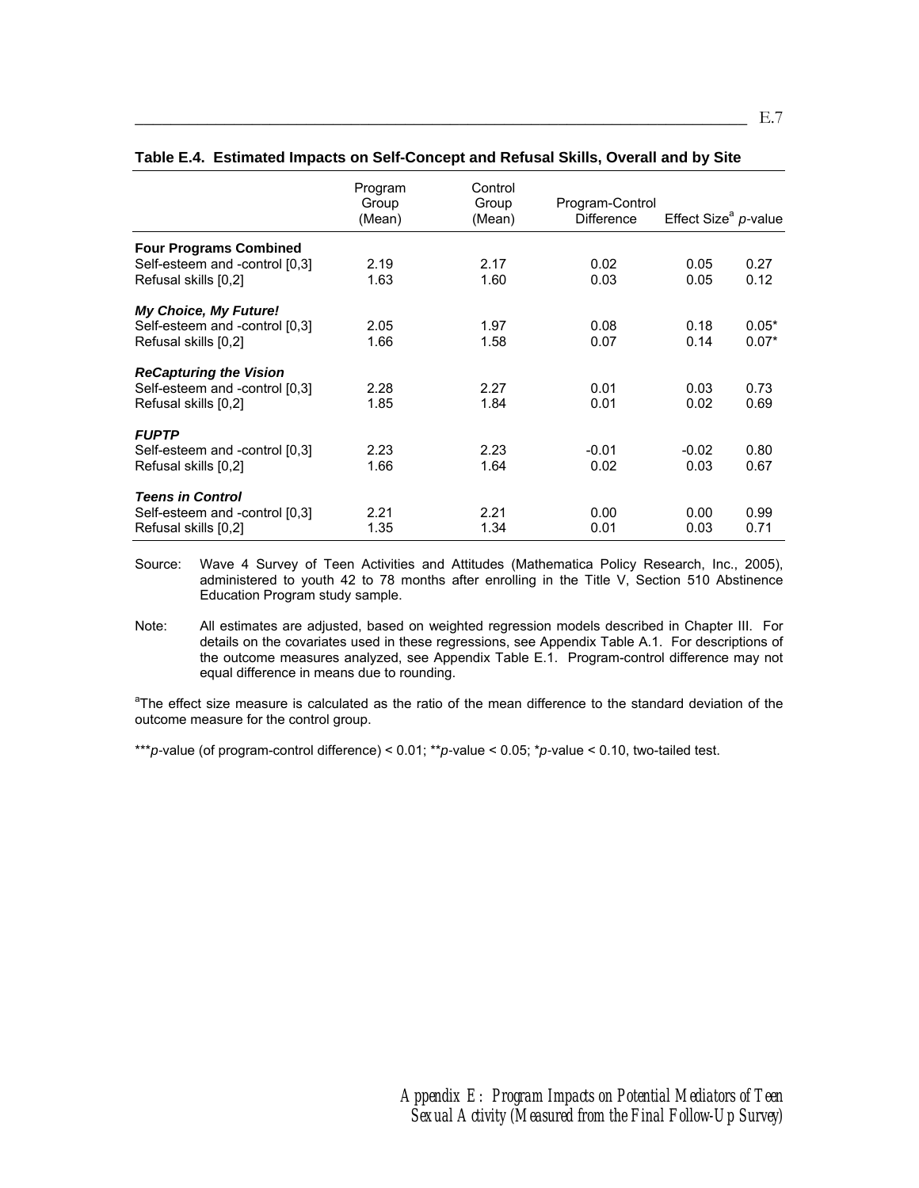**Table E.4. Estimated Impacts on Self-Concept and Refusal Skills, Overall and by Site**

| | Program Group (Mean) | Control Group (Mean) | Program-Control Difference | Effect Size[a] | *p*-value |
|---|---|---|---|---|---|
| **Four Programs Combined** | | | | | |
| Self-esteem and -control [0,3] | 2.19 | 2.17 | 0.02 | 0.05 | 0.27 |
| Refusal skills [0,2] | 1.63 | 1.60 | 0.03 | 0.05 | 0.12 |
| ***My Choice, My Future!*** | | | | | |
| Self-esteem and -control [0,3] | 2.05 | 1.97 | 0.08 | 0.18 | 0.05* |
| Refusal skills [0,2] | 1.66 | 1.58 | 0.07 | 0.14 | 0.07* |
| ***ReCapturing the Vision*** | | | | | |
| Self-esteem and -control [0,3] | 2.28 | 2.27 | 0.01 | 0.03 | 0.73 |
| Refusal skills [0,2] | 1.85 | 1.84 | 0.01 | 0.02 | 0.69 |
| ***FUPTP*** | | | | | |
| Self-esteem and -control [0,3] | 2.23 | 2.23 | -0.01 | -0.02 | 0.80 |
| Refusal skills [0,2] | 1.66 | 1.64 | 0.02 | 0.03 | 0.67 |
| ***Teens in Control*** | | | | | |
| Self-esteem and -control [0,3] | 2.21 | 2.21 | 0.00 | 0.00 | 0.99 |
| Refusal skills [0,2] | 1.35 | 1.34 | 0.01 | 0.03 | 0.71 |

Source: Wave 4 Survey of Teen Activities and Attitudes (Mathematica Policy Research, Inc., 2005), administered to youth 42 to 78 months after enrolling in the Title V, Section 510 Abstinence Education Program study sample.

Note: All estimates are adjusted, based on weighted regression models described in Chapter III. For details on the covariates used in these regressions, see Appendix Table A.1. For descriptions of the outcome measures analyzed, see Appendix Table E.1. Program-control difference may not equal difference in means due to rounding.

[a]The effect size measure is calculated as the ratio of the mean difference to the standard deviation of the outcome measure for the control group.

****p*-value (of program-control difference) < 0.01; ***p*-value < 0.05; **p*-value < 0.10, two-tailed test.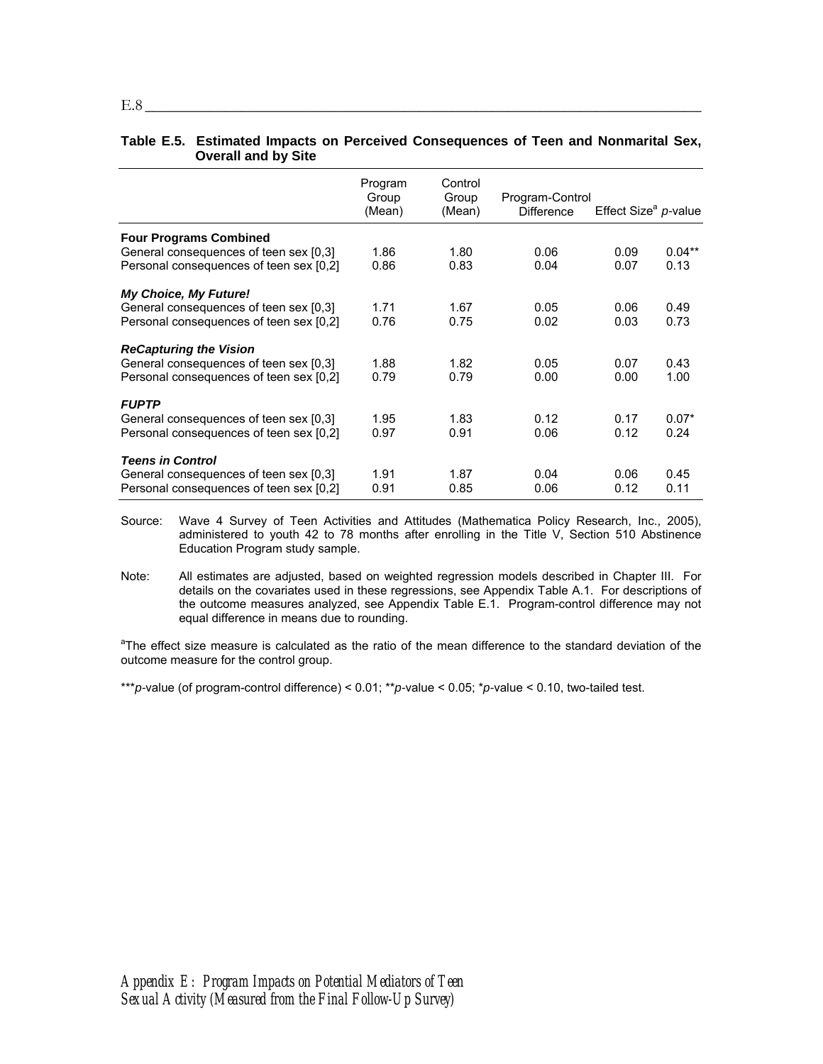**Table E.5. Estimated Impacts on Perceived Consequences of Teen and Nonmarital Sex, Overall and by Site**

| | Program Group (Mean) | Control Group (Mean) | Program-Control Difference | Effect Size[a] | *p*-value |
|---|---|---|---|---|---|
| **Four Programs Combined** | | | | | |
| General consequences of teen sex [0,3] | 1.86 | 1.80 | 0.06 | 0.09 | 0.04** |
| Personal consequences of teen sex [0,2] | 0.86 | 0.83 | 0.04 | 0.07 | 0.13 |
| ***My Choice, My Future!*** | | | | | |
| General consequences of teen sex [0,3] | 1.71 | 1.67 | 0.05 | 0.06 | 0.49 |
| Personal consequences of teen sex [0,2] | 0.76 | 0.75 | 0.02 | 0.03 | 0.73 |
| ***ReCapturing the Vision*** | | | | | |
| General consequences of teen sex [0,3] | 1.88 | 1.82 | 0.05 | 0.07 | 0.43 |
| Personal consequences of teen sex [0,2] | 0.79 | 0.79 | 0.00 | 0.00 | 1.00 |
| ***FUPTP*** | | | | | |
| General consequences of teen sex [0,3] | 1.95 | 1.83 | 0.12 | 0.17 | 0.07* |
| Personal consequences of teen sex [0,2] | 0.97 | 0.91 | 0.06 | 0.12 | 0.24 |
| ***Teens in Control*** | | | | | |
| General consequences of teen sex [0,3] | 1.91 | 1.87 | 0.04 | 0.06 | 0.45 |
| Personal consequences of teen sex [0,2] | 0.91 | 0.85 | 0.06 | 0.12 | 0.11 |

Source: Wave 4 Survey of Teen Activities and Attitudes (Mathematica Policy Research, Inc., 2005), administered to youth 42 to 78 months after enrolling in the Title V, Section 510 Abstinence Education Program study sample.

Note: All estimates are adjusted, based on weighted regression models described in Chapter III. For details on the covariates used in these regressions, see Appendix Table A.1. For descriptions of the outcome measures analyzed, see Appendix Table E.1. Program-control difference may not equal difference in means due to rounding.

[a]The effect size measure is calculated as the ratio of the mean difference to the standard deviation of the outcome measure for the control group.

****p*-value (of program-control difference) < 0.01; ***p*-value < 0.05; **p*-value < 0.10, two-tailed test.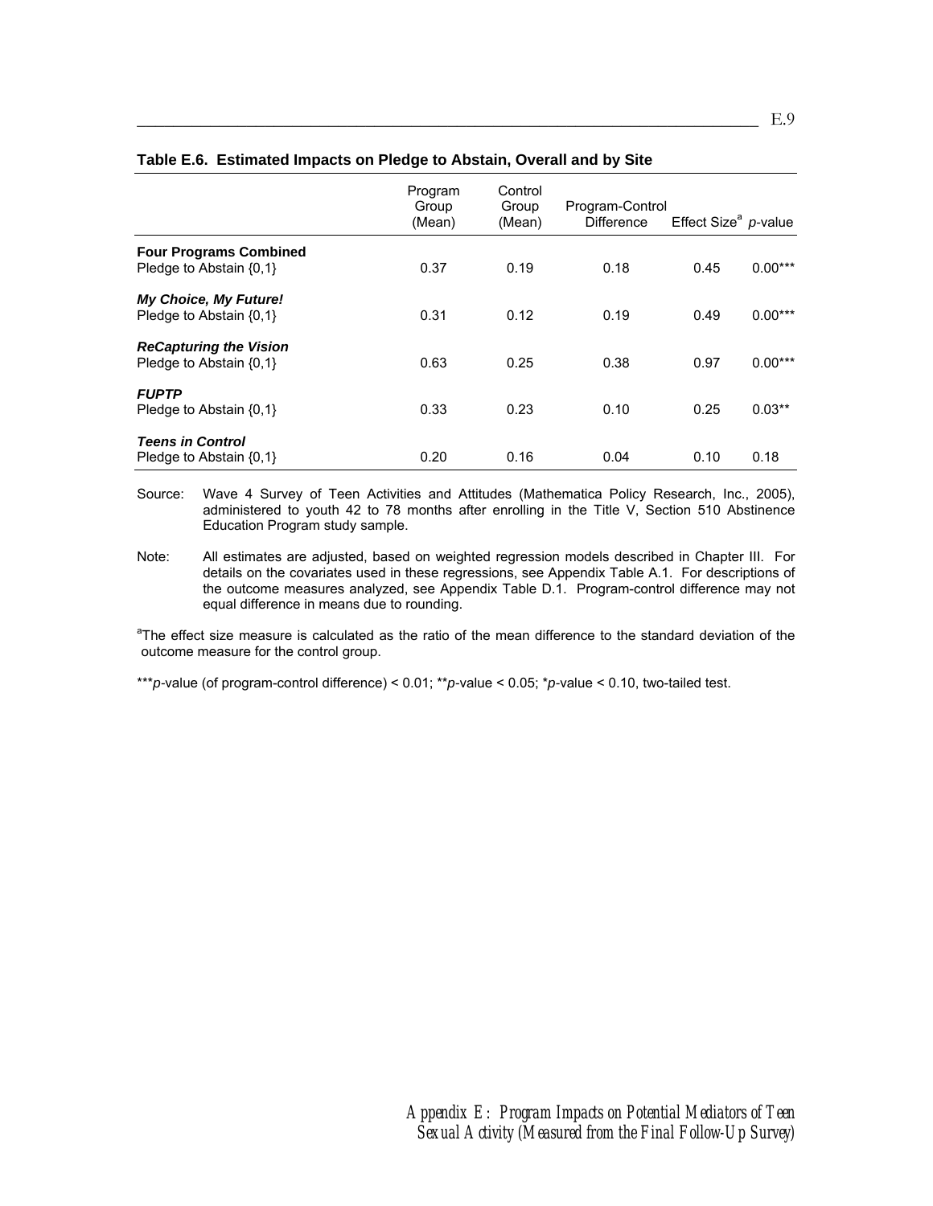**Table E.6. Estimated Impacts on Pledge to Abstain, Overall and by Site**

| | Program Group (Mean) | Control Group (Mean) | Program-Control Difference | Effect Size[a] | *p*-value |
|---|---|---|---|---|---|
| **Four Programs Combined** | | | | | |
| Pledge to Abstain {0,1} | 0.37 | 0.19 | 0.18 | 0.45 | 0.00*** |
| ***My Choice, My Future!*** | | | | | |
| Pledge to Abstain {0,1} | 0.31 | 0.12 | 0.19 | 0.49 | 0.00*** |
| ***ReCapturing the Vision*** | | | | | |
| Pledge to Abstain {0,1} | 0.63 | 0.25 | 0.38 | 0.97 | 0.00*** |
| ***FUPTP*** | | | | | |
| Pledge to Abstain {0,1} | 0.33 | 0.23 | 0.10 | 0.25 | 0.03** |
| ***Teens in Control*** | | | | | |
| Pledge to Abstain {0,1} | 0.20 | 0.16 | 0.04 | 0.10 | 0.18 |

Source: Wave 4 Survey of Teen Activities and Attitudes (Mathematica Policy Research, Inc., 2005), administered to youth 42 to 78 months after enrolling in the Title V, Section 510 Abstinence Education Program study sample.

Note: All estimates are adjusted, based on weighted regression models described in Chapter III. For details on the covariates used in these regressions, see Appendix Table A.1. For descriptions of the outcome measures analyzed, see Appendix Table D.1. Program-control difference may not equal difference in means due to rounding.

[a]The effect size measure is calculated as the ratio of the mean difference to the standard deviation of the outcome measure for the control group.

****p*-value (of program-control difference) < 0.01; ***p*-value < 0.05; **p*-value < 0.10, two-tailed test.